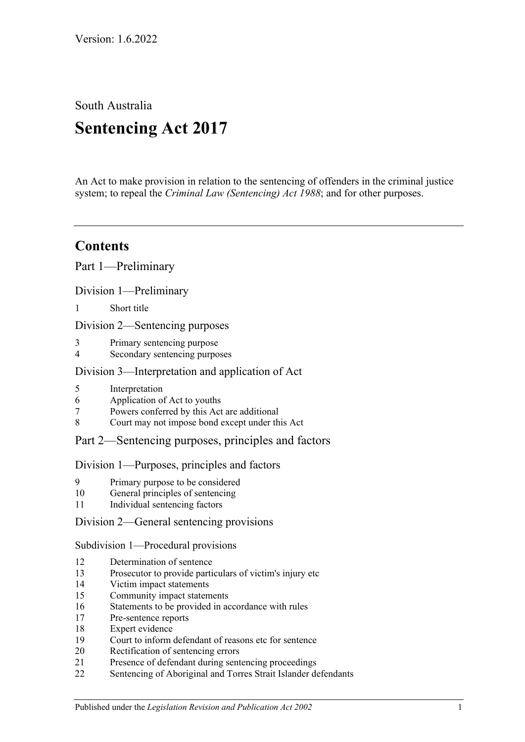Version: 1.6.2022

South Australia

# Sentencing Act 2017

An Act to make provision in relation to the sentencing of offenders in the criminal justice system; to repeal the *Criminal Law (Sentencing) Act 1988*; and for other purposes.

---

## Contents

Part 1—Preliminary

Division 1—Preliminary

1 Short title

Division 2—Sentencing purposes

3 Primary sentencing purpose
4 Secondary sentencing purposes

Division 3—Interpretation and application of Act

5 Interpretation
6 Application of Act to youths
7 Powers conferred by this Act are additional
8 Court may not impose bond except under this Act

Part 2—Sentencing purposes, principles and factors

Division 1—Purposes, principles and factors

9 Primary purpose to be considered
10 General principles of sentencing
11 Individual sentencing factors

Division 2—General sentencing provisions

Subdivision 1—Procedural provisions

12 Determination of sentence
13 Prosecutor to provide particulars of victim's injury etc
14 Victim impact statements
15 Community impact statements
16 Statements to be provided in accordance with rules
17 Pre-sentence reports
18 Expert evidence
19 Court to inform defendant of reasons etc for sentence
20 Rectification of sentencing errors
21 Presence of defendant during sentencing proceedings
22 Sentencing of Aboriginal and Torres Strait Islander defendants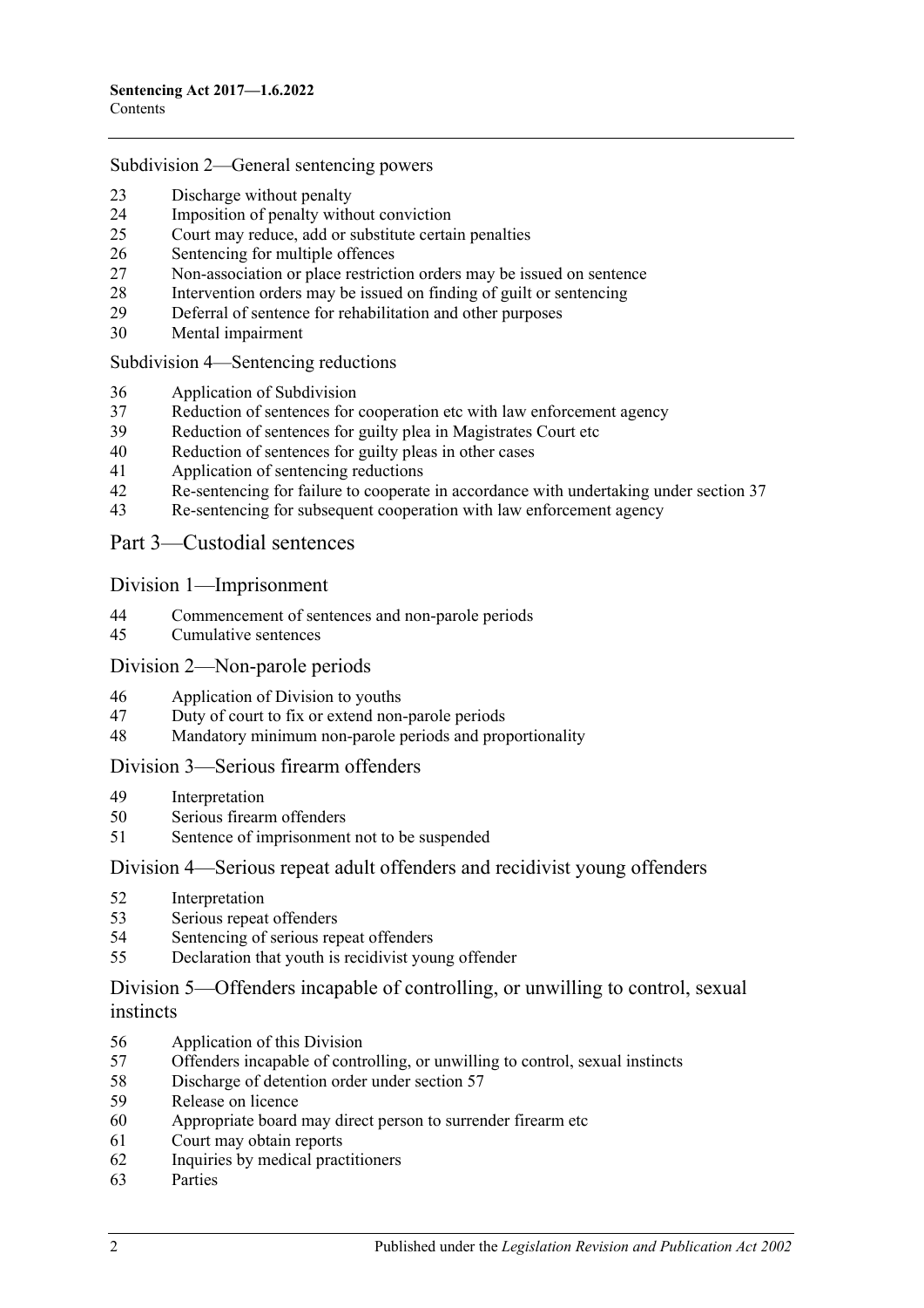Subdivision 2—General sentencing powers

23 Discharge without penalty
24 Imposition of penalty without conviction
25 Court may reduce, add or substitute certain penalties
26 Sentencing for multiple offences
27 Non-association or place restriction orders may be issued on sentence
28 Intervention orders may be issued on finding of guilt or sentencing
29 Deferral of sentence for rehabilitation and other purposes
30 Mental impairment

Subdivision 4—Sentencing reductions

36 Application of Subdivision
37 Reduction of sentences for cooperation etc with law enforcement agency
39 Reduction of sentences for guilty plea in Magistrates Court etc
40 Reduction of sentences for guilty pleas in other cases
41 Application of sentencing reductions
42 Re-sentencing for failure to cooperate in accordance with undertaking under section 37
43 Re-sentencing for subsequent cooperation with law enforcement agency

## Part 3—Custodial sentences

### Division 1—Imprisonment

44 Commencement of sentences and non-parole periods
45 Cumulative sentences

### Division 2—Non-parole periods

46 Application of Division to youths
47 Duty of court to fix or extend non-parole periods
48 Mandatory minimum non-parole periods and proportionality

### Division 3—Serious firearm offenders

49 Interpretation
50 Serious firearm offenders
51 Sentence of imprisonment not to be suspended

### Division 4—Serious repeat adult offenders and recidivist young offenders

52 Interpretation
53 Serious repeat offenders
54 Sentencing of serious repeat offenders
55 Declaration that youth is recidivist young offender

### Division 5—Offenders incapable of controlling, or unwilling to control, sexual instincts

56 Application of this Division
57 Offenders incapable of controlling, or unwilling to control, sexual instincts
58 Discharge of detention order under section 57
59 Release on licence
60 Appropriate board may direct person to surrender firearm etc
61 Court may obtain reports
62 Inquiries by medical practitioners
63 Parties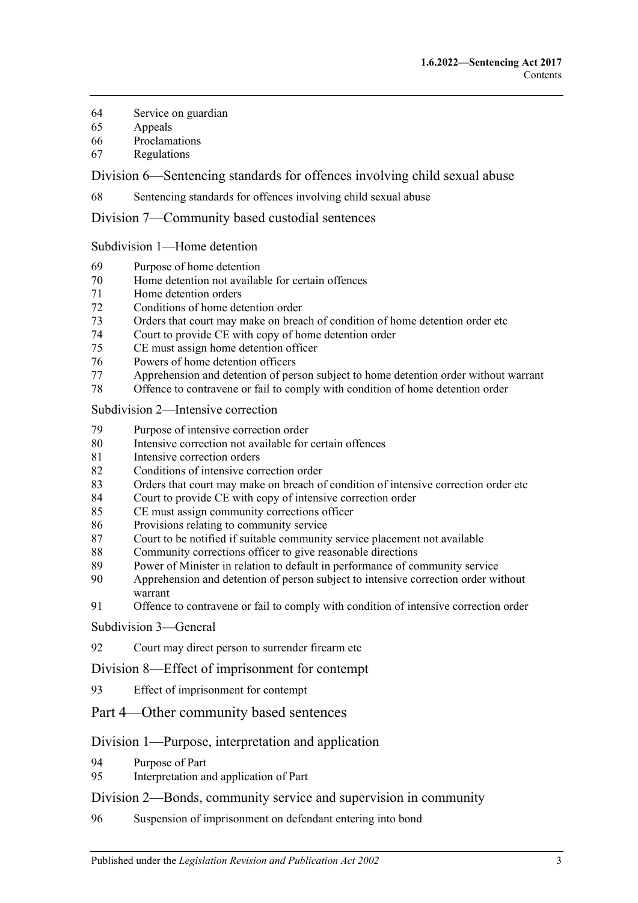64 Service on guardian
65 Appeals
66 Proclamations
67 Regulations

## Division 6—Sentencing standards for offences involving child sexual abuse

68 Sentencing standards for offences involving child sexual abuse

## Division 7—Community based custodial sentences

### Subdivision 1—Home detention

69 Purpose of home detention
70 Home detention not available for certain offences
71 Home detention orders
72 Conditions of home detention order
73 Orders that court may make on breach of condition of home detention order etc
74 Court to provide CE with copy of home detention order
75 CE must assign home detention officer
76 Powers of home detention officers
77 Apprehension and detention of person subject to home detention order without warrant
78 Offence to contravene or fail to comply with condition of home detention order

### Subdivision 2—Intensive correction

79 Purpose of intensive correction order
80 Intensive correction not available for certain offences
81 Intensive correction orders
82 Conditions of intensive correction order
83 Orders that court may make on breach of condition of intensive correction order etc
84 Court to provide CE with copy of intensive correction order
85 CE must assign community corrections officer
86 Provisions relating to community service
87 Court to be notified if suitable community service placement not available
88 Community corrections officer to give reasonable directions
89 Power of Minister in relation to default in performance of community service
90 Apprehension and detention of person subject to intensive correction order without warrant
91 Offence to contravene or fail to comply with condition of intensive correction order

### Subdivision 3—General

92 Court may direct person to surrender firearm etc

## Division 8—Effect of imprisonment for contempt

93 Effect of imprisonment for contempt

# Part 4—Other community based sentences

## Division 1—Purpose, interpretation and application

94 Purpose of Part
95 Interpretation and application of Part

## Division 2—Bonds, community service and supervision in community

96 Suspension of imprisonment on defendant entering into bond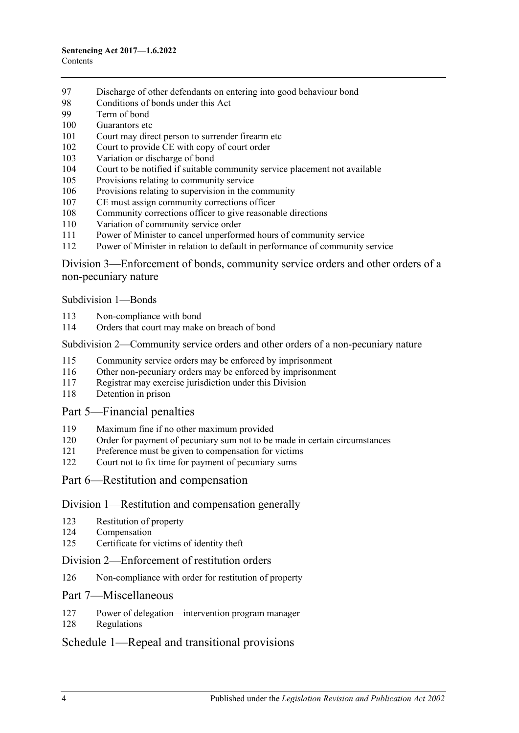97 Discharge of other defendants on entering into good behaviour bond
98 Conditions of bonds under this Act
99 Term of bond
100 Guarantors etc
101 Court may direct person to surrender firearm etc
102 Court to provide CE with copy of court order
103 Variation or discharge of bond
104 Court to be notified if suitable community service placement not available
105 Provisions relating to community service
106 Provisions relating to supervision in the community
107 CE must assign community corrections officer
108 Community corrections officer to give reasonable directions
110 Variation of community service order
111 Power of Minister to cancel unperformed hours of community service
112 Power of Minister in relation to default in performance of community service

### Division 3—Enforcement of bonds, community service orders and other orders of a non-pecuniary nature

#### Subdivision 1—Bonds

113 Non-compliance with bond
114 Orders that court may make on breach of bond

#### Subdivision 2—Community service orders and other orders of a non-pecuniary nature

115 Community service orders may be enforced by imprisonment
116 Other non-pecuniary orders may be enforced by imprisonment
117 Registrar may exercise jurisdiction under this Division
118 Detention in prison

## Part 5—Financial penalties

119 Maximum fine if no other maximum provided
120 Order for payment of pecuniary sum not to be made in certain circumstances
121 Preference must be given to compensation for victims
122 Court not to fix time for payment of pecuniary sums

## Part 6—Restitution and compensation

### Division 1—Restitution and compensation generally

123 Restitution of property
124 Compensation
125 Certificate for victims of identity theft

### Division 2—Enforcement of restitution orders

126 Non-compliance with order for restitution of property

## Part 7—Miscellaneous

127 Power of delegation—intervention program manager
128 Regulations

## Schedule 1—Repeal and transitional provisions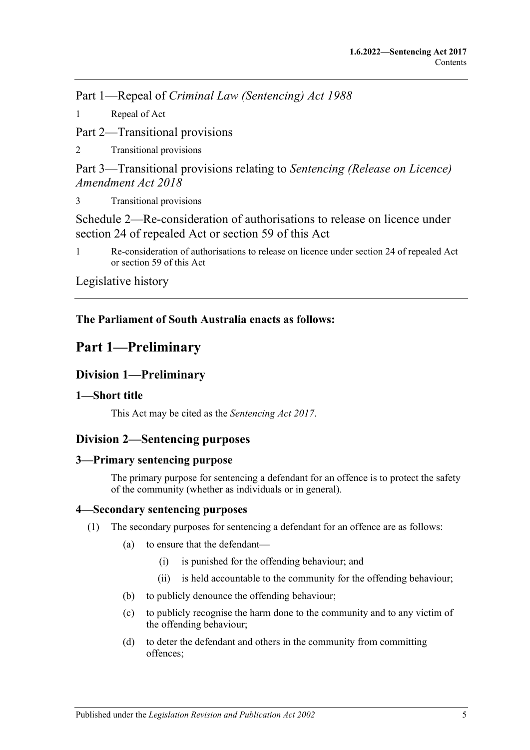Part 1—Repeal of *Criminal Law (Sentencing) Act 1988*

1 Repeal of Act

Part 2—Transitional provisions

2 Transitional provisions

Part 3—Transitional provisions relating to *Sentencing (Release on Licence) Amendment Act 2018*

3 Transitional provisions

Schedule 2—Re-consideration of authorisations to release on licence under section 24 of repealed Act or section 59 of this Act

1 Re-consideration of authorisations to release on licence under section 24 of repealed Act or section 59 of this Act

Legislative history

**The Parliament of South Australia enacts as follows:**

# Part 1—Preliminary

## Division 1—Preliminary

### 1—Short title

This Act may be cited as the *Sentencing Act 2017*.

## Division 2—Sentencing purposes

### 3—Primary sentencing purpose

The primary purpose for sentencing a defendant for an offence is to protect the safety of the community (whether as individuals or in general).

### 4—Secondary sentencing purposes

(1) The secondary purposes for sentencing a defendant for an offence are as follows:

- (a) to ensure that the defendant—
  - (i) is punished for the offending behaviour; and
  - (ii) is held accountable to the community for the offending behaviour;
- (b) to publicly denounce the offending behaviour;
- (c) to publicly recognise the harm done to the community and to any victim of the offending behaviour;
- (d) to deter the defendant and others in the community from committing offences;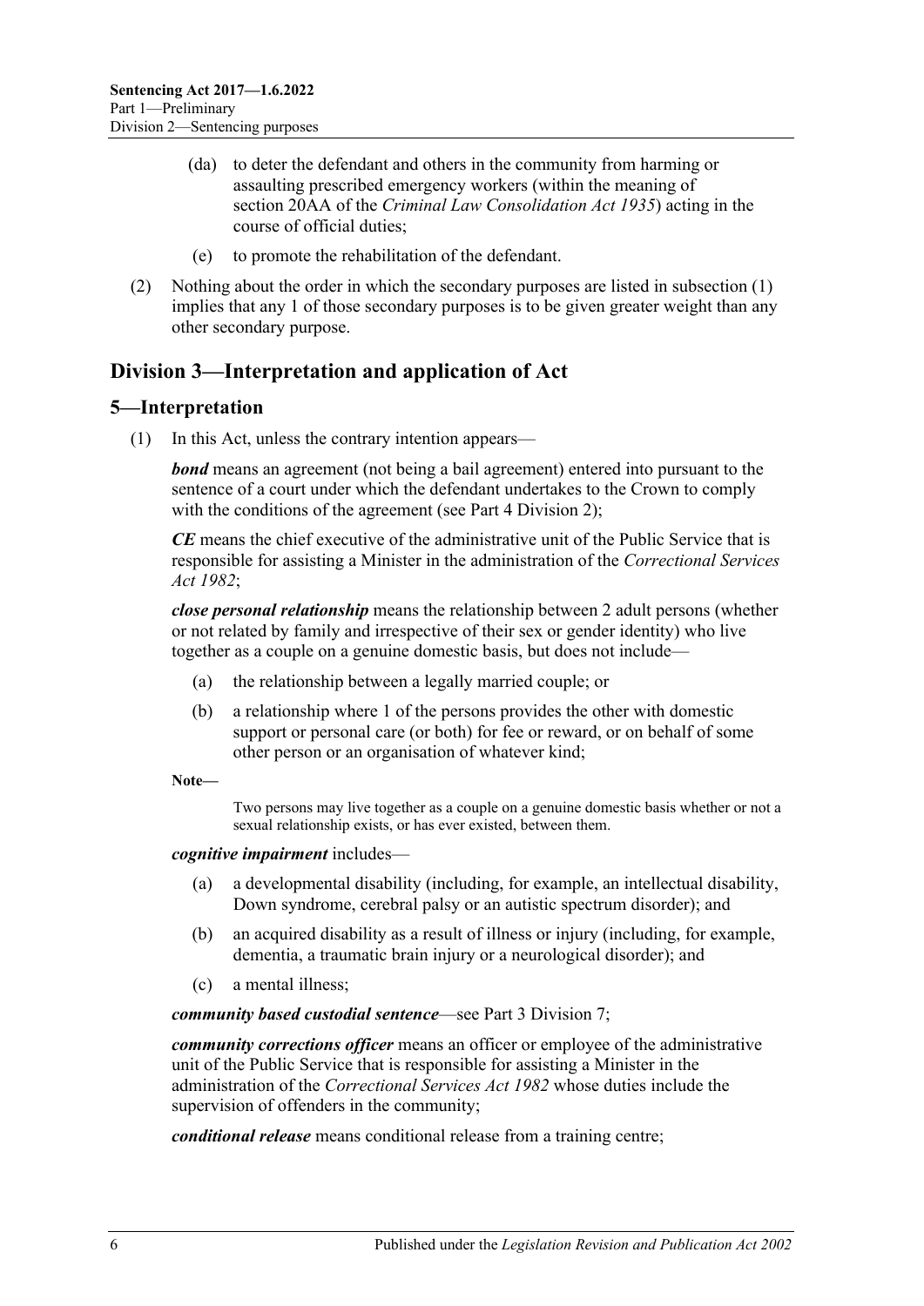(da) to deter the defendant and others in the community from harming or assaulting prescribed emergency workers (within the meaning of section 20AA of the *Criminal Law Consolidation Act 1935*) acting in the course of official duties;

(e) to promote the rehabilitation of the defendant.

(2) Nothing about the order in which the secondary purposes are listed in subsection (1) implies that any 1 of those secondary purposes is to be given greater weight than any other secondary purpose.

## Division 3—Interpretation and application of Act

### 5—Interpretation

(1) In this Act, unless the contrary intention appears—

***bond*** means an agreement (not being a bail agreement) entered into pursuant to the sentence of a court under which the defendant undertakes to the Crown to comply with the conditions of the agreement (see Part 4 Division 2);

***CE*** means the chief executive of the administrative unit of the Public Service that is responsible for assisting a Minister in the administration of the *Correctional Services Act 1982*;

***close personal relationship*** means the relationship between 2 adult persons (whether or not related by family and irrespective of their sex or gender identity) who live together as a couple on a genuine domestic basis, but does not include—

(a) the relationship between a legally married couple; or

(b) a relationship where 1 of the persons provides the other with domestic support or personal care (or both) for fee or reward, or on behalf of some other person or an organisation of whatever kind;

**Note—**

Two persons may live together as a couple on a genuine domestic basis whether or not a sexual relationship exists, or has ever existed, between them.

***cognitive impairment*** includes—

(a) a developmental disability (including, for example, an intellectual disability, Down syndrome, cerebral palsy or an autistic spectrum disorder); and

(b) an acquired disability as a result of illness or injury (including, for example, dementia, a traumatic brain injury or a neurological disorder); and

(c) a mental illness;

***community based custodial sentence***—see Part 3 Division 7;

***community corrections officer*** means an officer or employee of the administrative unit of the Public Service that is responsible for assisting a Minister in the administration of the *Correctional Services Act 1982* whose duties include the supervision of offenders in the community;

***conditional release*** means conditional release from a training centre;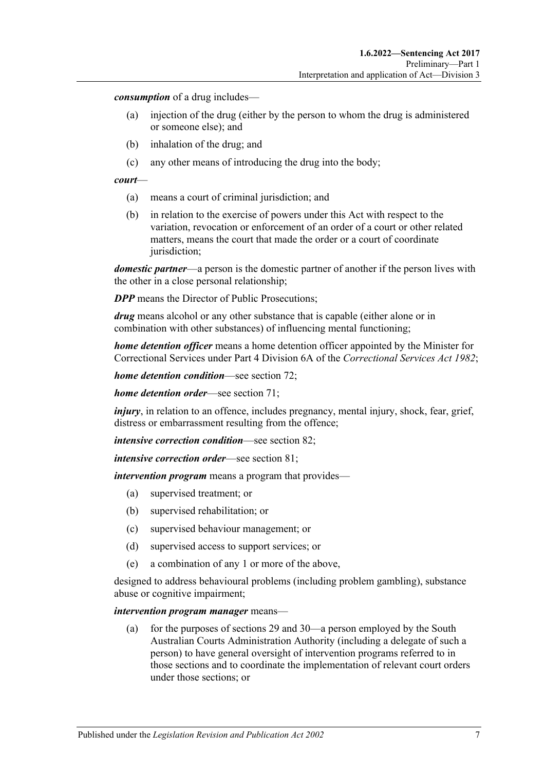***consumption*** of a drug includes—

- (a) injection of the drug (either by the person to whom the drug is administered or someone else); and
- (b) inhalation of the drug; and
- (c) any other means of introducing the drug into the body;

***court***—

- (a) means a court of criminal jurisdiction; and
- (b) in relation to the exercise of powers under this Act with respect to the variation, revocation or enforcement of an order of a court or other related matters, means the court that made the order or a court of coordinate jurisdiction;

***domestic partner***—a person is the domestic partner of another if the person lives with the other in a close personal relationship;

***DPP*** means the Director of Public Prosecutions;

***drug*** means alcohol or any other substance that is capable (either alone or in combination with other substances) of influencing mental functioning;

***home detention officer*** means a home detention officer appointed by the Minister for Correctional Services under Part 4 Division 6A of the *Correctional Services Act 1982*;

***home detention condition***—see section 72;

***home detention order***—see section 71;

***injury***, in relation to an offence, includes pregnancy, mental injury, shock, fear, grief, distress or embarrassment resulting from the offence;

***intensive correction condition***—see section 82;

***intensive correction order***—see section 81;

***intervention program*** means a program that provides—

- (a) supervised treatment; or
- (b) supervised rehabilitation; or
- (c) supervised behaviour management; or
- (d) supervised access to support services; or
- (e) a combination of any 1 or more of the above,

designed to address behavioural problems (including problem gambling), substance abuse or cognitive impairment;

***intervention program manager*** means—

- (a) for the purposes of sections 29 and 30—a person employed by the South Australian Courts Administration Authority (including a delegate of such a person) to have general oversight of intervention programs referred to in those sections and to coordinate the implementation of relevant court orders under those sections; or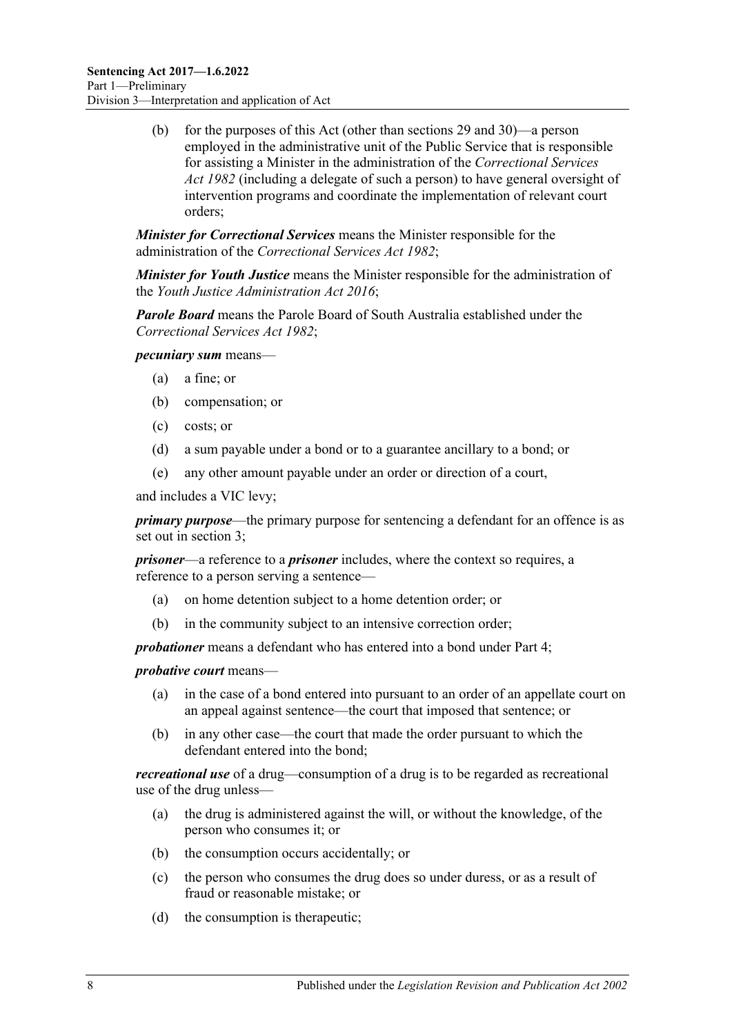(b) for the purposes of this Act (other than sections 29 and 30)—a person employed in the administrative unit of the Public Service that is responsible for assisting a Minister in the administration of the *Correctional Services Act 1982* (including a delegate of such a person) to have general oversight of intervention programs and coordinate the implementation of relevant court orders;

***Minister for Correctional Services*** means the Minister responsible for the administration of the *Correctional Services Act 1982*;

***Minister for Youth Justice*** means the Minister responsible for the administration of the *Youth Justice Administration Act 2016*;

***Parole Board*** means the Parole Board of South Australia established under the *Correctional Services Act 1982*;

***pecuniary sum*** means—

(a) a fine; or

(b) compensation; or

(c) costs; or

(d) a sum payable under a bond or to a guarantee ancillary to a bond; or

(e) any other amount payable under an order or direction of a court,

and includes a VIC levy;

***primary purpose***—the primary purpose for sentencing a defendant for an offence is as set out in section 3;

***prisoner***—a reference to a ***prisoner*** includes, where the context so requires, a reference to a person serving a sentence—

(a) on home detention subject to a home detention order; or

(b) in the community subject to an intensive correction order;

***probationer*** means a defendant who has entered into a bond under Part 4;

***probative court*** means—

(a) in the case of a bond entered into pursuant to an order of an appellate court on an appeal against sentence—the court that imposed that sentence; or

(b) in any other case—the court that made the order pursuant to which the defendant entered into the bond;

***recreational use*** of a drug—consumption of a drug is to be regarded as recreational use of the drug unless—

(a) the drug is administered against the will, or without the knowledge, of the person who consumes it; or

(b) the consumption occurs accidentally; or

(c) the person who consumes the drug does so under duress, or as a result of fraud or reasonable mistake; or

(d) the consumption is therapeutic;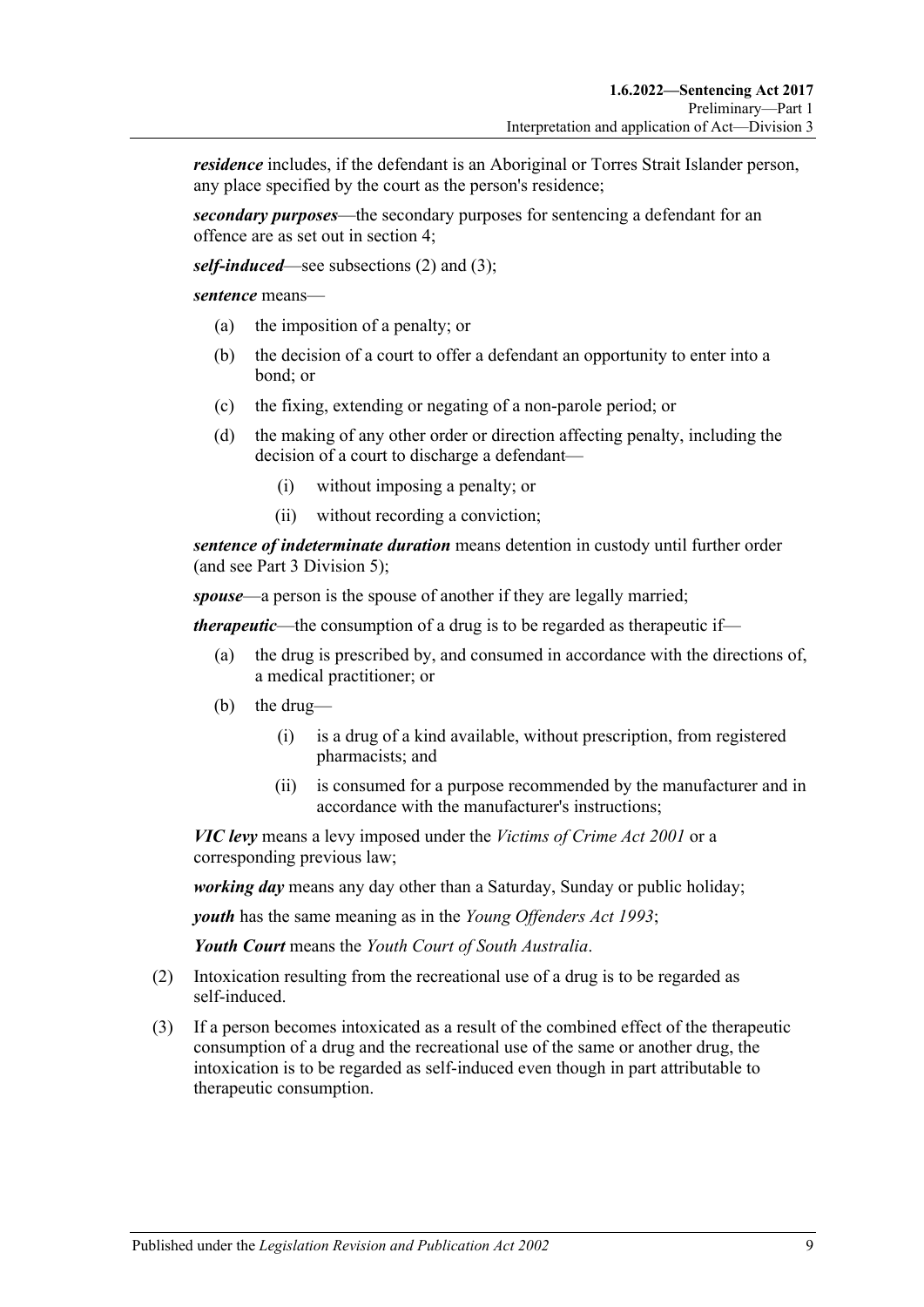***residence*** includes, if the defendant is an Aboriginal or Torres Strait Islander person, any place specified by the court as the person's residence;

***secondary purposes***—the secondary purposes for sentencing a defendant for an offence are as set out in section 4;

***self-induced***—see subsections (2) and (3);

***sentence*** means—

- (a) the imposition of a penalty; or
- (b) the decision of a court to offer a defendant an opportunity to enter into a bond; or
- (c) the fixing, extending or negating of a non-parole period; or
- (d) the making of any other order or direction affecting penalty, including the decision of a court to discharge a defendant—
    - (i) without imposing a penalty; or
    - (ii) without recording a conviction;

***sentence of indeterminate duration*** means detention in custody until further order (and see Part 3 Division 5);

***spouse***—a person is the spouse of another if they are legally married;

***therapeutic***—the consumption of a drug is to be regarded as therapeutic if—

- (a) the drug is prescribed by, and consumed in accordance with the directions of, a medical practitioner; or
- (b) the drug—
    - (i) is a drug of a kind available, without prescription, from registered pharmacists; and
    - (ii) is consumed for a purpose recommended by the manufacturer and in accordance with the manufacturer's instructions;

***VIC levy*** means a levy imposed under the *Victims of Crime Act 2001* or a corresponding previous law;

***working day*** means any day other than a Saturday, Sunday or public holiday;

***youth*** has the same meaning as in the *Young Offenders Act 1993*;

***Youth Court*** means the *Youth Court of South Australia*.

(2) Intoxication resulting from the recreational use of a drug is to be regarded as self-induced.

(3) If a person becomes intoxicated as a result of the combined effect of the therapeutic consumption of a drug and the recreational use of the same or another drug, the intoxication is to be regarded as self-induced even though in part attributable to therapeutic consumption.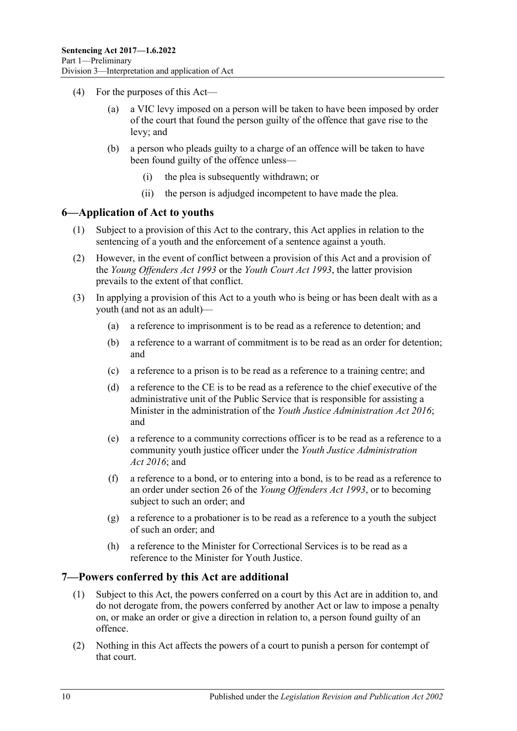(4) For the purposes of this Act—

(a) a VIC levy imposed on a person will be taken to have been imposed by order of the court that found the person guilty of the offence that gave rise to the levy; and

(b) a person who pleads guilty to a charge of an offence will be taken to have been found guilty of the offence unless—

(i) the plea is subsequently withdrawn; or

(ii) the person is adjudged incompetent to have made the plea.

## 6—Application of Act to youths

(1) Subject to a provision of this Act to the contrary, this Act applies in relation to the sentencing of a youth and the enforcement of a sentence against a youth.

(2) However, in the event of conflict between a provision of this Act and a provision of the *Young Offenders Act 1993* or the *Youth Court Act 1993*, the latter provision prevails to the extent of that conflict.

(3) In applying a provision of this Act to a youth who is being or has been dealt with as a youth (and not as an adult)—

(a) a reference to imprisonment is to be read as a reference to detention; and

(b) a reference to a warrant of commitment is to be read as an order for detention; and

(c) a reference to a prison is to be read as a reference to a training centre; and

(d) a reference to the CE is to be read as a reference to the chief executive of the administrative unit of the Public Service that is responsible for assisting a Minister in the administration of the *Youth Justice Administration Act 2016*; and

(e) a reference to a community corrections officer is to be read as a reference to a community youth justice officer under the *Youth Justice Administration Act 2016*; and

(f) a reference to a bond, or to entering into a bond, is to be read as a reference to an order under section 26 of the *Young Offenders Act 1993*, or to becoming subject to such an order; and

(g) a reference to a probationer is to be read as a reference to a youth the subject of such an order; and

(h) a reference to the Minister for Correctional Services is to be read as a reference to the Minister for Youth Justice.

## 7—Powers conferred by this Act are additional

(1) Subject to this Act, the powers conferred on a court by this Act are in addition to, and do not derogate from, the powers conferred by another Act or law to impose a penalty on, or make an order or give a direction in relation to, a person found guilty of an offence.

(2) Nothing in this Act affects the powers of a court to punish a person for contempt of that court.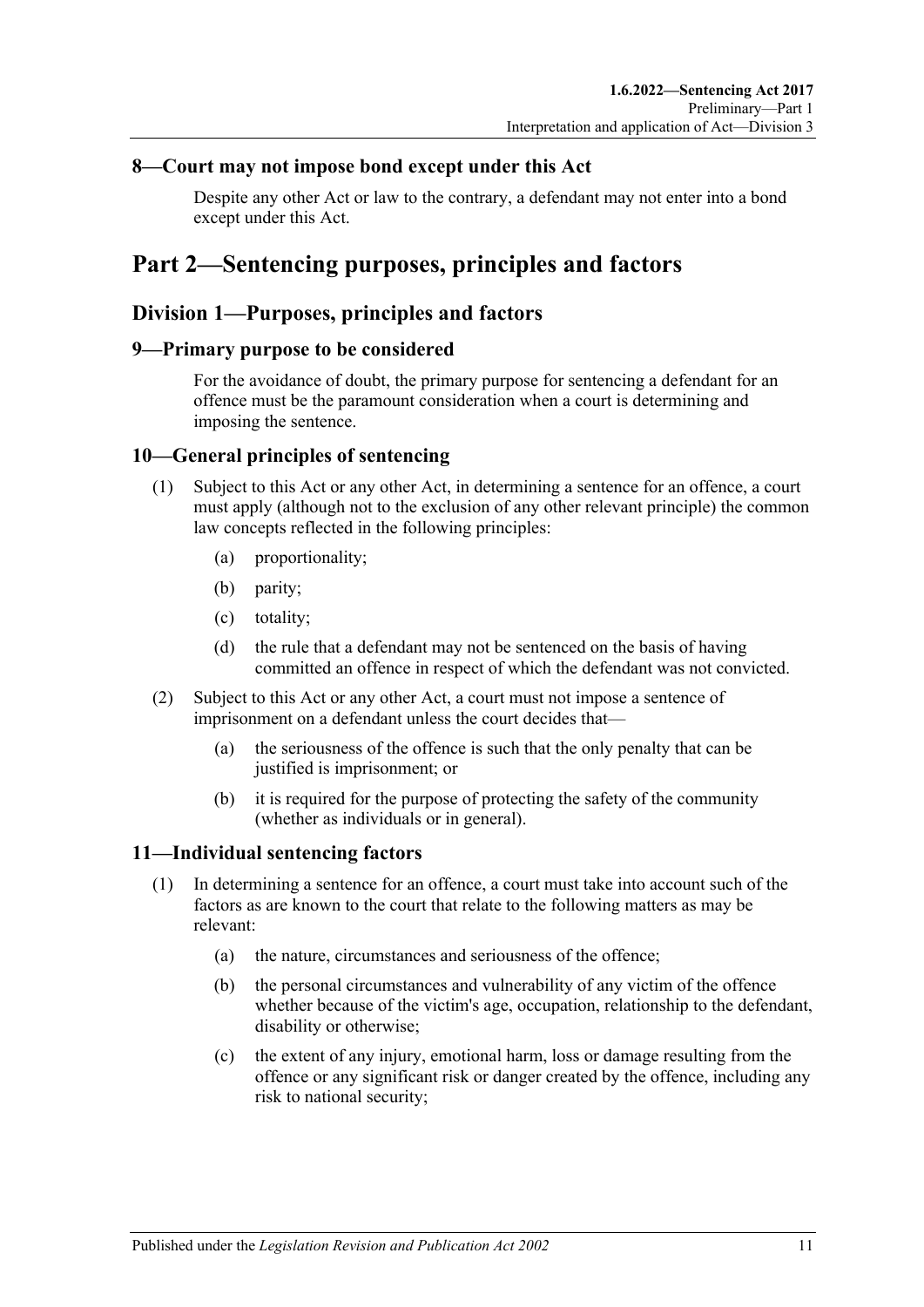### 8—Court may not impose bond except under this Act

Despite any other Act or law to the contrary, a defendant may not enter into a bond except under this Act.

# Part 2—Sentencing purposes, principles and factors

## Division 1—Purposes, principles and factors

### 9—Primary purpose to be considered

For the avoidance of doubt, the primary purpose for sentencing a defendant for an offence must be the paramount consideration when a court is determining and imposing the sentence.

### 10—General principles of sentencing

(1) Subject to this Act or any other Act, in determining a sentence for an offence, a court must apply (although not to the exclusion of any other relevant principle) the common law concepts reflected in the following principles:

- (a) proportionality;
- (b) parity;
- (c) totality;
- (d) the rule that a defendant may not be sentenced on the basis of having committed an offence in respect of which the defendant was not convicted.

(2) Subject to this Act or any other Act, a court must not impose a sentence of imprisonment on a defendant unless the court decides that—

- (a) the seriousness of the offence is such that the only penalty that can be justified is imprisonment; or
- (b) it is required for the purpose of protecting the safety of the community (whether as individuals or in general).

### 11—Individual sentencing factors

(1) In determining a sentence for an offence, a court must take into account such of the factors as are known to the court that relate to the following matters as may be relevant:

- (a) the nature, circumstances and seriousness of the offence;
- (b) the personal circumstances and vulnerability of any victim of the offence whether because of the victim's age, occupation, relationship to the defendant, disability or otherwise;
- (c) the extent of any injury, emotional harm, loss or damage resulting from the offence or any significant risk or danger created by the offence, including any risk to national security;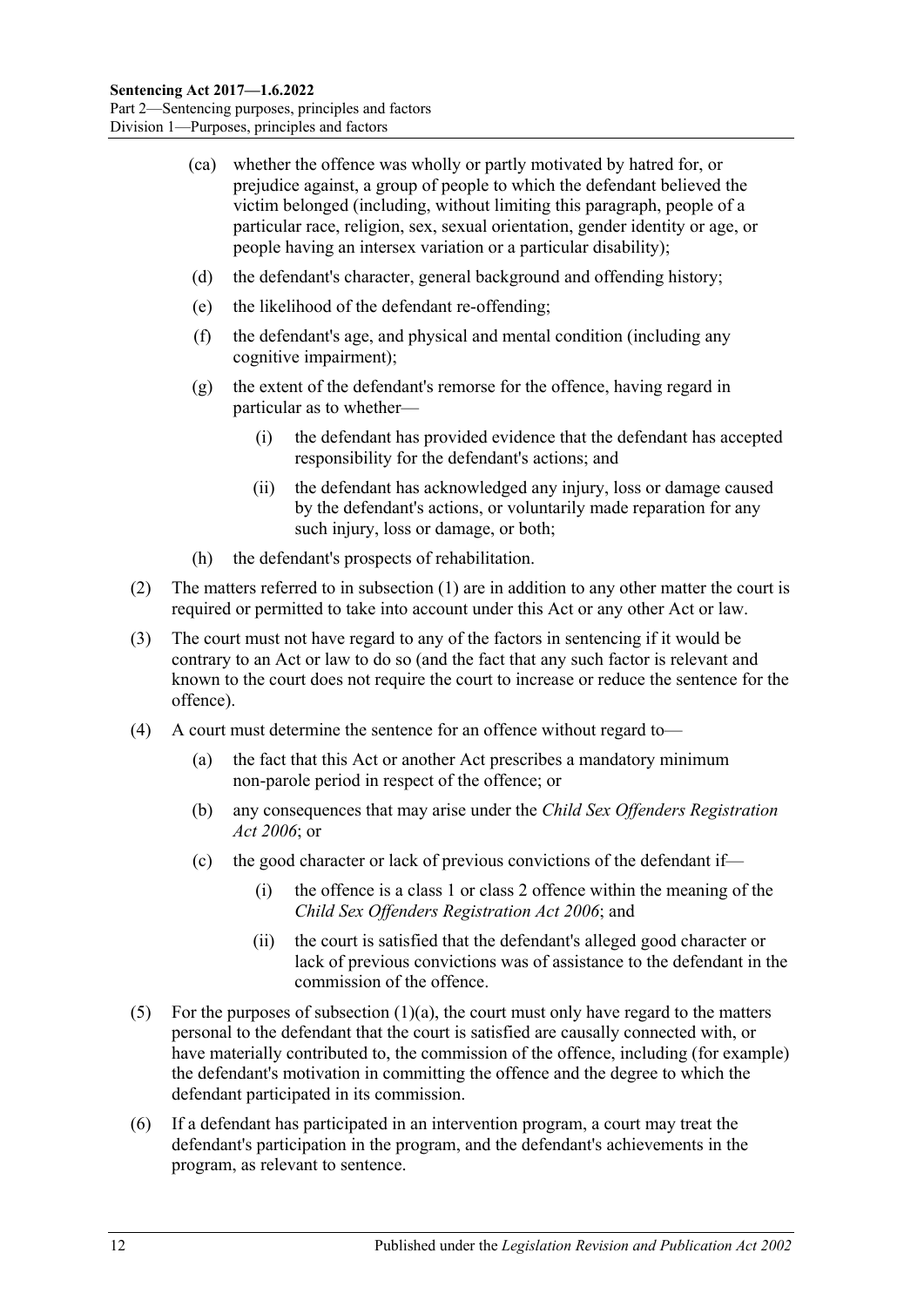(ca) whether the offence was wholly or partly motivated by hatred for, or prejudice against, a group of people to which the defendant believed the victim belonged (including, without limiting this paragraph, people of a particular race, religion, sex, sexual orientation, gender identity or age, or people having an intersex variation or a particular disability);

(d) the defendant's character, general background and offending history;

(e) the likelihood of the defendant re-offending;

(f) the defendant's age, and physical and mental condition (including any cognitive impairment);

(g) the extent of the defendant's remorse for the offence, having regard in particular as to whether—

(i) the defendant has provided evidence that the defendant has accepted responsibility for the defendant's actions; and

(ii) the defendant has acknowledged any injury, loss or damage caused by the defendant's actions, or voluntarily made reparation for any such injury, loss or damage, or both;

(h) the defendant's prospects of rehabilitation.

(2) The matters referred to in subsection (1) are in addition to any other matter the court is required or permitted to take into account under this Act or any other Act or law.

(3) The court must not have regard to any of the factors in sentencing if it would be contrary to an Act or law to do so (and the fact that any such factor is relevant and known to the court does not require the court to increase or reduce the sentence for the offence).

(4) A court must determine the sentence for an offence without regard to—

(a) the fact that this Act or another Act prescribes a mandatory minimum non-parole period in respect of the offence; or

(b) any consequences that may arise under the *Child Sex Offenders Registration Act 2006*; or

(c) the good character or lack of previous convictions of the defendant if—

(i) the offence is a class 1 or class 2 offence within the meaning of the *Child Sex Offenders Registration Act 2006*; and

(ii) the court is satisfied that the defendant's alleged good character or lack of previous convictions was of assistance to the defendant in the commission of the offence.

(5) For the purposes of subsection (1)(a), the court must only have regard to the matters personal to the defendant that the court is satisfied are causally connected with, or have materially contributed to, the commission of the offence, including (for example) the defendant's motivation in committing the offence and the degree to which the defendant participated in its commission.

(6) If a defendant has participated in an intervention program, a court may treat the defendant's participation in the program, and the defendant's achievements in the program, as relevant to sentence.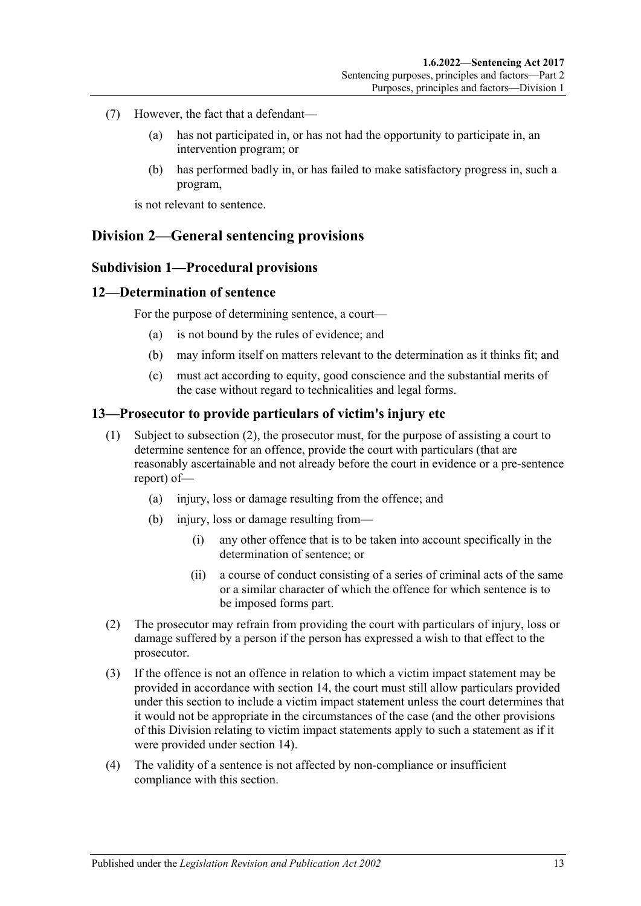(7) However, the fact that a defendant—

(a) has not participated in, or has not had the opportunity to participate in, an intervention program; or

(b) has performed badly in, or has failed to make satisfactory progress in, such a program,

is not relevant to sentence.

## Division 2—General sentencing provisions

### Subdivision 1—Procedural provisions

### 12—Determination of sentence

For the purpose of determining sentence, a court—

(a) is not bound by the rules of evidence; and

(b) may inform itself on matters relevant to the determination as it thinks fit; and

(c) must act according to equity, good conscience and the substantial merits of the case without regard to technicalities and legal forms.

### 13—Prosecutor to provide particulars of victim's injury etc

(1) Subject to subsection (2), the prosecutor must, for the purpose of assisting a court to determine sentence for an offence, provide the court with particulars (that are reasonably ascertainable and not already before the court in evidence or a pre-sentence report) of—

(a) injury, loss or damage resulting from the offence; and

(b) injury, loss or damage resulting from—

(i) any other offence that is to be taken into account specifically in the determination of sentence; or

(ii) a course of conduct consisting of a series of criminal acts of the same or a similar character of which the offence for which sentence is to be imposed forms part.

(2) The prosecutor may refrain from providing the court with particulars of injury, loss or damage suffered by a person if the person has expressed a wish to that effect to the prosecutor.

(3) If the offence is not an offence in relation to which a victim impact statement may be provided in accordance with section 14, the court must still allow particulars provided under this section to include a victim impact statement unless the court determines that it would not be appropriate in the circumstances of the case (and the other provisions of this Division relating to victim impact statements apply to such a statement as if it were provided under section 14).

(4) The validity of a sentence is not affected by non-compliance or insufficient compliance with this section.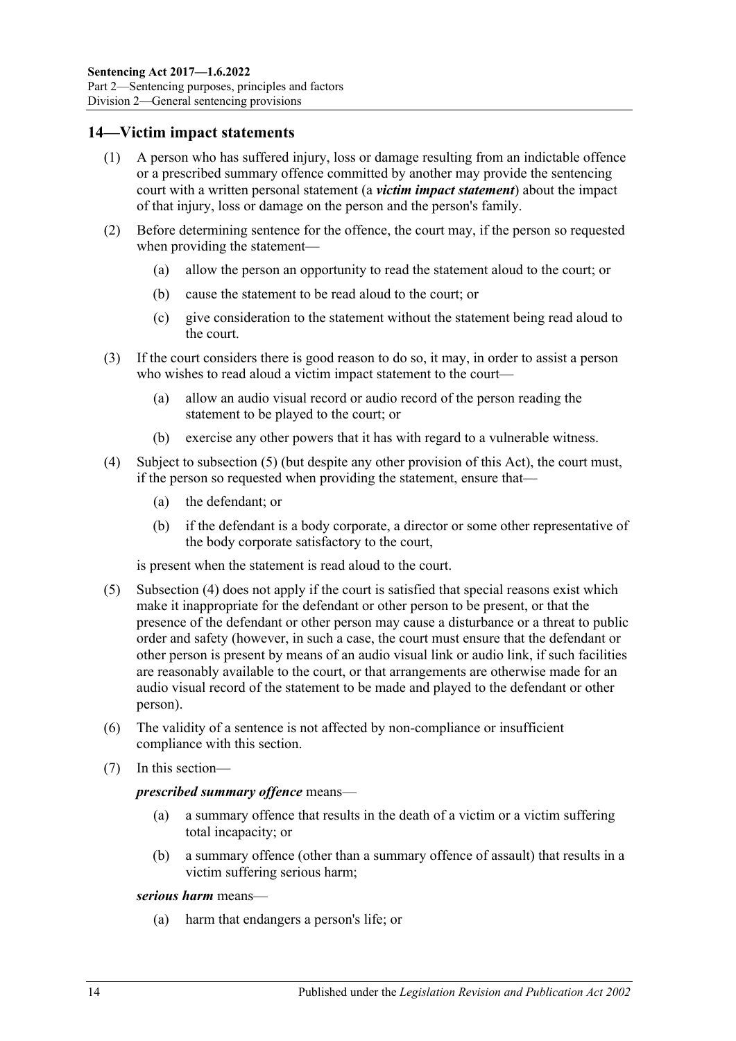## 14—Victim impact statements

(1) A person who has suffered injury, loss or damage resulting from an indictable offence or a prescribed summary offence committed by another may provide the sentencing court with a written personal statement (a ***victim impact statement***) about the impact of that injury, loss or damage on the person and the person's family.

(2) Before determining sentence for the offence, the court may, if the person so requested when providing the statement—

- (a) allow the person an opportunity to read the statement aloud to the court; or
- (b) cause the statement to be read aloud to the court; or
- (c) give consideration to the statement without the statement being read aloud to the court.

(3) If the court considers there is good reason to do so, it may, in order to assist a person who wishes to read aloud a victim impact statement to the court—

- (a) allow an audio visual record or audio record of the person reading the statement to be played to the court; or
- (b) exercise any other powers that it has with regard to a vulnerable witness.

(4) Subject to subsection (5) (but despite any other provision of this Act), the court must, if the person so requested when providing the statement, ensure that—

- (a) the defendant; or
- (b) if the defendant is a body corporate, a director or some other representative of the body corporate satisfactory to the court,

is present when the statement is read aloud to the court.

(5) Subsection (4) does not apply if the court is satisfied that special reasons exist which make it inappropriate for the defendant or other person to be present, or that the presence of the defendant or other person may cause a disturbance or a threat to public order and safety (however, in such a case, the court must ensure that the defendant or other person is present by means of an audio visual link or audio link, if such facilities are reasonably available to the court, or that arrangements are otherwise made for an audio visual record of the statement to be made and played to the defendant or other person).

(6) The validity of a sentence is not affected by non-compliance or insufficient compliance with this section.

(7) In this section—

***prescribed summary offence*** means—

- (a) a summary offence that results in the death of a victim or a victim suffering total incapacity; or
- (b) a summary offence (other than a summary offence of assault) that results in a victim suffering serious harm;

***serious harm*** means—

- (a) harm that endangers a person's life; or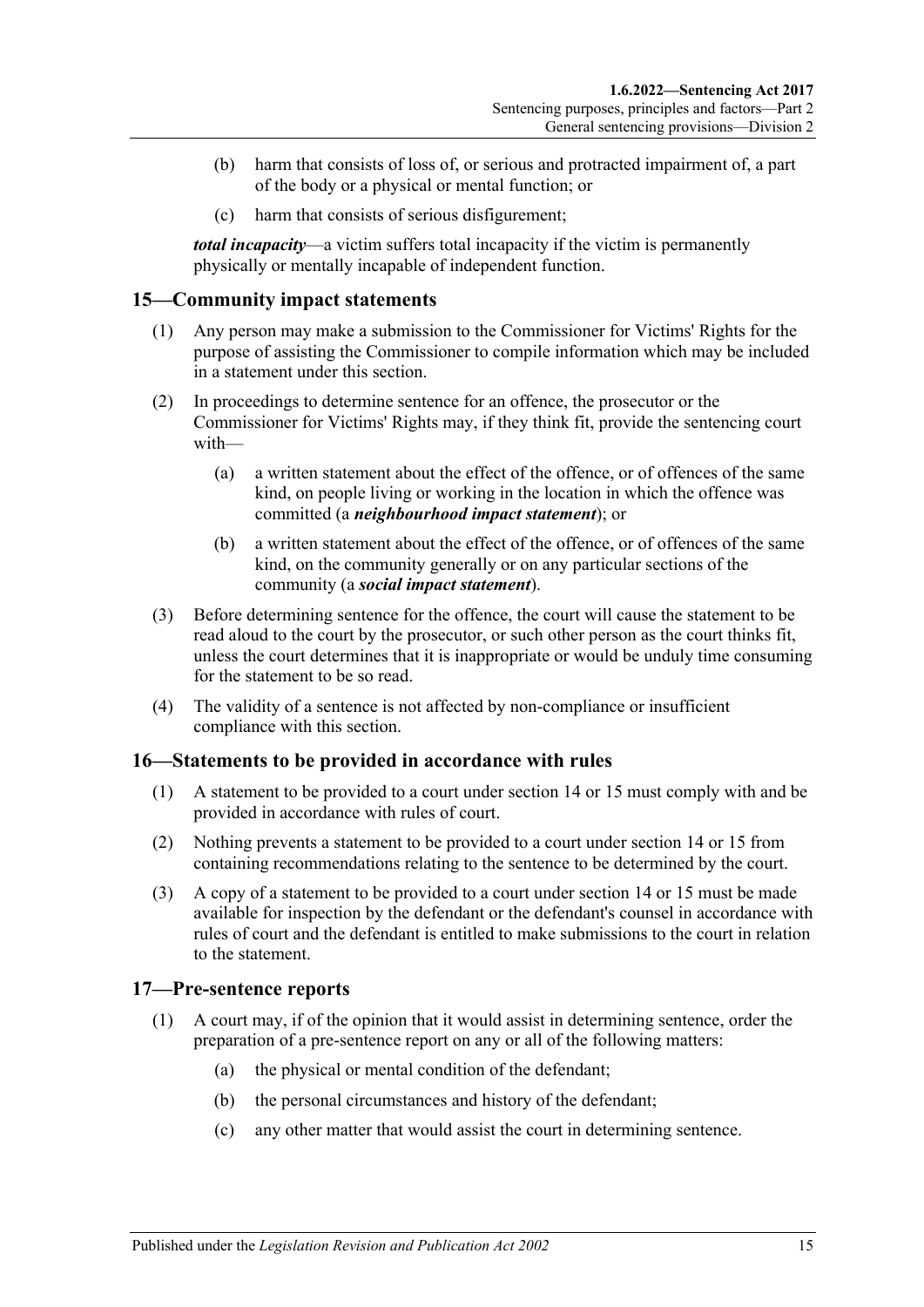(b) harm that consists of loss of, or serious and protracted impairment of, a part of the body or a physical or mental function; or

(c) harm that consists of serious disfigurement;

***total incapacity***—a victim suffers total incapacity if the victim is permanently physically or mentally incapable of independent function.

## 15—Community impact statements

(1) Any person may make a submission to the Commissioner for Victims' Rights for the purpose of assisting the Commissioner to compile information which may be included in a statement under this section.

(2) In proceedings to determine sentence for an offence, the prosecutor or the Commissioner for Victims' Rights may, if they think fit, provide the sentencing court with—

(a) a written statement about the effect of the offence, or of offences of the same kind, on people living or working in the location in which the offence was committed (a ***neighbourhood impact statement***); or

(b) a written statement about the effect of the offence, or of offences of the same kind, on the community generally or on any particular sections of the community (a ***social impact statement***).

(3) Before determining sentence for the offence, the court will cause the statement to be read aloud to the court by the prosecutor, or such other person as the court thinks fit, unless the court determines that it is inappropriate or would be unduly time consuming for the statement to be so read.

(4) The validity of a sentence is not affected by non-compliance or insufficient compliance with this section.

## 16—Statements to be provided in accordance with rules

(1) A statement to be provided to a court under section 14 or 15 must comply with and be provided in accordance with rules of court.

(2) Nothing prevents a statement to be provided to a court under section 14 or 15 from containing recommendations relating to the sentence to be determined by the court.

(3) A copy of a statement to be provided to a court under section 14 or 15 must be made available for inspection by the defendant or the defendant's counsel in accordance with rules of court and the defendant is entitled to make submissions to the court in relation to the statement.

## 17—Pre-sentence reports

(1) A court may, if of the opinion that it would assist in determining sentence, order the preparation of a pre-sentence report on any or all of the following matters:

(a) the physical or mental condition of the defendant;

(b) the personal circumstances and history of the defendant;

(c) any other matter that would assist the court in determining sentence.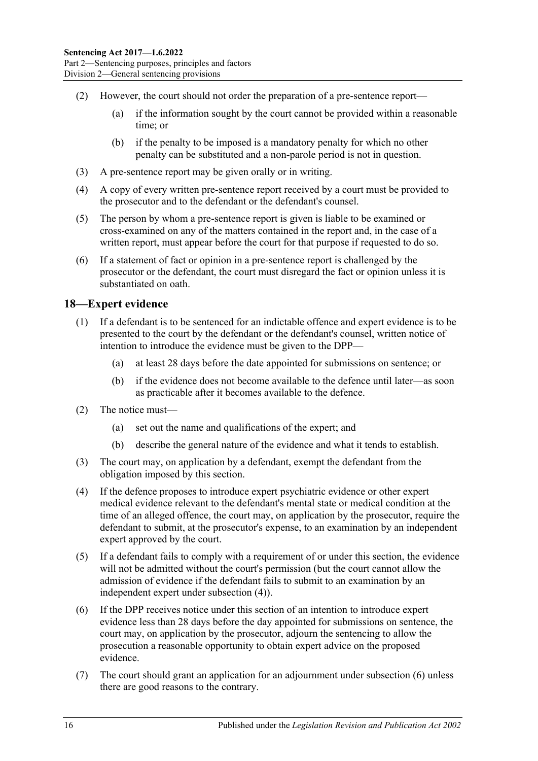(2) However, the court should not order the preparation of a pre-sentence report—

(a) if the information sought by the court cannot be provided within a reasonable time; or

(b) if the penalty to be imposed is a mandatory penalty for which no other penalty can be substituted and a non-parole period is not in question.

(3) A pre-sentence report may be given orally or in writing.

(4) A copy of every written pre-sentence report received by a court must be provided to the prosecutor and to the defendant or the defendant's counsel.

(5) The person by whom a pre-sentence report is given is liable to be examined or cross-examined on any of the matters contained in the report and, in the case of a written report, must appear before the court for that purpose if requested to do so.

(6) If a statement of fact or opinion in a pre-sentence report is challenged by the prosecutor or the defendant, the court must disregard the fact or opinion unless it is substantiated on oath.

## 18—Expert evidence

(1) If a defendant is to be sentenced for an indictable offence and expert evidence is to be presented to the court by the defendant or the defendant's counsel, written notice of intention to introduce the evidence must be given to the DPP—

(a) at least 28 days before the date appointed for submissions on sentence; or

(b) if the evidence does not become available to the defence until later—as soon as practicable after it becomes available to the defence.

(2) The notice must—

(a) set out the name and qualifications of the expert; and

(b) describe the general nature of the evidence and what it tends to establish.

(3) The court may, on application by a defendant, exempt the defendant from the obligation imposed by this section.

(4) If the defence proposes to introduce expert psychiatric evidence or other expert medical evidence relevant to the defendant's mental state or medical condition at the time of an alleged offence, the court may, on application by the prosecutor, require the defendant to submit, at the prosecutor's expense, to an examination by an independent expert approved by the court.

(5) If a defendant fails to comply with a requirement of or under this section, the evidence will not be admitted without the court's permission (but the court cannot allow the admission of evidence if the defendant fails to submit to an examination by an independent expert under subsection (4)).

(6) If the DPP receives notice under this section of an intention to introduce expert evidence less than 28 days before the day appointed for submissions on sentence, the court may, on application by the prosecutor, adjourn the sentencing to allow the prosecution a reasonable opportunity to obtain expert advice on the proposed evidence.

(7) The court should grant an application for an adjournment under subsection (6) unless there are good reasons to the contrary.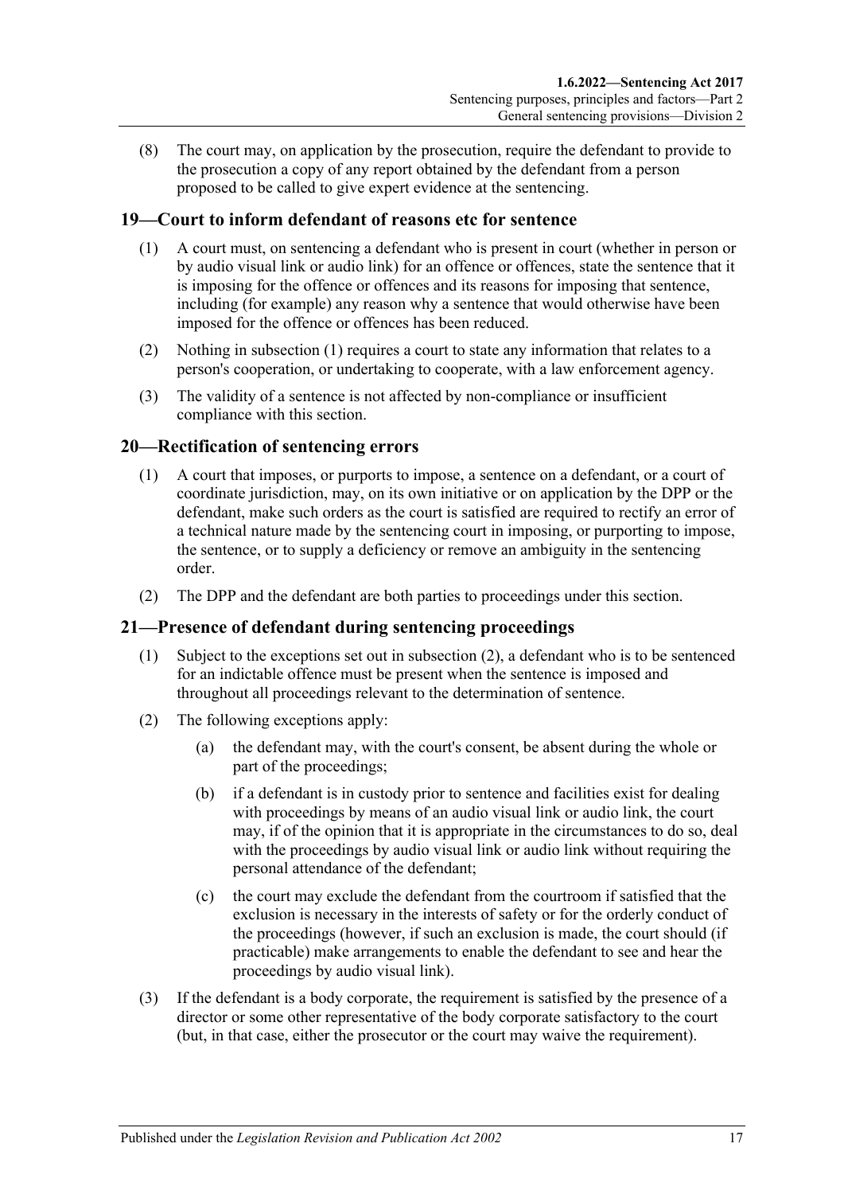(8) The court may, on application by the prosecution, require the defendant to provide to the prosecution a copy of any report obtained by the defendant from a person proposed to be called to give expert evidence at the sentencing.

## 19—Court to inform defendant of reasons etc for sentence

(1) A court must, on sentencing a defendant who is present in court (whether in person or by audio visual link or audio link) for an offence or offences, state the sentence that it is imposing for the offence or offences and its reasons for imposing that sentence, including (for example) any reason why a sentence that would otherwise have been imposed for the offence or offences has been reduced.

(2) Nothing in subsection (1) requires a court to state any information that relates to a person's cooperation, or undertaking to cooperate, with a law enforcement agency.

(3) The validity of a sentence is not affected by non-compliance or insufficient compliance with this section.

## 20—Rectification of sentencing errors

(1) A court that imposes, or purports to impose, a sentence on a defendant, or a court of coordinate jurisdiction, may, on its own initiative or on application by the DPP or the defendant, make such orders as the court is satisfied are required to rectify an error of a technical nature made by the sentencing court in imposing, or purporting to impose, the sentence, or to supply a deficiency or remove an ambiguity in the sentencing order.

(2) The DPP and the defendant are both parties to proceedings under this section.

## 21—Presence of defendant during sentencing proceedings

(1) Subject to the exceptions set out in subsection (2), a defendant who is to be sentenced for an indictable offence must be present when the sentence is imposed and throughout all proceedings relevant to the determination of sentence.

(2) The following exceptions apply:

  (a) the defendant may, with the court's consent, be absent during the whole or part of the proceedings;

  (b) if a defendant is in custody prior to sentence and facilities exist for dealing with proceedings by means of an audio visual link or audio link, the court may, if of the opinion that it is appropriate in the circumstances to do so, deal with the proceedings by audio visual link or audio link without requiring the personal attendance of the defendant;

  (c) the court may exclude the defendant from the courtroom if satisfied that the exclusion is necessary in the interests of safety or for the orderly conduct of the proceedings (however, if such an exclusion is made, the court should (if practicable) make arrangements to enable the defendant to see and hear the proceedings by audio visual link).

(3) If the defendant is a body corporate, the requirement is satisfied by the presence of a director or some other representative of the body corporate satisfactory to the court (but, in that case, either the prosecutor or the court may waive the requirement).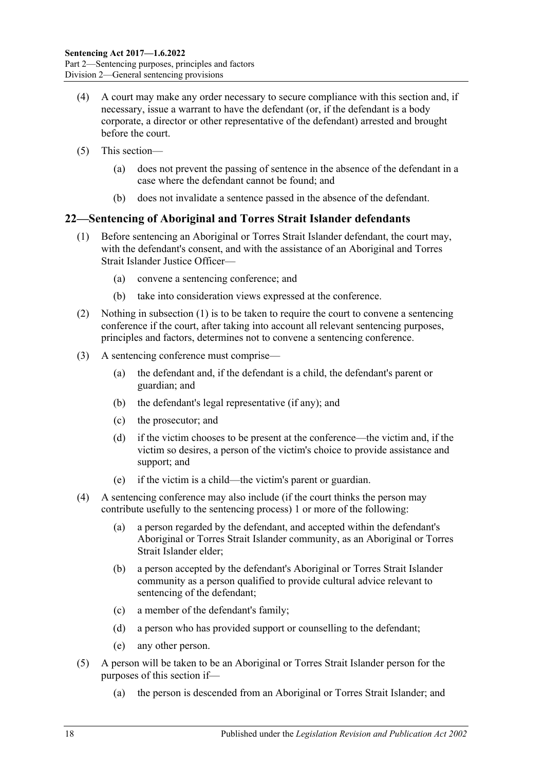(4) A court may make any order necessary to secure compliance with this section and, if necessary, issue a warrant to have the defendant (or, if the defendant is a body corporate, a director or other representative of the defendant) arrested and brought before the court.

(5) This section—

   (a) does not prevent the passing of sentence in the absence of the defendant in a case where the defendant cannot be found; and

   (b) does not invalidate a sentence passed in the absence of the defendant.

## 22—Sentencing of Aboriginal and Torres Strait Islander defendants

(1) Before sentencing an Aboriginal or Torres Strait Islander defendant, the court may, with the defendant's consent, and with the assistance of an Aboriginal and Torres Strait Islander Justice Officer—

   (a) convene a sentencing conference; and

   (b) take into consideration views expressed at the conference.

(2) Nothing in subsection (1) is to be taken to require the court to convene a sentencing conference if the court, after taking into account all relevant sentencing purposes, principles and factors, determines not to convene a sentencing conference.

(3) A sentencing conference must comprise—

   (a) the defendant and, if the defendant is a child, the defendant's parent or guardian; and

   (b) the defendant's legal representative (if any); and

   (c) the prosecutor; and

   (d) if the victim chooses to be present at the conference—the victim and, if the victim so desires, a person of the victim's choice to provide assistance and support; and

   (e) if the victim is a child—the victim's parent or guardian.

(4) A sentencing conference may also include (if the court thinks the person may contribute usefully to the sentencing process) 1 or more of the following:

   (a) a person regarded by the defendant, and accepted within the defendant's Aboriginal or Torres Strait Islander community, as an Aboriginal or Torres Strait Islander elder;

   (b) a person accepted by the defendant's Aboriginal or Torres Strait Islander community as a person qualified to provide cultural advice relevant to sentencing of the defendant;

   (c) a member of the defendant's family;

   (d) a person who has provided support or counselling to the defendant;

   (e) any other person.

(5) A person will be taken to be an Aboriginal or Torres Strait Islander person for the purposes of this section if—

   (a) the person is descended from an Aboriginal or Torres Strait Islander; and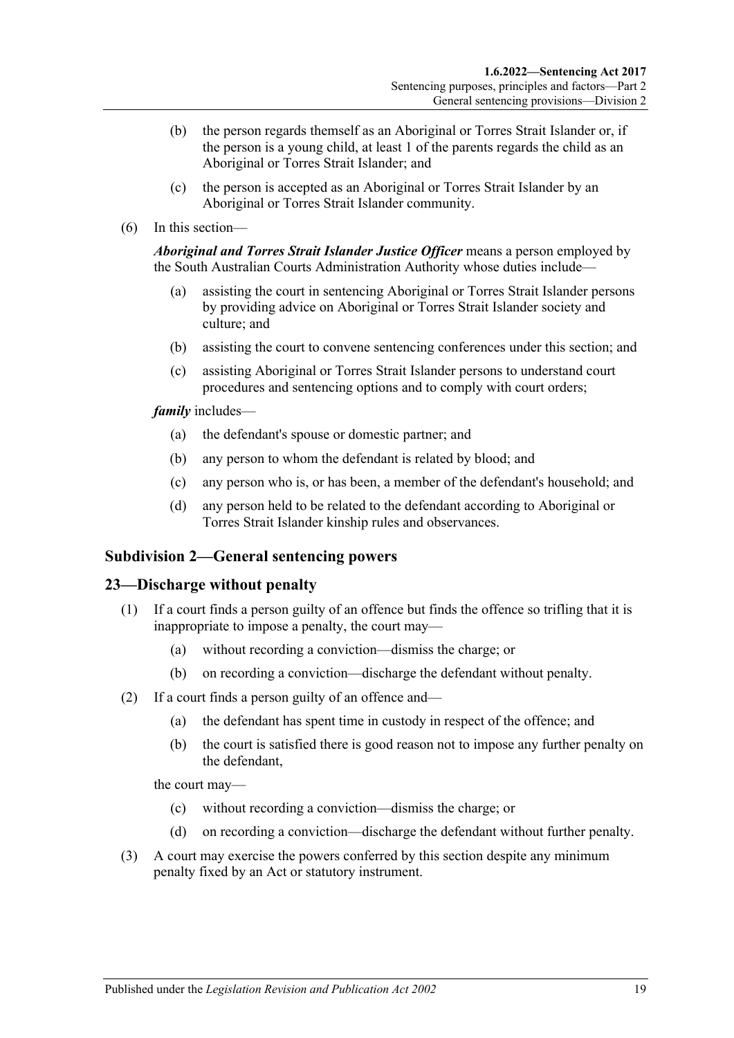(b) the person regards themself as an Aboriginal or Torres Strait Islander or, if the person is a young child, at least 1 of the parents regards the child as an Aboriginal or Torres Strait Islander; and

(c) the person is accepted as an Aboriginal or Torres Strait Islander by an Aboriginal or Torres Strait Islander community.

(6) In this section—

***Aboriginal and Torres Strait Islander Justice Officer*** means a person employed by the South Australian Courts Administration Authority whose duties include—

(a) assisting the court in sentencing Aboriginal or Torres Strait Islander persons by providing advice on Aboriginal or Torres Strait Islander society and culture; and

(b) assisting the court to convene sentencing conferences under this section; and

(c) assisting Aboriginal or Torres Strait Islander persons to understand court procedures and sentencing options and to comply with court orders;

***family*** includes—

(a) the defendant's spouse or domestic partner; and

(b) any person to whom the defendant is related by blood; and

(c) any person who is, or has been, a member of the defendant's household; and

(d) any person held to be related to the defendant according to Aboriginal or Torres Strait Islander kinship rules and observances.

### Subdivision 2—General sentencing powers

## 23—Discharge without penalty

(1) If a court finds a person guilty of an offence but finds the offence so trifling that it is inappropriate to impose a penalty, the court may—

(a) without recording a conviction—dismiss the charge; or

(b) on recording a conviction—discharge the defendant without penalty.

(2) If a court finds a person guilty of an offence and—

(a) the defendant has spent time in custody in respect of the offence; and

(b) the court is satisfied there is good reason not to impose any further penalty on the defendant,

the court may—

(c) without recording a conviction—dismiss the charge; or

(d) on recording a conviction—discharge the defendant without further penalty.

(3) A court may exercise the powers conferred by this section despite any minimum penalty fixed by an Act or statutory instrument.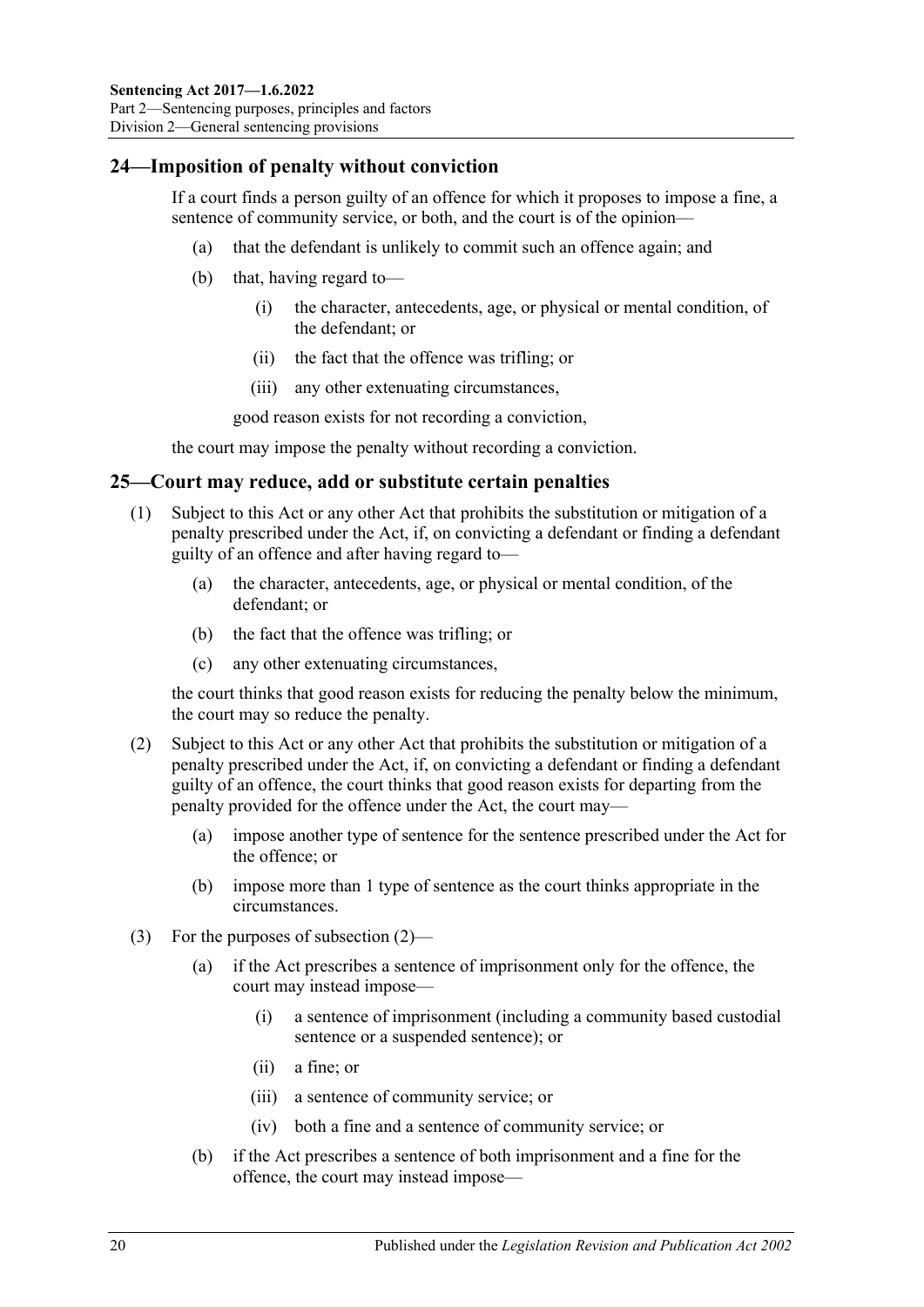## 24—Imposition of penalty without conviction

If a court finds a person guilty of an offence for which it proposes to impose a fine, a sentence of community service, or both, and the court is of the opinion—

- (a) that the defendant is unlikely to commit such an offence again; and
- (b) that, having regard to—
  - (i) the character, antecedents, age, or physical or mental condition, of the defendant; or
  - (ii) the fact that the offence was trifling; or
  - (iii) any other extenuating circumstances,

  good reason exists for not recording a conviction,

the court may impose the penalty without recording a conviction.

## 25—Court may reduce, add or substitute certain penalties

(1) Subject to this Act or any other Act that prohibits the substitution or mitigation of a penalty prescribed under the Act, if, on convicting a defendant or finding a defendant guilty of an offence and after having regard to—

- (a) the character, antecedents, age, or physical or mental condition, of the defendant; or
- (b) the fact that the offence was trifling; or
- (c) any other extenuating circumstances,

the court thinks that good reason exists for reducing the penalty below the minimum, the court may so reduce the penalty.

(2) Subject to this Act or any other Act that prohibits the substitution or mitigation of a penalty prescribed under the Act, if, on convicting a defendant or finding a defendant guilty of an offence, the court thinks that good reason exists for departing from the penalty provided for the offence under the Act, the court may—

- (a) impose another type of sentence for the sentence prescribed under the Act for the offence; or
- (b) impose more than 1 type of sentence as the court thinks appropriate in the circumstances.

(3) For the purposes of subsection (2)—

- (a) if the Act prescribes a sentence of imprisonment only for the offence, the court may instead impose—
  - (i) a sentence of imprisonment (including a community based custodial sentence or a suspended sentence); or
  - (ii) a fine; or
  - (iii) a sentence of community service; or
  - (iv) both a fine and a sentence of community service; or
- (b) if the Act prescribes a sentence of both imprisonment and a fine for the offence, the court may instead impose—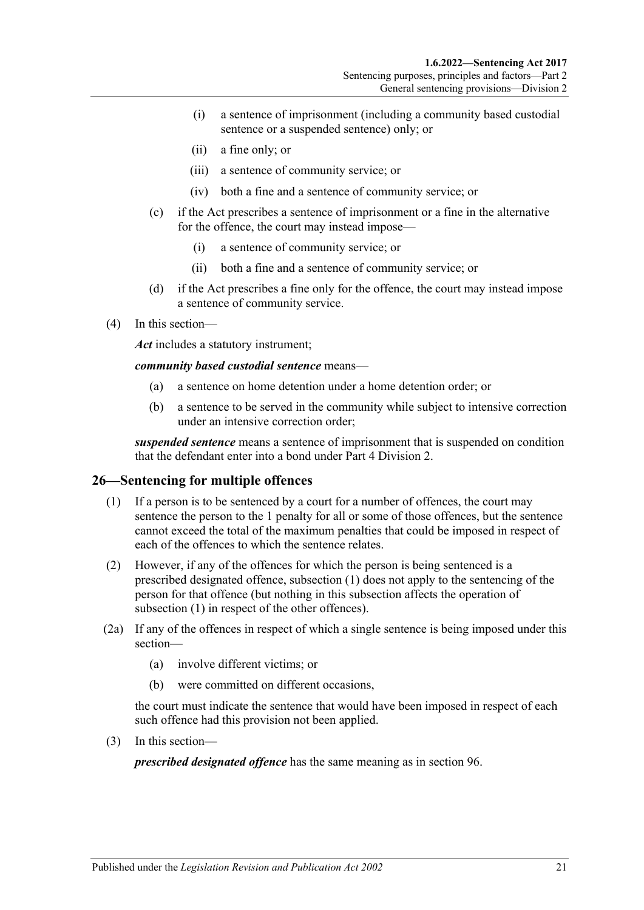(i) a sentence of imprisonment (including a community based custodial sentence or a suspended sentence) only; or

(ii) a fine only; or

(iii) a sentence of community service; or

(iv) both a fine and a sentence of community service; or

(c) if the Act prescribes a sentence of imprisonment or a fine in the alternative for the offence, the court may instead impose—

(i) a sentence of community service; or

(ii) both a fine and a sentence of community service; or

(d) if the Act prescribes a fine only for the offence, the court may instead impose a sentence of community service.

(4) In this section—

***Act*** includes a statutory instrument;

***community based custodial sentence*** means—

(a) a sentence on home detention under a home detention order; or

(b) a sentence to be served in the community while subject to intensive correction under an intensive correction order;

***suspended sentence*** means a sentence of imprisonment that is suspended on condition that the defendant enter into a bond under Part 4 Division 2.

## 26—Sentencing for multiple offences

(1) If a person is to be sentenced by a court for a number of offences, the court may sentence the person to the 1 penalty for all or some of those offences, but the sentence cannot exceed the total of the maximum penalties that could be imposed in respect of each of the offences to which the sentence relates.

(2) However, if any of the offences for which the person is being sentenced is a prescribed designated offence, subsection (1) does not apply to the sentencing of the person for that offence (but nothing in this subsection affects the operation of subsection (1) in respect of the other offences).

(2a) If any of the offences in respect of which a single sentence is being imposed under this section—

(a) involve different victims; or

(b) were committed on different occasions,

the court must indicate the sentence that would have been imposed in respect of each such offence had this provision not been applied.

(3) In this section—

***prescribed designated offence*** has the same meaning as in section 96.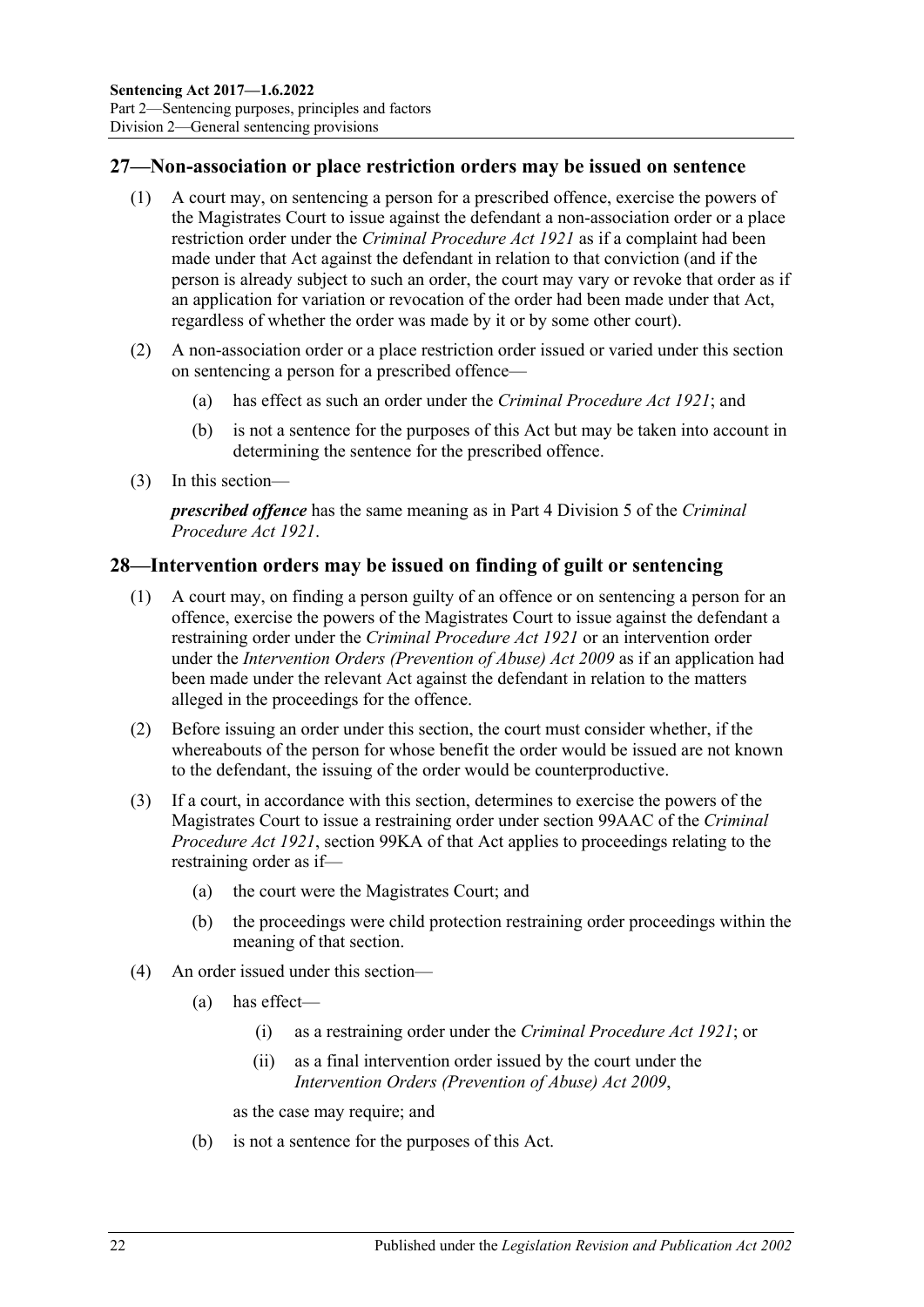## 27—Non-association or place restriction orders may be issued on sentence

(1) A court may, on sentencing a person for a prescribed offence, exercise the powers of the Magistrates Court to issue against the defendant a non-association order or a place restriction order under the *Criminal Procedure Act 1921* as if a complaint had been made under that Act against the defendant in relation to that conviction (and if the person is already subject to such an order, the court may vary or revoke that order as if an application for variation or revocation of the order had been made under that Act, regardless of whether the order was made by it or by some other court).

(2) A non-association order or a place restriction order issued or varied under this section on sentencing a person for a prescribed offence—

(a) has effect as such an order under the *Criminal Procedure Act 1921*; and

(b) is not a sentence for the purposes of this Act but may be taken into account in determining the sentence for the prescribed offence.

(3) In this section—

***prescribed offence*** has the same meaning as in Part 4 Division 5 of the *Criminal Procedure Act 1921*.

## 28—Intervention orders may be issued on finding of guilt or sentencing

(1) A court may, on finding a person guilty of an offence or on sentencing a person for an offence, exercise the powers of the Magistrates Court to issue against the defendant a restraining order under the *Criminal Procedure Act 1921* or an intervention order under the *Intervention Orders (Prevention of Abuse) Act 2009* as if an application had been made under the relevant Act against the defendant in relation to the matters alleged in the proceedings for the offence.

(2) Before issuing an order under this section, the court must consider whether, if the whereabouts of the person for whose benefit the order would be issued are not known to the defendant, the issuing of the order would be counterproductive.

(3) If a court, in accordance with this section, determines to exercise the powers of the Magistrates Court to issue a restraining order under section 99AAC of the *Criminal Procedure Act 1921*, section 99KA of that Act applies to proceedings relating to the restraining order as if—

(a) the court were the Magistrates Court; and

(b) the proceedings were child protection restraining order proceedings within the meaning of that section.

(4) An order issued under this section—

(a) has effect—

(i) as a restraining order under the *Criminal Procedure Act 1921*; or

(ii) as a final intervention order issued by the court under the *Intervention Orders (Prevention of Abuse) Act 2009*,

as the case may require; and

(b) is not a sentence for the purposes of this Act.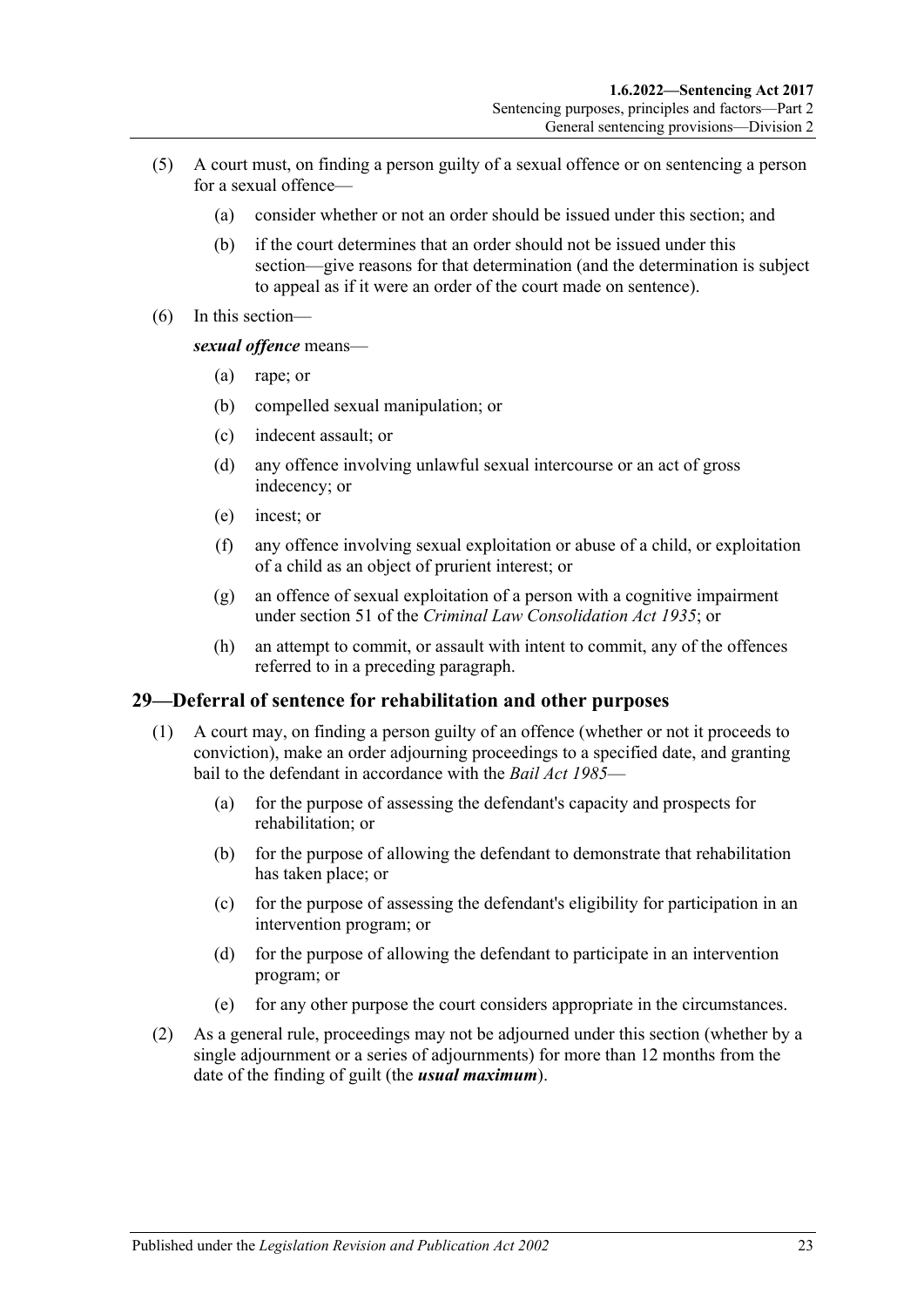(5) A court must, on finding a person guilty of a sexual offence or on sentencing a person for a sexual offence—

  (a) consider whether or not an order should be issued under this section; and

  (b) if the court determines that an order should not be issued under this section—give reasons for that determination (and the determination is subject to appeal as if it were an order of the court made on sentence).

(6) In this section—

***sexual offence*** means—

  (a) rape; or

  (b) compelled sexual manipulation; or

  (c) indecent assault; or

  (d) any offence involving unlawful sexual intercourse or an act of gross indecency; or

  (e) incest; or

  (f) any offence involving sexual exploitation or abuse of a child, or exploitation of a child as an object of prurient interest; or

  (g) an offence of sexual exploitation of a person with a cognitive impairment under section 51 of the *Criminal Law Consolidation Act 1935*; or

  (h) an attempt to commit, or assault with intent to commit, any of the offences referred to in a preceding paragraph.

## 29—Deferral of sentence for rehabilitation and other purposes

(1) A court may, on finding a person guilty of an offence (whether or not it proceeds to conviction), make an order adjourning proceedings to a specified date, and granting bail to the defendant in accordance with the *Bail Act 1985*—

  (a) for the purpose of assessing the defendant's capacity and prospects for rehabilitation; or

  (b) for the purpose of allowing the defendant to demonstrate that rehabilitation has taken place; or

  (c) for the purpose of assessing the defendant's eligibility for participation in an intervention program; or

  (d) for the purpose of allowing the defendant to participate in an intervention program; or

  (e) for any other purpose the court considers appropriate in the circumstances.

(2) As a general rule, proceedings may not be adjourned under this section (whether by a single adjournment or a series of adjournments) for more than 12 months from the date of the finding of guilt (the ***usual maximum***).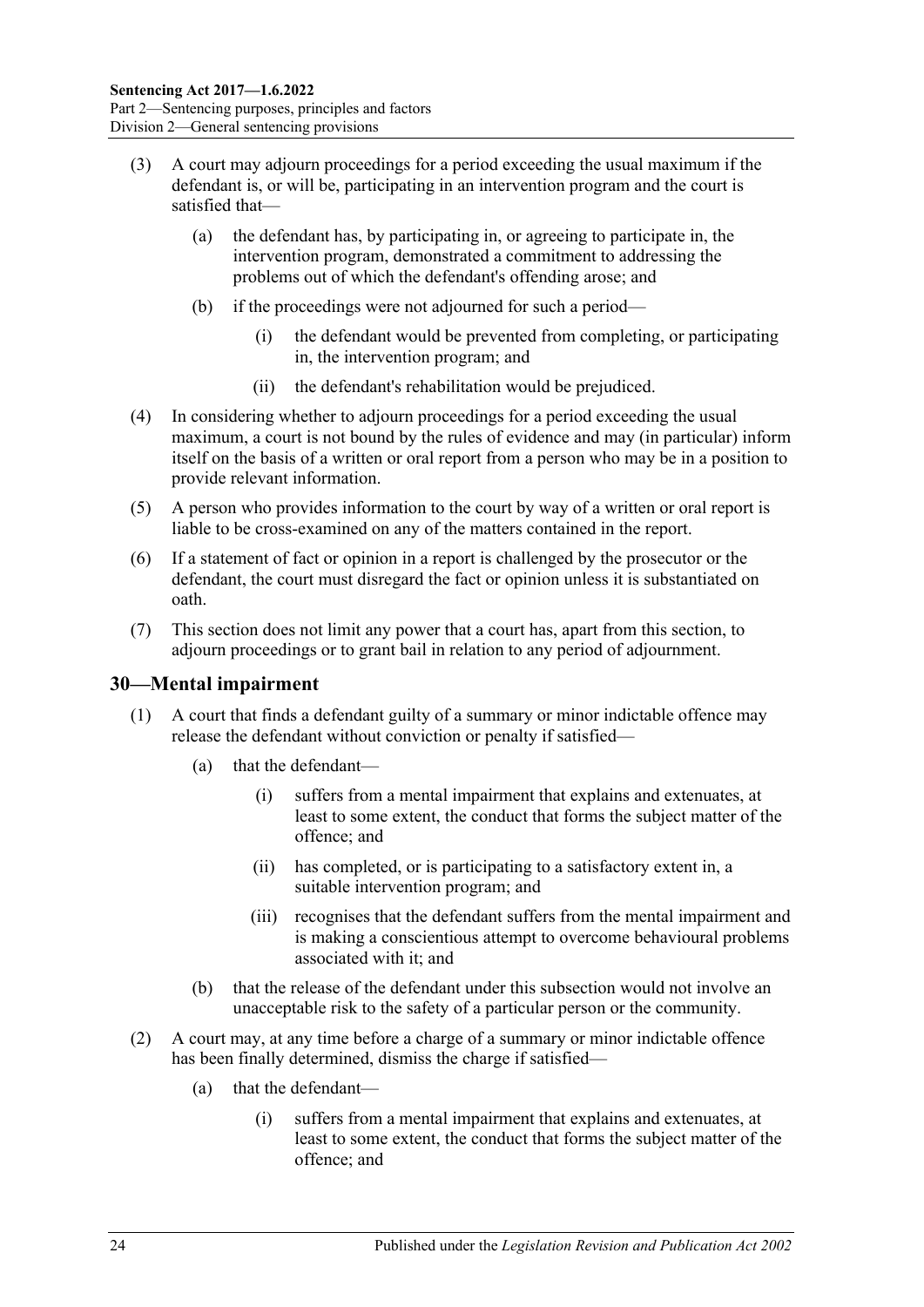(3) A court may adjourn proceedings for a period exceeding the usual maximum if the defendant is, or will be, participating in an intervention program and the court is satisfied that—

(a) the defendant has, by participating in, or agreeing to participate in, the intervention program, demonstrated a commitment to addressing the problems out of which the defendant's offending arose; and

(b) if the proceedings were not adjourned for such a period—

(i) the defendant would be prevented from completing, or participating in, the intervention program; and

(ii) the defendant's rehabilitation would be prejudiced.

(4) In considering whether to adjourn proceedings for a period exceeding the usual maximum, a court is not bound by the rules of evidence and may (in particular) inform itself on the basis of a written or oral report from a person who may be in a position to provide relevant information.

(5) A person who provides information to the court by way of a written or oral report is liable to be cross-examined on any of the matters contained in the report.

(6) If a statement of fact or opinion in a report is challenged by the prosecutor or the defendant, the court must disregard the fact or opinion unless it is substantiated on oath.

(7) This section does not limit any power that a court has, apart from this section, to adjourn proceedings or to grant bail in relation to any period of adjournment.

## 30—Mental impairment

(1) A court that finds a defendant guilty of a summary or minor indictable offence may release the defendant without conviction or penalty if satisfied—

(a) that the defendant—

(i) suffers from a mental impairment that explains and extenuates, at least to some extent, the conduct that forms the subject matter of the offence; and

(ii) has completed, or is participating to a satisfactory extent in, a suitable intervention program; and

(iii) recognises that the defendant suffers from the mental impairment and is making a conscientious attempt to overcome behavioural problems associated with it; and

(b) that the release of the defendant under this subsection would not involve an unacceptable risk to the safety of a particular person or the community.

(2) A court may, at any time before a charge of a summary or minor indictable offence has been finally determined, dismiss the charge if satisfied—

(a) that the defendant—

(i) suffers from a mental impairment that explains and extenuates, at least to some extent, the conduct that forms the subject matter of the offence; and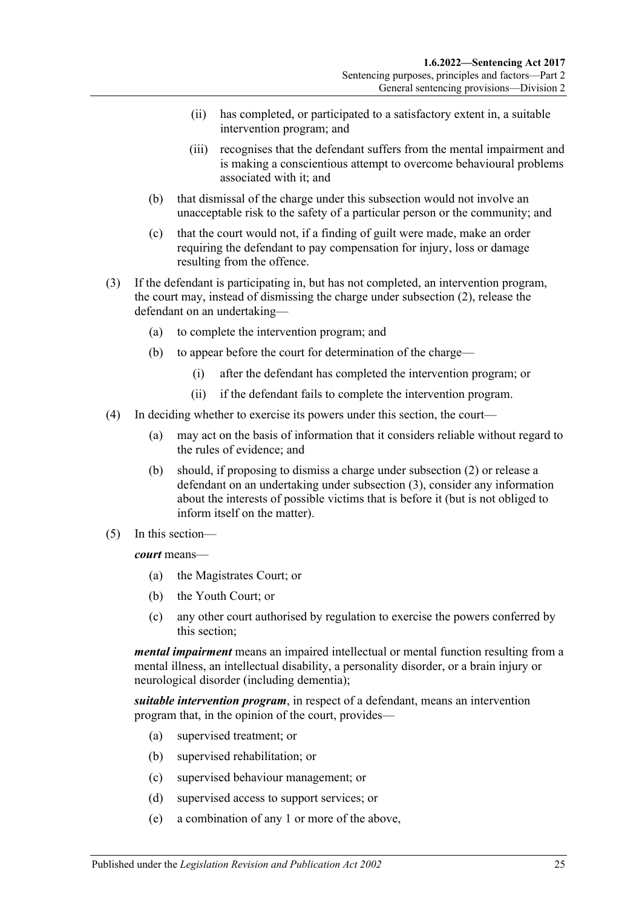(ii) has completed, or participated to a satisfactory extent in, a suitable intervention program; and

(iii) recognises that the defendant suffers from the mental impairment and is making a conscientious attempt to overcome behavioural problems associated with it; and

(b) that dismissal of the charge under this subsection would not involve an unacceptable risk to the safety of a particular person or the community; and

(c) that the court would not, if a finding of guilt were made, make an order requiring the defendant to pay compensation for injury, loss or damage resulting from the offence.

(3) If the defendant is participating in, but has not completed, an intervention program, the court may, instead of dismissing the charge under subsection (2), release the defendant on an undertaking—

(a) to complete the intervention program; and

(b) to appear before the court for determination of the charge—

(i) after the defendant has completed the intervention program; or

(ii) if the defendant fails to complete the intervention program.

(4) In deciding whether to exercise its powers under this section, the court—

(a) may act on the basis of information that it considers reliable without regard to the rules of evidence; and

(b) should, if proposing to dismiss a charge under subsection (2) or release a defendant on an undertaking under subsection (3), consider any information about the interests of possible victims that is before it (but is not obliged to inform itself on the matter).

(5) In this section—

***court*** means—

(a) the Magistrates Court; or

(b) the Youth Court; or

(c) any other court authorised by regulation to exercise the powers conferred by this section;

***mental impairment*** means an impaired intellectual or mental function resulting from a mental illness, an intellectual disability, a personality disorder, or a brain injury or neurological disorder (including dementia);

***suitable intervention program***, in respect of a defendant, means an intervention program that, in the opinion of the court, provides—

(a) supervised treatment; or

(b) supervised rehabilitation; or

(c) supervised behaviour management; or

(d) supervised access to support services; or

(e) a combination of any 1 or more of the above,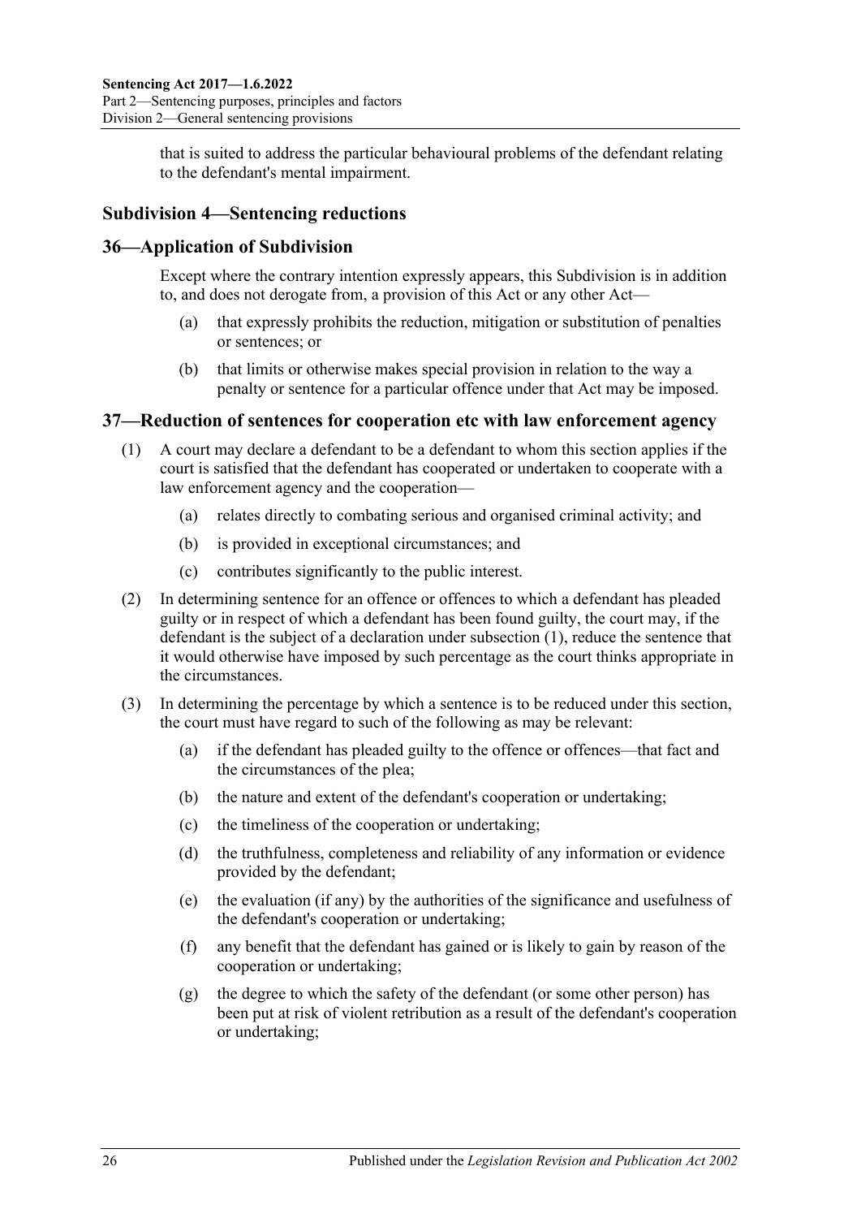that is suited to address the particular behavioural problems of the defendant relating to the defendant's mental impairment.

### Subdivision 4—Sentencing reductions

## 36—Application of Subdivision

Except where the contrary intention expressly appears, this Subdivision is in addition to, and does not derogate from, a provision of this Act or any other Act—

- (a) that expressly prohibits the reduction, mitigation or substitution of penalties or sentences; or
- (b) that limits or otherwise makes special provision in relation to the way a penalty or sentence for a particular offence under that Act may be imposed.

## 37—Reduction of sentences for cooperation etc with law enforcement agency

(1) A court may declare a defendant to be a defendant to whom this section applies if the court is satisfied that the defendant has cooperated or undertaken to cooperate with a law enforcement agency and the cooperation—

- (a) relates directly to combating serious and organised criminal activity; and
- (b) is provided in exceptional circumstances; and
- (c) contributes significantly to the public interest.

(2) In determining sentence for an offence or offences to which a defendant has pleaded guilty or in respect of which a defendant has been found guilty, the court may, if the defendant is the subject of a declaration under subsection (1), reduce the sentence that it would otherwise have imposed by such percentage as the court thinks appropriate in the circumstances.

(3) In determining the percentage by which a sentence is to be reduced under this section, the court must have regard to such of the following as may be relevant:

- (a) if the defendant has pleaded guilty to the offence or offences—that fact and the circumstances of the plea;
- (b) the nature and extent of the defendant's cooperation or undertaking;
- (c) the timeliness of the cooperation or undertaking;
- (d) the truthfulness, completeness and reliability of any information or evidence provided by the defendant;
- (e) the evaluation (if any) by the authorities of the significance and usefulness of the defendant's cooperation or undertaking;
- (f) any benefit that the defendant has gained or is likely to gain by reason of the cooperation or undertaking;
- (g) the degree to which the safety of the defendant (or some other person) has been put at risk of violent retribution as a result of the defendant's cooperation or undertaking;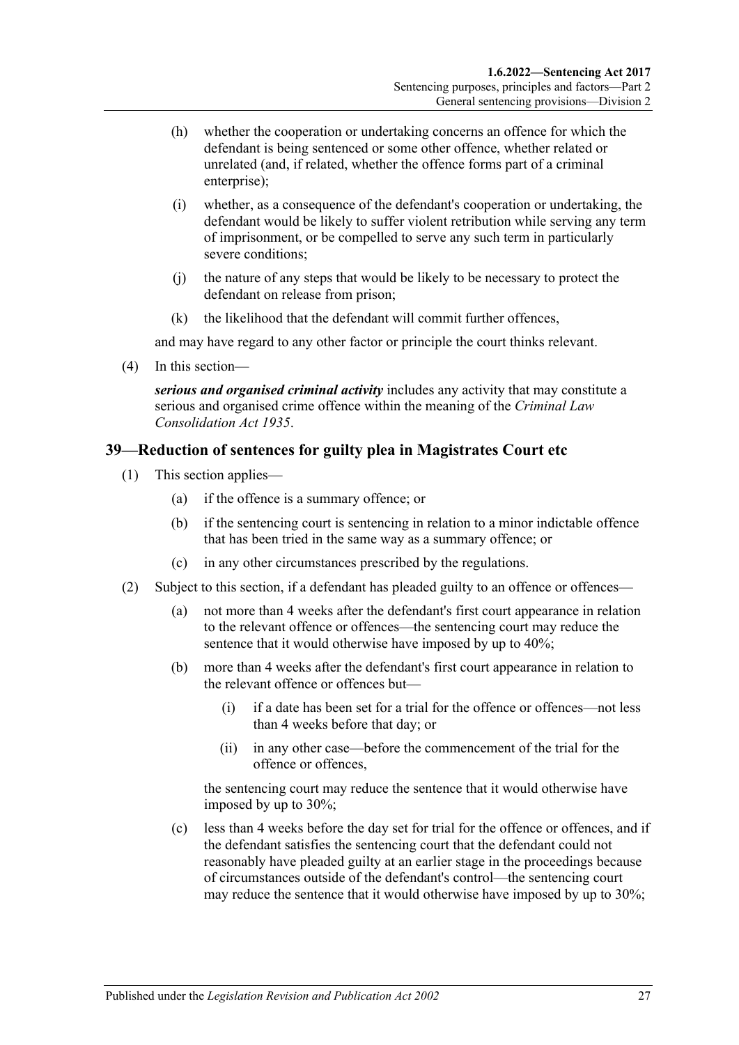(h) whether the cooperation or undertaking concerns an offence for which the defendant is being sentenced or some other offence, whether related or unrelated (and, if related, whether the offence forms part of a criminal enterprise);

(i) whether, as a consequence of the defendant's cooperation or undertaking, the defendant would be likely to suffer violent retribution while serving any term of imprisonment, or be compelled to serve any such term in particularly severe conditions;

(j) the nature of any steps that would be likely to be necessary to protect the defendant on release from prison;

(k) the likelihood that the defendant will commit further offences,

and may have regard to any other factor or principle the court thinks relevant.

(4) In this section—

***serious and organised criminal activity*** includes any activity that may constitute a serious and organised crime offence within the meaning of the *Criminal Law Consolidation Act 1935*.

## 39—Reduction of sentences for guilty plea in Magistrates Court etc

(1) This section applies—

(a) if the offence is a summary offence; or

(b) if the sentencing court is sentencing in relation to a minor indictable offence that has been tried in the same way as a summary offence; or

(c) in any other circumstances prescribed by the regulations.

(2) Subject to this section, if a defendant has pleaded guilty to an offence or offences—

(a) not more than 4 weeks after the defendant's first court appearance in relation to the relevant offence or offences—the sentencing court may reduce the sentence that it would otherwise have imposed by up to 40%;

(b) more than 4 weeks after the defendant's first court appearance in relation to the relevant offence or offences but—

(i) if a date has been set for a trial for the offence or offences—not less than 4 weeks before that day; or

(ii) in any other case—before the commencement of the trial for the offence or offences,

the sentencing court may reduce the sentence that it would otherwise have imposed by up to 30%;

(c) less than 4 weeks before the day set for trial for the offence or offences, and if the defendant satisfies the sentencing court that the defendant could not reasonably have pleaded guilty at an earlier stage in the proceedings because of circumstances outside of the defendant's control—the sentencing court may reduce the sentence that it would otherwise have imposed by up to 30%;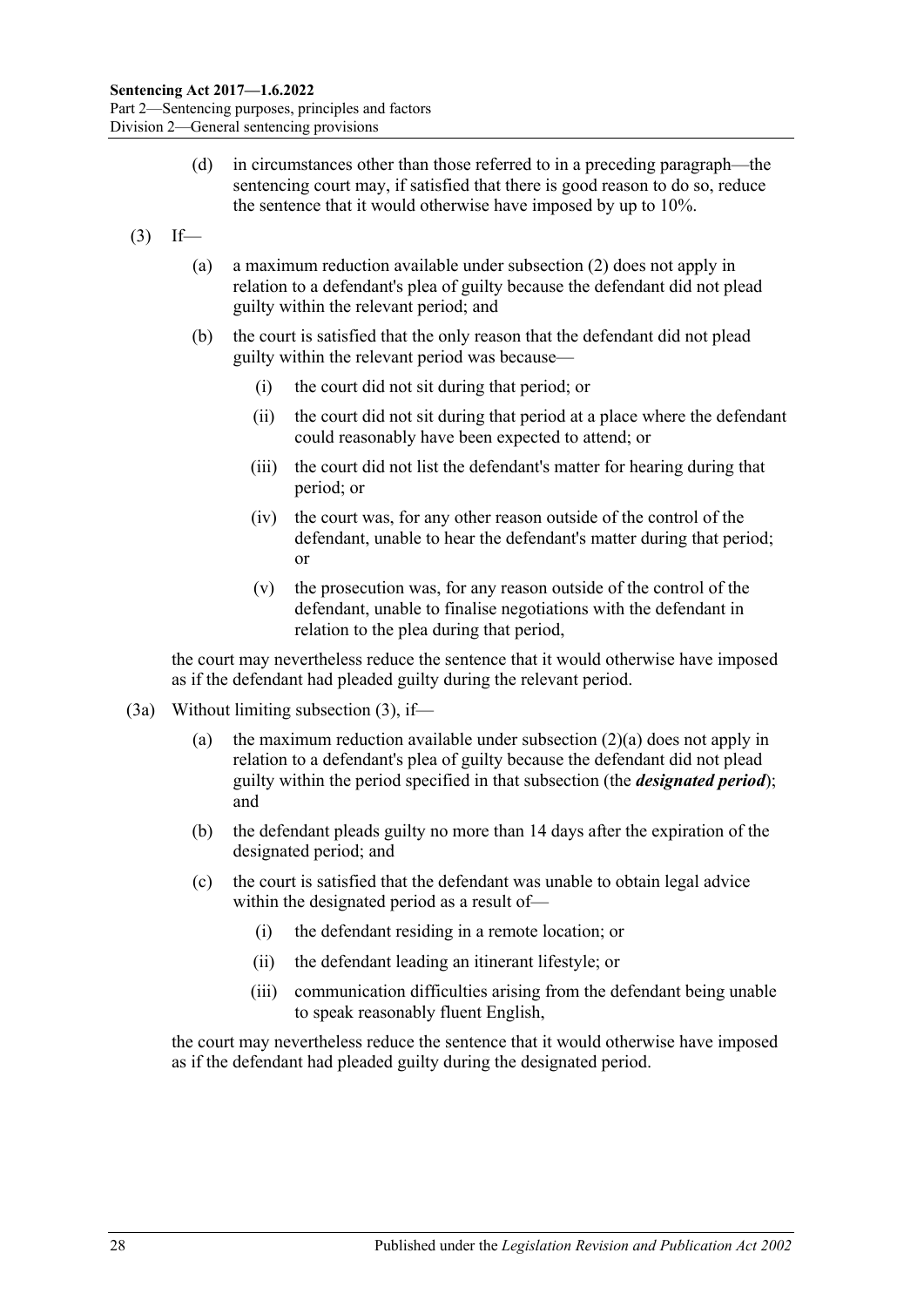(d) in circumstances other than those referred to in a preceding paragraph—the sentencing court may, if satisfied that there is good reason to do so, reduce the sentence that it would otherwise have imposed by up to 10%.

(3) If—

(a) a maximum reduction available under subsection (2) does not apply in relation to a defendant's plea of guilty because the defendant did not plead guilty within the relevant period; and

(b) the court is satisfied that the only reason that the defendant did not plead guilty within the relevant period was because—

(i) the court did not sit during that period; or

(ii) the court did not sit during that period at a place where the defendant could reasonably have been expected to attend; or

(iii) the court did not list the defendant's matter for hearing during that period; or

(iv) the court was, for any other reason outside of the control of the defendant, unable to hear the defendant's matter during that period; or

(v) the prosecution was, for any reason outside of the control of the defendant, unable to finalise negotiations with the defendant in relation to the plea during that period,

the court may nevertheless reduce the sentence that it would otherwise have imposed as if the defendant had pleaded guilty during the relevant period.

(3a) Without limiting subsection (3), if—

(a) the maximum reduction available under subsection (2)(a) does not apply in relation to a defendant's plea of guilty because the defendant did not plead guilty within the period specified in that subsection (the ***designated period***); and

(b) the defendant pleads guilty no more than 14 days after the expiration of the designated period; and

(c) the court is satisfied that the defendant was unable to obtain legal advice within the designated period as a result of—

(i) the defendant residing in a remote location; or

(ii) the defendant leading an itinerant lifestyle; or

(iii) communication difficulties arising from the defendant being unable to speak reasonably fluent English,

the court may nevertheless reduce the sentence that it would otherwise have imposed as if the defendant had pleaded guilty during the designated period.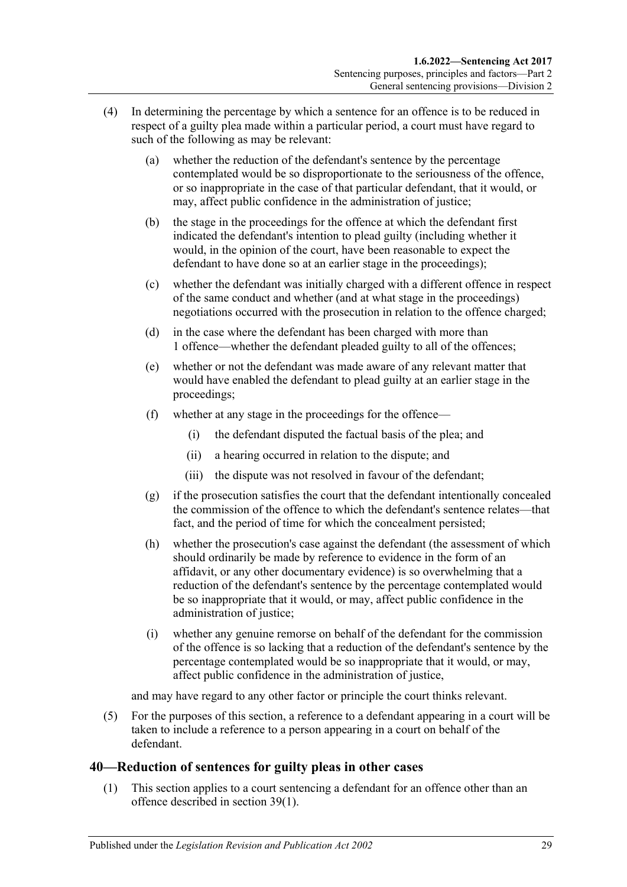(4) In determining the percentage by which a sentence for an offence is to be reduced in respect of a guilty plea made within a particular period, a court must have regard to such of the following as may be relevant:

(a) whether the reduction of the defendant's sentence by the percentage contemplated would be so disproportionate to the seriousness of the offence, or so inappropriate in the case of that particular defendant, that it would, or may, affect public confidence in the administration of justice;

(b) the stage in the proceedings for the offence at which the defendant first indicated the defendant's intention to plead guilty (including whether it would, in the opinion of the court, have been reasonable to expect the defendant to have done so at an earlier stage in the proceedings);

(c) whether the defendant was initially charged with a different offence in respect of the same conduct and whether (and at what stage in the proceedings) negotiations occurred with the prosecution in relation to the offence charged;

(d) in the case where the defendant has been charged with more than 1 offence—whether the defendant pleaded guilty to all of the offences;

(e) whether or not the defendant was made aware of any relevant matter that would have enabled the defendant to plead guilty at an earlier stage in the proceedings;

(f) whether at any stage in the proceedings for the offence—

(i) the defendant disputed the factual basis of the plea; and

(ii) a hearing occurred in relation to the dispute; and

(iii) the dispute was not resolved in favour of the defendant;

(g) if the prosecution satisfies the court that the defendant intentionally concealed the commission of the offence to which the defendant's sentence relates—that fact, and the period of time for which the concealment persisted;

(h) whether the prosecution's case against the defendant (the assessment of which should ordinarily be made by reference to evidence in the form of an affidavit, or any other documentary evidence) is so overwhelming that a reduction of the defendant's sentence by the percentage contemplated would be so inappropriate that it would, or may, affect public confidence in the administration of justice;

(i) whether any genuine remorse on behalf of the defendant for the commission of the offence is so lacking that a reduction of the defendant's sentence by the percentage contemplated would be so inappropriate that it would, or may, affect public confidence in the administration of justice,

and may have regard to any other factor or principle the court thinks relevant.

(5) For the purposes of this section, a reference to a defendant appearing in a court will be taken to include a reference to a person appearing in a court on behalf of the defendant.

## 40—Reduction of sentences for guilty pleas in other cases

(1) This section applies to a court sentencing a defendant for an offence other than an offence described in section 39(1).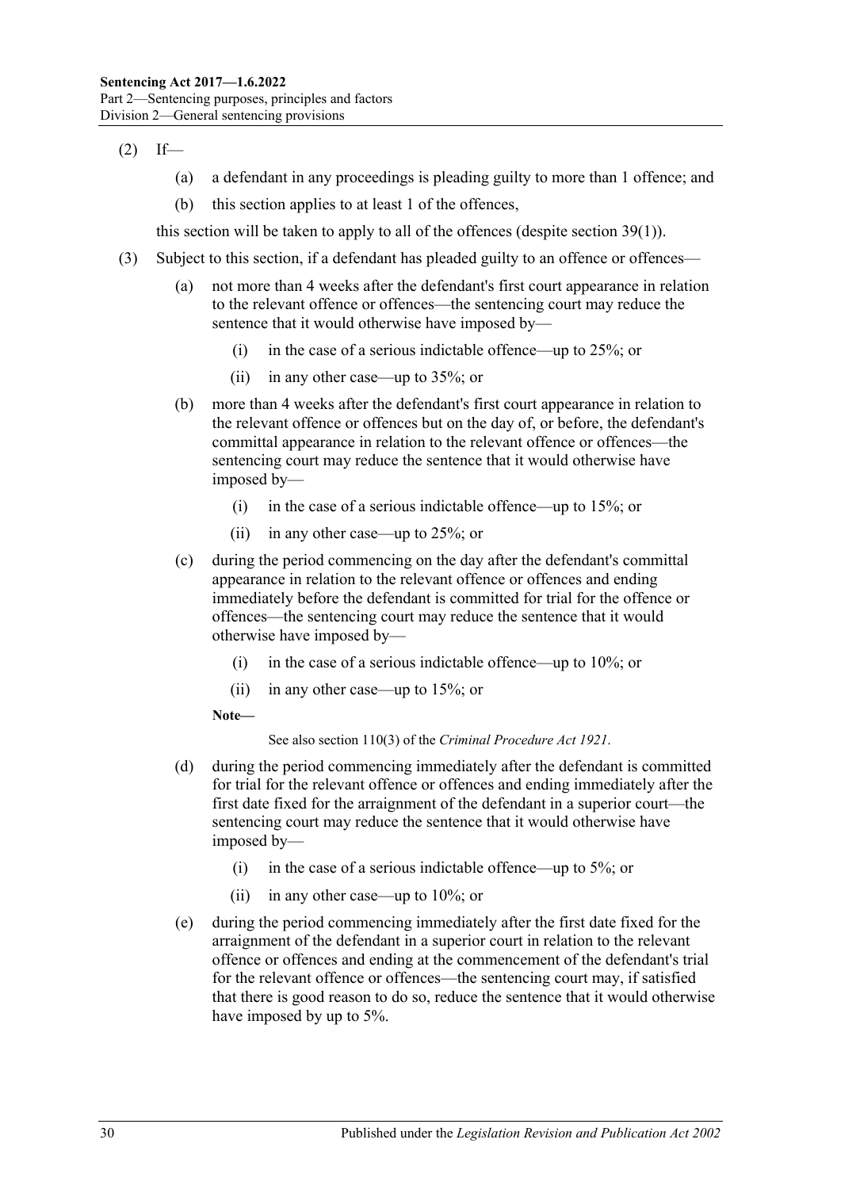(2) If—

(a) a defendant in any proceedings is pleading guilty to more than 1 offence; and

(b) this section applies to at least 1 of the offences,

this section will be taken to apply to all of the offences (despite section 39(1)).

(3) Subject to this section, if a defendant has pleaded guilty to an offence or offences—

(a) not more than 4 weeks after the defendant's first court appearance in relation to the relevant offence or offences—the sentencing court may reduce the sentence that it would otherwise have imposed by—

(i) in the case of a serious indictable offence—up to 25%; or

(ii) in any other case—up to 35%; or

(b) more than 4 weeks after the defendant's first court appearance in relation to the relevant offence or offences but on the day of, or before, the defendant's committal appearance in relation to the relevant offence or offences—the sentencing court may reduce the sentence that it would otherwise have imposed by—

(i) in the case of a serious indictable offence—up to 15%; or

(ii) in any other case—up to 25%; or

(c) during the period commencing on the day after the defendant's committal appearance in relation to the relevant offence or offences and ending immediately before the defendant is committed for trial for the offence or offences—the sentencing court may reduce the sentence that it would otherwise have imposed by—

(i) in the case of a serious indictable offence—up to 10%; or

(ii) in any other case—up to 15%; or

**Note—**

See also section 110(3) of the *Criminal Procedure Act 1921*.

(d) during the period commencing immediately after the defendant is committed for trial for the relevant offence or offences and ending immediately after the first date fixed for the arraignment of the defendant in a superior court—the sentencing court may reduce the sentence that it would otherwise have imposed by—

(i) in the case of a serious indictable offence—up to 5%; or

(ii) in any other case—up to 10%; or

(e) during the period commencing immediately after the first date fixed for the arraignment of the defendant in a superior court in relation to the relevant offence or offences and ending at the commencement of the defendant's trial for the relevant offence or offences—the sentencing court may, if satisfied that there is good reason to do so, reduce the sentence that it would otherwise have imposed by up to 5%.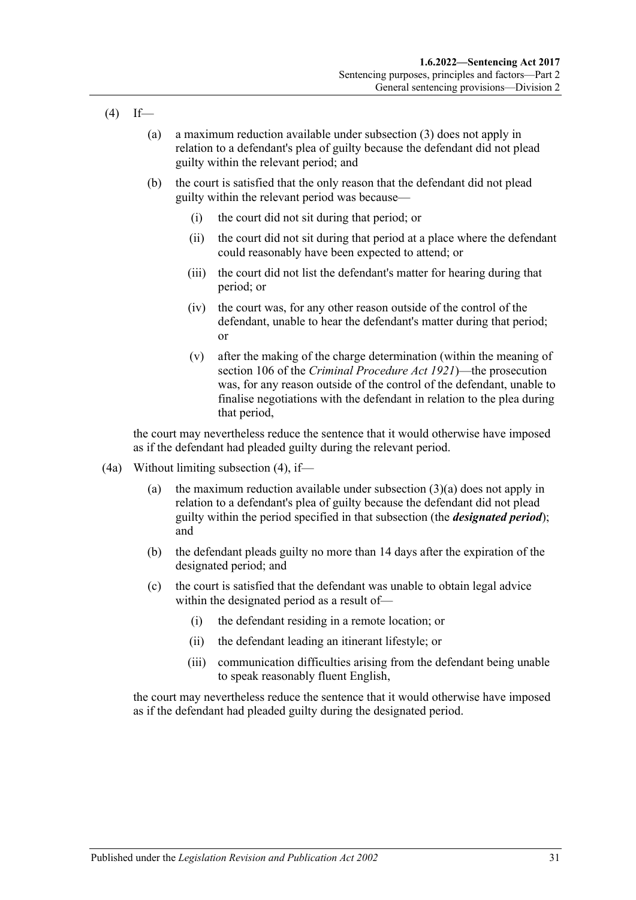(4) If—

(a) a maximum reduction available under subsection (3) does not apply in relation to a defendant's plea of guilty because the defendant did not plead guilty within the relevant period; and

(b) the court is satisfied that the only reason that the defendant did not plead guilty within the relevant period was because—

(i) the court did not sit during that period; or

(ii) the court did not sit during that period at a place where the defendant could reasonably have been expected to attend; or

(iii) the court did not list the defendant's matter for hearing during that period; or

(iv) the court was, for any other reason outside of the control of the defendant, unable to hear the defendant's matter during that period; or

(v) after the making of the charge determination (within the meaning of section 106 of the *Criminal Procedure Act 1921*)—the prosecution was, for any reason outside of the control of the defendant, unable to finalise negotiations with the defendant in relation to the plea during that period,

the court may nevertheless reduce the sentence that it would otherwise have imposed as if the defendant had pleaded guilty during the relevant period.

(4a) Without limiting subsection (4), if—

(a) the maximum reduction available under subsection (3)(a) does not apply in relation to a defendant's plea of guilty because the defendant did not plead guilty within the period specified in that subsection (the ***designated period***); and

(b) the defendant pleads guilty no more than 14 days after the expiration of the designated period; and

(c) the court is satisfied that the defendant was unable to obtain legal advice within the designated period as a result of—

(i) the defendant residing in a remote location; or

(ii) the defendant leading an itinerant lifestyle; or

(iii) communication difficulties arising from the defendant being unable to speak reasonably fluent English,

the court may nevertheless reduce the sentence that it would otherwise have imposed as if the defendant had pleaded guilty during the designated period.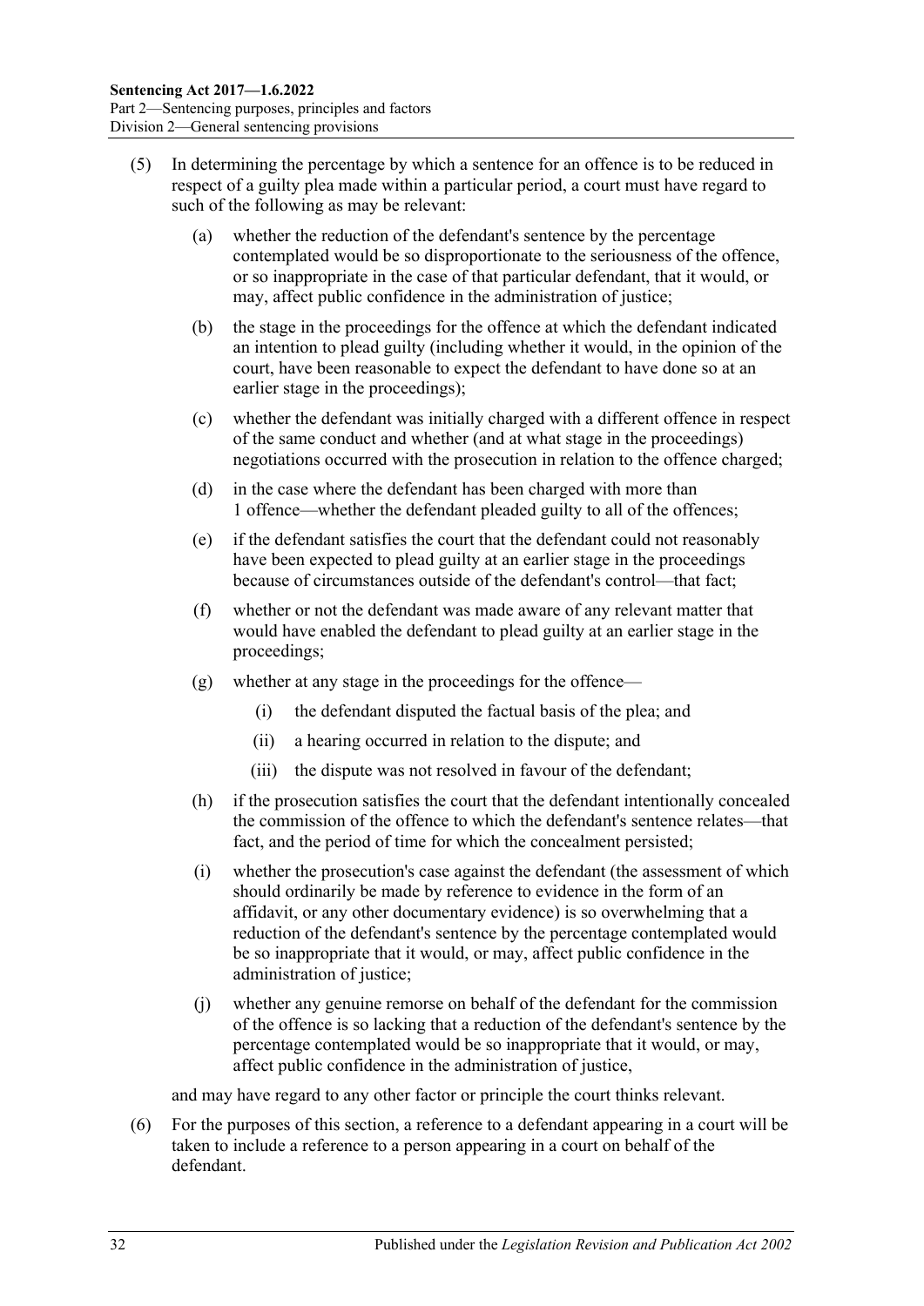(5) In determining the percentage by which a sentence for an offence is to be reduced in respect of a guilty plea made within a particular period, a court must have regard to such of the following as may be relevant:

  (a) whether the reduction of the defendant's sentence by the percentage contemplated would be so disproportionate to the seriousness of the offence, or so inappropriate in the case of that particular defendant, that it would, or may, affect public confidence in the administration of justice;

  (b) the stage in the proceedings for the offence at which the defendant indicated an intention to plead guilty (including whether it would, in the opinion of the court, have been reasonable to expect the defendant to have done so at an earlier stage in the proceedings);

  (c) whether the defendant was initially charged with a different offence in respect of the same conduct and whether (and at what stage in the proceedings) negotiations occurred with the prosecution in relation to the offence charged;

  (d) in the case where the defendant has been charged with more than 1 offence—whether the defendant pleaded guilty to all of the offences;

  (e) if the defendant satisfies the court that the defendant could not reasonably have been expected to plead guilty at an earlier stage in the proceedings because of circumstances outside of the defendant's control—that fact;

  (f) whether or not the defendant was made aware of any relevant matter that would have enabled the defendant to plead guilty at an earlier stage in the proceedings;

  (g) whether at any stage in the proceedings for the offence—

    (i) the defendant disputed the factual basis of the plea; and

    (ii) a hearing occurred in relation to the dispute; and

    (iii) the dispute was not resolved in favour of the defendant;

  (h) if the prosecution satisfies the court that the defendant intentionally concealed the commission of the offence to which the defendant's sentence relates—that fact, and the period of time for which the concealment persisted;

  (i) whether the prosecution's case against the defendant (the assessment of which should ordinarily be made by reference to evidence in the form of an affidavit, or any other documentary evidence) is so overwhelming that a reduction of the defendant's sentence by the percentage contemplated would be so inappropriate that it would, or may, affect public confidence in the administration of justice;

  (j) whether any genuine remorse on behalf of the defendant for the commission of the offence is so lacking that a reduction of the defendant's sentence by the percentage contemplated would be so inappropriate that it would, or may, affect public confidence in the administration of justice,

and may have regard to any other factor or principle the court thinks relevant.

(6) For the purposes of this section, a reference to a defendant appearing in a court will be taken to include a reference to a person appearing in a court on behalf of the defendant.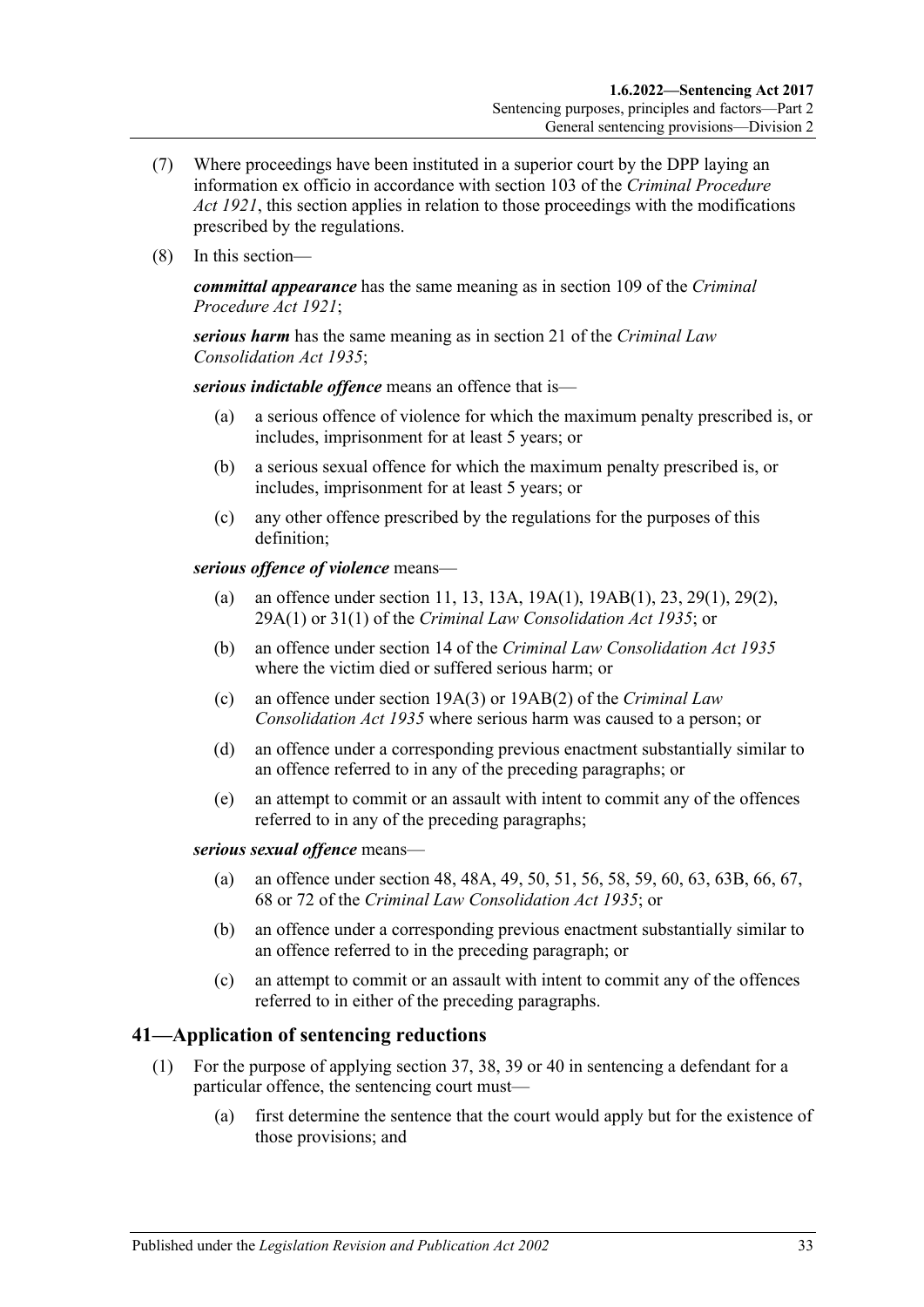(7) Where proceedings have been instituted in a superior court by the DPP laying an information ex officio in accordance with section 103 of the *Criminal Procedure Act 1921*, this section applies in relation to those proceedings with the modifications prescribed by the regulations.

(8) In this section—

***committal appearance*** has the same meaning as in section 109 of the *Criminal Procedure Act 1921*;

***serious harm*** has the same meaning as in section 21 of the *Criminal Law Consolidation Act 1935*;

***serious indictable offence*** means an offence that is—

(a) a serious offence of violence for which the maximum penalty prescribed is, or includes, imprisonment for at least 5 years; or

(b) a serious sexual offence for which the maximum penalty prescribed is, or includes, imprisonment for at least 5 years; or

(c) any other offence prescribed by the regulations for the purposes of this definition;

***serious offence of violence*** means—

(a) an offence under section 11, 13, 13A, 19A(1), 19AB(1), 23, 29(1), 29(2), 29A(1) or 31(1) of the *Criminal Law Consolidation Act 1935*; or

(b) an offence under section 14 of the *Criminal Law Consolidation Act 1935* where the victim died or suffered serious harm; or

(c) an offence under section 19A(3) or 19AB(2) of the *Criminal Law Consolidation Act 1935* where serious harm was caused to a person; or

(d) an offence under a corresponding previous enactment substantially similar to an offence referred to in any of the preceding paragraphs; or

(e) an attempt to commit or an assault with intent to commit any of the offences referred to in any of the preceding paragraphs;

***serious sexual offence*** means—

(a) an offence under section 48, 48A, 49, 50, 51, 56, 58, 59, 60, 63, 63B, 66, 67, 68 or 72 of the *Criminal Law Consolidation Act 1935*; or

(b) an offence under a corresponding previous enactment substantially similar to an offence referred to in the preceding paragraph; or

(c) an attempt to commit or an assault with intent to commit any of the offences referred to in either of the preceding paragraphs.

## 41—Application of sentencing reductions

(1) For the purpose of applying section 37, 38, 39 or 40 in sentencing a defendant for a particular offence, the sentencing court must—

(a) first determine the sentence that the court would apply but for the existence of those provisions; and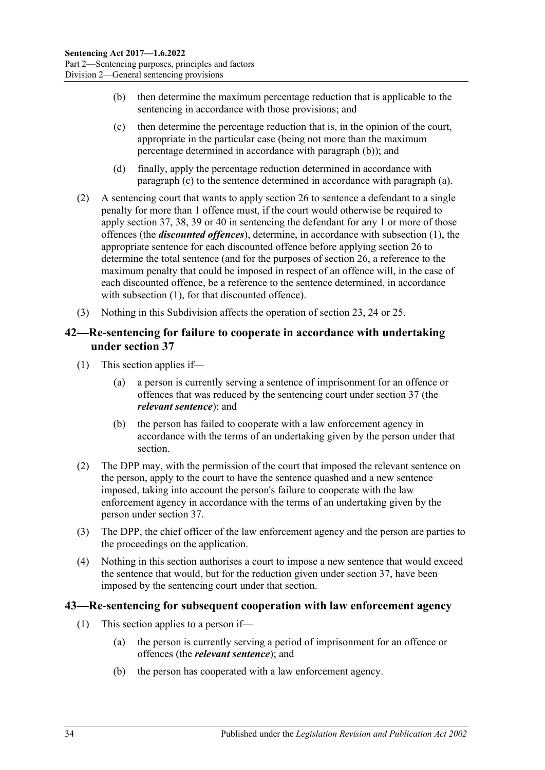(b) then determine the maximum percentage reduction that is applicable to the sentencing in accordance with those provisions; and

(c) then determine the percentage reduction that is, in the opinion of the court, appropriate in the particular case (being not more than the maximum percentage determined in accordance with paragraph (b)); and

(d) finally, apply the percentage reduction determined in accordance with paragraph (c) to the sentence determined in accordance with paragraph (a).

(2) A sentencing court that wants to apply section 26 to sentence a defendant to a single penalty for more than 1 offence must, if the court would otherwise be required to apply section 37, 38, 39 or 40 in sentencing the defendant for any 1 or more of those offences (the ***discounted offences***), determine, in accordance with subsection (1), the appropriate sentence for each discounted offence before applying section 26 to determine the total sentence (and for the purposes of section 26, a reference to the maximum penalty that could be imposed in respect of an offence will, in the case of each discounted offence, be a reference to the sentence determined, in accordance with subsection (1), for that discounted offence).

(3) Nothing in this Subdivision affects the operation of section 23, 24 or 25.

## 42—Re-sentencing for failure to cooperate in accordance with undertaking under section 37

(1) This section applies if—

(a) a person is currently serving a sentence of imprisonment for an offence or offences that was reduced by the sentencing court under section 37 (the ***relevant sentence***); and

(b) the person has failed to cooperate with a law enforcement agency in accordance with the terms of an undertaking given by the person under that section.

(2) The DPP may, with the permission of the court that imposed the relevant sentence on the person, apply to the court to have the sentence quashed and a new sentence imposed, taking into account the person's failure to cooperate with the law enforcement agency in accordance with the terms of an undertaking given by the person under section 37.

(3) The DPP, the chief officer of the law enforcement agency and the person are parties to the proceedings on the application.

(4) Nothing in this section authorises a court to impose a new sentence that would exceed the sentence that would, but for the reduction given under section 37, have been imposed by the sentencing court under that section.

## 43—Re-sentencing for subsequent cooperation with law enforcement agency

(1) This section applies to a person if—

(a) the person is currently serving a period of imprisonment for an offence or offences (the ***relevant sentence***); and

(b) the person has cooperated with a law enforcement agency.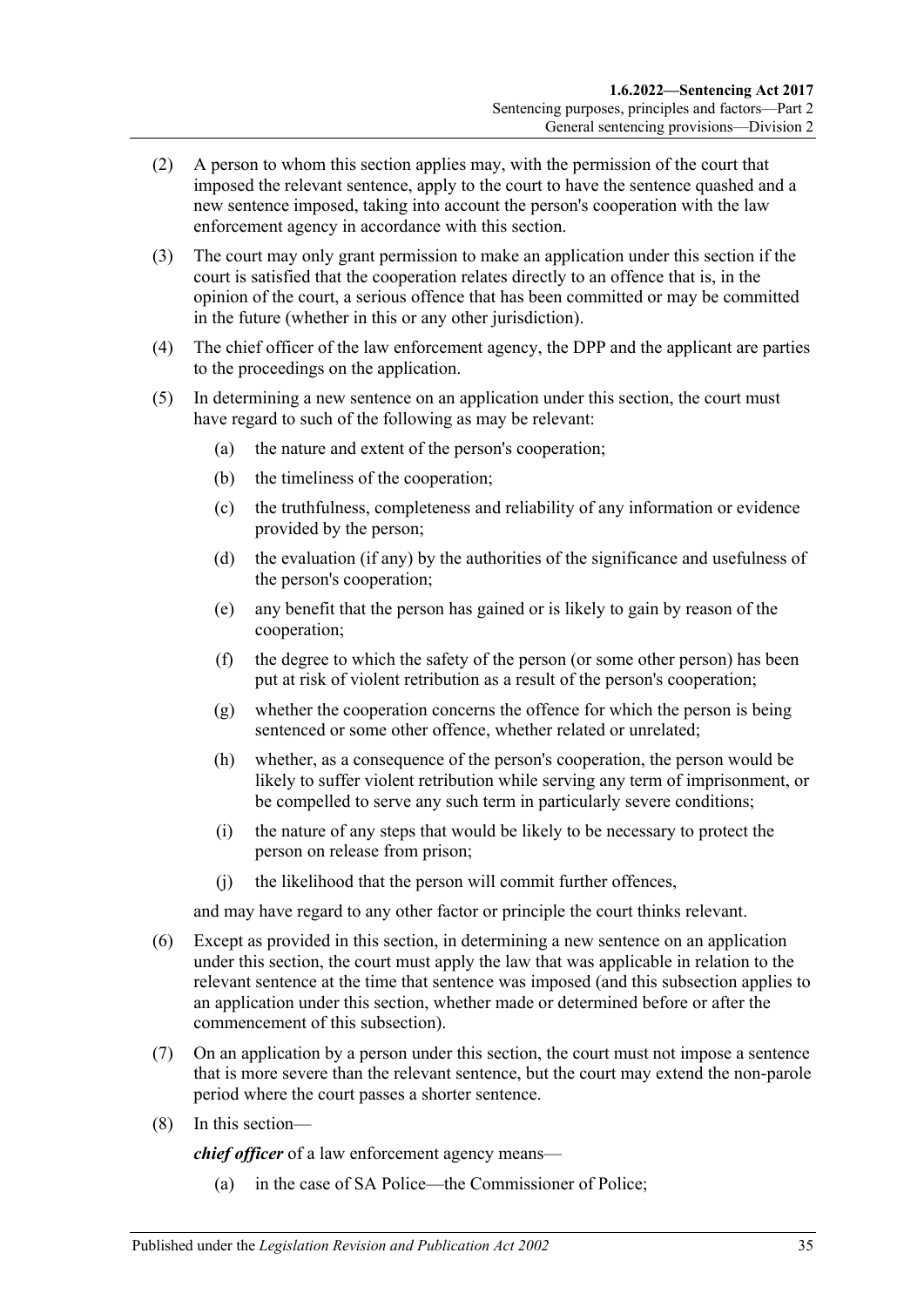(2) A person to whom this section applies may, with the permission of the court that imposed the relevant sentence, apply to the court to have the sentence quashed and a new sentence imposed, taking into account the person's cooperation with the law enforcement agency in accordance with this section.

(3) The court may only grant permission to make an application under this section if the court is satisfied that the cooperation relates directly to an offence that is, in the opinion of the court, a serious offence that has been committed or may be committed in the future (whether in this or any other jurisdiction).

(4) The chief officer of the law enforcement agency, the DPP and the applicant are parties to the proceedings on the application.

(5) In determining a new sentence on an application under this section, the court must have regard to such of the following as may be relevant:

(a) the nature and extent of the person's cooperation;

(b) the timeliness of the cooperation;

(c) the truthfulness, completeness and reliability of any information or evidence provided by the person;

(d) the evaluation (if any) by the authorities of the significance and usefulness of the person's cooperation;

(e) any benefit that the person has gained or is likely to gain by reason of the cooperation;

(f) the degree to which the safety of the person (or some other person) has been put at risk of violent retribution as a result of the person's cooperation;

(g) whether the cooperation concerns the offence for which the person is being sentenced or some other offence, whether related or unrelated;

(h) whether, as a consequence of the person's cooperation, the person would be likely to suffer violent retribution while serving any term of imprisonment, or be compelled to serve any such term in particularly severe conditions;

(i) the nature of any steps that would be likely to be necessary to protect the person on release from prison;

(j) the likelihood that the person will commit further offences,

and may have regard to any other factor or principle the court thinks relevant.

(6) Except as provided in this section, in determining a new sentence on an application under this section, the court must apply the law that was applicable in relation to the relevant sentence at the time that sentence was imposed (and this subsection applies to an application under this section, whether made or determined before or after the commencement of this subsection).

(7) On an application by a person under this section, the court must not impose a sentence that is more severe than the relevant sentence, but the court may extend the non-parole period where the court passes a shorter sentence.

(8) In this section—

***chief officer*** of a law enforcement agency means—

(a) in the case of SA Police—the Commissioner of Police;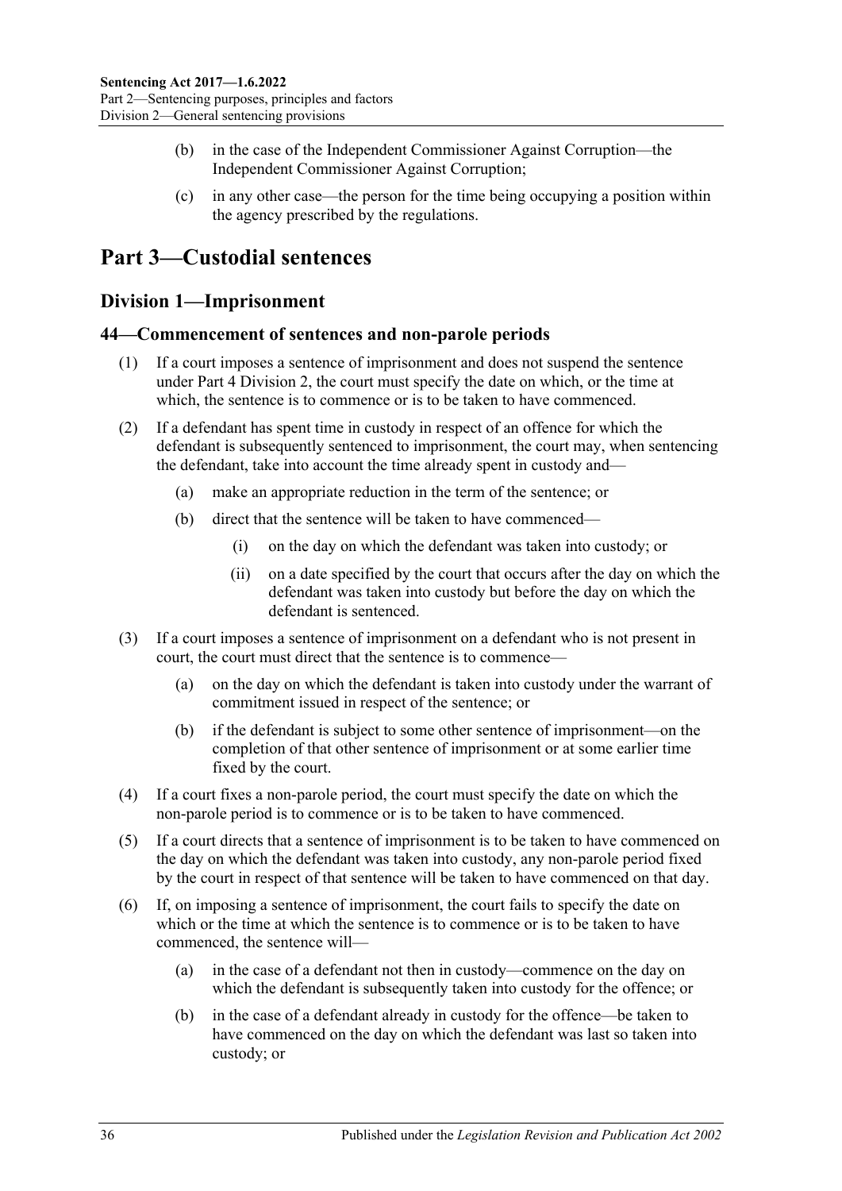(b) in the case of the Independent Commissioner Against Corruption—the Independent Commissioner Against Corruption;

(c) in any other case—the person for the time being occupying a position within the agency prescribed by the regulations.

# Part 3—Custodial sentences

## Division 1—Imprisonment

### 44—Commencement of sentences and non-parole periods

(1) If a court imposes a sentence of imprisonment and does not suspend the sentence under Part 4 Division 2, the court must specify the date on which, or the time at which, the sentence is to commence or is to be taken to have commenced.

(2) If a defendant has spent time in custody in respect of an offence for which the defendant is subsequently sentenced to imprisonment, the court may, when sentencing the defendant, take into account the time already spent in custody and—

(a) make an appropriate reduction in the term of the sentence; or

(b) direct that the sentence will be taken to have commenced—

(i) on the day on which the defendant was taken into custody; or

(ii) on a date specified by the court that occurs after the day on which the defendant was taken into custody but before the day on which the defendant is sentenced.

(3) If a court imposes a sentence of imprisonment on a defendant who is not present in court, the court must direct that the sentence is to commence—

(a) on the day on which the defendant is taken into custody under the warrant of commitment issued in respect of the sentence; or

(b) if the defendant is subject to some other sentence of imprisonment—on the completion of that other sentence of imprisonment or at some earlier time fixed by the court.

(4) If a court fixes a non-parole period, the court must specify the date on which the non-parole period is to commence or is to be taken to have commenced.

(5) If a court directs that a sentence of imprisonment is to be taken to have commenced on the day on which the defendant was taken into custody, any non-parole period fixed by the court in respect of that sentence will be taken to have commenced on that day.

(6) If, on imposing a sentence of imprisonment, the court fails to specify the date on which or the time at which the sentence is to commence or is to be taken to have commenced, the sentence will—

(a) in the case of a defendant not then in custody—commence on the day on which the defendant is subsequently taken into custody for the offence; or

(b) in the case of a defendant already in custody for the offence—be taken to have commenced on the day on which the defendant was last so taken into custody; or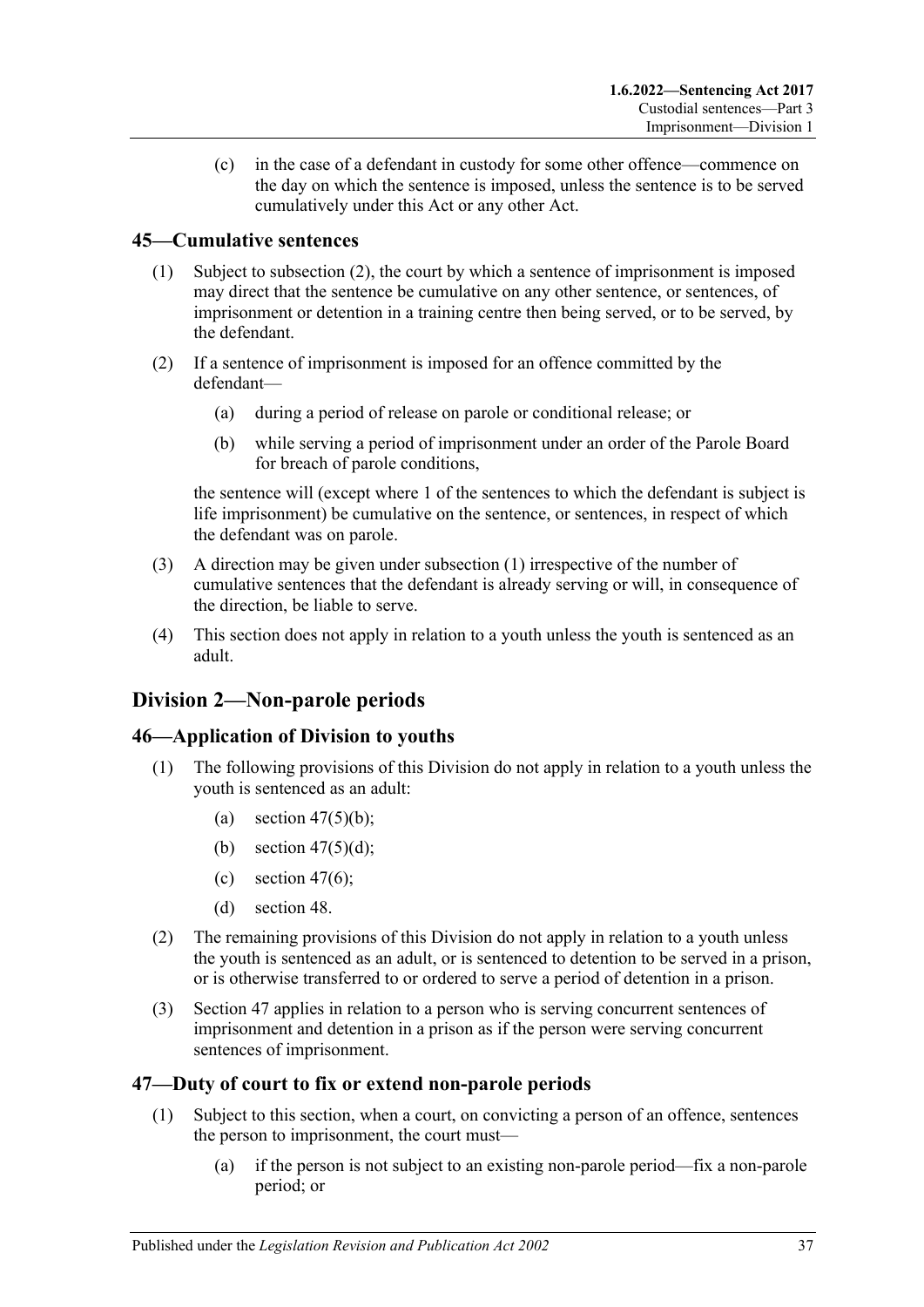(c) in the case of a defendant in custody for some other offence—commence on the day on which the sentence is imposed, unless the sentence is to be served cumulatively under this Act or any other Act.

### 45—Cumulative sentences

(1) Subject to subsection (2), the court by which a sentence of imprisonment is imposed may direct that the sentence be cumulative on any other sentence, or sentences, of imprisonment or detention in a training centre then being served, or to be served, by the defendant.

(2) If a sentence of imprisonment is imposed for an offence committed by the defendant—

(a) during a period of release on parole or conditional release; or

(b) while serving a period of imprisonment under an order of the Parole Board for breach of parole conditions,

the sentence will (except where 1 of the sentences to which the defendant is subject is life imprisonment) be cumulative on the sentence, or sentences, in respect of which the defendant was on parole.

(3) A direction may be given under subsection (1) irrespective of the number of cumulative sentences that the defendant is already serving or will, in consequence of the direction, be liable to serve.

(4) This section does not apply in relation to a youth unless the youth is sentenced as an adult.

## Division 2—Non-parole periods

### 46—Application of Division to youths

(1) The following provisions of this Division do not apply in relation to a youth unless the youth is sentenced as an adult:

(a) section 47(5)(b);

(b) section 47(5)(d);

(c) section 47(6);

(d) section 48.

(2) The remaining provisions of this Division do not apply in relation to a youth unless the youth is sentenced as an adult, or is sentenced to detention to be served in a prison, or is otherwise transferred to or ordered to serve a period of detention in a prison.

(3) Section 47 applies in relation to a person who is serving concurrent sentences of imprisonment and detention in a prison as if the person were serving concurrent sentences of imprisonment.

### 47—Duty of court to fix or extend non-parole periods

(1) Subject to this section, when a court, on convicting a person of an offence, sentences the person to imprisonment, the court must—

(a) if the person is not subject to an existing non-parole period—fix a non-parole period; or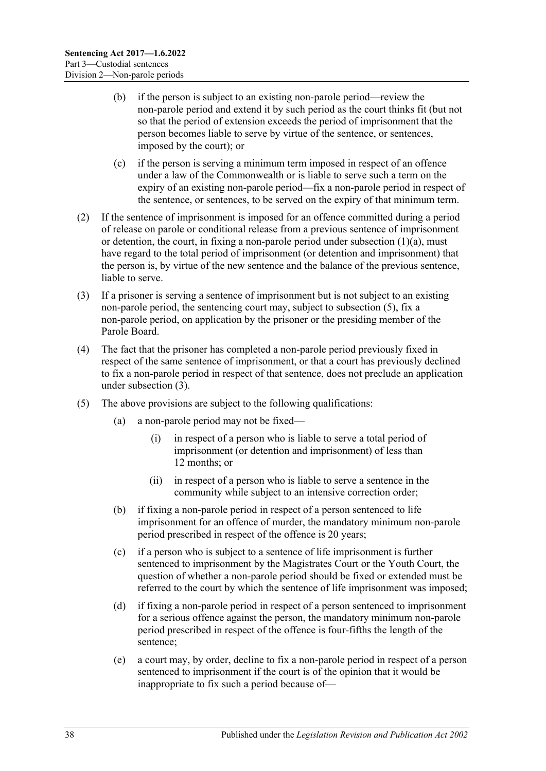(b) if the person is subject to an existing non-parole period—review the non-parole period and extend it by such period as the court thinks fit (but not so that the period of extension exceeds the period of imprisonment that the person becomes liable to serve by virtue of the sentence, or sentences, imposed by the court); or

(c) if the person is serving a minimum term imposed in respect of an offence under a law of the Commonwealth or is liable to serve such a term on the expiry of an existing non-parole period—fix a non-parole period in respect of the sentence, or sentences, to be served on the expiry of that minimum term.

(2) If the sentence of imprisonment is imposed for an offence committed during a period of release on parole or conditional release from a previous sentence of imprisonment or detention, the court, in fixing a non-parole period under subsection (1)(a), must have regard to the total period of imprisonment (or detention and imprisonment) that the person is, by virtue of the new sentence and the balance of the previous sentence, liable to serve.

(3) If a prisoner is serving a sentence of imprisonment but is not subject to an existing non-parole period, the sentencing court may, subject to subsection (5), fix a non-parole period, on application by the prisoner or the presiding member of the Parole Board.

(4) The fact that the prisoner has completed a non-parole period previously fixed in respect of the same sentence of imprisonment, or that a court has previously declined to fix a non-parole period in respect of that sentence, does not preclude an application under subsection (3).

(5) The above provisions are subject to the following qualifications:

(a) a non-parole period may not be fixed—

(i) in respect of a person who is liable to serve a total period of imprisonment (or detention and imprisonment) of less than 12 months; or

(ii) in respect of a person who is liable to serve a sentence in the community while subject to an intensive correction order;

(b) if fixing a non-parole period in respect of a person sentenced to life imprisonment for an offence of murder, the mandatory minimum non-parole period prescribed in respect of the offence is 20 years;

(c) if a person who is subject to a sentence of life imprisonment is further sentenced to imprisonment by the Magistrates Court or the Youth Court, the question of whether a non-parole period should be fixed or extended must be referred to the court by which the sentence of life imprisonment was imposed;

(d) if fixing a non-parole period in respect of a person sentenced to imprisonment for a serious offence against the person, the mandatory minimum non-parole period prescribed in respect of the offence is four-fifths the length of the sentence;

(e) a court may, by order, decline to fix a non-parole period in respect of a person sentenced to imprisonment if the court is of the opinion that it would be inappropriate to fix such a period because of—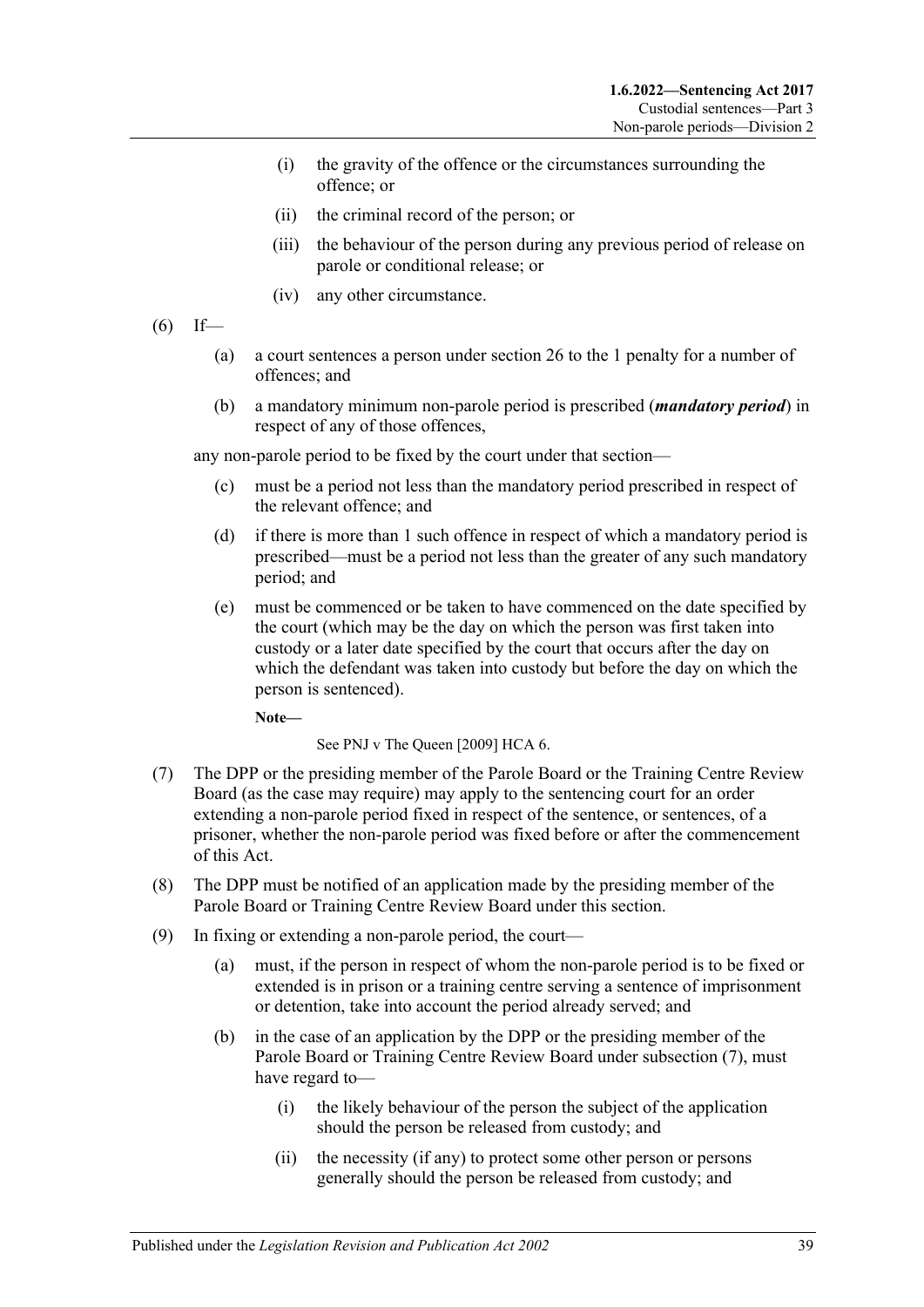(i) the gravity of the offence or the circumstances surrounding the offence; or

(ii) the criminal record of the person; or

(iii) the behaviour of the person during any previous period of release on parole or conditional release; or

(iv) any other circumstance.

(6) If—

(a) a court sentences a person under section 26 to the 1 penalty for a number of offences; and

(b) a mandatory minimum non-parole period is prescribed (***mandatory period***) in respect of any of those offences,

any non-parole period to be fixed by the court under that section—

(c) must be a period not less than the mandatory period prescribed in respect of the relevant offence; and

(d) if there is more than 1 such offence in respect of which a mandatory period is prescribed—must be a period not less than the greater of any such mandatory period; and

(e) must be commenced or be taken to have commenced on the date specified by the court (which may be the day on which the person was first taken into custody or a later date specified by the court that occurs after the day on which the defendant was taken into custody but before the day on which the person is sentenced).

**Note—**

See PNJ v The Queen [2009] HCA 6.

(7) The DPP or the presiding member of the Parole Board or the Training Centre Review Board (as the case may require) may apply to the sentencing court for an order extending a non-parole period fixed in respect of the sentence, or sentences, of a prisoner, whether the non-parole period was fixed before or after the commencement of this Act.

(8) The DPP must be notified of an application made by the presiding member of the Parole Board or Training Centre Review Board under this section.

(9) In fixing or extending a non-parole period, the court—

(a) must, if the person in respect of whom the non-parole period is to be fixed or extended is in prison or a training centre serving a sentence of imprisonment or detention, take into account the period already served; and

(b) in the case of an application by the DPP or the presiding member of the Parole Board or Training Centre Review Board under subsection (7), must have regard to—

(i) the likely behaviour of the person the subject of the application should the person be released from custody; and

(ii) the necessity (if any) to protect some other person or persons generally should the person be released from custody; and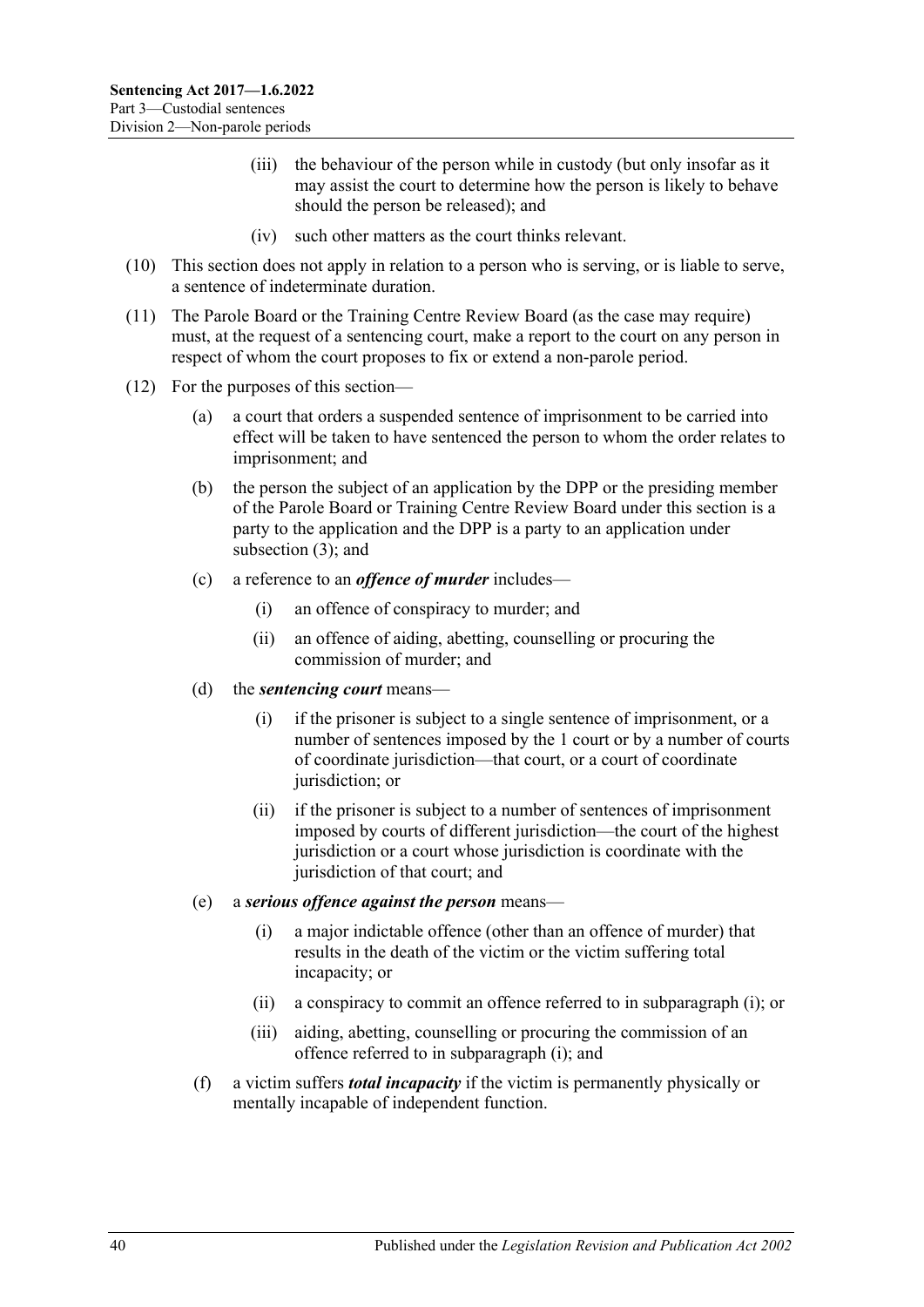(iii) the behaviour of the person while in custody (but only insofar as it may assist the court to determine how the person is likely to behave should the person be released); and

(iv) such other matters as the court thinks relevant.

(10) This section does not apply in relation to a person who is serving, or is liable to serve, a sentence of indeterminate duration.

(11) The Parole Board or the Training Centre Review Board (as the case may require) must, at the request of a sentencing court, make a report to the court on any person in respect of whom the court proposes to fix or extend a non-parole period.

(12) For the purposes of this section—

(a) a court that orders a suspended sentence of imprisonment to be carried into effect will be taken to have sentenced the person to whom the order relates to imprisonment; and

(b) the person the subject of an application by the DPP or the presiding member of the Parole Board or Training Centre Review Board under this section is a party to the application and the DPP is a party to an application under subsection (3); and

(c) a reference to an ***offence of murder*** includes—

(i) an offence of conspiracy to murder; and

(ii) an offence of aiding, abetting, counselling or procuring the commission of murder; and

(d) the ***sentencing court*** means—

(i) if the prisoner is subject to a single sentence of imprisonment, or a number of sentences imposed by the 1 court or by a number of courts of coordinate jurisdiction—that court, or a court of coordinate jurisdiction; or

(ii) if the prisoner is subject to a number of sentences of imprisonment imposed by courts of different jurisdiction—the court of the highest jurisdiction or a court whose jurisdiction is coordinate with the jurisdiction of that court; and

(e) a ***serious offence against the person*** means—

(i) a major indictable offence (other than an offence of murder) that results in the death of the victim or the victim suffering total incapacity; or

(ii) a conspiracy to commit an offence referred to in subparagraph (i); or

(iii) aiding, abetting, counselling or procuring the commission of an offence referred to in subparagraph (i); and

(f) a victim suffers ***total incapacity*** if the victim is permanently physically or mentally incapable of independent function.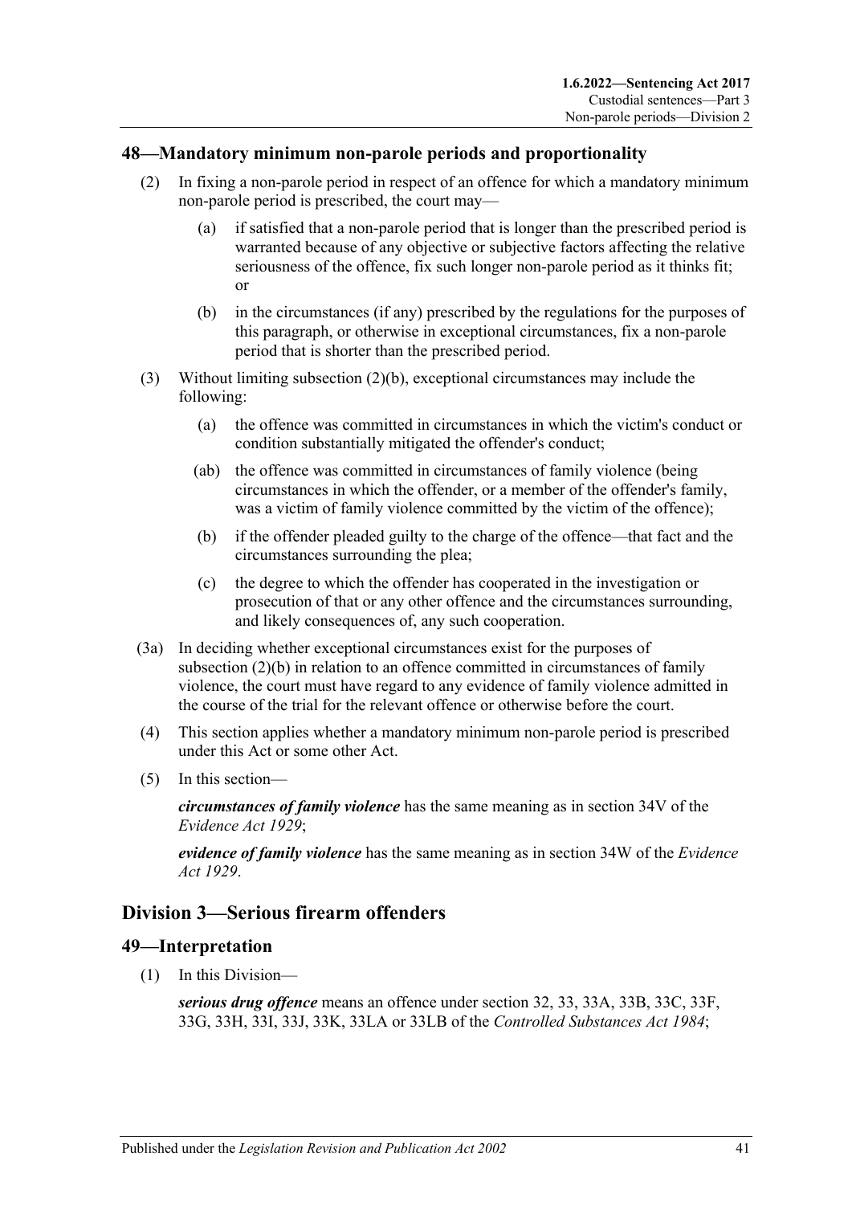## 48—Mandatory minimum non-parole periods and proportionality

(2) In fixing a non-parole period in respect of an offence for which a mandatory minimum non-parole period is prescribed, the court may—

  (a) if satisfied that a non-parole period that is longer than the prescribed period is warranted because of any objective or subjective factors affecting the relative seriousness of the offence, fix such longer non-parole period as it thinks fit; or

  (b) in the circumstances (if any) prescribed by the regulations for the purposes of this paragraph, or otherwise in exceptional circumstances, fix a non-parole period that is shorter than the prescribed period.

(3) Without limiting subsection (2)(b), exceptional circumstances may include the following:

  (a) the offence was committed in circumstances in which the victim's conduct or condition substantially mitigated the offender's conduct;

  (ab) the offence was committed in circumstances of family violence (being circumstances in which the offender, or a member of the offender's family, was a victim of family violence committed by the victim of the offence);

  (b) if the offender pleaded guilty to the charge of the offence—that fact and the circumstances surrounding the plea;

  (c) the degree to which the offender has cooperated in the investigation or prosecution of that or any other offence and the circumstances surrounding, and likely consequences of, any such cooperation.

(3a) In deciding whether exceptional circumstances exist for the purposes of subsection (2)(b) in relation to an offence committed in circumstances of family violence, the court must have regard to any evidence of family violence admitted in the course of the trial for the relevant offence or otherwise before the court.

(4) This section applies whether a mandatory minimum non-parole period is prescribed under this Act or some other Act.

(5) In this section—

***circumstances of family violence*** has the same meaning as in section 34V of the *Evidence Act 1929*;

***evidence of family violence*** has the same meaning as in section 34W of the *Evidence Act 1929*.

# Division 3—Serious firearm offenders

## 49—Interpretation

(1) In this Division—

***serious drug offence*** means an offence under section 32, 33, 33A, 33B, 33C, 33F, 33G, 33H, 33I, 33J, 33K, 33LA or 33LB of the *Controlled Substances Act 1984*;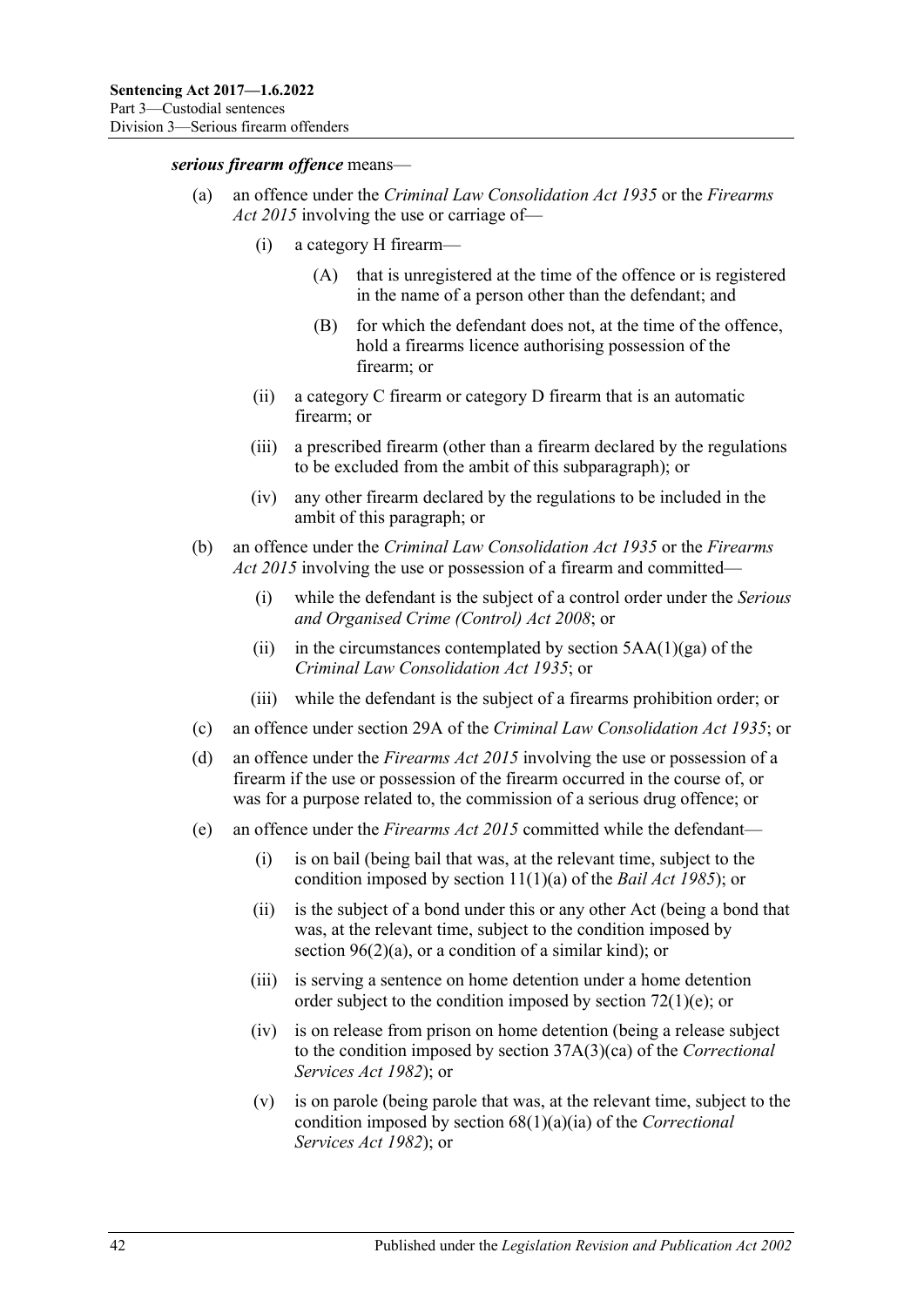***serious firearm offence*** means—

- (a) an offence under the *Criminal Law Consolidation Act 1935* or the *Firearms Act 2015* involving the use or carriage of—
  - (i) a category H firearm—
    - (A) that is unregistered at the time of the offence or is registered in the name of a person other than the defendant; and
    - (B) for which the defendant does not, at the time of the offence, hold a firearms licence authorising possession of the firearm; or
  - (ii) a category C firearm or category D firearm that is an automatic firearm; or
  - (iii) a prescribed firearm (other than a firearm declared by the regulations to be excluded from the ambit of this subparagraph); or
  - (iv) any other firearm declared by the regulations to be included in the ambit of this paragraph; or
- (b) an offence under the *Criminal Law Consolidation Act 1935* or the *Firearms Act 2015* involving the use or possession of a firearm and committed—
  - (i) while the defendant is the subject of a control order under the *Serious and Organised Crime (Control) Act 2008*; or
  - (ii) in the circumstances contemplated by section 5AA(1)(ga) of the *Criminal Law Consolidation Act 1935*; or
  - (iii) while the defendant is the subject of a firearms prohibition order; or
- (c) an offence under section 29A of the *Criminal Law Consolidation Act 1935*; or
- (d) an offence under the *Firearms Act 2015* involving the use or possession of a firearm if the use or possession of the firearm occurred in the course of, or was for a purpose related to, the commission of a serious drug offence; or
- (e) an offence under the *Firearms Act 2015* committed while the defendant—
  - (i) is on bail (being bail that was, at the relevant time, subject to the condition imposed by section 11(1)(a) of the *Bail Act 1985*); or
  - (ii) is the subject of a bond under this or any other Act (being a bond that was, at the relevant time, subject to the condition imposed by section 96(2)(a), or a condition of a similar kind); or
  - (iii) is serving a sentence on home detention under a home detention order subject to the condition imposed by section 72(1)(e); or
  - (iv) is on release from prison on home detention (being a release subject to the condition imposed by section 37A(3)(ca) of the *Correctional Services Act 1982*); or
  - (v) is on parole (being parole that was, at the relevant time, subject to the condition imposed by section 68(1)(a)(ia) of the *Correctional Services Act 1982*); or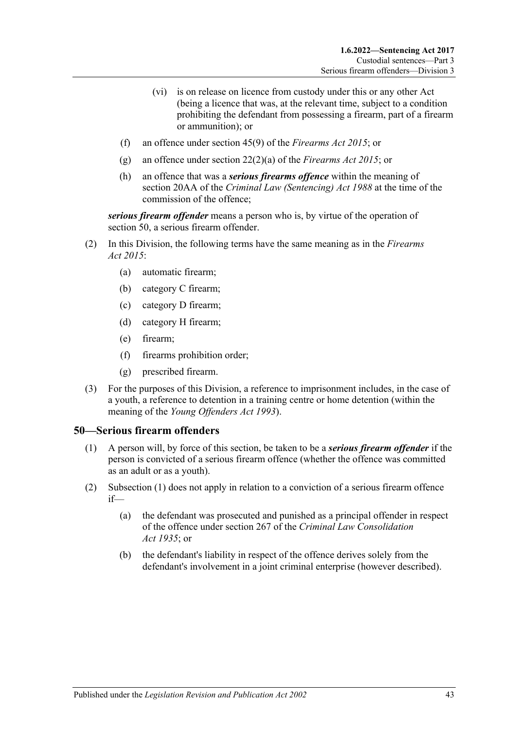(vi) is on release on licence from custody under this or any other Act (being a licence that was, at the relevant time, subject to a condition prohibiting the defendant from possessing a firearm, part of a firearm or ammunition); or

(f) an offence under section 45(9) of the *Firearms Act 2015*; or

(g) an offence under section 22(2)(a) of the *Firearms Act 2015*; or

(h) an offence that was a ***serious firearms offence*** within the meaning of section 20AA of the *Criminal Law (Sentencing) Act 1988* at the time of the commission of the offence;

***serious firearm offender*** means a person who is, by virtue of the operation of section 50, a serious firearm offender.

(2) In this Division, the following terms have the same meaning as in the *Firearms Act 2015*:

(a) automatic firearm;

(b) category C firearm;

(c) category D firearm;

(d) category H firearm;

(e) firearm;

(f) firearms prohibition order;

(g) prescribed firearm.

(3) For the purposes of this Division, a reference to imprisonment includes, in the case of a youth, a reference to detention in a training centre or home detention (within the meaning of the *Young Offenders Act 1993*).

## 50—Serious firearm offenders

(1) A person will, by force of this section, be taken to be a ***serious firearm offender*** if the person is convicted of a serious firearm offence (whether the offence was committed as an adult or as a youth).

(2) Subsection (1) does not apply in relation to a conviction of a serious firearm offence if—

(a) the defendant was prosecuted and punished as a principal offender in respect of the offence under section 267 of the *Criminal Law Consolidation Act 1935*; or

(b) the defendant's liability in respect of the offence derives solely from the defendant's involvement in a joint criminal enterprise (however described).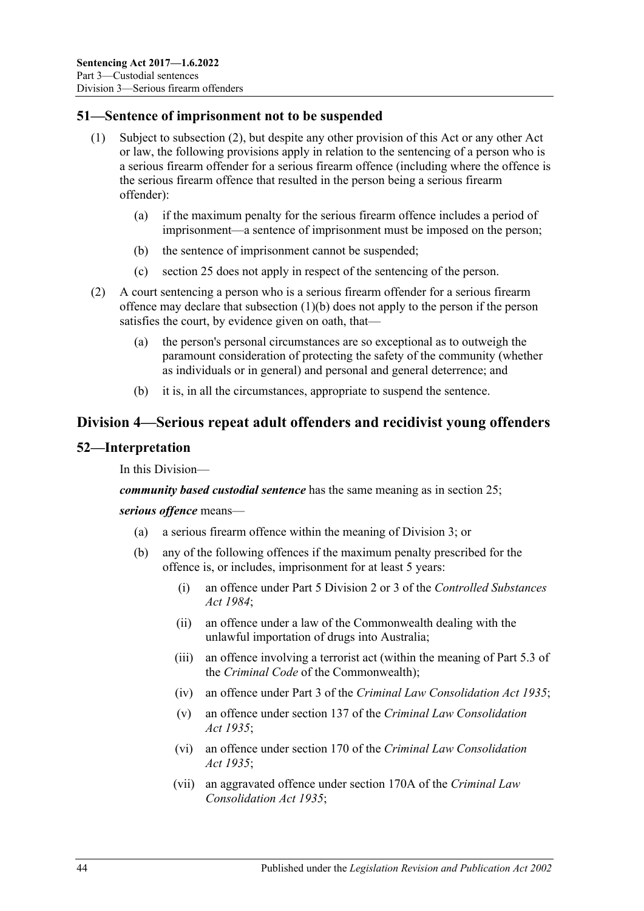## 51—Sentence of imprisonment not to be suspended

(1) Subject to subsection (2), but despite any other provision of this Act or any other Act or law, the following provisions apply in relation to the sentencing of a person who is a serious firearm offender for a serious firearm offence (including where the offence is the serious firearm offence that resulted in the person being a serious firearm offender):

(a) if the maximum penalty for the serious firearm offence includes a period of imprisonment—a sentence of imprisonment must be imposed on the person;

(b) the sentence of imprisonment cannot be suspended;

(c) section 25 does not apply in respect of the sentencing of the person.

(2) A court sentencing a person who is a serious firearm offender for a serious firearm offence may declare that subsection (1)(b) does not apply to the person if the person satisfies the court, by evidence given on oath, that—

(a) the person's personal circumstances are so exceptional as to outweigh the paramount consideration of protecting the safety of the community (whether as individuals or in general) and personal and general deterrence; and

(b) it is, in all the circumstances, appropriate to suspend the sentence.

# Division 4—Serious repeat adult offenders and recidivist young offenders

## 52—Interpretation

In this Division—

***community based custodial sentence*** has the same meaning as in section 25;

***serious offence*** means—

(a) a serious firearm offence within the meaning of Division 3; or

(b) any of the following offences if the maximum penalty prescribed for the offence is, or includes, imprisonment for at least 5 years:

(i) an offence under Part 5 Division 2 or 3 of the *Controlled Substances Act 1984*;

(ii) an offence under a law of the Commonwealth dealing with the unlawful importation of drugs into Australia;

(iii) an offence involving a terrorist act (within the meaning of Part 5.3 of the *Criminal Code* of the Commonwealth);

(iv) an offence under Part 3 of the *Criminal Law Consolidation Act 1935*;

(v) an offence under section 137 of the *Criminal Law Consolidation Act 1935*;

(vi) an offence under section 170 of the *Criminal Law Consolidation Act 1935*;

(vii) an aggravated offence under section 170A of the *Criminal Law Consolidation Act 1935*;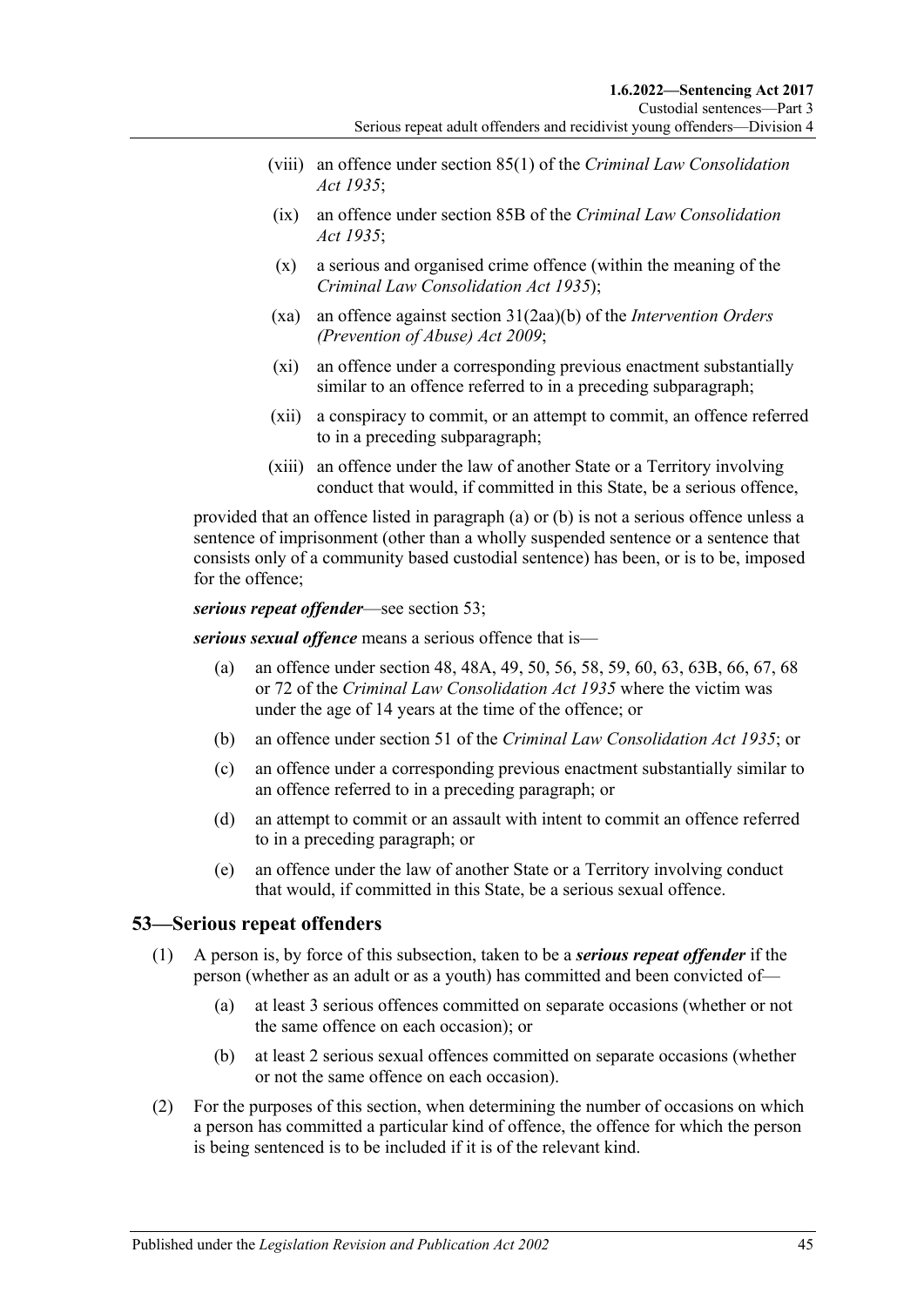- (viii) an offence under section 85(1) of the *Criminal Law Consolidation Act 1935*;
- (ix) an offence under section 85B of the *Criminal Law Consolidation Act 1935*;
- (x) a serious and organised crime offence (within the meaning of the *Criminal Law Consolidation Act 1935*);
- (xa) an offence against section 31(2aa)(b) of the *Intervention Orders (Prevention of Abuse) Act 2009*;
- (xi) an offence under a corresponding previous enactment substantially similar to an offence referred to in a preceding subparagraph;
- (xii) a conspiracy to commit, or an attempt to commit, an offence referred to in a preceding subparagraph;
- (xiii) an offence under the law of another State or a Territory involving conduct that would, if committed in this State, be a serious offence,

provided that an offence listed in paragraph (a) or (b) is not a serious offence unless a sentence of imprisonment (other than a wholly suspended sentence or a sentence that consists only of a community based custodial sentence) has been, or is to be, imposed for the offence;

***serious repeat offender***—see section 53;

***serious sexual offence*** means a serious offence that is—

- (a) an offence under section 48, 48A, 49, 50, 56, 58, 59, 60, 63, 63B, 66, 67, 68 or 72 of the *Criminal Law Consolidation Act 1935* where the victim was under the age of 14 years at the time of the offence; or
- (b) an offence under section 51 of the *Criminal Law Consolidation Act 1935*; or
- (c) an offence under a corresponding previous enactment substantially similar to an offence referred to in a preceding paragraph; or
- (d) an attempt to commit or an assault with intent to commit an offence referred to in a preceding paragraph; or
- (e) an offence under the law of another State or a Territory involving conduct that would, if committed in this State, be a serious sexual offence.

## 53—Serious repeat offenders

(1) A person is, by force of this subsection, taken to be a ***serious repeat offender*** if the person (whether as an adult or as a youth) has committed and been convicted of—

- (a) at least 3 serious offences committed on separate occasions (whether or not the same offence on each occasion); or
- (b) at least 2 serious sexual offences committed on separate occasions (whether or not the same offence on each occasion).

(2) For the purposes of this section, when determining the number of occasions on which a person has committed a particular kind of offence, the offence for which the person is being sentenced is to be included if it is of the relevant kind.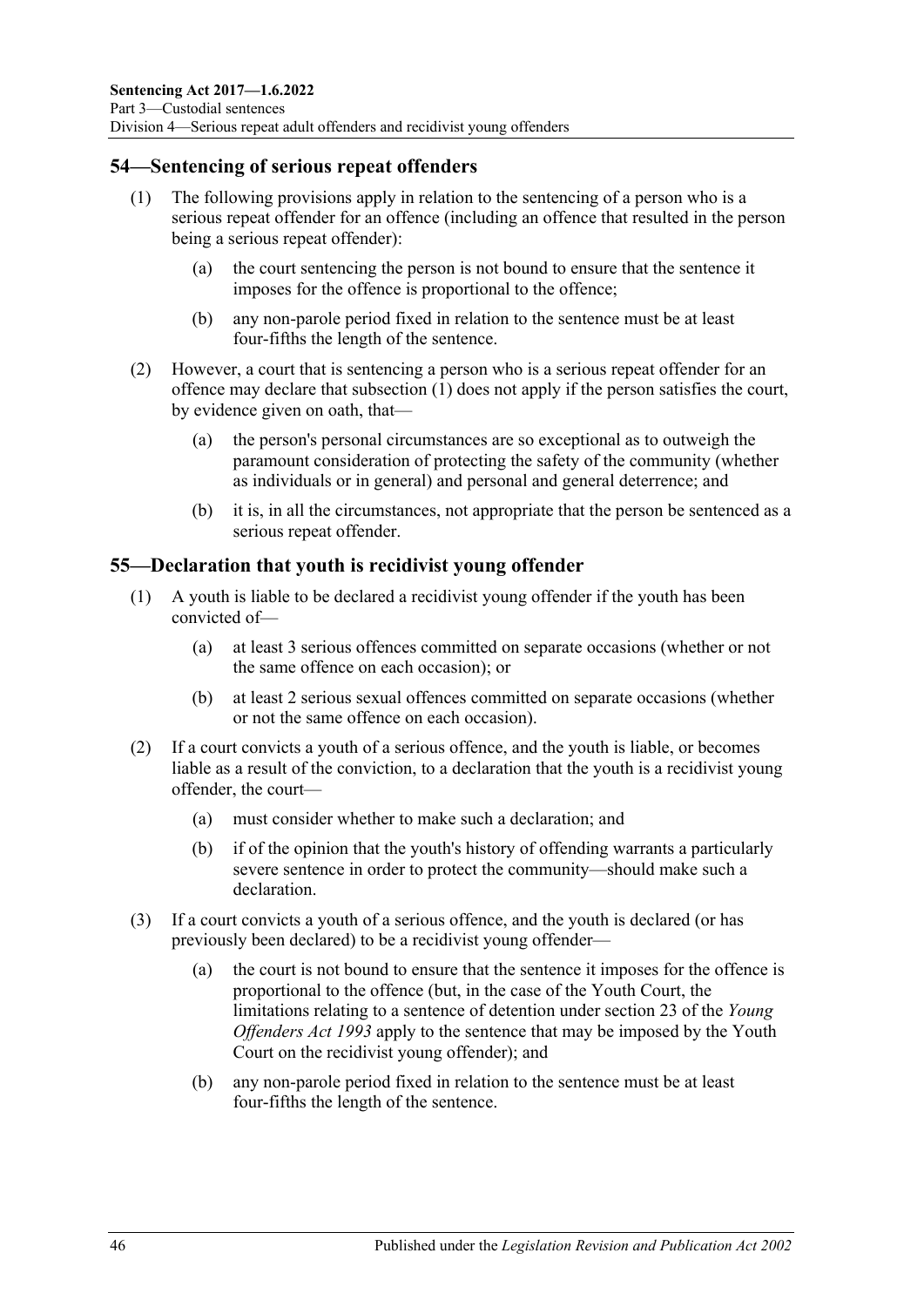## 54—Sentencing of serious repeat offenders

(1) The following provisions apply in relation to the sentencing of a person who is a serious repeat offender for an offence (including an offence that resulted in the person being a serious repeat offender):

(a) the court sentencing the person is not bound to ensure that the sentence it imposes for the offence is proportional to the offence;

(b) any non-parole period fixed in relation to the sentence must be at least four-fifths the length of the sentence.

(2) However, a court that is sentencing a person who is a serious repeat offender for an offence may declare that subsection (1) does not apply if the person satisfies the court, by evidence given on oath, that—

(a) the person's personal circumstances are so exceptional as to outweigh the paramount consideration of protecting the safety of the community (whether as individuals or in general) and personal and general deterrence; and

(b) it is, in all the circumstances, not appropriate that the person be sentenced as a serious repeat offender.

## 55—Declaration that youth is recidivist young offender

(1) A youth is liable to be declared a recidivist young offender if the youth has been convicted of—

(a) at least 3 serious offences committed on separate occasions (whether or not the same offence on each occasion); or

(b) at least 2 serious sexual offences committed on separate occasions (whether or not the same offence on each occasion).

(2) If a court convicts a youth of a serious offence, and the youth is liable, or becomes liable as a result of the conviction, to a declaration that the youth is a recidivist young offender, the court—

(a) must consider whether to make such a declaration; and

(b) if of the opinion that the youth's history of offending warrants a particularly severe sentence in order to protect the community—should make such a declaration.

(3) If a court convicts a youth of a serious offence, and the youth is declared (or has previously been declared) to be a recidivist young offender—

(a) the court is not bound to ensure that the sentence it imposes for the offence is proportional to the offence (but, in the case of the Youth Court, the limitations relating to a sentence of detention under section 23 of the *Young Offenders Act 1993* apply to the sentence that may be imposed by the Youth Court on the recidivist young offender); and

(b) any non-parole period fixed in relation to the sentence must be at least four-fifths the length of the sentence.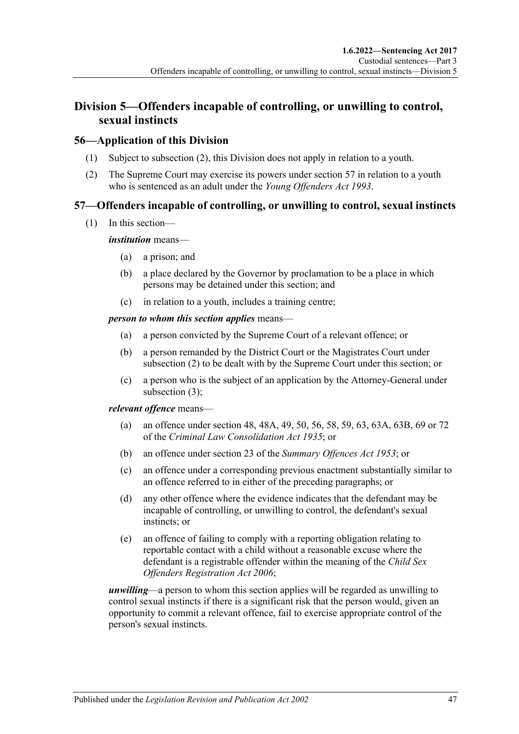## Division 5—Offenders incapable of controlling, or unwilling to control, sexual instincts

### 56—Application of this Division

(1) Subject to subsection (2), this Division does not apply in relation to a youth.

(2) The Supreme Court may exercise its powers under section 57 in relation to a youth who is sentenced as an adult under the *Young Offenders Act 1993*.

### 57—Offenders incapable of controlling, or unwilling to control, sexual instincts

(1) In this section—

***institution*** means—

(a) a prison; and

(b) a place declared by the Governor by proclamation to be a place in which persons may be detained under this section; and

(c) in relation to a youth, includes a training centre;

***person to whom this section applies*** means—

(a) a person convicted by the Supreme Court of a relevant offence; or

(b) a person remanded by the District Court or the Magistrates Court under subsection (2) to be dealt with by the Supreme Court under this section; or

(c) a person who is the subject of an application by the Attorney-General under subsection (3);

***relevant offence*** means—

(a) an offence under section 48, 48A, 49, 50, 56, 58, 59, 63, 63A, 63B, 69 or 72 of the *Criminal Law Consolidation Act 1935*; or

(b) an offence under section 23 of the *Summary Offences Act 1953*; or

(c) an offence under a corresponding previous enactment substantially similar to an offence referred to in either of the preceding paragraphs; or

(d) any other offence where the evidence indicates that the defendant may be incapable of controlling, or unwilling to control, the defendant's sexual instincts; or

(e) an offence of failing to comply with a reporting obligation relating to reportable contact with a child without a reasonable excuse where the defendant is a registrable offender within the meaning of the *Child Sex Offenders Registration Act 2006*;

***unwilling***—a person to whom this section applies will be regarded as unwilling to control sexual instincts if there is a significant risk that the person would, given an opportunity to commit a relevant offence, fail to exercise appropriate control of the person's sexual instincts.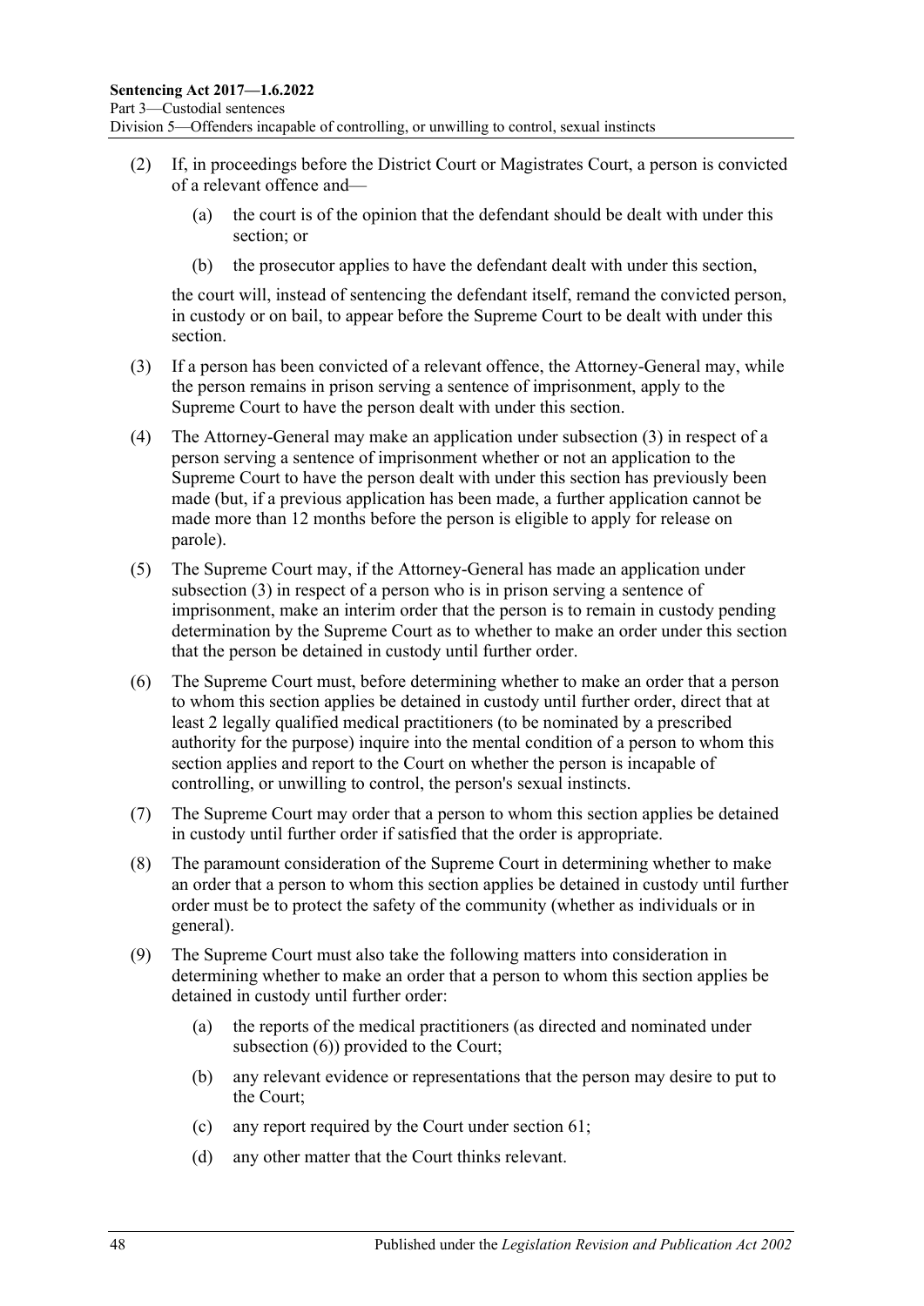(2) If, in proceedings before the District Court or Magistrates Court, a person is convicted of a relevant offence and—

   (a) the court is of the opinion that the defendant should be dealt with under this section; or

   (b) the prosecutor applies to have the defendant dealt with under this section,

   the court will, instead of sentencing the defendant itself, remand the convicted person, in custody or on bail, to appear before the Supreme Court to be dealt with under this section.

(3) If a person has been convicted of a relevant offence, the Attorney-General may, while the person remains in prison serving a sentence of imprisonment, apply to the Supreme Court to have the person dealt with under this section.

(4) The Attorney-General may make an application under subsection (3) in respect of a person serving a sentence of imprisonment whether or not an application to the Supreme Court to have the person dealt with under this section has previously been made (but, if a previous application has been made, a further application cannot be made more than 12 months before the person is eligible to apply for release on parole).

(5) The Supreme Court may, if the Attorney-General has made an application under subsection (3) in respect of a person who is in prison serving a sentence of imprisonment, make an interim order that the person is to remain in custody pending determination by the Supreme Court as to whether to make an order under this section that the person be detained in custody until further order.

(6) The Supreme Court must, before determining whether to make an order that a person to whom this section applies be detained in custody until further order, direct that at least 2 legally qualified medical practitioners (to be nominated by a prescribed authority for the purpose) inquire into the mental condition of a person to whom this section applies and report to the Court on whether the person is incapable of controlling, or unwilling to control, the person's sexual instincts.

(7) The Supreme Court may order that a person to whom this section applies be detained in custody until further order if satisfied that the order is appropriate.

(8) The paramount consideration of the Supreme Court in determining whether to make an order that a person to whom this section applies be detained in custody until further order must be to protect the safety of the community (whether as individuals or in general).

(9) The Supreme Court must also take the following matters into consideration in determining whether to make an order that a person to whom this section applies be detained in custody until further order:

   (a) the reports of the medical practitioners (as directed and nominated under subsection (6)) provided to the Court;

   (b) any relevant evidence or representations that the person may desire to put to the Court;

   (c) any report required by the Court under section 61;

   (d) any other matter that the Court thinks relevant.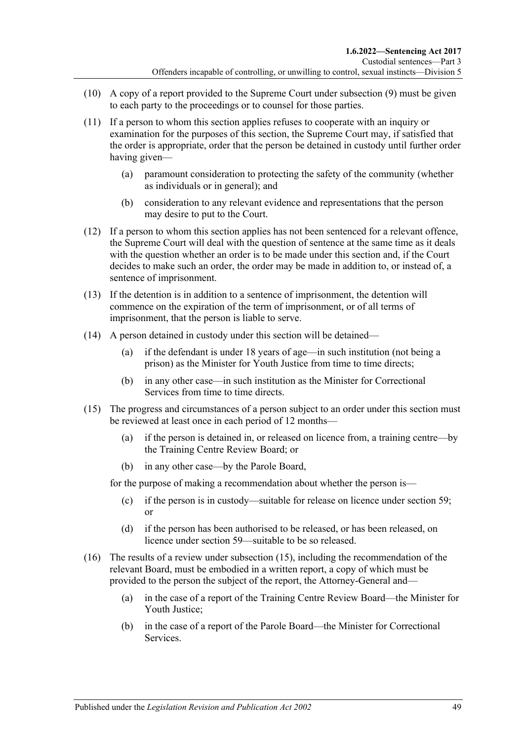(10) A copy of a report provided to the Supreme Court under subsection (9) must be given to each party to the proceedings or to counsel for those parties.

(11) If a person to whom this section applies refuses to cooperate with an inquiry or examination for the purposes of this section, the Supreme Court may, if satisfied that the order is appropriate, order that the person be detained in custody until further order having given—

- (a) paramount consideration to protecting the safety of the community (whether as individuals or in general); and
- (b) consideration to any relevant evidence and representations that the person may desire to put to the Court.

(12) If a person to whom this section applies has not been sentenced for a relevant offence, the Supreme Court will deal with the question of sentence at the same time as it deals with the question whether an order is to be made under this section and, if the Court decides to make such an order, the order may be made in addition to, or instead of, a sentence of imprisonment.

(13) If the detention is in addition to a sentence of imprisonment, the detention will commence on the expiration of the term of imprisonment, or of all terms of imprisonment, that the person is liable to serve.

(14) A person detained in custody under this section will be detained—

- (a) if the defendant is under 18 years of age—in such institution (not being a prison) as the Minister for Youth Justice from time to time directs;
- (b) in any other case—in such institution as the Minister for Correctional Services from time to time directs.

(15) The progress and circumstances of a person subject to an order under this section must be reviewed at least once in each period of 12 months—

- (a) if the person is detained in, or released on licence from, a training centre—by the Training Centre Review Board; or
- (b) in any other case—by the Parole Board,

for the purpose of making a recommendation about whether the person is—

- (c) if the person is in custody—suitable for release on licence under section 59; or
- (d) if the person has been authorised to be released, or has been released, on licence under section 59—suitable to be so released.

(16) The results of a review under subsection (15), including the recommendation of the relevant Board, must be embodied in a written report, a copy of which must be provided to the person the subject of the report, the Attorney-General and—

- (a) in the case of a report of the Training Centre Review Board—the Minister for Youth Justice;
- (b) in the case of a report of the Parole Board—the Minister for Correctional Services.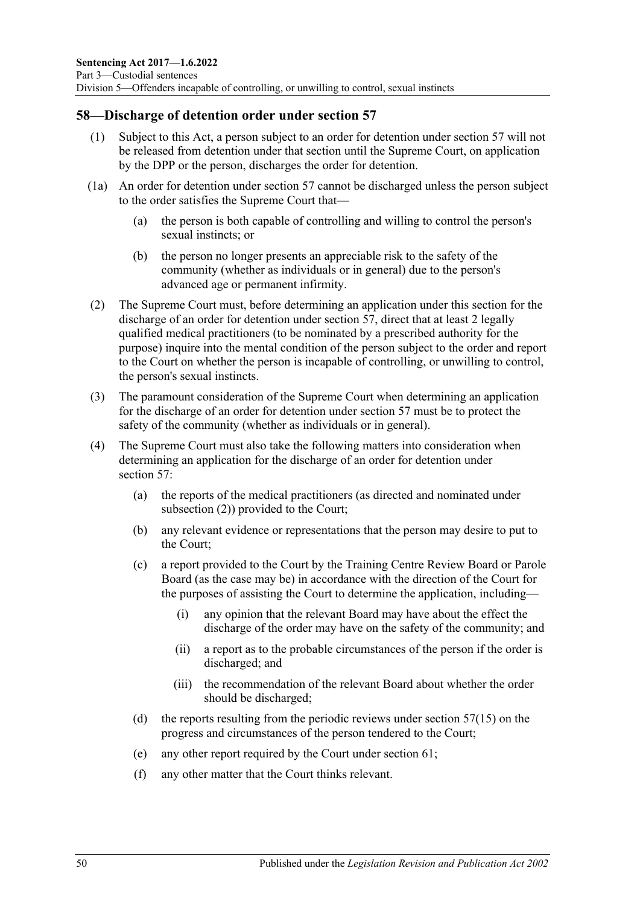## 58—Discharge of detention order under section 57

(1) Subject to this Act, a person subject to an order for detention under section 57 will not be released from detention under that section until the Supreme Court, on application by the DPP or the person, discharges the order for detention.

(1a) An order for detention under section 57 cannot be discharged unless the person subject to the order satisfies the Supreme Court that—

   (a) the person is both capable of controlling and willing to control the person's sexual instincts; or

   (b) the person no longer presents an appreciable risk to the safety of the community (whether as individuals or in general) due to the person's advanced age or permanent infirmity.

(2) The Supreme Court must, before determining an application under this section for the discharge of an order for detention under section 57, direct that at least 2 legally qualified medical practitioners (to be nominated by a prescribed authority for the purpose) inquire into the mental condition of the person subject to the order and report to the Court on whether the person is incapable of controlling, or unwilling to control, the person's sexual instincts.

(3) The paramount consideration of the Supreme Court when determining an application for the discharge of an order for detention under section 57 must be to protect the safety of the community (whether as individuals or in general).

(4) The Supreme Court must also take the following matters into consideration when determining an application for the discharge of an order for detention under section 57:

   (a) the reports of the medical practitioners (as directed and nominated under subsection (2)) provided to the Court;

   (b) any relevant evidence or representations that the person may desire to put to the Court;

   (c) a report provided to the Court by the Training Centre Review Board or Parole Board (as the case may be) in accordance with the direction of the Court for the purposes of assisting the Court to determine the application, including—

      (i) any opinion that the relevant Board may have about the effect the discharge of the order may have on the safety of the community; and

      (ii) a report as to the probable circumstances of the person if the order is discharged; and

      (iii) the recommendation of the relevant Board about whether the order should be discharged;

   (d) the reports resulting from the periodic reviews under section 57(15) on the progress and circumstances of the person tendered to the Court;

   (e) any other report required by the Court under section 61;

   (f) any other matter that the Court thinks relevant.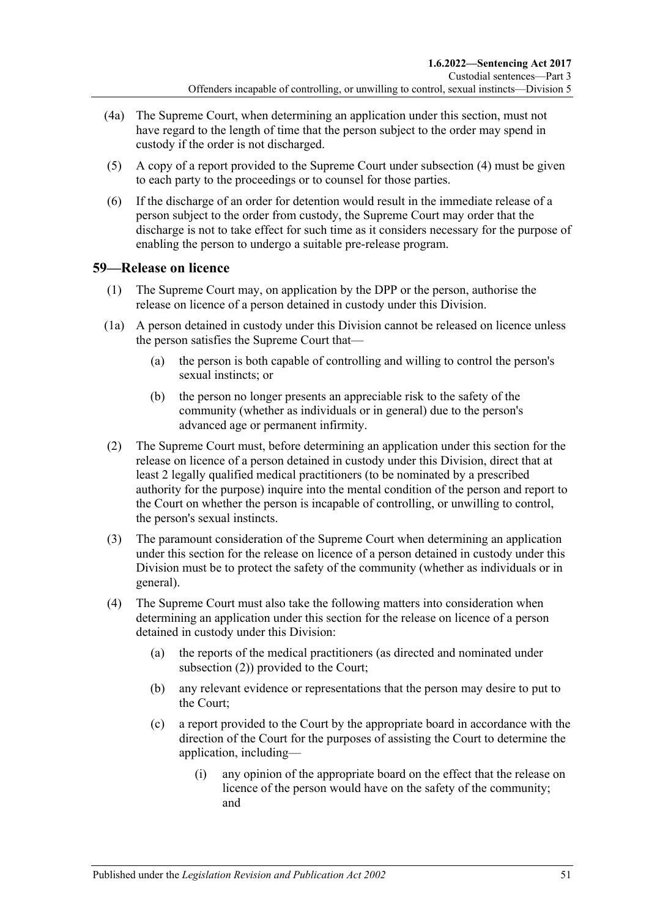(4a) The Supreme Court, when determining an application under this section, must not have regard to the length of time that the person subject to the order may spend in custody if the order is not discharged.

(5) A copy of a report provided to the Supreme Court under subsection (4) must be given to each party to the proceedings or to counsel for those parties.

(6) If the discharge of an order for detention would result in the immediate release of a person subject to the order from custody, the Supreme Court may order that the discharge is not to take effect for such time as it considers necessary for the purpose of enabling the person to undergo a suitable pre-release program.

## 59—Release on licence

(1) The Supreme Court may, on application by the DPP or the person, authorise the release on licence of a person detained in custody under this Division.

(1a) A person detained in custody under this Division cannot be released on licence unless the person satisfies the Supreme Court that—

(a) the person is both capable of controlling and willing to control the person's sexual instincts; or

(b) the person no longer presents an appreciable risk to the safety of the community (whether as individuals or in general) due to the person's advanced age or permanent infirmity.

(2) The Supreme Court must, before determining an application under this section for the release on licence of a person detained in custody under this Division, direct that at least 2 legally qualified medical practitioners (to be nominated by a prescribed authority for the purpose) inquire into the mental condition of the person and report to the Court on whether the person is incapable of controlling, or unwilling to control, the person's sexual instincts.

(3) The paramount consideration of the Supreme Court when determining an application under this section for the release on licence of a person detained in custody under this Division must be to protect the safety of the community (whether as individuals or in general).

(4) The Supreme Court must also take the following matters into consideration when determining an application under this section for the release on licence of a person detained in custody under this Division:

(a) the reports of the medical practitioners (as directed and nominated under subsection (2)) provided to the Court;

(b) any relevant evidence or representations that the person may desire to put to the Court;

(c) a report provided to the Court by the appropriate board in accordance with the direction of the Court for the purposes of assisting the Court to determine the application, including—

(i) any opinion of the appropriate board on the effect that the release on licence of the person would have on the safety of the community; and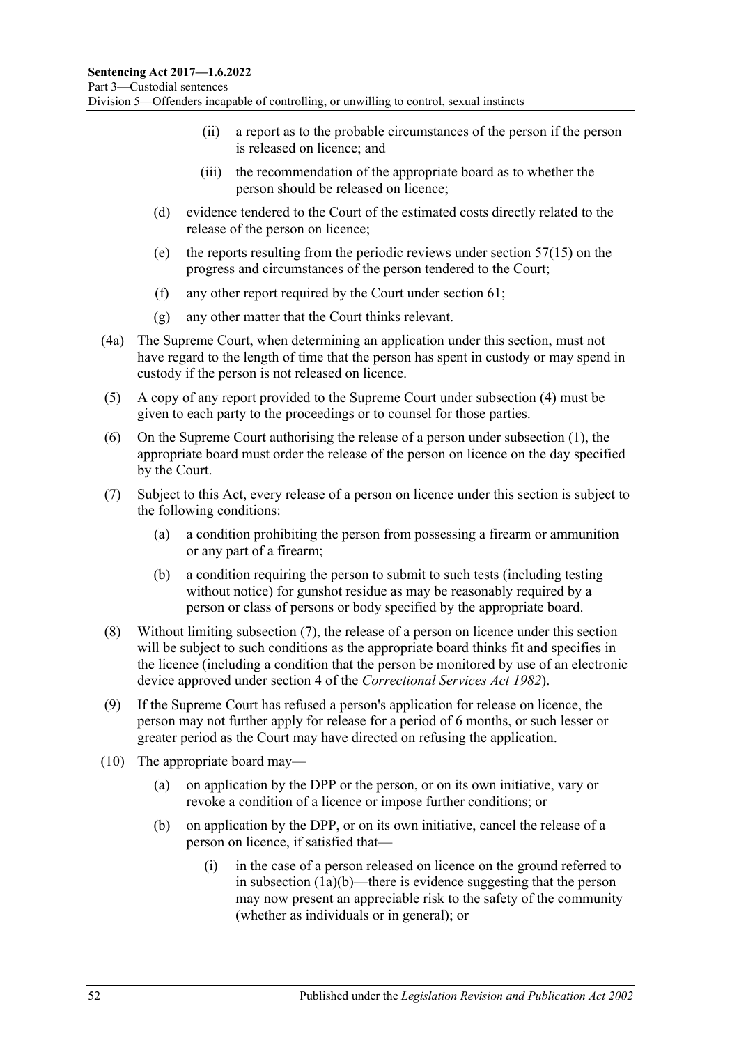(ii) a report as to the probable circumstances of the person if the person is released on licence; and

(iii) the recommendation of the appropriate board as to whether the person should be released on licence;

(d) evidence tendered to the Court of the estimated costs directly related to the release of the person on licence;

(e) the reports resulting from the periodic reviews under section 57(15) on the progress and circumstances of the person tendered to the Court;

(f) any other report required by the Court under section 61;

(g) any other matter that the Court thinks relevant.

(4a) The Supreme Court, when determining an application under this section, must not have regard to the length of time that the person has spent in custody or may spend in custody if the person is not released on licence.

(5) A copy of any report provided to the Supreme Court under subsection (4) must be given to each party to the proceedings or to counsel for those parties.

(6) On the Supreme Court authorising the release of a person under subsection (1), the appropriate board must order the release of the person on licence on the day specified by the Court.

(7) Subject to this Act, every release of a person on licence under this section is subject to the following conditions:

(a) a condition prohibiting the person from possessing a firearm or ammunition or any part of a firearm;

(b) a condition requiring the person to submit to such tests (including testing without notice) for gunshot residue as may be reasonably required by a person or class of persons or body specified by the appropriate board.

(8) Without limiting subsection (7), the release of a person on licence under this section will be subject to such conditions as the appropriate board thinks fit and specifies in the licence (including a condition that the person be monitored by use of an electronic device approved under section 4 of the *Correctional Services Act 1982*).

(9) If the Supreme Court has refused a person's application for release on licence, the person may not further apply for release for a period of 6 months, or such lesser or greater period as the Court may have directed on refusing the application.

(10) The appropriate board may—

(a) on application by the DPP or the person, or on its own initiative, vary or revoke a condition of a licence or impose further conditions; or

(b) on application by the DPP, or on its own initiative, cancel the release of a person on licence, if satisfied that—

(i) in the case of a person released on licence on the ground referred to in subsection (1a)(b)—there is evidence suggesting that the person may now present an appreciable risk to the safety of the community (whether as individuals or in general); or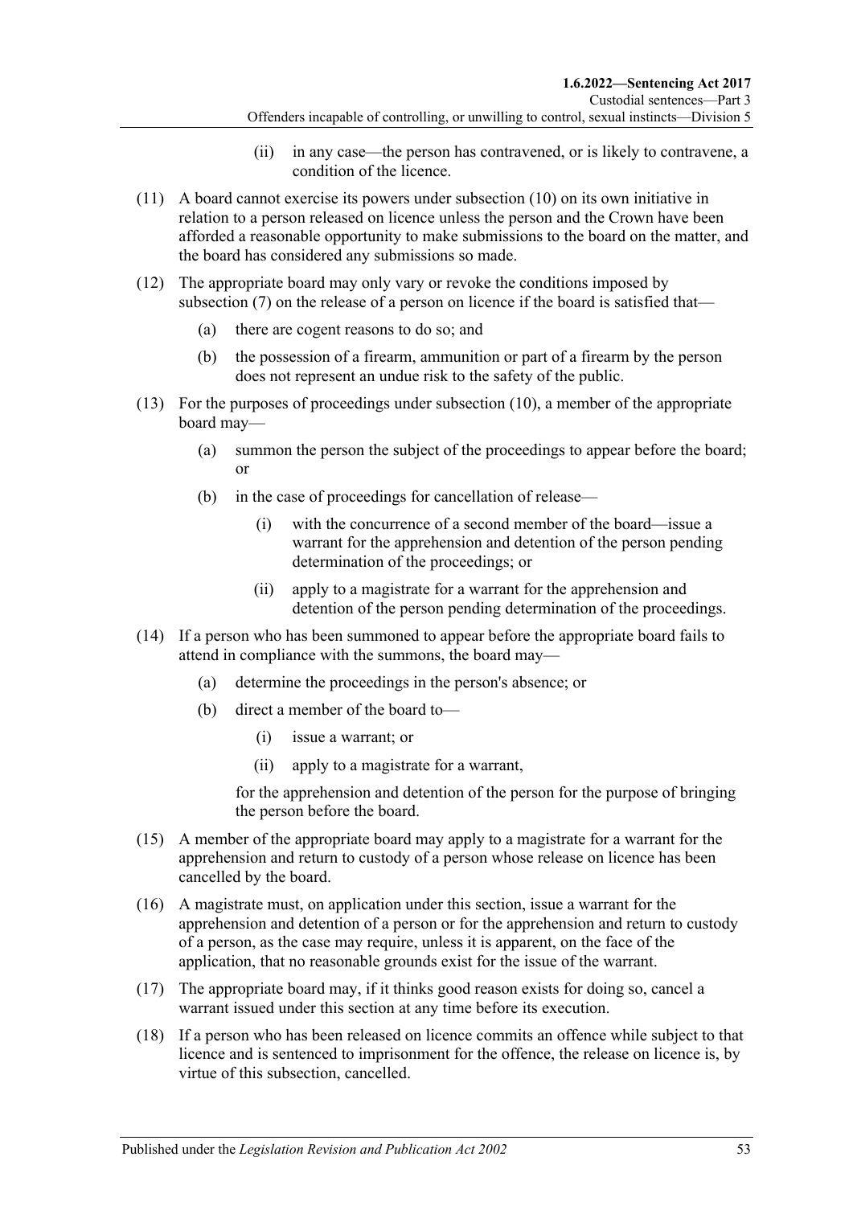(ii) in any case—the person has contravened, or is likely to contravene, a condition of the licence.

(11) A board cannot exercise its powers under subsection (10) on its own initiative in relation to a person released on licence unless the person and the Crown have been afforded a reasonable opportunity to make submissions to the board on the matter, and the board has considered any submissions so made.

(12) The appropriate board may only vary or revoke the conditions imposed by subsection (7) on the release of a person on licence if the board is satisfied that—

(a) there are cogent reasons to do so; and

(b) the possession of a firearm, ammunition or part of a firearm by the person does not represent an undue risk to the safety of the public.

(13) For the purposes of proceedings under subsection (10), a member of the appropriate board may—

(a) summon the person the subject of the proceedings to appear before the board; or

(b) in the case of proceedings for cancellation of release—

(i) with the concurrence of a second member of the board—issue a warrant for the apprehension and detention of the person pending determination of the proceedings; or

(ii) apply to a magistrate for a warrant for the apprehension and detention of the person pending determination of the proceedings.

(14) If a person who has been summoned to appear before the appropriate board fails to attend in compliance with the summons, the board may—

(a) determine the proceedings in the person's absence; or

(b) direct a member of the board to—

(i) issue a warrant; or

(ii) apply to a magistrate for a warrant,

for the apprehension and detention of the person for the purpose of bringing the person before the board.

(15) A member of the appropriate board may apply to a magistrate for a warrant for the apprehension and return to custody of a person whose release on licence has been cancelled by the board.

(16) A magistrate must, on application under this section, issue a warrant for the apprehension and detention of a person or for the apprehension and return to custody of a person, as the case may require, unless it is apparent, on the face of the application, that no reasonable grounds exist for the issue of the warrant.

(17) The appropriate board may, if it thinks good reason exists for doing so, cancel a warrant issued under this section at any time before its execution.

(18) If a person who has been released on licence commits an offence while subject to that licence and is sentenced to imprisonment for the offence, the release on licence is, by virtue of this subsection, cancelled.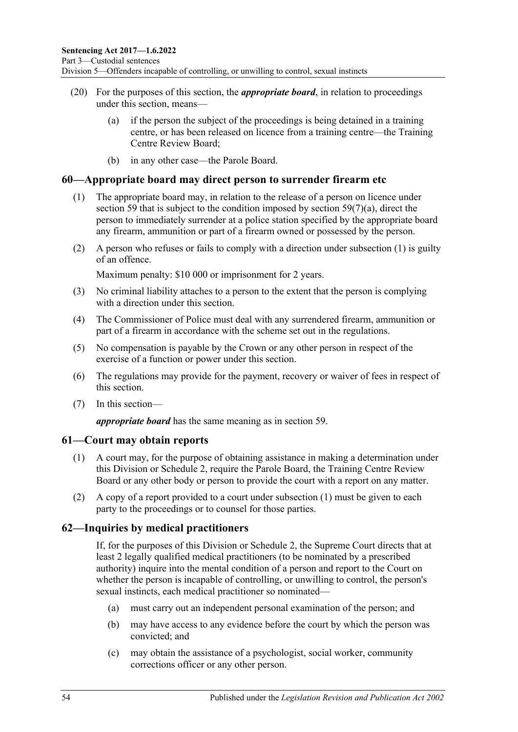(20) For the purposes of this section, the ***appropriate board***, in relation to proceedings under this section, means—

(a) if the person the subject of the proceedings is being detained in a training centre, or has been released on licence from a training centre—the Training Centre Review Board;

(b) in any other case—the Parole Board.

## 60—Appropriate board may direct person to surrender firearm etc

(1) The appropriate board may, in relation to the release of a person on licence under section 59 that is subject to the condition imposed by section 59(7)(a), direct the person to immediately surrender at a police station specified by the appropriate board any firearm, ammunition or part of a firearm owned or possessed by the person.

(2) A person who refuses or fails to comply with a direction under subsection (1) is guilty of an offence.

Maximum penalty: $10 000 or imprisonment for 2 years.

(3) No criminal liability attaches to a person to the extent that the person is complying with a direction under this section.

(4) The Commissioner of Police must deal with any surrendered firearm, ammunition or part of a firearm in accordance with the scheme set out in the regulations.

(5) No compensation is payable by the Crown or any other person in respect of the exercise of a function or power under this section.

(6) The regulations may provide for the payment, recovery or waiver of fees in respect of this section.

(7) In this section—

***appropriate board*** has the same meaning as in section 59.

## 61—Court may obtain reports

(1) A court may, for the purpose of obtaining assistance in making a determination under this Division or Schedule 2, require the Parole Board, the Training Centre Review Board or any other body or person to provide the court with a report on any matter.

(2) A copy of a report provided to a court under subsection (1) must be given to each party to the proceedings or to counsel for those parties.

## 62—Inquiries by medical practitioners

If, for the purposes of this Division or Schedule 2, the Supreme Court directs that at least 2 legally qualified medical practitioners (to be nominated by a prescribed authority) inquire into the mental condition of a person and report to the Court on whether the person is incapable of controlling, or unwilling to control, the person's sexual instincts, each medical practitioner so nominated—

(a) must carry out an independent personal examination of the person; and

(b) may have access to any evidence before the court by which the person was convicted; and

(c) may obtain the assistance of a psychologist, social worker, community corrections officer or any other person.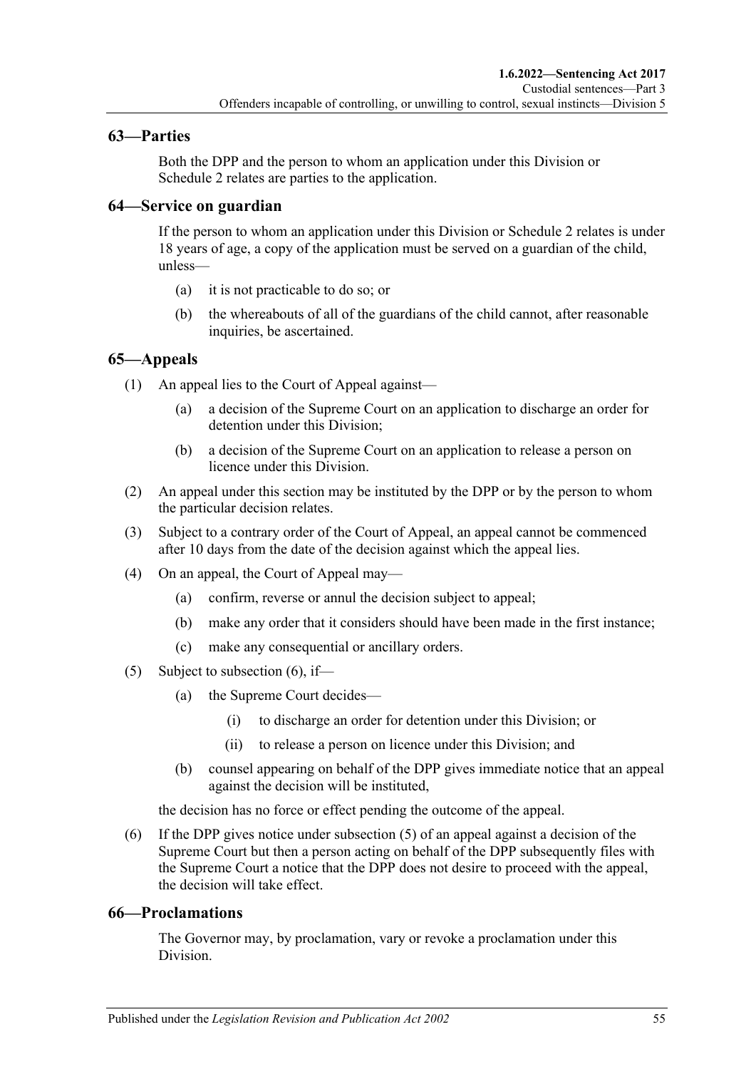## 63—Parties

Both the DPP and the person to whom an application under this Division or Schedule 2 relates are parties to the application.

## 64—Service on guardian

If the person to whom an application under this Division or Schedule 2 relates is under 18 years of age, a copy of the application must be served on a guardian of the child, unless—

- (a) it is not practicable to do so; or
- (b) the whereabouts of all of the guardians of the child cannot, after reasonable inquiries, be ascertained.

## 65—Appeals

(1) An appeal lies to the Court of Appeal against—

- (a) a decision of the Supreme Court on an application to discharge an order for detention under this Division;
- (b) a decision of the Supreme Court on an application to release a person on licence under this Division.

(2) An appeal under this section may be instituted by the DPP or by the person to whom the particular decision relates.

(3) Subject to a contrary order of the Court of Appeal, an appeal cannot be commenced after 10 days from the date of the decision against which the appeal lies.

(4) On an appeal, the Court of Appeal may—

- (a) confirm, reverse or annul the decision subject to appeal;
- (b) make any order that it considers should have been made in the first instance;
- (c) make any consequential or ancillary orders.

(5) Subject to subsection (6), if—

- (a) the Supreme Court decides—
  - (i) to discharge an order for detention under this Division; or
  - (ii) to release a person on licence under this Division; and
- (b) counsel appearing on behalf of the DPP gives immediate notice that an appeal against the decision will be instituted,

the decision has no force or effect pending the outcome of the appeal.

(6) If the DPP gives notice under subsection (5) of an appeal against a decision of the Supreme Court but then a person acting on behalf of the DPP subsequently files with the Supreme Court a notice that the DPP does not desire to proceed with the appeal, the decision will take effect.

## 66—Proclamations

The Governor may, by proclamation, vary or revoke a proclamation under this Division.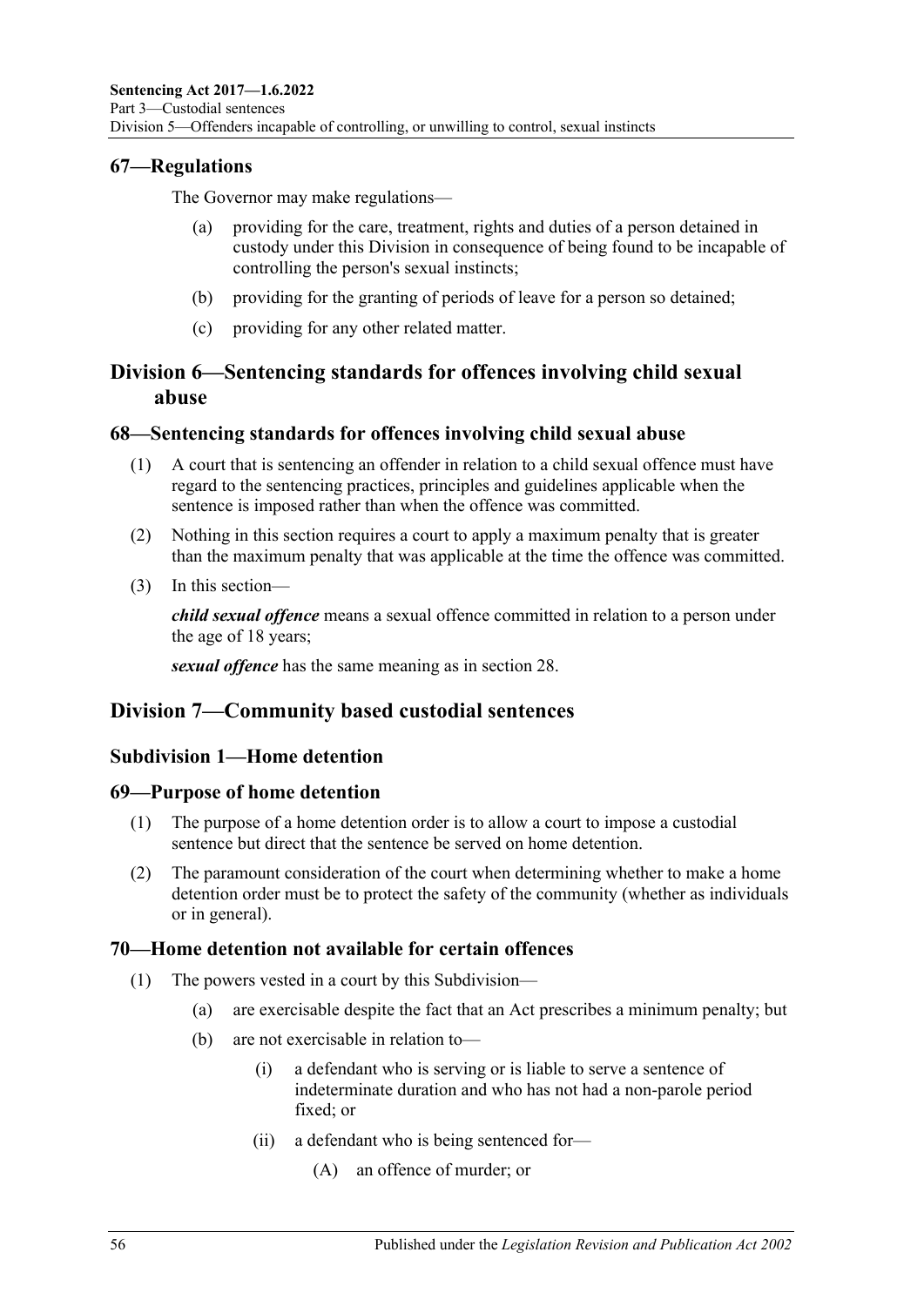## 67—Regulations

The Governor may make regulations—

- (a) providing for the care, treatment, rights and duties of a person detained in custody under this Division in consequence of being found to be incapable of controlling the person's sexual instincts;
- (b) providing for the granting of periods of leave for a person so detained;
- (c) providing for any other related matter.

# Division 6—Sentencing standards for offences involving child sexual abuse

## 68—Sentencing standards for offences involving child sexual abuse

(1) A court that is sentencing an offender in relation to a child sexual offence must have regard to the sentencing practices, principles and guidelines applicable when the sentence is imposed rather than when the offence was committed.

(2) Nothing in this section requires a court to apply a maximum penalty that is greater than the maximum penalty that was applicable at the time the offence was committed.

(3) In this section—

***child sexual offence*** means a sexual offence committed in relation to a person under the age of 18 years;

***sexual offence*** has the same meaning as in section 28.

# Division 7—Community based custodial sentences

## Subdivision 1—Home detention

## 69—Purpose of home detention

(1) The purpose of a home detention order is to allow a court to impose a custodial sentence but direct that the sentence be served on home detention.

(2) The paramount consideration of the court when determining whether to make a home detention order must be to protect the safety of the community (whether as individuals or in general).

## 70—Home detention not available for certain offences

(1) The powers vested in a court by this Subdivision—

- (a) are exercisable despite the fact that an Act prescribes a minimum penalty; but
- (b) are not exercisable in relation to—
  - (i) a defendant who is serving or is liable to serve a sentence of indeterminate duration and who has not had a non-parole period fixed; or
  - (ii) a defendant who is being sentenced for—
    - (A) an offence of murder; or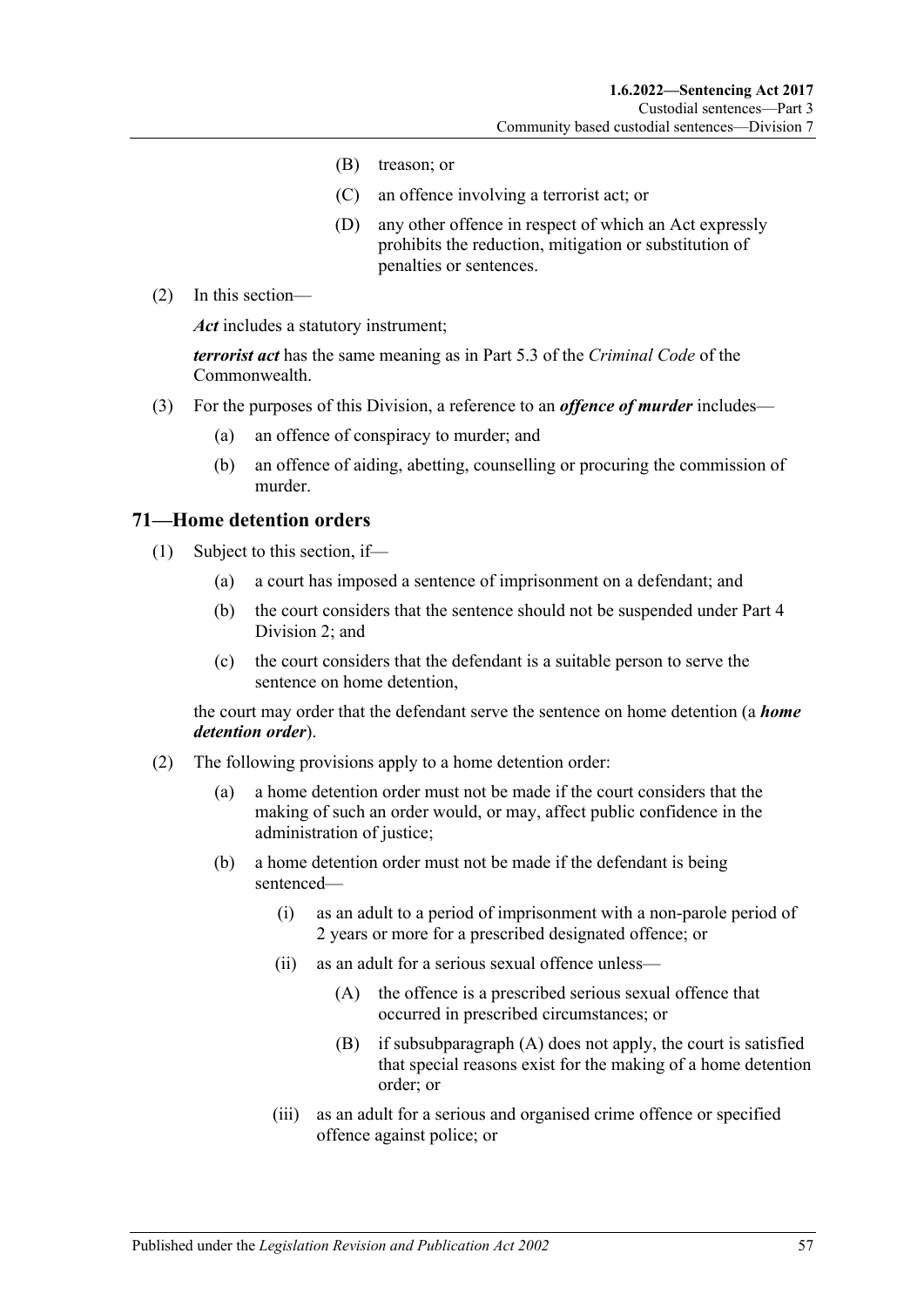(B) treason; or

(C) an offence involving a terrorist act; or

(D) any other offence in respect of which an Act expressly prohibits the reduction, mitigation or substitution of penalties or sentences.

(2) In this section—

***Act*** includes a statutory instrument;

***terrorist act*** has the same meaning as in Part 5.3 of the *Criminal Code* of the Commonwealth.

(3) For the purposes of this Division, a reference to an ***offence of murder*** includes—

(a) an offence of conspiracy to murder; and

(b) an offence of aiding, abetting, counselling or procuring the commission of murder.

## 71—Home detention orders

(1) Subject to this section, if—

(a) a court has imposed a sentence of imprisonment on a defendant; and

(b) the court considers that the sentence should not be suspended under Part 4 Division 2; and

(c) the court considers that the defendant is a suitable person to serve the sentence on home detention,

the court may order that the defendant serve the sentence on home detention (a ***home detention order***).

(2) The following provisions apply to a home detention order:

(a) a home detention order must not be made if the court considers that the making of such an order would, or may, affect public confidence in the administration of justice;

(b) a home detention order must not be made if the defendant is being sentenced—

(i) as an adult to a period of imprisonment with a non-parole period of 2 years or more for a prescribed designated offence; or

(ii) as an adult for a serious sexual offence unless—

(A) the offence is a prescribed serious sexual offence that occurred in prescribed circumstances; or

(B) if subsubparagraph (A) does not apply, the court is satisfied that special reasons exist for the making of a home detention order; or

(iii) as an adult for a serious and organised crime offence or specified offence against police; or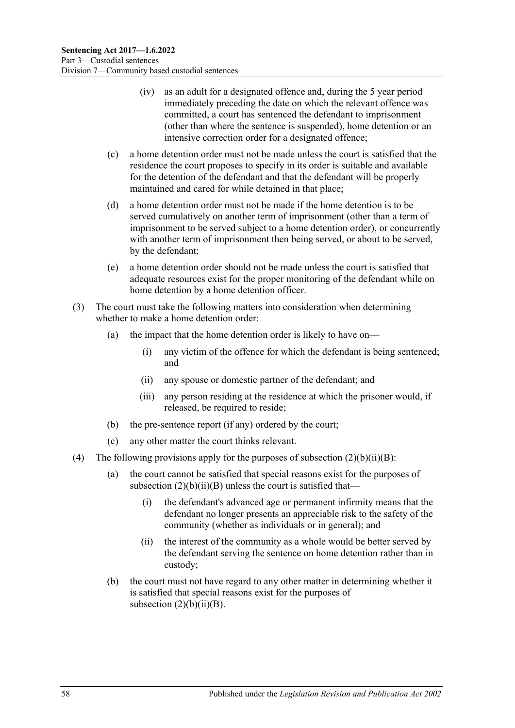(iv) as an adult for a designated offence and, during the 5 year period immediately preceding the date on which the relevant offence was committed, a court has sentenced the defendant to imprisonment (other than where the sentence is suspended), home detention or an intensive correction order for a designated offence;

(c) a home detention order must not be made unless the court is satisfied that the residence the court proposes to specify in its order is suitable and available for the detention of the defendant and that the defendant will be properly maintained and cared for while detained in that place;

(d) a home detention order must not be made if the home detention is to be served cumulatively on another term of imprisonment (other than a term of imprisonment to be served subject to a home detention order), or concurrently with another term of imprisonment then being served, or about to be served, by the defendant;

(e) a home detention order should not be made unless the court is satisfied that adequate resources exist for the proper monitoring of the defendant while on home detention by a home detention officer.

(3) The court must take the following matters into consideration when determining whether to make a home detention order:

(a) the impact that the home detention order is likely to have on—

(i) any victim of the offence for which the defendant is being sentenced; and

(ii) any spouse or domestic partner of the defendant; and

(iii) any person residing at the residence at which the prisoner would, if released, be required to reside;

(b) the pre-sentence report (if any) ordered by the court;

(c) any other matter the court thinks relevant.

(4) The following provisions apply for the purposes of subsection (2)(b)(ii)(B):

(a) the court cannot be satisfied that special reasons exist for the purposes of subsection (2)(b)(ii)(B) unless the court is satisfied that—

(i) the defendant's advanced age or permanent infirmity means that the defendant no longer presents an appreciable risk to the safety of the community (whether as individuals or in general); and

(ii) the interest of the community as a whole would be better served by the defendant serving the sentence on home detention rather than in custody;

(b) the court must not have regard to any other matter in determining whether it is satisfied that special reasons exist for the purposes of subsection (2)(b)(ii)(B).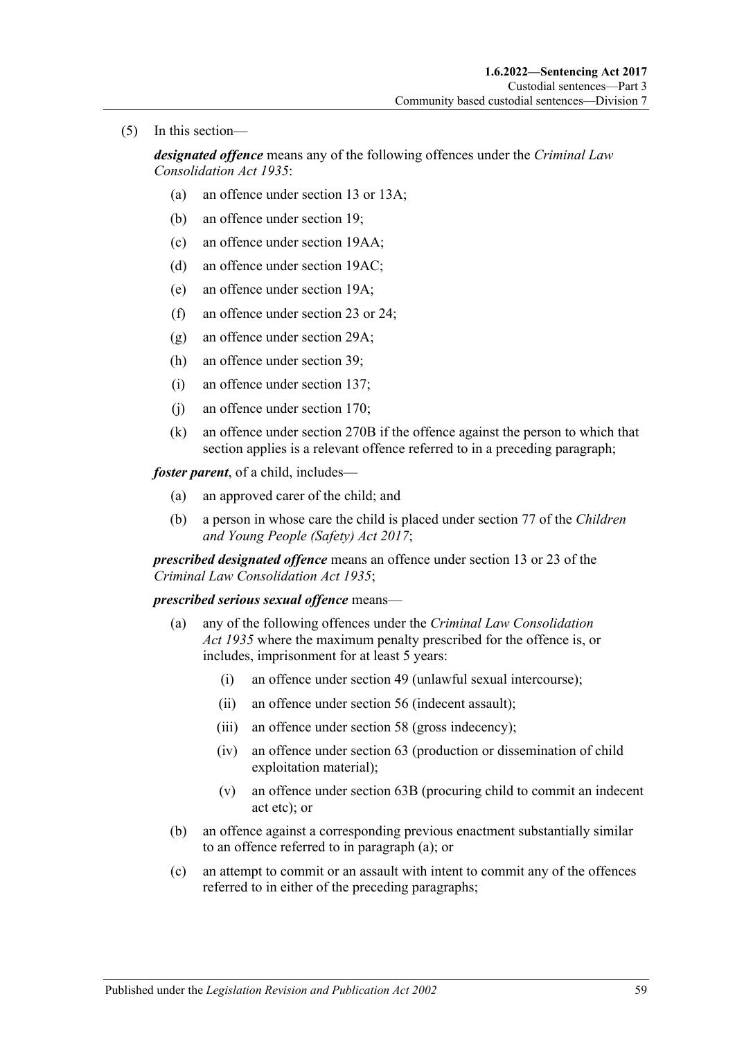(5) In this section—

***designated offence*** means any of the following offences under the *Criminal Law Consolidation Act 1935*:

- (a) an offence under section 13 or 13A;
- (b) an offence under section 19;
- (c) an offence under section 19AA;
- (d) an offence under section 19AC;
- (e) an offence under section 19A;
- (f) an offence under section 23 or 24;
- (g) an offence under section 29A;
- (h) an offence under section 39;
- (i) an offence under section 137;
- (j) an offence under section 170;
- (k) an offence under section 270B if the offence against the person to which that section applies is a relevant offence referred to in a preceding paragraph;

***foster parent***, of a child, includes—

- (a) an approved carer of the child; and
- (b) a person in whose care the child is placed under section 77 of the *Children and Young People (Safety) Act 2017*;

***prescribed designated offence*** means an offence under section 13 or 23 of the *Criminal Law Consolidation Act 1935*;

***prescribed serious sexual offence*** means—

- (a) any of the following offences under the *Criminal Law Consolidation Act 1935* where the maximum penalty prescribed for the offence is, or includes, imprisonment for at least 5 years:
  - (i) an offence under section 49 (unlawful sexual intercourse);
  - (ii) an offence under section 56 (indecent assault);
  - (iii) an offence under section 58 (gross indecency);
  - (iv) an offence under section 63 (production or dissemination of child exploitation material);
  - (v) an offence under section 63B (procuring child to commit an indecent act etc); or
- (b) an offence against a corresponding previous enactment substantially similar to an offence referred to in paragraph (a); or
- (c) an attempt to commit or an assault with intent to commit any of the offences referred to in either of the preceding paragraphs;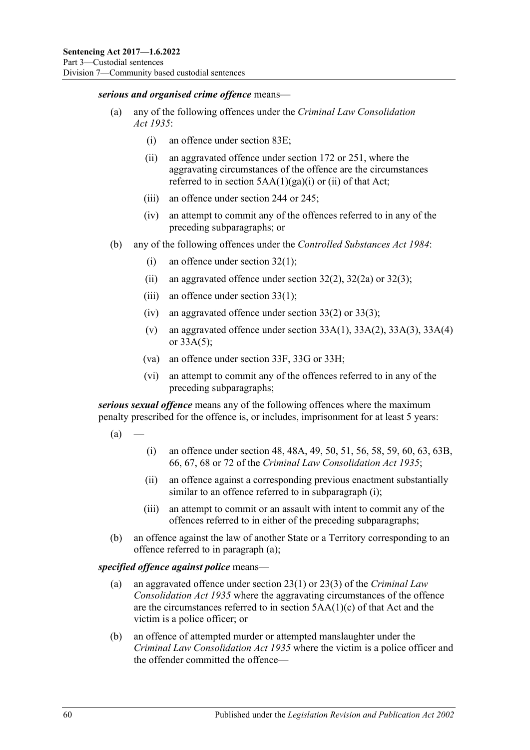***serious and organised crime offence*** means—

(a) any of the following offences under the *Criminal Law Consolidation Act 1935*:

  (i) an offence under section 83E;

  (ii) an aggravated offence under section 172 or 251, where the aggravating circumstances of the offence are the circumstances referred to in section 5AA(1)(ga)(i) or (ii) of that Act;

  (iii) an offence under section 244 or 245;

  (iv) an attempt to commit any of the offences referred to in any of the preceding subparagraphs; or

(b) any of the following offences under the *Controlled Substances Act 1984*:

  (i) an offence under section 32(1);

  (ii) an aggravated offence under section 32(2), 32(2a) or 32(3);

  (iii) an offence under section 33(1);

  (iv) an aggravated offence under section 33(2) or 33(3);

  (v) an aggravated offence under section 33A(1), 33A(2), 33A(3), 33A(4) or 33A(5);

  (va) an offence under section 33F, 33G or 33H;

  (vi) an attempt to commit any of the offences referred to in any of the preceding subparagraphs;

***serious sexual offence*** means any of the following offences where the maximum penalty prescribed for the offence is, or includes, imprisonment for at least 5 years:

(a) —

  (i) an offence under section 48, 48A, 49, 50, 51, 56, 58, 59, 60, 63, 63B, 66, 67, 68 or 72 of the *Criminal Law Consolidation Act 1935*;

  (ii) an offence against a corresponding previous enactment substantially similar to an offence referred to in subparagraph (i);

  (iii) an attempt to commit or an assault with intent to commit any of the offences referred to in either of the preceding subparagraphs;

(b) an offence against the law of another State or a Territory corresponding to an offence referred to in paragraph (a);

***specified offence against police*** means—

(a) an aggravated offence under section 23(1) or 23(3) of the *Criminal Law Consolidation Act 1935* where the aggravating circumstances of the offence are the circumstances referred to in section 5AA(1)(c) of that Act and the victim is a police officer; or

(b) an offence of attempted murder or attempted manslaughter under the *Criminal Law Consolidation Act 1935* where the victim is a police officer and the offender committed the offence—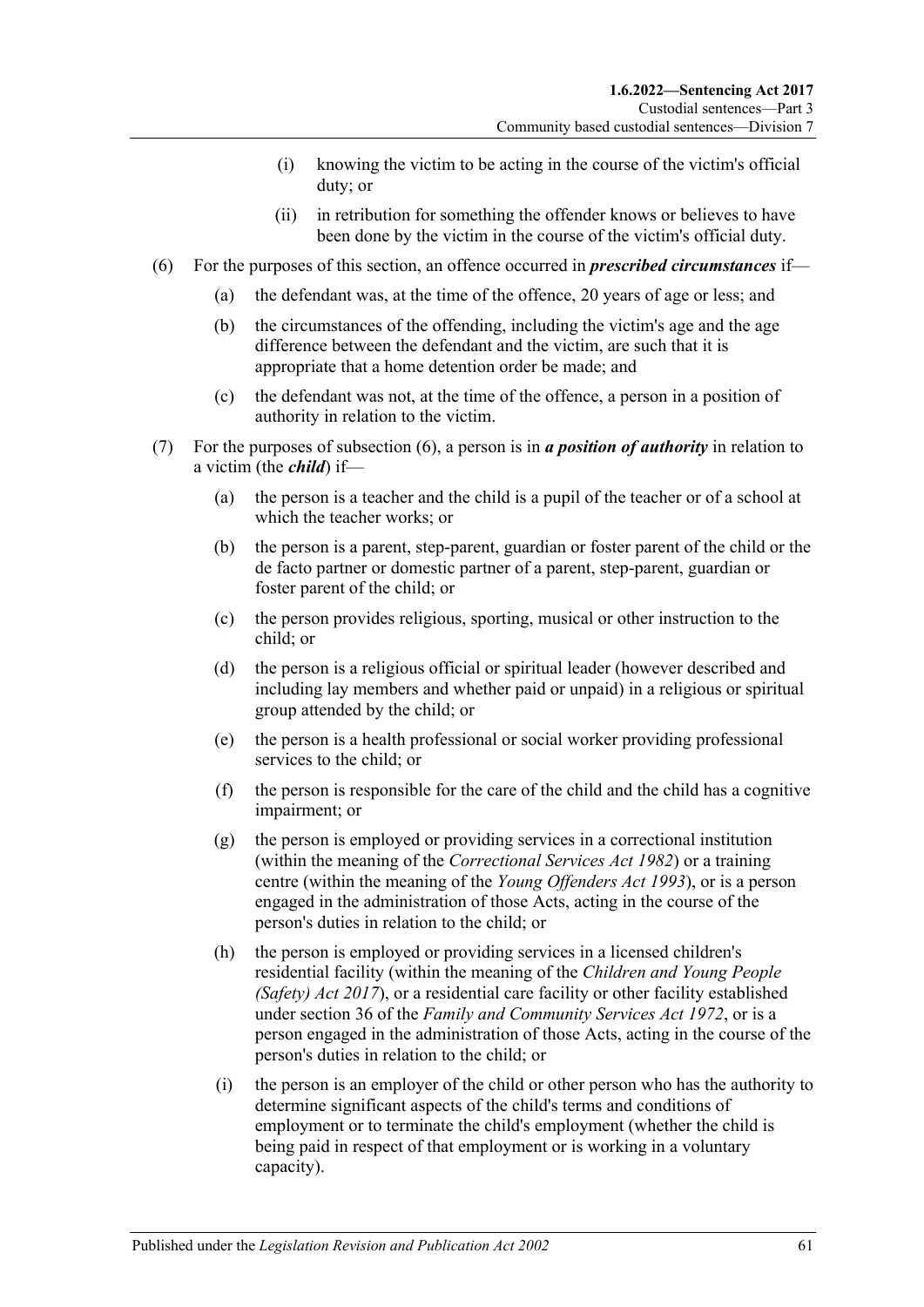(i) knowing the victim to be acting in the course of the victim's official duty; or

(ii) in retribution for something the offender knows or believes to have been done by the victim in the course of the victim's official duty.

(6) For the purposes of this section, an offence occurred in ***prescribed circumstances*** if—

(a) the defendant was, at the time of the offence, 20 years of age or less; and

(b) the circumstances of the offending, including the victim's age and the age difference between the defendant and the victim, are such that it is appropriate that a home detention order be made; and

(c) the defendant was not, at the time of the offence, a person in a position of authority in relation to the victim.

(7) For the purposes of subsection (6), a person is in ***a position of authority*** in relation to a victim (the ***child***) if—

(a) the person is a teacher and the child is a pupil of the teacher or of a school at which the teacher works; or

(b) the person is a parent, step-parent, guardian or foster parent of the child or the de facto partner or domestic partner of a parent, step-parent, guardian or foster parent of the child; or

(c) the person provides religious, sporting, musical or other instruction to the child; or

(d) the person is a religious official or spiritual leader (however described and including lay members and whether paid or unpaid) in a religious or spiritual group attended by the child; or

(e) the person is a health professional or social worker providing professional services to the child; or

(f) the person is responsible for the care of the child and the child has a cognitive impairment; or

(g) the person is employed or providing services in a correctional institution (within the meaning of the *Correctional Services Act 1982*) or a training centre (within the meaning of the *Young Offenders Act 1993*), or is a person engaged in the administration of those Acts, acting in the course of the person's duties in relation to the child; or

(h) the person is employed or providing services in a licensed children's residential facility (within the meaning of the *Children and Young People (Safety) Act 2017*), or a residential care facility or other facility established under section 36 of the *Family and Community Services Act 1972*, or is a person engaged in the administration of those Acts, acting in the course of the person's duties in relation to the child; or

(i) the person is an employer of the child or other person who has the authority to determine significant aspects of the child's terms and conditions of employment or to terminate the child's employment (whether the child is being paid in respect of that employment or is working in a voluntary capacity).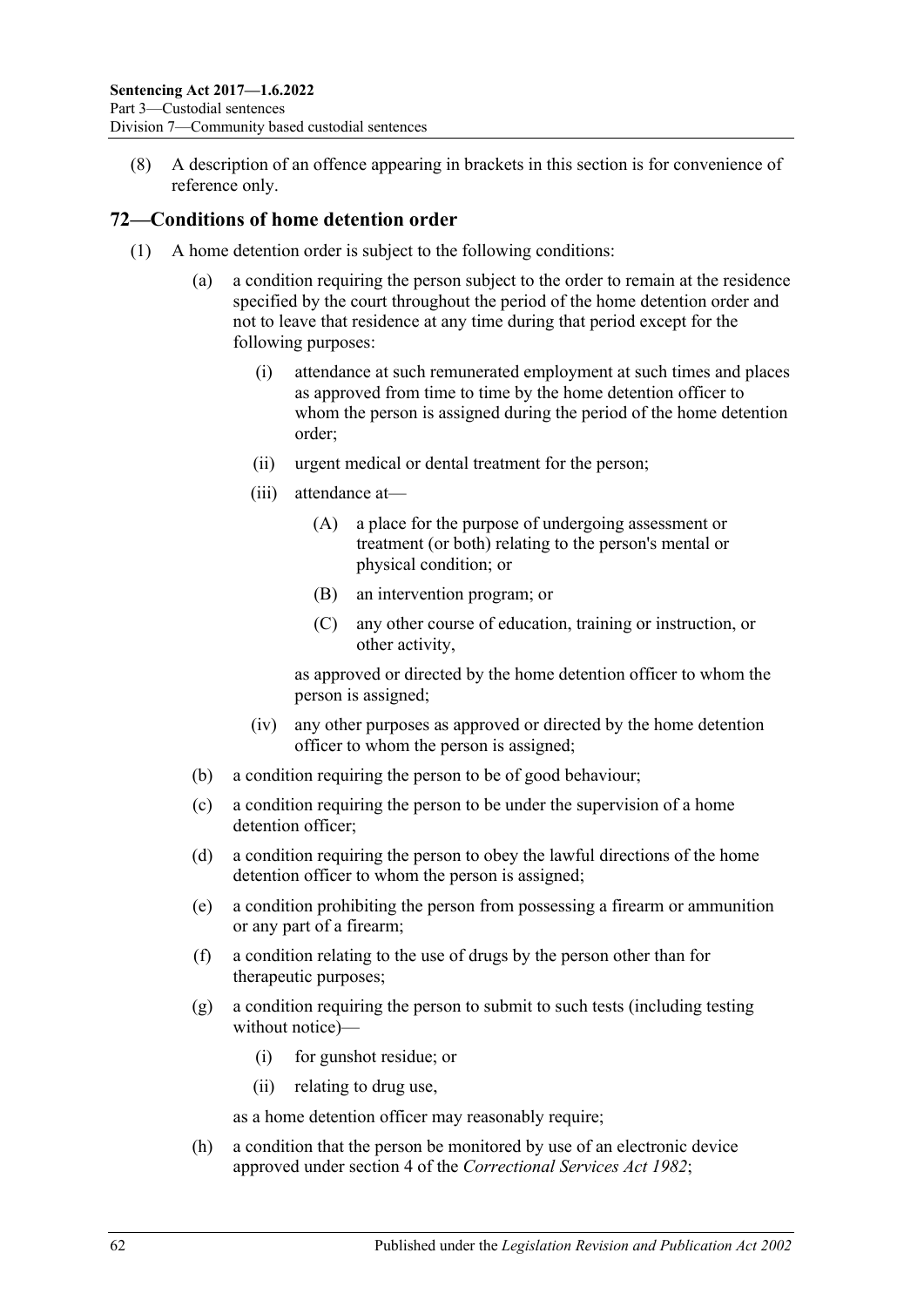(8) A description of an offence appearing in brackets in this section is for convenience of reference only.

## 72—Conditions of home detention order

(1) A home detention order is subject to the following conditions:

(a) a condition requiring the person subject to the order to remain at the residence specified by the court throughout the period of the home detention order and not to leave that residence at any time during that period except for the following purposes:

(i) attendance at such remunerated employment at such times and places as approved from time to time by the home detention officer to whom the person is assigned during the period of the home detention order;

(ii) urgent medical or dental treatment for the person;

(iii) attendance at—

(A) a place for the purpose of undergoing assessment or treatment (or both) relating to the person's mental or physical condition; or

(B) an intervention program; or

(C) any other course of education, training or instruction, or other activity,

as approved or directed by the home detention officer to whom the person is assigned;

(iv) any other purposes as approved or directed by the home detention officer to whom the person is assigned;

(b) a condition requiring the person to be of good behaviour;

(c) a condition requiring the person to be under the supervision of a home detention officer;

(d) a condition requiring the person to obey the lawful directions of the home detention officer to whom the person is assigned;

(e) a condition prohibiting the person from possessing a firearm or ammunition or any part of a firearm;

(f) a condition relating to the use of drugs by the person other than for therapeutic purposes;

(g) a condition requiring the person to submit to such tests (including testing without notice)—

(i) for gunshot residue; or

(ii) relating to drug use,

as a home detention officer may reasonably require;

(h) a condition that the person be monitored by use of an electronic device approved under section 4 of the *Correctional Services Act 1982*;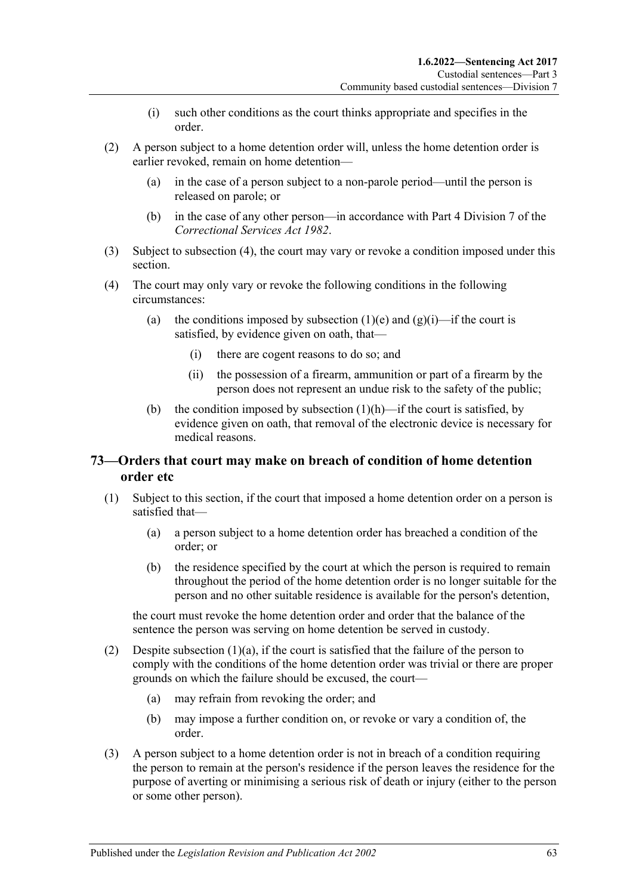(i) such other conditions as the court thinks appropriate and specifies in the order.

(2) A person subject to a home detention order will, unless the home detention order is earlier revoked, remain on home detention—

(a) in the case of a person subject to a non-parole period—until the person is released on parole; or

(b) in the case of any other person—in accordance with Part 4 Division 7 of the *Correctional Services Act 1982*.

(3) Subject to subsection (4), the court may vary or revoke a condition imposed under this section.

(4) The court may only vary or revoke the following conditions in the following circumstances:

(a) the conditions imposed by subsection (1)(e) and (g)(i)—if the court is satisfied, by evidence given on oath, that—

(i) there are cogent reasons to do so; and

(ii) the possession of a firearm, ammunition or part of a firearm by the person does not represent an undue risk to the safety of the public;

(b) the condition imposed by subsection (1)(h)—if the court is satisfied, by evidence given on oath, that removal of the electronic device is necessary for medical reasons.

## 73—Orders that court may make on breach of condition of home detention order etc

(1) Subject to this section, if the court that imposed a home detention order on a person is satisfied that—

(a) a person subject to a home detention order has breached a condition of the order; or

(b) the residence specified by the court at which the person is required to remain throughout the period of the home detention order is no longer suitable for the person and no other suitable residence is available for the person's detention,

the court must revoke the home detention order and order that the balance of the sentence the person was serving on home detention be served in custody.

(2) Despite subsection (1)(a), if the court is satisfied that the failure of the person to comply with the conditions of the home detention order was trivial or there are proper grounds on which the failure should be excused, the court—

(a) may refrain from revoking the order; and

(b) may impose a further condition on, or revoke or vary a condition of, the order.

(3) A person subject to a home detention order is not in breach of a condition requiring the person to remain at the person's residence if the person leaves the residence for the purpose of averting or minimising a serious risk of death or injury (either to the person or some other person).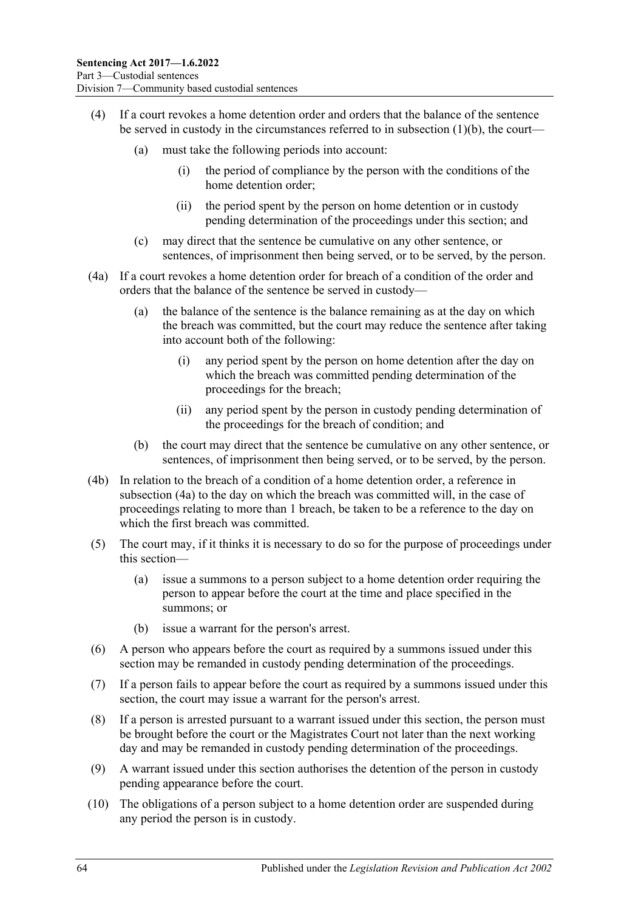(4) If a court revokes a home detention order and orders that the balance of the sentence be served in custody in the circumstances referred to in subsection (1)(b), the court—

  (a) must take the following periods into account:

    (i) the period of compliance by the person with the conditions of the home detention order;

    (ii) the period spent by the person on home detention or in custody pending determination of the proceedings under this section; and

  (c) may direct that the sentence be cumulative on any other sentence, or sentences, of imprisonment then being served, or to be served, by the person.

(4a) If a court revokes a home detention order for breach of a condition of the order and orders that the balance of the sentence be served in custody—

  (a) the balance of the sentence is the balance remaining as at the day on which the breach was committed, but the court may reduce the sentence after taking into account both of the following:

    (i) any period spent by the person on home detention after the day on which the breach was committed pending determination of the proceedings for the breach;

    (ii) any period spent by the person in custody pending determination of the proceedings for the breach of condition; and

  (b) the court may direct that the sentence be cumulative on any other sentence, or sentences, of imprisonment then being served, or to be served, by the person.

(4b) In relation to the breach of a condition of a home detention order, a reference in subsection (4a) to the day on which the breach was committed will, in the case of proceedings relating to more than 1 breach, be taken to be a reference to the day on which the first breach was committed.

(5) The court may, if it thinks it is necessary to do so for the purpose of proceedings under this section—

  (a) issue a summons to a person subject to a home detention order requiring the person to appear before the court at the time and place specified in the summons; or

  (b) issue a warrant for the person's arrest.

(6) A person who appears before the court as required by a summons issued under this section may be remanded in custody pending determination of the proceedings.

(7) If a person fails to appear before the court as required by a summons issued under this section, the court may issue a warrant for the person's arrest.

(8) If a person is arrested pursuant to a warrant issued under this section, the person must be brought before the court or the Magistrates Court not later than the next working day and may be remanded in custody pending determination of the proceedings.

(9) A warrant issued under this section authorises the detention of the person in custody pending appearance before the court.

(10) The obligations of a person subject to a home detention order are suspended during any period the person is in custody.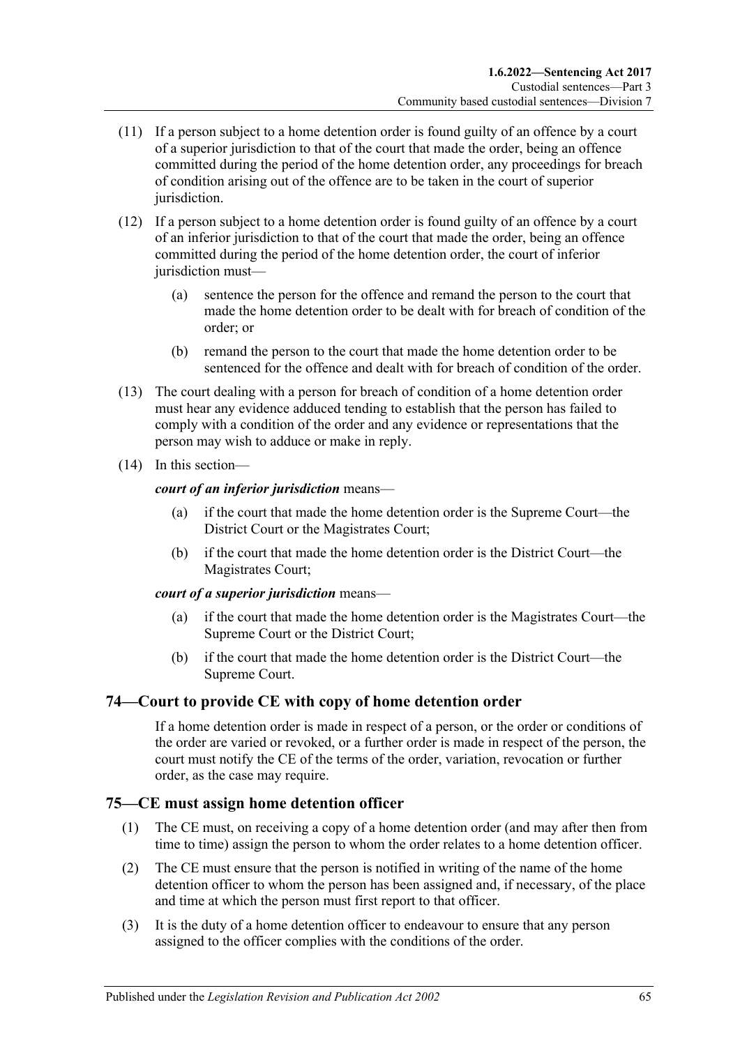(11) If a person subject to a home detention order is found guilty of an offence by a court of a superior jurisdiction to that of the court that made the order, being an offence committed during the period of the home detention order, any proceedings for breach of condition arising out of the offence are to be taken in the court of superior jurisdiction.

(12) If a person subject to a home detention order is found guilty of an offence by a court of an inferior jurisdiction to that of the court that made the order, being an offence committed during the period of the home detention order, the court of inferior jurisdiction must—

(a) sentence the person for the offence and remand the person to the court that made the home detention order to be dealt with for breach of condition of the order; or

(b) remand the person to the court that made the home detention order to be sentenced for the offence and dealt with for breach of condition of the order.

(13) The court dealing with a person for breach of condition of a home detention order must hear any evidence adduced tending to establish that the person has failed to comply with a condition of the order and any evidence or representations that the person may wish to adduce or make in reply.

(14) In this section—

***court of an inferior jurisdiction*** means—

(a) if the court that made the home detention order is the Supreme Court—the District Court or the Magistrates Court;

(b) if the court that made the home detention order is the District Court—the Magistrates Court;

***court of a superior jurisdiction*** means—

(a) if the court that made the home detention order is the Magistrates Court—the Supreme Court or the District Court;

(b) if the court that made the home detention order is the District Court—the Supreme Court.

## 74—Court to provide CE with copy of home detention order

If a home detention order is made in respect of a person, or the order or conditions of the order are varied or revoked, or a further order is made in respect of the person, the court must notify the CE of the terms of the order, variation, revocation or further order, as the case may require.

## 75—CE must assign home detention officer

(1) The CE must, on receiving a copy of a home detention order (and may after then from time to time) assign the person to whom the order relates to a home detention officer.

(2) The CE must ensure that the person is notified in writing of the name of the home detention officer to whom the person has been assigned and, if necessary, of the place and time at which the person must first report to that officer.

(3) It is the duty of a home detention officer to endeavour to ensure that any person assigned to the officer complies with the conditions of the order.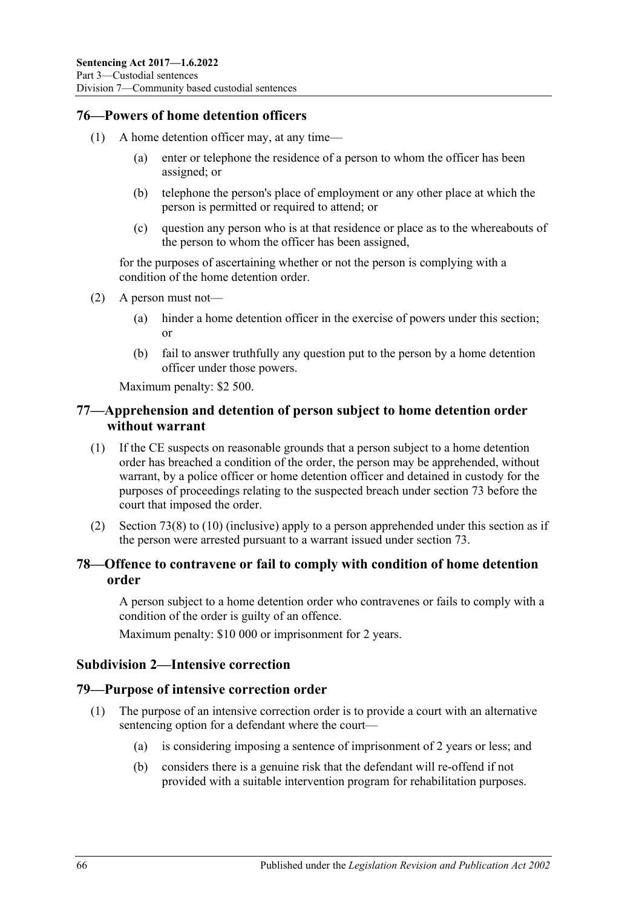## 76—Powers of home detention officers

(1) A home detention officer may, at any time—

 (a) enter or telephone the residence of a person to whom the officer has been assigned; or

 (b) telephone the person's place of employment or any other place at which the person is permitted or required to attend; or

 (c) question any person who is at that residence or place as to the whereabouts of the person to whom the officer has been assigned,

for the purposes of ascertaining whether or not the person is complying with a condition of the home detention order.

(2) A person must not—

 (a) hinder a home detention officer in the exercise of powers under this section; or

 (b) fail to answer truthfully any question put to the person by a home detention officer under those powers.

Maximum penalty: $2 500.

## 77—Apprehension and detention of person subject to home detention order without warrant

(1) If the CE suspects on reasonable grounds that a person subject to a home detention order has breached a condition of the order, the person may be apprehended, without warrant, by a police officer or home detention officer and detained in custody for the purposes of proceedings relating to the suspected breach under section 73 before the court that imposed the order.

(2) Section 73(8) to (10) (inclusive) apply to a person apprehended under this section as if the person were arrested pursuant to a warrant issued under section 73.

## 78—Offence to contravene or fail to comply with condition of home detention order

A person subject to a home detention order who contravenes or fails to comply with a condition of the order is guilty of an offence.

Maximum penalty: $10 000 or imprisonment for 2 years.

### Subdivision 2—Intensive correction

## 79—Purpose of intensive correction order

(1) The purpose of an intensive correction order is to provide a court with an alternative sentencing option for a defendant where the court—

 (a) is considering imposing a sentence of imprisonment of 2 years or less; and

 (b) considers there is a genuine risk that the defendant will re-offend if not provided with a suitable intervention program for rehabilitation purposes.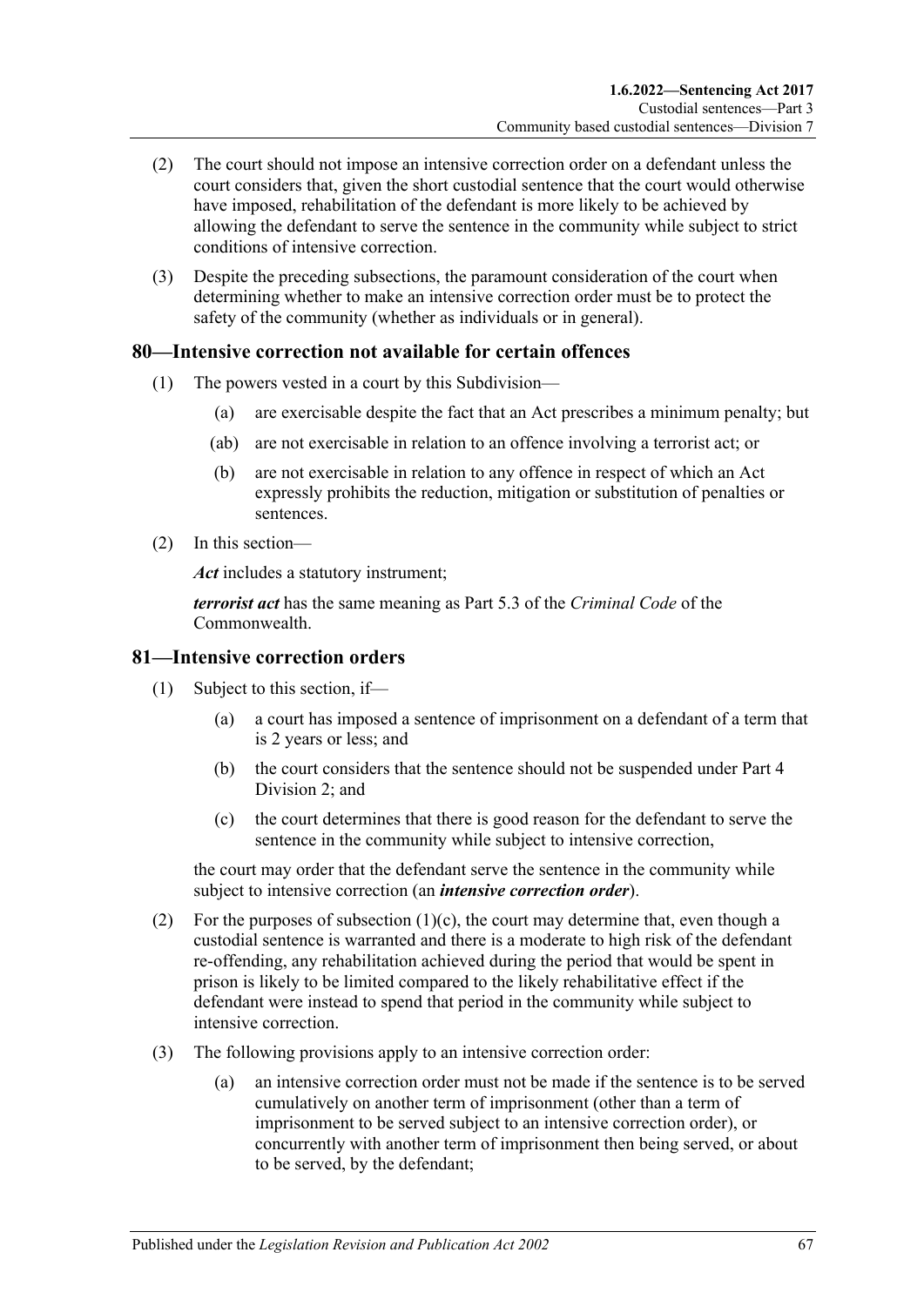(2) The court should not impose an intensive correction order on a defendant unless the court considers that, given the short custodial sentence that the court would otherwise have imposed, rehabilitation of the defendant is more likely to be achieved by allowing the defendant to serve the sentence in the community while subject to strict conditions of intensive correction.

(3) Despite the preceding subsections, the paramount consideration of the court when determining whether to make an intensive correction order must be to protect the safety of the community (whether as individuals or in general).

## 80—Intensive correction not available for certain offences

(1) The powers vested in a court by this Subdivision—

(a) are exercisable despite the fact that an Act prescribes a minimum penalty; but

(ab) are not exercisable in relation to an offence involving a terrorist act; or

(b) are not exercisable in relation to any offence in respect of which an Act expressly prohibits the reduction, mitigation or substitution of penalties or sentences.

(2) In this section—

***Act*** includes a statutory instrument;

***terrorist act*** has the same meaning as Part 5.3 of the *Criminal Code* of the Commonwealth.

## 81—Intensive correction orders

(1) Subject to this section, if—

(a) a court has imposed a sentence of imprisonment on a defendant of a term that is 2 years or less; and

(b) the court considers that the sentence should not be suspended under Part 4 Division 2; and

(c) the court determines that there is good reason for the defendant to serve the sentence in the community while subject to intensive correction,

the court may order that the defendant serve the sentence in the community while subject to intensive correction (an ***intensive correction order***).

(2) For the purposes of subsection (1)(c), the court may determine that, even though a custodial sentence is warranted and there is a moderate to high risk of the defendant re-offending, any rehabilitation achieved during the period that would be spent in prison is likely to be limited compared to the likely rehabilitative effect if the defendant were instead to spend that period in the community while subject to intensive correction.

(3) The following provisions apply to an intensive correction order:

(a) an intensive correction order must not be made if the sentence is to be served cumulatively on another term of imprisonment (other than a term of imprisonment to be served subject to an intensive correction order), or concurrently with another term of imprisonment then being served, or about to be served, by the defendant;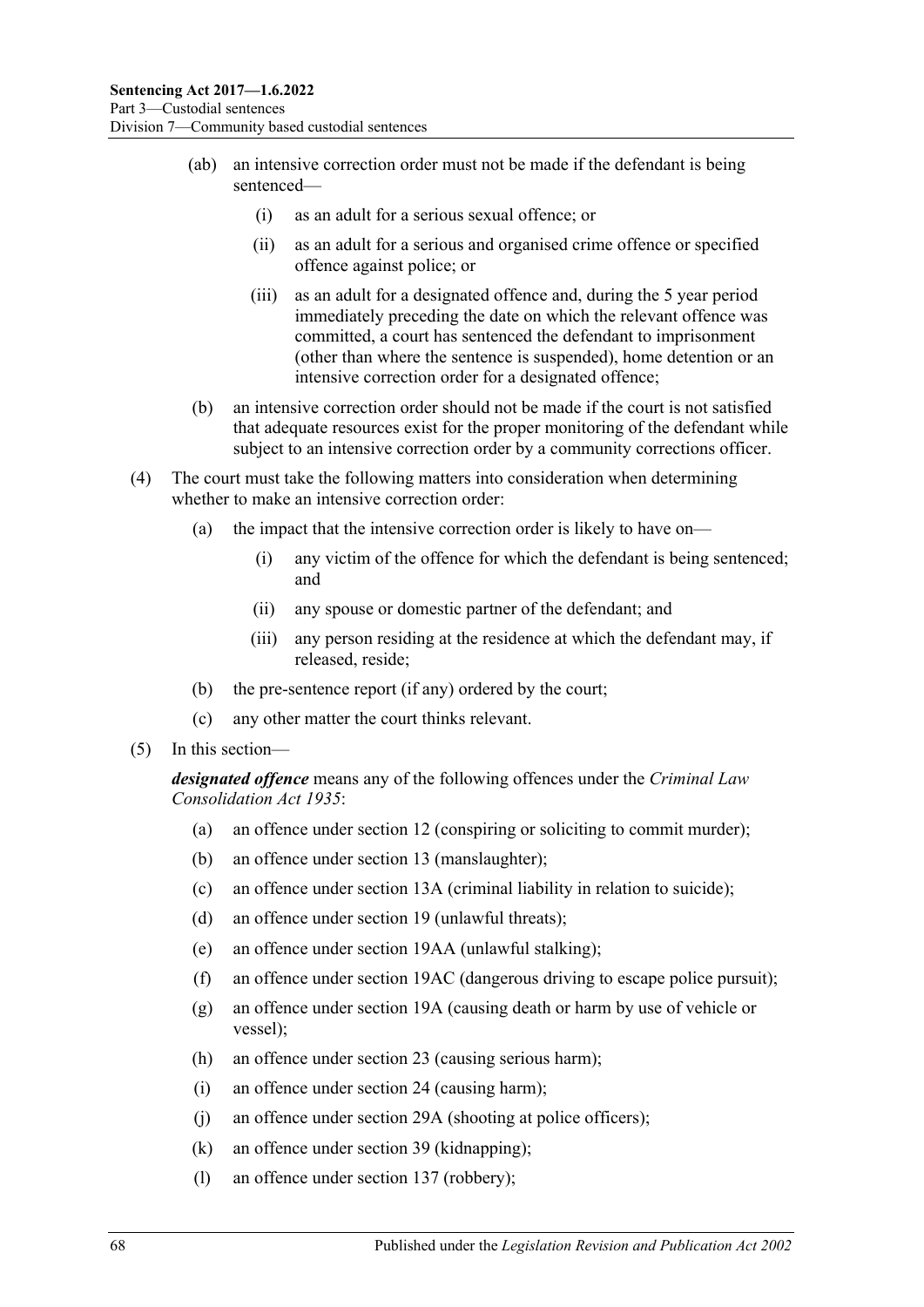(ab) an intensive correction order must not be made if the defendant is being sentenced—

 (i) as an adult for a serious sexual offence; or

 (ii) as an adult for a serious and organised crime offence or specified offence against police; or

 (iii) as an adult for a designated offence and, during the 5 year period immediately preceding the date on which the relevant offence was committed, a court has sentenced the defendant to imprisonment (other than where the sentence is suspended), home detention or an intensive correction order for a designated offence;

(b) an intensive correction order should not be made if the court is not satisfied that adequate resources exist for the proper monitoring of the defendant while subject to an intensive correction order by a community corrections officer.

(4) The court must take the following matters into consideration when determining whether to make an intensive correction order:

 (a) the impact that the intensive correction order is likely to have on—

  (i) any victim of the offence for which the defendant is being sentenced; and

  (ii) any spouse or domestic partner of the defendant; and

  (iii) any person residing at the residence at which the defendant may, if released, reside;

 (b) the pre-sentence report (if any) ordered by the court;

 (c) any other matter the court thinks relevant.

(5) In this section—

***designated offence*** means any of the following offences under the *Criminal Law Consolidation Act 1935*:

 (a) an offence under section 12 (conspiring or soliciting to commit murder);

 (b) an offence under section 13 (manslaughter);

 (c) an offence under section 13A (criminal liability in relation to suicide);

 (d) an offence under section 19 (unlawful threats);

 (e) an offence under section 19AA (unlawful stalking);

 (f) an offence under section 19AC (dangerous driving to escape police pursuit);

 (g) an offence under section 19A (causing death or harm by use of vehicle or vessel);

 (h) an offence under section 23 (causing serious harm);

 (i) an offence under section 24 (causing harm);

 (j) an offence under section 29A (shooting at police officers);

 (k) an offence under section 39 (kidnapping);

 (l) an offence under section 137 (robbery);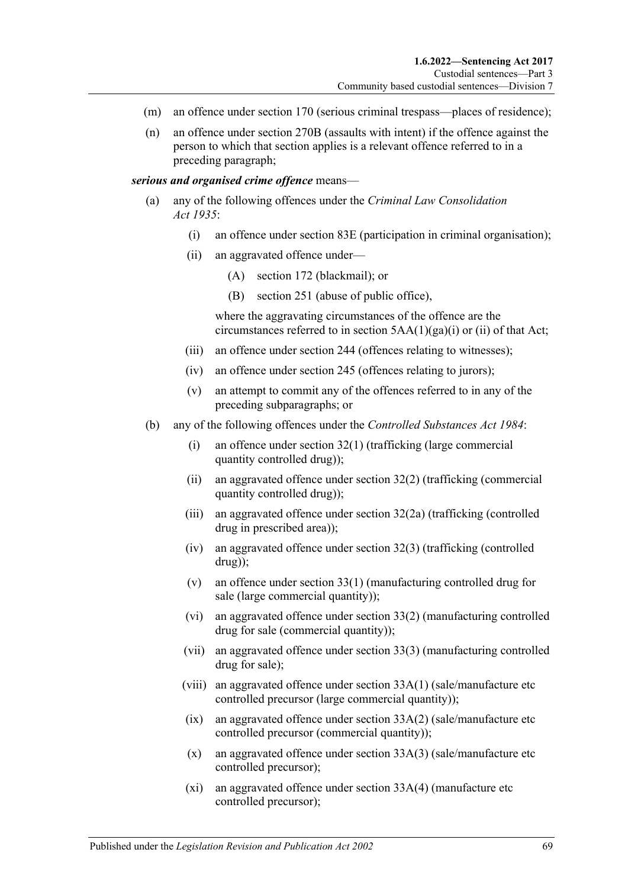(m) an offence under section 170 (serious criminal trespass—places of residence);

(n) an offence under section 270B (assaults with intent) if the offence against the person to which that section applies is a relevant offence referred to in a preceding paragraph;

***serious and organised crime offence*** means—

(a) any of the following offences under the *Criminal Law Consolidation Act 1935*:

  (i) an offence under section 83E (participation in criminal organisation);

  (ii) an aggravated offence under—

    (A) section 172 (blackmail); or

    (B) section 251 (abuse of public office),

  where the aggravating circumstances of the offence are the circumstances referred to in section 5AA(1)(ga)(i) or (ii) of that Act;

  (iii) an offence under section 244 (offences relating to witnesses);

  (iv) an offence under section 245 (offences relating to jurors);

  (v) an attempt to commit any of the offences referred to in any of the preceding subparagraphs; or

(b) any of the following offences under the *Controlled Substances Act 1984*:

  (i) an offence under section 32(1) (trafficking (large commercial quantity controlled drug));

  (ii) an aggravated offence under section 32(2) (trafficking (commercial quantity controlled drug));

  (iii) an aggravated offence under section 32(2a) (trafficking (controlled drug in prescribed area));

  (iv) an aggravated offence under section 32(3) (trafficking (controlled drug));

  (v) an offence under section 33(1) (manufacturing controlled drug for sale (large commercial quantity));

  (vi) an aggravated offence under section 33(2) (manufacturing controlled drug for sale (commercial quantity));

  (vii) an aggravated offence under section 33(3) (manufacturing controlled drug for sale);

  (viii) an aggravated offence under section 33A(1) (sale/manufacture etc controlled precursor (large commercial quantity));

  (ix) an aggravated offence under section 33A(2) (sale/manufacture etc controlled precursor (commercial quantity));

  (x) an aggravated offence under section 33A(3) (sale/manufacture etc controlled precursor);

  (xi) an aggravated offence under section 33A(4) (manufacture etc controlled precursor);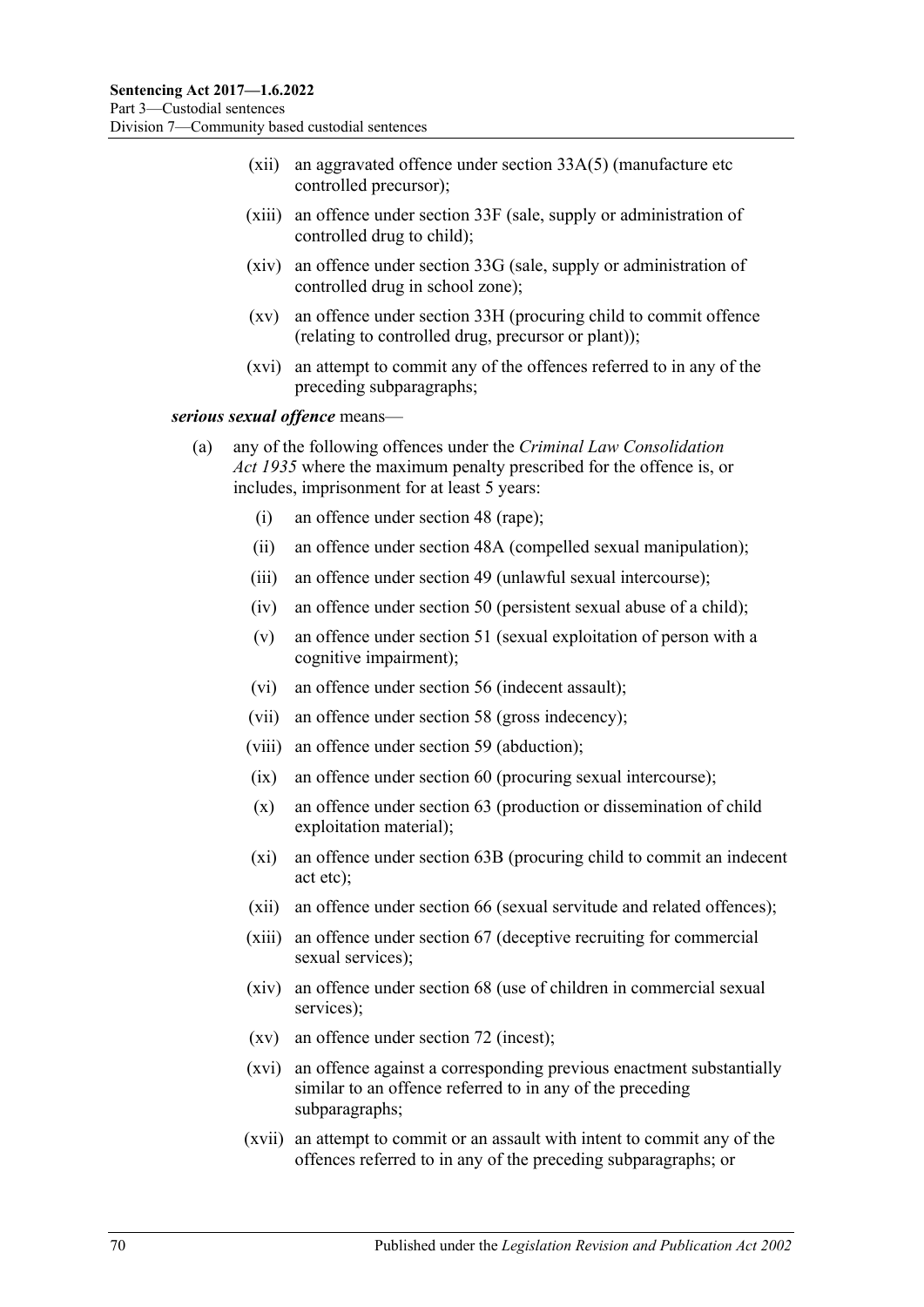(xii) an aggravated offence under section 33A(5) (manufacture etc controlled precursor);

(xiii) an offence under section 33F (sale, supply or administration of controlled drug to child);

(xiv) an offence under section 33G (sale, supply or administration of controlled drug in school zone);

(xv) an offence under section 33H (procuring child to commit offence (relating to controlled drug, precursor or plant));

(xvi) an attempt to commit any of the offences referred to in any of the preceding subparagraphs;

***serious sexual offence*** means—

(a) any of the following offences under the *Criminal Law Consolidation Act 1935* where the maximum penalty prescribed for the offence is, or includes, imprisonment for at least 5 years:

(i) an offence under section 48 (rape);

(ii) an offence under section 48A (compelled sexual manipulation);

(iii) an offence under section 49 (unlawful sexual intercourse);

(iv) an offence under section 50 (persistent sexual abuse of a child);

(v) an offence under section 51 (sexual exploitation of person with a cognitive impairment);

(vi) an offence under section 56 (indecent assault);

(vii) an offence under section 58 (gross indecency);

(viii) an offence under section 59 (abduction);

(ix) an offence under section 60 (procuring sexual intercourse);

(x) an offence under section 63 (production or dissemination of child exploitation material);

(xi) an offence under section 63B (procuring child to commit an indecent act etc);

(xii) an offence under section 66 (sexual servitude and related offences);

(xiii) an offence under section 67 (deceptive recruiting for commercial sexual services);

(xiv) an offence under section 68 (use of children in commercial sexual services);

(xv) an offence under section 72 (incest);

(xvi) an offence against a corresponding previous enactment substantially similar to an offence referred to in any of the preceding subparagraphs;

(xvii) an attempt to commit or an assault with intent to commit any of the offences referred to in any of the preceding subparagraphs; or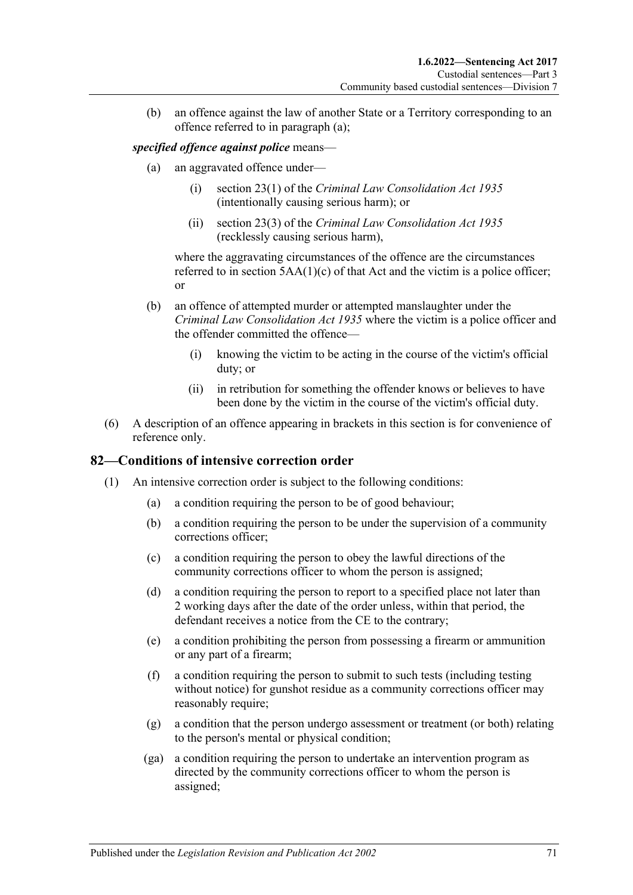(b) an offence against the law of another State or a Territory corresponding to an offence referred to in paragraph (a);

***specified offence against police*** means—

(a) an aggravated offence under—

(i) section 23(1) of the *Criminal Law Consolidation Act 1935* (intentionally causing serious harm); or

(ii) section 23(3) of the *Criminal Law Consolidation Act 1935* (recklessly causing serious harm),

where the aggravating circumstances of the offence are the circumstances referred to in section 5AA(1)(c) of that Act and the victim is a police officer; or

(b) an offence of attempted murder or attempted manslaughter under the *Criminal Law Consolidation Act 1935* where the victim is a police officer and the offender committed the offence—

(i) knowing the victim to be acting in the course of the victim's official duty; or

(ii) in retribution for something the offender knows or believes to have been done by the victim in the course of the victim's official duty.

(6) A description of an offence appearing in brackets in this section is for convenience of reference only.

## 82—Conditions of intensive correction order

(1) An intensive correction order is subject to the following conditions:

(a) a condition requiring the person to be of good behaviour;

(b) a condition requiring the person to be under the supervision of a community corrections officer;

(c) a condition requiring the person to obey the lawful directions of the community corrections officer to whom the person is assigned;

(d) a condition requiring the person to report to a specified place not later than 2 working days after the date of the order unless, within that period, the defendant receives a notice from the CE to the contrary;

(e) a condition prohibiting the person from possessing a firearm or ammunition or any part of a firearm;

(f) a condition requiring the person to submit to such tests (including testing without notice) for gunshot residue as a community corrections officer may reasonably require;

(g) a condition that the person undergo assessment or treatment (or both) relating to the person's mental or physical condition;

(ga) a condition requiring the person to undertake an intervention program as directed by the community corrections officer to whom the person is assigned;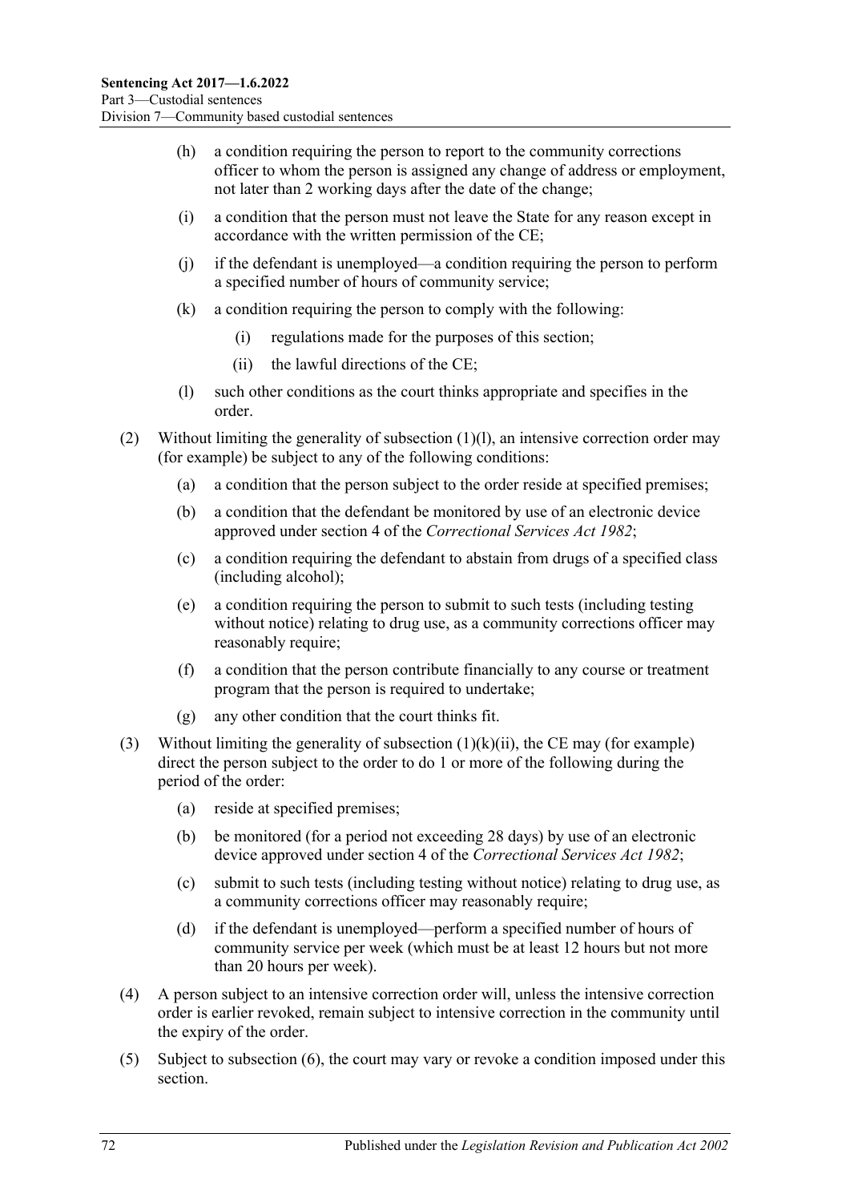(h) a condition requiring the person to report to the community corrections officer to whom the person is assigned any change of address or employment, not later than 2 working days after the date of the change;

(i) a condition that the person must not leave the State for any reason except in accordance with the written permission of the CE;

(j) if the defendant is unemployed—a condition requiring the person to perform a specified number of hours of community service;

(k) a condition requiring the person to comply with the following:

 (i) regulations made for the purposes of this section;

 (ii) the lawful directions of the CE;

(l) such other conditions as the court thinks appropriate and specifies in the order.

(2) Without limiting the generality of subsection (1)(l), an intensive correction order may (for example) be subject to any of the following conditions:

 (a) a condition that the person subject to the order reside at specified premises;

 (b) a condition that the defendant be monitored by use of an electronic device approved under section 4 of the *Correctional Services Act 1982*;

 (c) a condition requiring the defendant to abstain from drugs of a specified class (including alcohol);

 (e) a condition requiring the person to submit to such tests (including testing without notice) relating to drug use, as a community corrections officer may reasonably require;

 (f) a condition that the person contribute financially to any course or treatment program that the person is required to undertake;

 (g) any other condition that the court thinks fit.

(3) Without limiting the generality of subsection (1)(k)(ii), the CE may (for example) direct the person subject to the order to do 1 or more of the following during the period of the order:

 (a) reside at specified premises;

 (b) be monitored (for a period not exceeding 28 days) by use of an electronic device approved under section 4 of the *Correctional Services Act 1982*;

 (c) submit to such tests (including testing without notice) relating to drug use, as a community corrections officer may reasonably require;

 (d) if the defendant is unemployed—perform a specified number of hours of community service per week (which must be at least 12 hours but not more than 20 hours per week).

(4) A person subject to an intensive correction order will, unless the intensive correction order is earlier revoked, remain subject to intensive correction in the community until the expiry of the order.

(5) Subject to subsection (6), the court may vary or revoke a condition imposed under this section.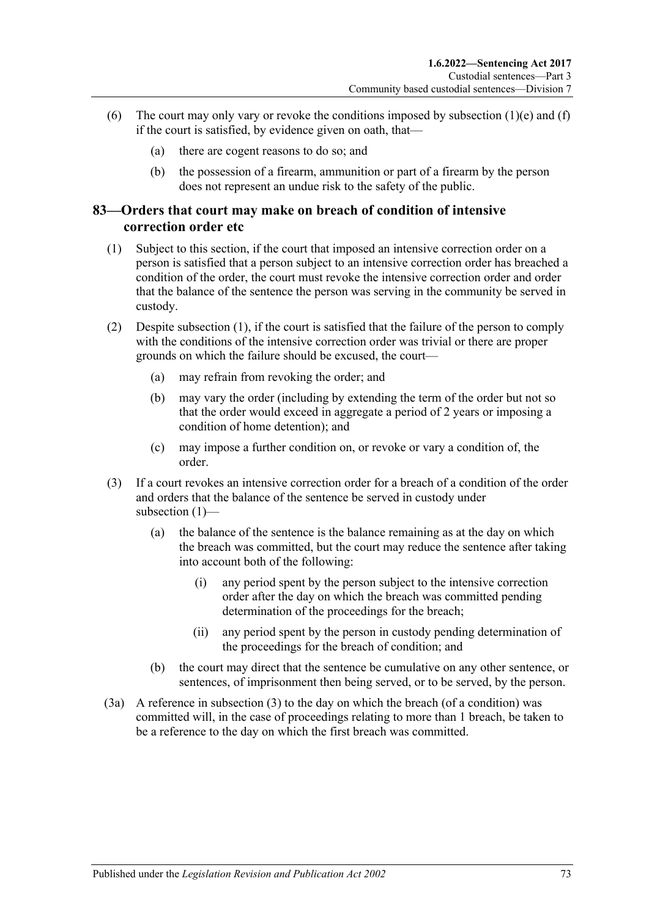(6) The court may only vary or revoke the conditions imposed by subsection (1)(e) and (f) if the court is satisfied, by evidence given on oath, that—

   (a) there are cogent reasons to do so; and

   (b) the possession of a firearm, ammunition or part of a firearm by the person does not represent an undue risk to the safety of the public.

## 83—Orders that court may make on breach of condition of intensive correction order etc

(1) Subject to this section, if the court that imposed an intensive correction order on a person is satisfied that a person subject to an intensive correction order has breached a condition of the order, the court must revoke the intensive correction order and order that the balance of the sentence the person was serving in the community be served in custody.

(2) Despite subsection (1), if the court is satisfied that the failure of the person to comply with the conditions of the intensive correction order was trivial or there are proper grounds on which the failure should be excused, the court—

   (a) may refrain from revoking the order; and

   (b) may vary the order (including by extending the term of the order but not so that the order would exceed in aggregate a period of 2 years or imposing a condition of home detention); and

   (c) may impose a further condition on, or revoke or vary a condition of, the order.

(3) If a court revokes an intensive correction order for a breach of a condition of the order and orders that the balance of the sentence be served in custody under subsection (1)—

   (a) the balance of the sentence is the balance remaining as at the day on which the breach was committed, but the court may reduce the sentence after taking into account both of the following:

      (i) any period spent by the person subject to the intensive correction order after the day on which the breach was committed pending determination of the proceedings for the breach;

      (ii) any period spent by the person in custody pending determination of the proceedings for the breach of condition; and

   (b) the court may direct that the sentence be cumulative on any other sentence, or sentences, of imprisonment then being served, or to be served, by the person.

(3a) A reference in subsection (3) to the day on which the breach (of a condition) was committed will, in the case of proceedings relating to more than 1 breach, be taken to be a reference to the day on which the first breach was committed.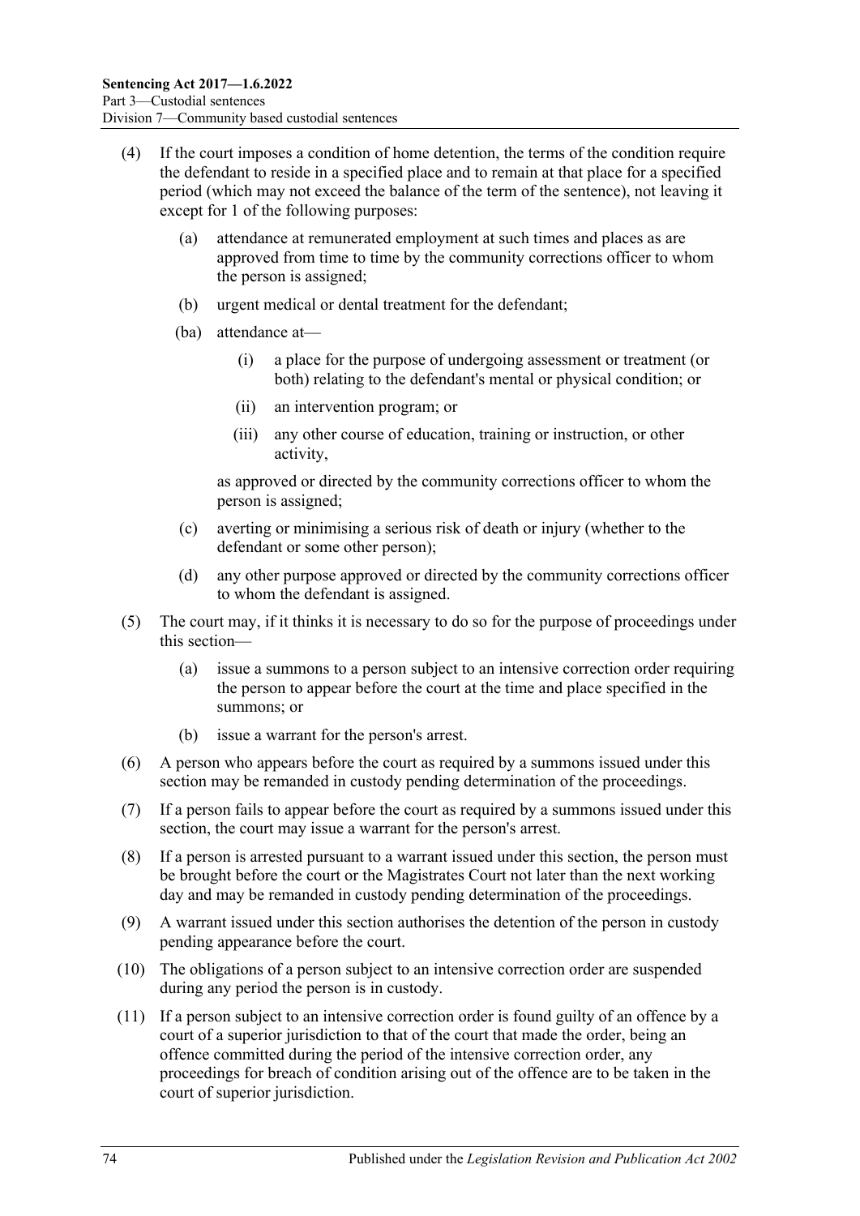(4) If the court imposes a condition of home detention, the terms of the condition require the defendant to reside in a specified place and to remain at that place for a specified period (which may not exceed the balance of the term of the sentence), not leaving it except for 1 of the following purposes:

   (a) attendance at remunerated employment at such times and places as are approved from time to time by the community corrections officer to whom the person is assigned;

   (b) urgent medical or dental treatment for the defendant;

   (ba) attendance at—

      (i) a place for the purpose of undergoing assessment or treatment (or both) relating to the defendant's mental or physical condition; or

      (ii) an intervention program; or

      (iii) any other course of education, training or instruction, or other activity,

   as approved or directed by the community corrections officer to whom the person is assigned;

   (c) averting or minimising a serious risk of death or injury (whether to the defendant or some other person);

   (d) any other purpose approved or directed by the community corrections officer to whom the defendant is assigned.

(5) The court may, if it thinks it is necessary to do so for the purpose of proceedings under this section—

   (a) issue a summons to a person subject to an intensive correction order requiring the person to appear before the court at the time and place specified in the summons; or

   (b) issue a warrant for the person's arrest.

(6) A person who appears before the court as required by a summons issued under this section may be remanded in custody pending determination of the proceedings.

(7) If a person fails to appear before the court as required by a summons issued under this section, the court may issue a warrant for the person's arrest.

(8) If a person is arrested pursuant to a warrant issued under this section, the person must be brought before the court or the Magistrates Court not later than the next working day and may be remanded in custody pending determination of the proceedings.

(9) A warrant issued under this section authorises the detention of the person in custody pending appearance before the court.

(10) The obligations of a person subject to an intensive correction order are suspended during any period the person is in custody.

(11) If a person subject to an intensive correction order is found guilty of an offence by a court of a superior jurisdiction to that of the court that made the order, being an offence committed during the period of the intensive correction order, any proceedings for breach of condition arising out of the offence are to be taken in the court of superior jurisdiction.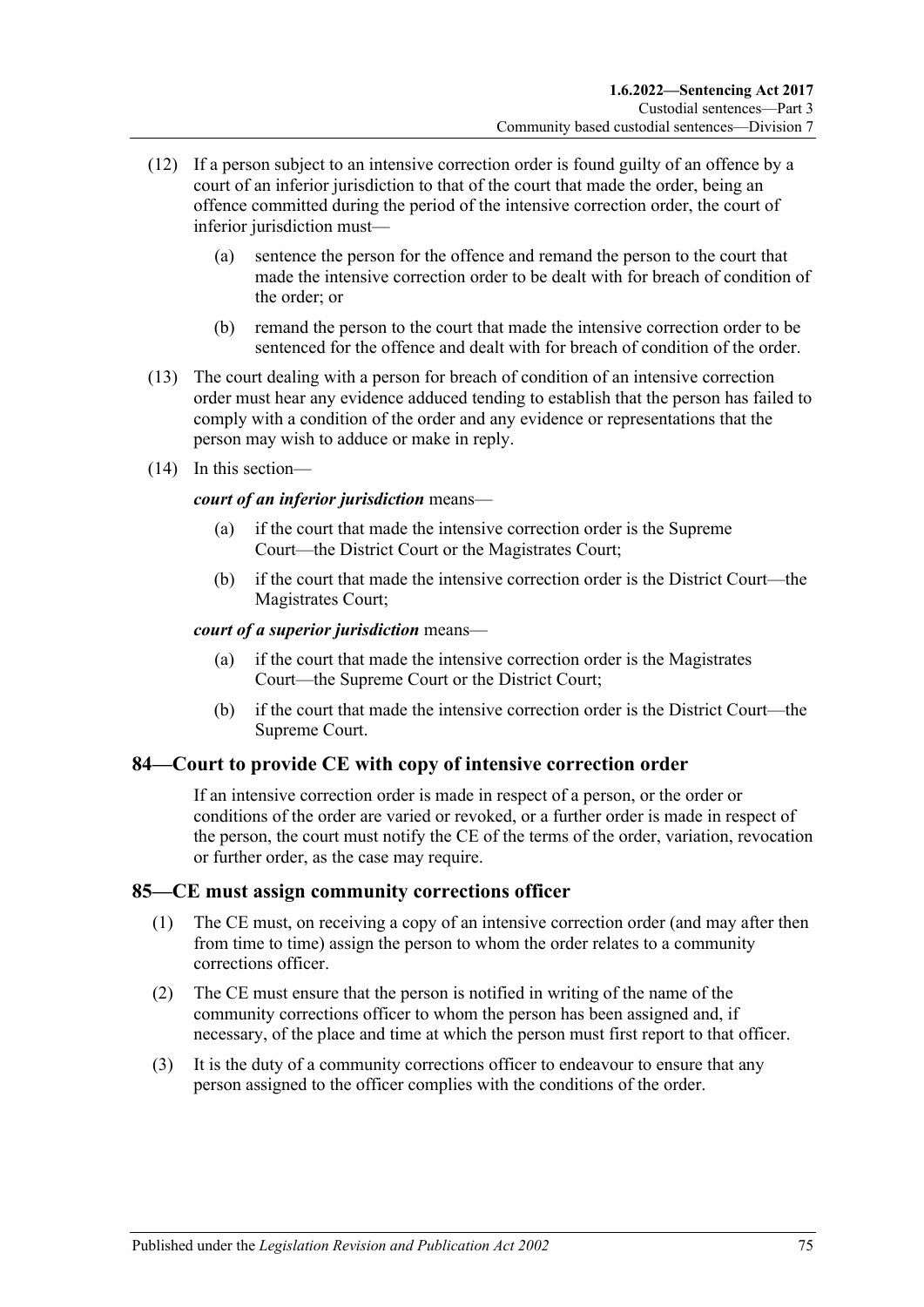(12) If a person subject to an intensive correction order is found guilty of an offence by a court of an inferior jurisdiction to that of the court that made the order, being an offence committed during the period of the intensive correction order, the court of inferior jurisdiction must—

   (a) sentence the person for the offence and remand the person to the court that made the intensive correction order to be dealt with for breach of condition of the order; or

   (b) remand the person to the court that made the intensive correction order to be sentenced for the offence and dealt with for breach of condition of the order.

(13) The court dealing with a person for breach of condition of an intensive correction order must hear any evidence adduced tending to establish that the person has failed to comply with a condition of the order and any evidence or representations that the person may wish to adduce or make in reply.

(14) In this section—

***court of an inferior jurisdiction*** means—

   (a) if the court that made the intensive correction order is the Supreme Court—the District Court or the Magistrates Court;

   (b) if the court that made the intensive correction order is the District Court—the Magistrates Court;

***court of a superior jurisdiction*** means—

   (a) if the court that made the intensive correction order is the Magistrates Court—the Supreme Court or the District Court;

   (b) if the court that made the intensive correction order is the District Court—the Supreme Court.

## 84—Court to provide CE with copy of intensive correction order

If an intensive correction order is made in respect of a person, or the order or conditions of the order are varied or revoked, or a further order is made in respect of the person, the court must notify the CE of the terms of the order, variation, revocation or further order, as the case may require.

## 85—CE must assign community corrections officer

(1) The CE must, on receiving a copy of an intensive correction order (and may after then from time to time) assign the person to whom the order relates to a community corrections officer.

(2) The CE must ensure that the person is notified in writing of the name of the community corrections officer to whom the person has been assigned and, if necessary, of the place and time at which the person must first report to that officer.

(3) It is the duty of a community corrections officer to endeavour to ensure that any person assigned to the officer complies with the conditions of the order.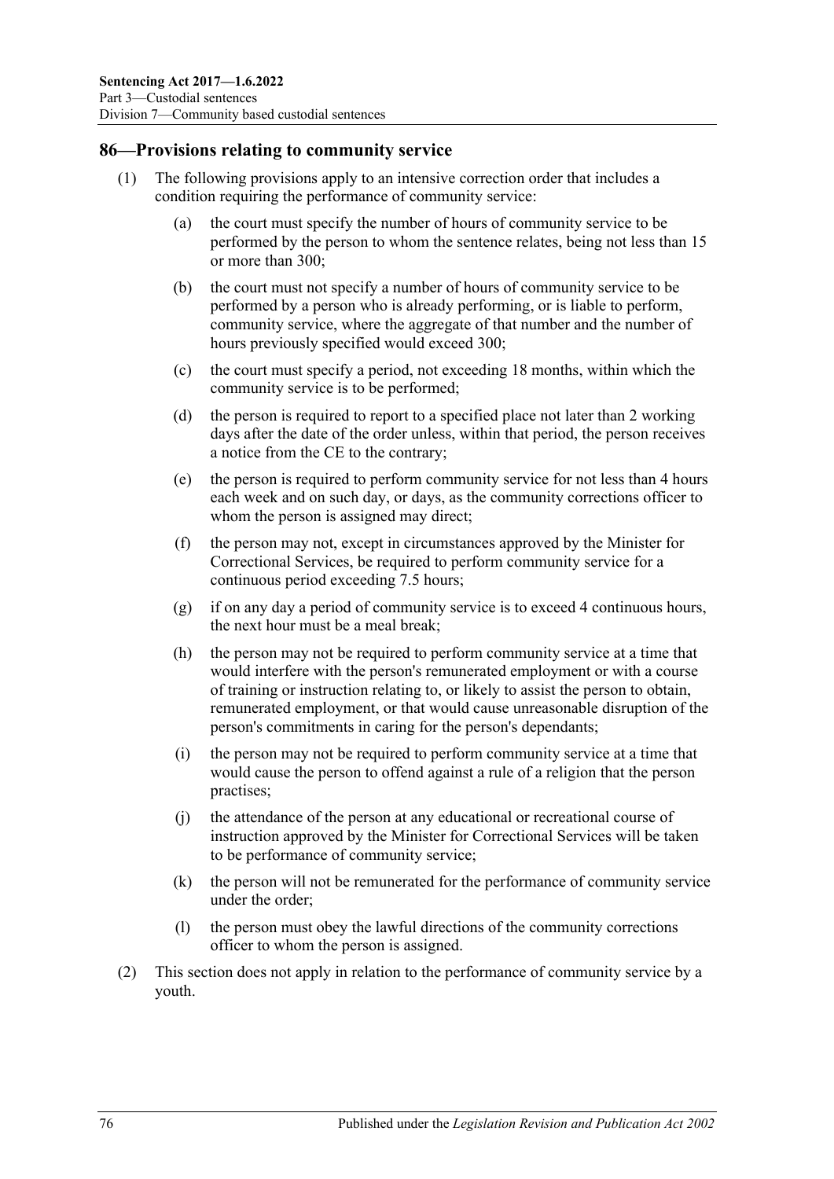## 86—Provisions relating to community service

(1) The following provisions apply to an intensive correction order that includes a condition requiring the performance of community service:

  (a) the court must specify the number of hours of community service to be performed by the person to whom the sentence relates, being not less than 15 or more than 300;

  (b) the court must not specify a number of hours of community service to be performed by a person who is already performing, or is liable to perform, community service, where the aggregate of that number and the number of hours previously specified would exceed 300;

  (c) the court must specify a period, not exceeding 18 months, within which the community service is to be performed;

  (d) the person is required to report to a specified place not later than 2 working days after the date of the order unless, within that period, the person receives a notice from the CE to the contrary;

  (e) the person is required to perform community service for not less than 4 hours each week and on such day, or days, as the community corrections officer to whom the person is assigned may direct;

  (f) the person may not, except in circumstances approved by the Minister for Correctional Services, be required to perform community service for a continuous period exceeding 7.5 hours;

  (g) if on any day a period of community service is to exceed 4 continuous hours, the next hour must be a meal break;

  (h) the person may not be required to perform community service at a time that would interfere with the person's remunerated employment or with a course of training or instruction relating to, or likely to assist the person to obtain, remunerated employment, or that would cause unreasonable disruption of the person's commitments in caring for the person's dependants;

  (i) the person may not be required to perform community service at a time that would cause the person to offend against a rule of a religion that the person practises;

  (j) the attendance of the person at any educational or recreational course of instruction approved by the Minister for Correctional Services will be taken to be performance of community service;

  (k) the person will not be remunerated for the performance of community service under the order;

  (l) the person must obey the lawful directions of the community corrections officer to whom the person is assigned.

(2) This section does not apply in relation to the performance of community service by a youth.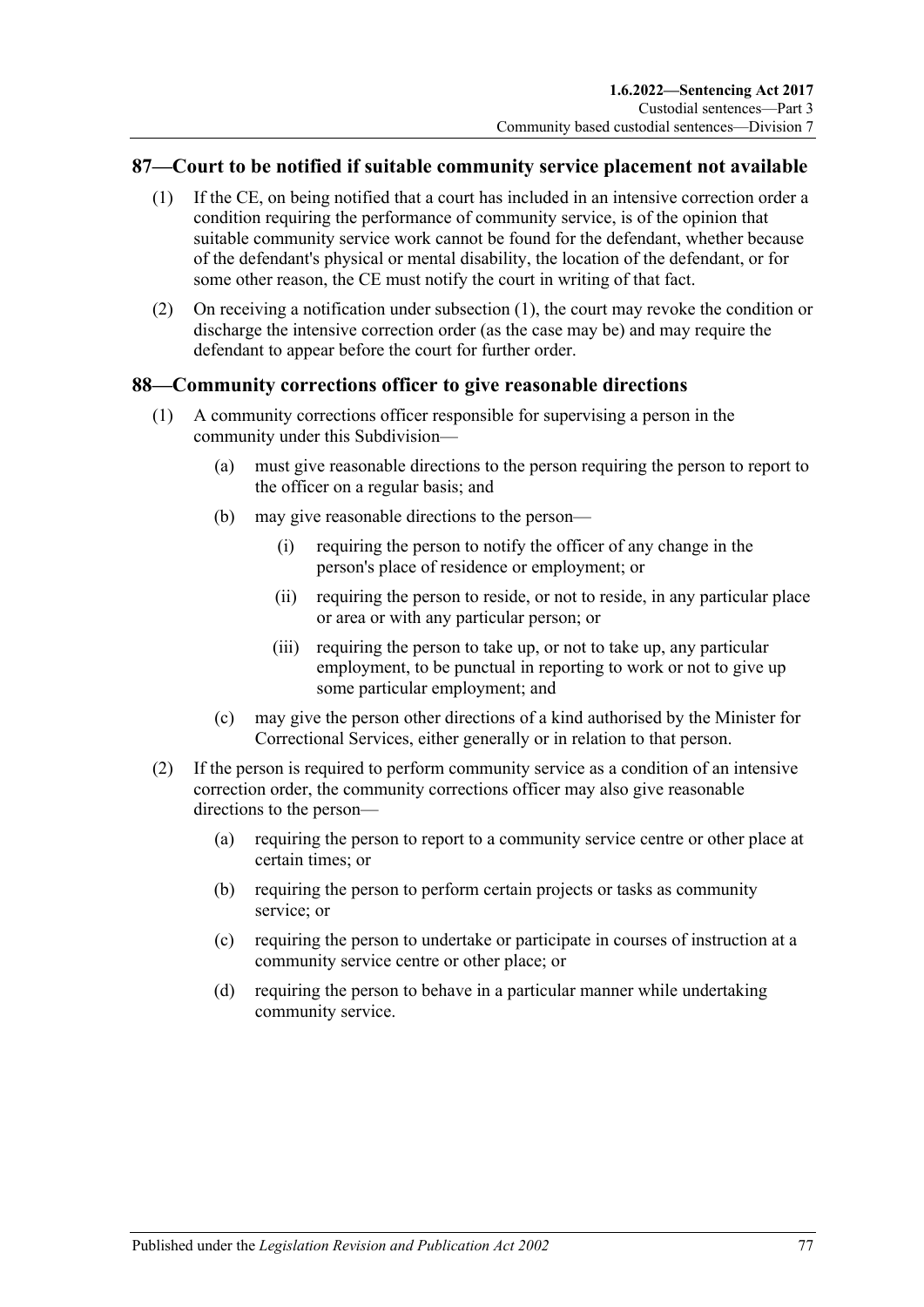## 87—Court to be notified if suitable community service placement not available

(1) If the CE, on being notified that a court has included in an intensive correction order a condition requiring the performance of community service, is of the opinion that suitable community service work cannot be found for the defendant, whether because of the defendant's physical or mental disability, the location of the defendant, or for some other reason, the CE must notify the court in writing of that fact.

(2) On receiving a notification under subsection (1), the court may revoke the condition or discharge the intensive correction order (as the case may be) and may require the defendant to appear before the court for further order.

## 88—Community corrections officer to give reasonable directions

(1) A community corrections officer responsible for supervising a person in the community under this Subdivision—

- (a) must give reasonable directions to the person requiring the person to report to the officer on a regular basis; and
- (b) may give reasonable directions to the person—
  - (i) requiring the person to notify the officer of any change in the person's place of residence or employment; or
  - (ii) requiring the person to reside, or not to reside, in any particular place or area or with any particular person; or
  - (iii) requiring the person to take up, or not to take up, any particular employment, to be punctual in reporting to work or not to give up some particular employment; and
- (c) may give the person other directions of a kind authorised by the Minister for Correctional Services, either generally or in relation to that person.

(2) If the person is required to perform community service as a condition of an intensive correction order, the community corrections officer may also give reasonable directions to the person—

- (a) requiring the person to report to a community service centre or other place at certain times; or
- (b) requiring the person to perform certain projects or tasks as community service; or
- (c) requiring the person to undertake or participate in courses of instruction at a community service centre or other place; or
- (d) requiring the person to behave in a particular manner while undertaking community service.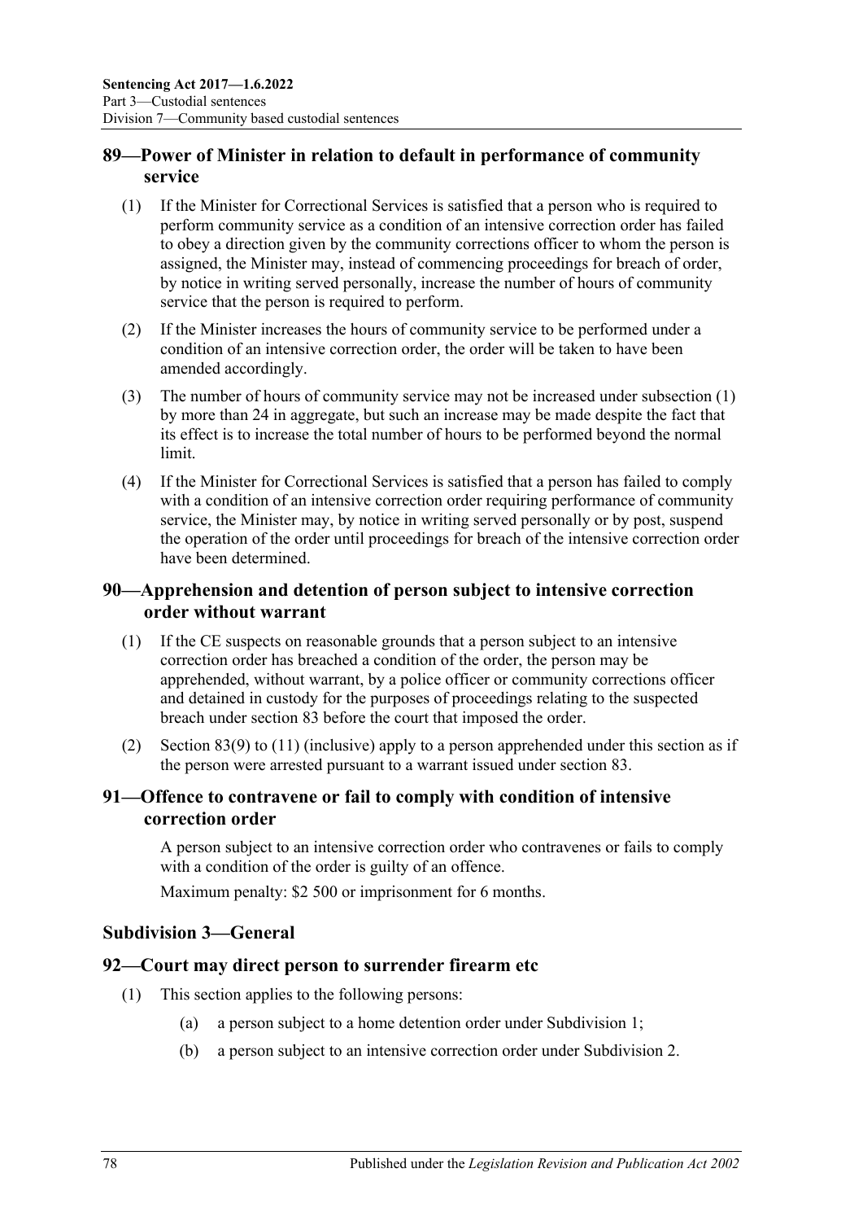## 89—Power of Minister in relation to default in performance of community service

(1) If the Minister for Correctional Services is satisfied that a person who is required to perform community service as a condition of an intensive correction order has failed to obey a direction given by the community corrections officer to whom the person is assigned, the Minister may, instead of commencing proceedings for breach of order, by notice in writing served personally, increase the number of hours of community service that the person is required to perform.

(2) If the Minister increases the hours of community service to be performed under a condition of an intensive correction order, the order will be taken to have been amended accordingly.

(3) The number of hours of community service may not be increased under subsection (1) by more than 24 in aggregate, but such an increase may be made despite the fact that its effect is to increase the total number of hours to be performed beyond the normal limit.

(4) If the Minister for Correctional Services is satisfied that a person has failed to comply with a condition of an intensive correction order requiring performance of community service, the Minister may, by notice in writing served personally or by post, suspend the operation of the order until proceedings for breach of the intensive correction order have been determined.

## 90—Apprehension and detention of person subject to intensive correction order without warrant

(1) If the CE suspects on reasonable grounds that a person subject to an intensive correction order has breached a condition of the order, the person may be apprehended, without warrant, by a police officer or community corrections officer and detained in custody for the purposes of proceedings relating to the suspected breach under section 83 before the court that imposed the order.

(2) Section 83(9) to (11) (inclusive) apply to a person apprehended under this section as if the person were arrested pursuant to a warrant issued under section 83.

## 91—Offence to contravene or fail to comply with condition of intensive correction order

A person subject to an intensive correction order who contravenes or fails to comply with a condition of the order is guilty of an offence.

Maximum penalty: $2 500 or imprisonment for 6 months.

### Subdivision 3—General

## 92—Court may direct person to surrender firearm etc

(1) This section applies to the following persons:

(a) a person subject to a home detention order under Subdivision 1;

(b) a person subject to an intensive correction order under Subdivision 2.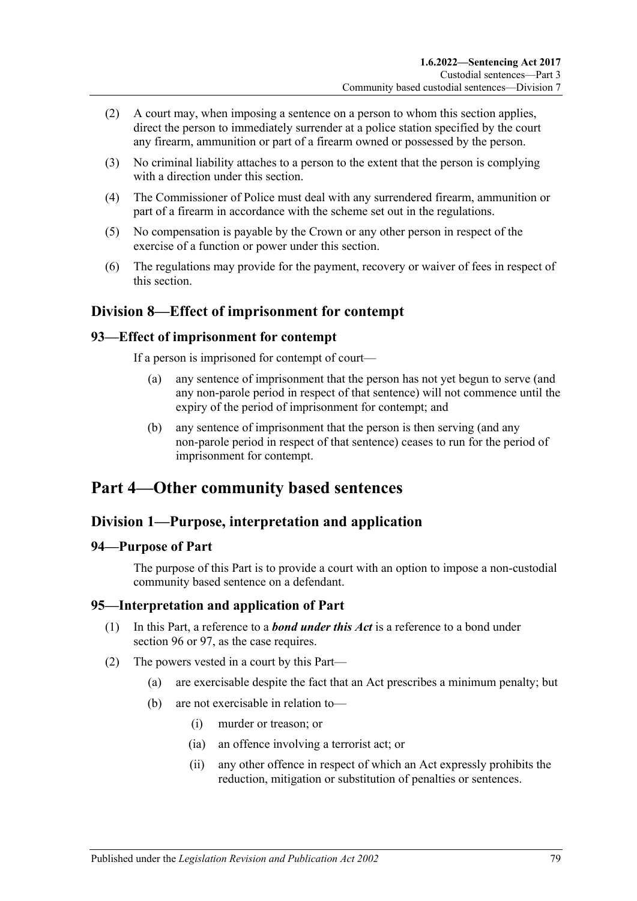(2) A court may, when imposing a sentence on a person to whom this section applies, direct the person to immediately surrender at a police station specified by the court any firearm, ammunition or part of a firearm owned or possessed by the person.

(3) No criminal liability attaches to a person to the extent that the person is complying with a direction under this section.

(4) The Commissioner of Police must deal with any surrendered firearm, ammunition or part of a firearm in accordance with the scheme set out in the regulations.

(5) No compensation is payable by the Crown or any other person in respect of the exercise of a function or power under this section.

(6) The regulations may provide for the payment, recovery or waiver of fees in respect of this section.

## Division 8—Effect of imprisonment for contempt

### 93—Effect of imprisonment for contempt

If a person is imprisoned for contempt of court—

(a) any sentence of imprisonment that the person has not yet begun to serve (and any non-parole period in respect of that sentence) will not commence until the expiry of the period of imprisonment for contempt; and

(b) any sentence of imprisonment that the person is then serving (and any non-parole period in respect of that sentence) ceases to run for the period of imprisonment for contempt.

# Part 4—Other community based sentences

## Division 1—Purpose, interpretation and application

### 94—Purpose of Part

The purpose of this Part is to provide a court with an option to impose a non-custodial community based sentence on a defendant.

### 95—Interpretation and application of Part

(1) In this Part, a reference to a ***bond under this Act*** is a reference to a bond under section 96 or 97, as the case requires.

(2) The powers vested in a court by this Part—

(a) are exercisable despite the fact that an Act prescribes a minimum penalty; but

(b) are not exercisable in relation to—

(i) murder or treason; or

(ia) an offence involving a terrorist act; or

(ii) any other offence in respect of which an Act expressly prohibits the reduction, mitigation or substitution of penalties or sentences.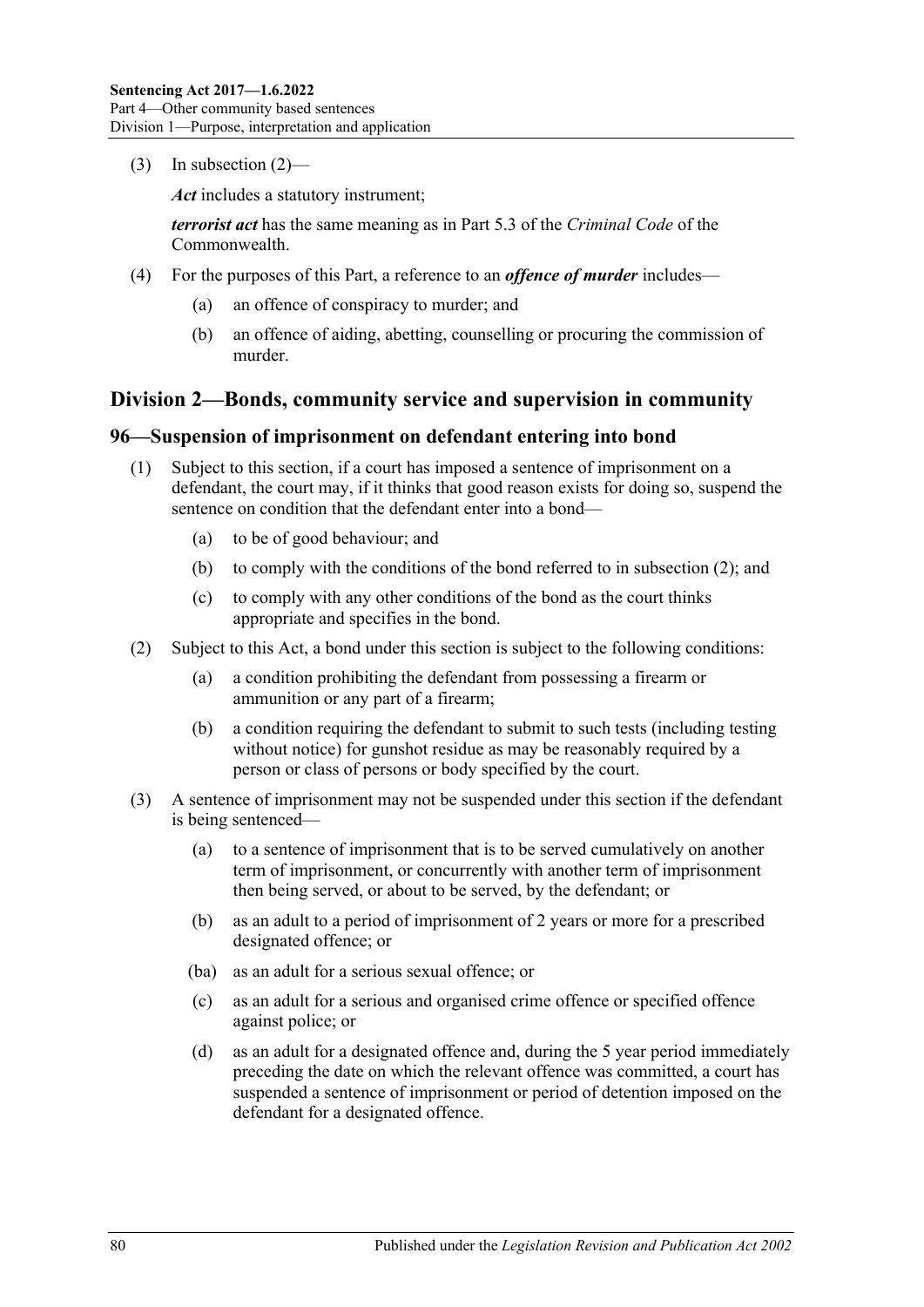(3) In subsection (2)—

*Act* includes a statutory instrument;

*terrorist act* has the same meaning as in Part 5.3 of the *Criminal Code* of the Commonwealth.

(4) For the purposes of this Part, a reference to an ***offence of murder*** includes—

- (a) an offence of conspiracy to murder; and
- (b) an offence of aiding, abetting, counselling or procuring the commission of murder.

## Division 2—Bonds, community service and supervision in community

### 96—Suspension of imprisonment on defendant entering into bond

(1) Subject to this section, if a court has imposed a sentence of imprisonment on a defendant, the court may, if it thinks that good reason exists for doing so, suspend the sentence on condition that the defendant enter into a bond—

- (a) to be of good behaviour; and
- (b) to comply with the conditions of the bond referred to in subsection (2); and
- (c) to comply with any other conditions of the bond as the court thinks appropriate and specifies in the bond.

(2) Subject to this Act, a bond under this section is subject to the following conditions:

- (a) a condition prohibiting the defendant from possessing a firearm or ammunition or any part of a firearm;
- (b) a condition requiring the defendant to submit to such tests (including testing without notice) for gunshot residue as may be reasonably required by a person or class of persons or body specified by the court.

(3) A sentence of imprisonment may not be suspended under this section if the defendant is being sentenced—

- (a) to a sentence of imprisonment that is to be served cumulatively on another term of imprisonment, or concurrently with another term of imprisonment then being served, or about to be served, by the defendant; or
- (b) as an adult to a period of imprisonment of 2 years or more for a prescribed designated offence; or
- (ba) as an adult for a serious sexual offence; or
- (c) as an adult for a serious and organised crime offence or specified offence against police; or
- (d) as an adult for a designated offence and, during the 5 year period immediately preceding the date on which the relevant offence was committed, a court has suspended a sentence of imprisonment or period of detention imposed on the defendant for a designated offence.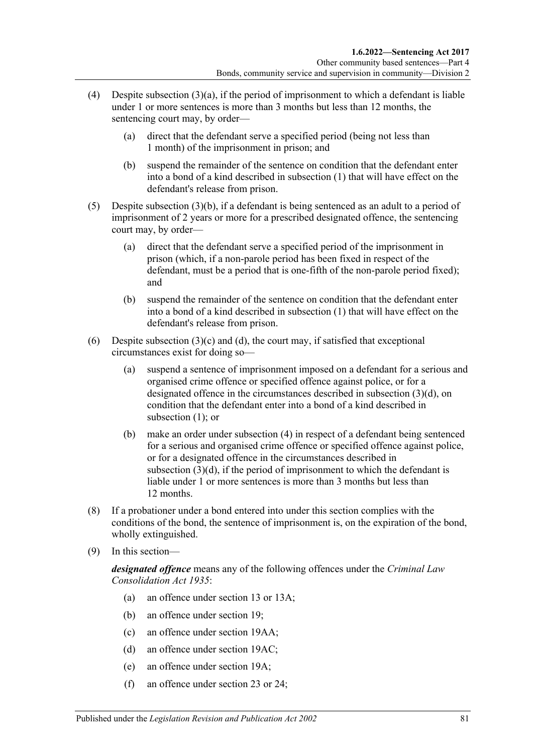(4) Despite subsection (3)(a), if the period of imprisonment to which a defendant is liable under 1 or more sentences is more than 3 months but less than 12 months, the sentencing court may, by order—

(a) direct that the defendant serve a specified period (being not less than 1 month) of the imprisonment in prison; and

(b) suspend the remainder of the sentence on condition that the defendant enter into a bond of a kind described in subsection (1) that will have effect on the defendant's release from prison.

(5) Despite subsection (3)(b), if a defendant is being sentenced as an adult to a period of imprisonment of 2 years or more for a prescribed designated offence, the sentencing court may, by order—

(a) direct that the defendant serve a specified period of the imprisonment in prison (which, if a non-parole period has been fixed in respect of the defendant, must be a period that is one-fifth of the non-parole period fixed); and

(b) suspend the remainder of the sentence on condition that the defendant enter into a bond of a kind described in subsection (1) that will have effect on the defendant's release from prison.

(6) Despite subsection (3)(c) and (d), the court may, if satisfied that exceptional circumstances exist for doing so—

(a) suspend a sentence of imprisonment imposed on a defendant for a serious and organised crime offence or specified offence against police, or for a designated offence in the circumstances described in subsection (3)(d), on condition that the defendant enter into a bond of a kind described in subsection (1); or

(b) make an order under subsection (4) in respect of a defendant being sentenced for a serious and organised crime offence or specified offence against police, or for a designated offence in the circumstances described in subsection (3)(d), if the period of imprisonment to which the defendant is liable under 1 or more sentences is more than 3 months but less than 12 months.

(8) If a probationer under a bond entered into under this section complies with the conditions of the bond, the sentence of imprisonment is, on the expiration of the bond, wholly extinguished.

(9) In this section—

***designated offence*** means any of the following offences under the *Criminal Law Consolidation Act 1935*:

(a) an offence under section 13 or 13A;

(b) an offence under section 19;

(c) an offence under section 19AA;

(d) an offence under section 19AC;

(e) an offence under section 19A;

(f) an offence under section 23 or 24;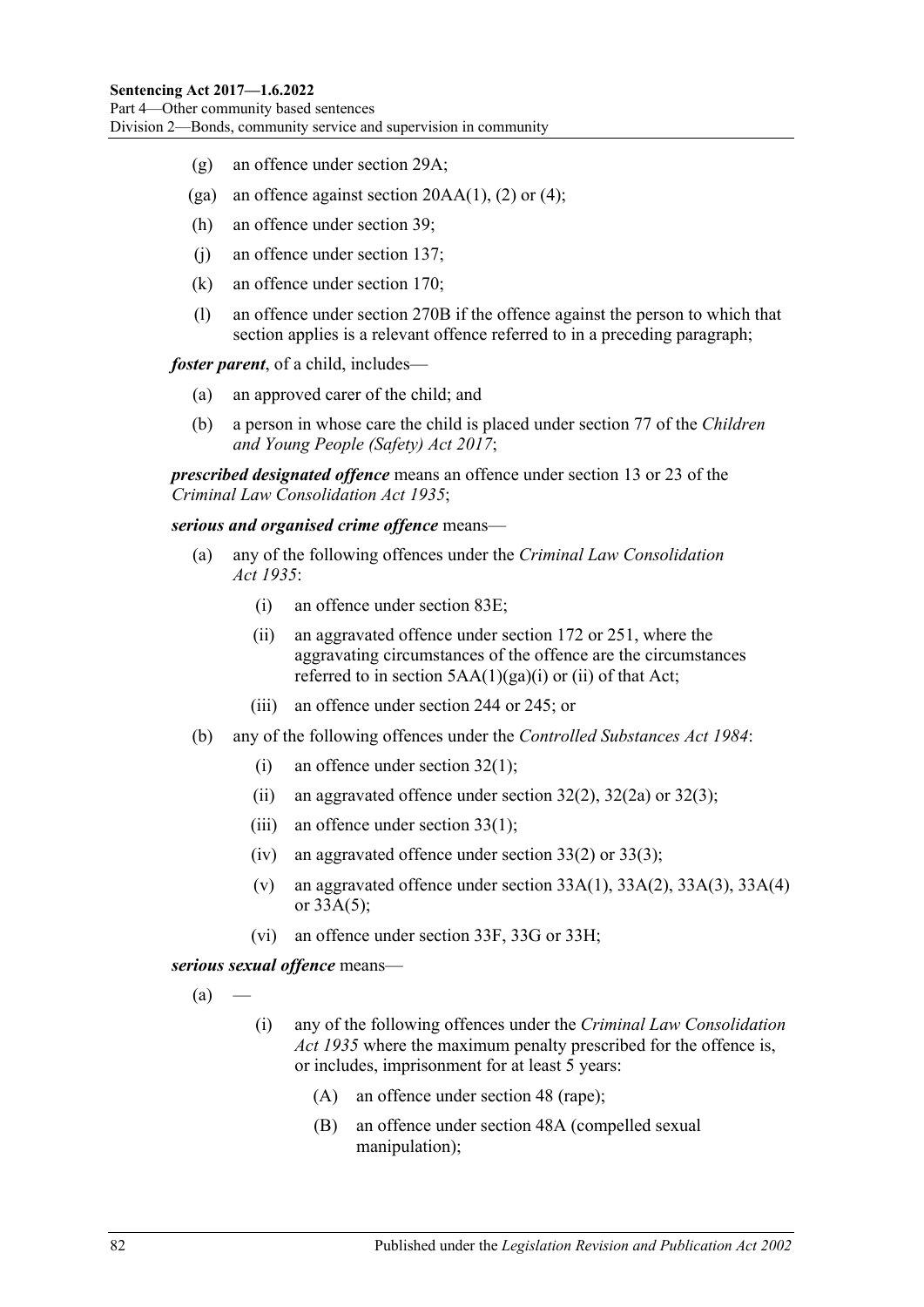- (g) an offence under section 29A;
- (ga) an offence against section 20AA(1), (2) or (4);
- (h) an offence under section 39;
- (j) an offence under section 137;
- (k) an offence under section 170;
- (l) an offence under section 270B if the offence against the person to which that section applies is a relevant offence referred to in a preceding paragraph;

***foster parent***, of a child, includes—

- (a) an approved carer of the child; and
- (b) a person in whose care the child is placed under section 77 of the *Children and Young People (Safety) Act 2017*;

***prescribed designated offence*** means an offence under section 13 or 23 of the *Criminal Law Consolidation Act 1935*;

***serious and organised crime offence*** means—

- (a) any of the following offences under the *Criminal Law Consolidation Act 1935*:
  - (i) an offence under section 83E;
  - (ii) an aggravated offence under section 172 or 251, where the aggravating circumstances of the offence are the circumstances referred to in section 5AA(1)(ga)(i) or (ii) of that Act;
  - (iii) an offence under section 244 or 245; or
- (b) any of the following offences under the *Controlled Substances Act 1984*:
  - (i) an offence under section 32(1);
  - (ii) an aggravated offence under section 32(2), 32(2a) or 32(3);
  - (iii) an offence under section 33(1);
  - (iv) an aggravated offence under section 33(2) or 33(3);
  - (v) an aggravated offence under section 33A(1), 33A(2), 33A(3), 33A(4) or 33A(5);
  - (vi) an offence under section 33F, 33G or 33H;

***serious sexual offence*** means—

- (a) —
  - (i) any of the following offences under the *Criminal Law Consolidation Act 1935* where the maximum penalty prescribed for the offence is, or includes, imprisonment for at least 5 years:
    - (A) an offence under section 48 (rape);
    - (B) an offence under section 48A (compelled sexual manipulation);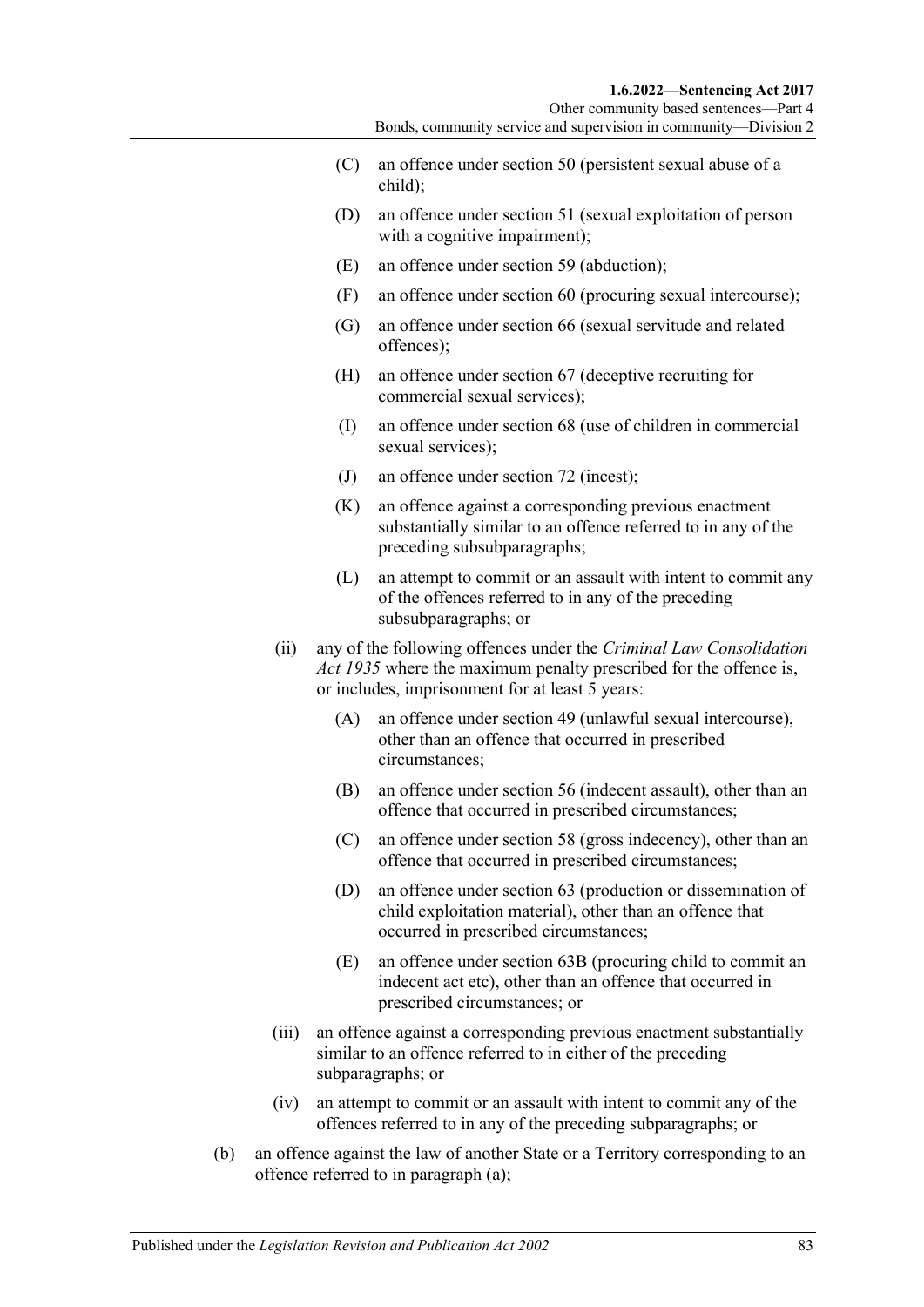(C) an offence under section 50 (persistent sexual abuse of a child);

(D) an offence under section 51 (sexual exploitation of person with a cognitive impairment);

(E) an offence under section 59 (abduction);

(F) an offence under section 60 (procuring sexual intercourse);

(G) an offence under section 66 (sexual servitude and related offences);

(H) an offence under section 67 (deceptive recruiting for commercial sexual services);

(I) an offence under section 68 (use of children in commercial sexual services);

(J) an offence under section 72 (incest);

(K) an offence against a corresponding previous enactment substantially similar to an offence referred to in any of the preceding subsubparagraphs;

(L) an attempt to commit or an assault with intent to commit any of the offences referred to in any of the preceding subsubparagraphs; or

(ii) any of the following offences under the *Criminal Law Consolidation Act 1935* where the maximum penalty prescribed for the offence is, or includes, imprisonment for at least 5 years:

(A) an offence under section 49 (unlawful sexual intercourse), other than an offence that occurred in prescribed circumstances;

(B) an offence under section 56 (indecent assault), other than an offence that occurred in prescribed circumstances;

(C) an offence under section 58 (gross indecency), other than an offence that occurred in prescribed circumstances;

(D) an offence under section 63 (production or dissemination of child exploitation material), other than an offence that occurred in prescribed circumstances;

(E) an offence under section 63B (procuring child to commit an indecent act etc), other than an offence that occurred in prescribed circumstances; or

(iii) an offence against a corresponding previous enactment substantially similar to an offence referred to in either of the preceding subparagraphs; or

(iv) an attempt to commit or an assault with intent to commit any of the offences referred to in any of the preceding subparagraphs; or

(b) an offence against the law of another State or a Territory corresponding to an offence referred to in paragraph (a);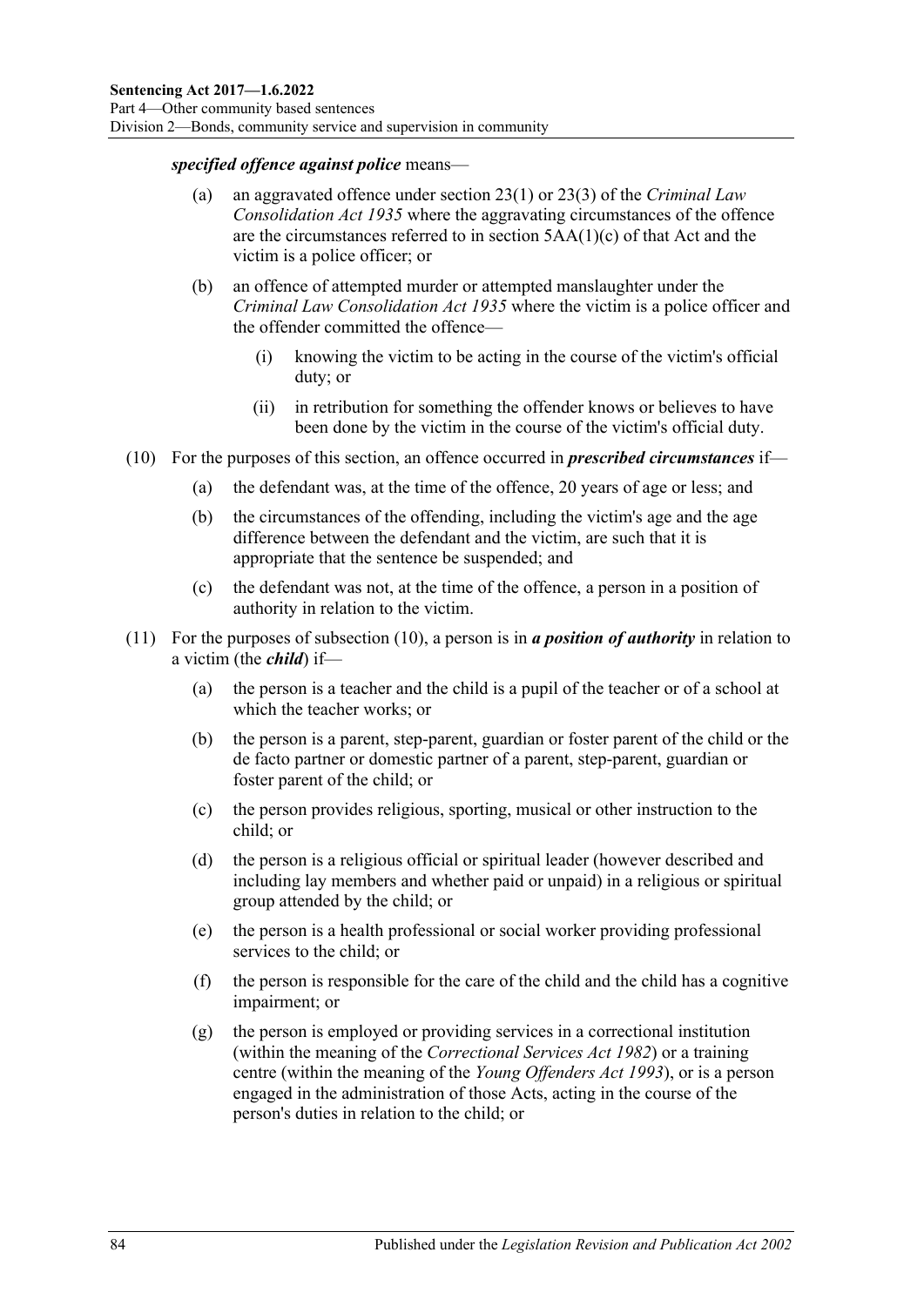***specified offence against police*** means—

- (a) an aggravated offence under section 23(1) or 23(3) of the *Criminal Law Consolidation Act 1935* where the aggravating circumstances of the offence are the circumstances referred to in section 5AA(1)(c) of that Act and the victim is a police officer; or
- (b) an offence of attempted murder or attempted manslaughter under the *Criminal Law Consolidation Act 1935* where the victim is a police officer and the offender committed the offence—
  - (i) knowing the victim to be acting in the course of the victim's official duty; or
  - (ii) in retribution for something the offender knows or believes to have been done by the victim in the course of the victim's official duty.

(10) For the purposes of this section, an offence occurred in ***prescribed circumstances*** if—

- (a) the defendant was, at the time of the offence, 20 years of age or less; and
- (b) the circumstances of the offending, including the victim's age and the age difference between the defendant and the victim, are such that it is appropriate that the sentence be suspended; and
- (c) the defendant was not, at the time of the offence, a person in a position of authority in relation to the victim.

(11) For the purposes of subsection (10), a person is in ***a position of authority*** in relation to a victim (the ***child***) if—

- (a) the person is a teacher and the child is a pupil of the teacher or of a school at which the teacher works; or
- (b) the person is a parent, step-parent, guardian or foster parent of the child or the de facto partner or domestic partner of a parent, step-parent, guardian or foster parent of the child; or
- (c) the person provides religious, sporting, musical or other instruction to the child; or
- (d) the person is a religious official or spiritual leader (however described and including lay members and whether paid or unpaid) in a religious or spiritual group attended by the child; or
- (e) the person is a health professional or social worker providing professional services to the child; or
- (f) the person is responsible for the care of the child and the child has a cognitive impairment; or
- (g) the person is employed or providing services in a correctional institution (within the meaning of the *Correctional Services Act 1982*) or a training centre (within the meaning of the *Young Offenders Act 1993*), or is a person engaged in the administration of those Acts, acting in the course of the person's duties in relation to the child; or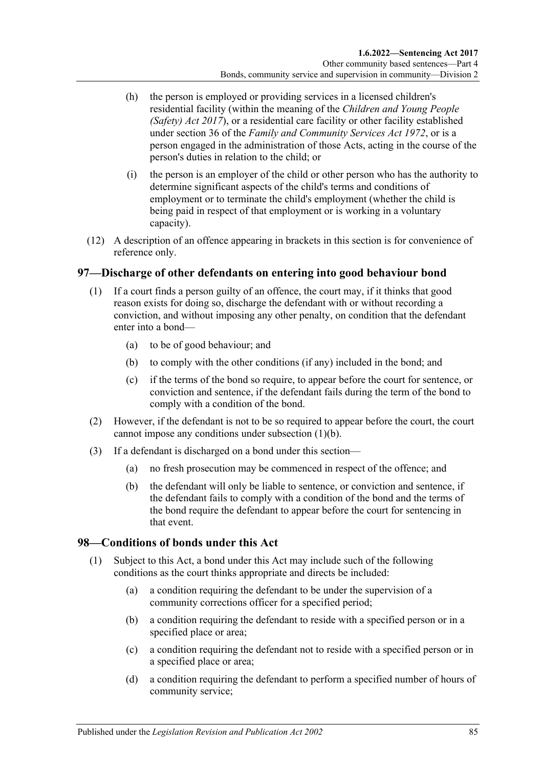(h) the person is employed or providing services in a licensed children's residential facility (within the meaning of the *Children and Young People (Safety) Act 2017*), or a residential care facility or other facility established under section 36 of the *Family and Community Services Act 1972*, or is a person engaged in the administration of those Acts, acting in the course of the person's duties in relation to the child; or

(i) the person is an employer of the child or other person who has the authority to determine significant aspects of the child's terms and conditions of employment or to terminate the child's employment (whether the child is being paid in respect of that employment or is working in a voluntary capacity).

(12) A description of an offence appearing in brackets in this section is for convenience of reference only.

## 97—Discharge of other defendants on entering into good behaviour bond

(1) If a court finds a person guilty of an offence, the court may, if it thinks that good reason exists for doing so, discharge the defendant with or without recording a conviction, and without imposing any other penalty, on condition that the defendant enter into a bond—

(a) to be of good behaviour; and

(b) to comply with the other conditions (if any) included in the bond; and

(c) if the terms of the bond so require, to appear before the court for sentence, or conviction and sentence, if the defendant fails during the term of the bond to comply with a condition of the bond.

(2) However, if the defendant is not to be so required to appear before the court, the court cannot impose any conditions under subsection (1)(b).

(3) If a defendant is discharged on a bond under this section—

(a) no fresh prosecution may be commenced in respect of the offence; and

(b) the defendant will only be liable to sentence, or conviction and sentence, if the defendant fails to comply with a condition of the bond and the terms of the bond require the defendant to appear before the court for sentencing in that event.

## 98—Conditions of bonds under this Act

(1) Subject to this Act, a bond under this Act may include such of the following conditions as the court thinks appropriate and directs be included:

(a) a condition requiring the defendant to be under the supervision of a community corrections officer for a specified period;

(b) a condition requiring the defendant to reside with a specified person or in a specified place or area;

(c) a condition requiring the defendant not to reside with a specified person or in a specified place or area;

(d) a condition requiring the defendant to perform a specified number of hours of community service;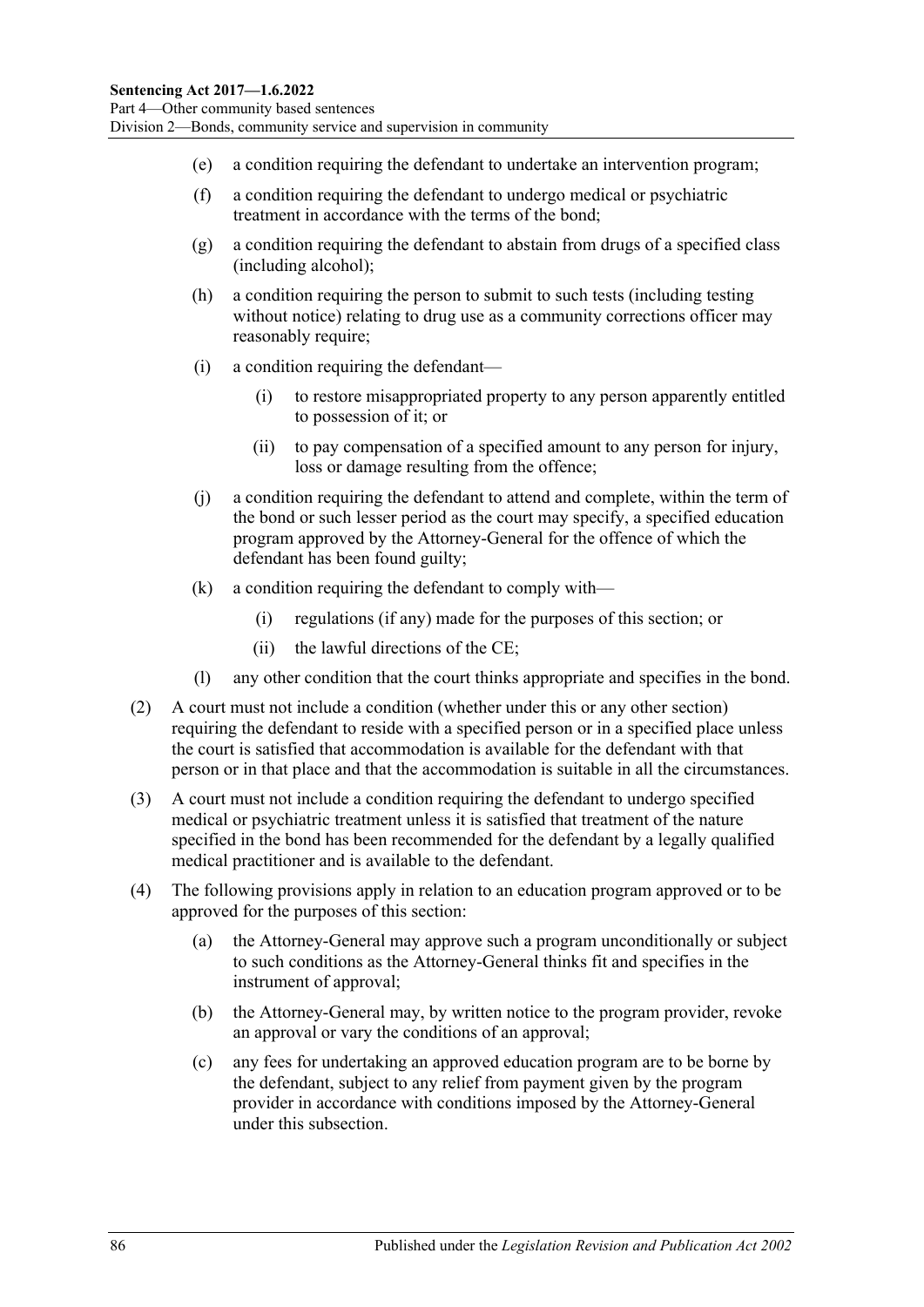(e) a condition requiring the defendant to undertake an intervention program;

(f) a condition requiring the defendant to undergo medical or psychiatric treatment in accordance with the terms of the bond;

(g) a condition requiring the defendant to abstain from drugs of a specified class (including alcohol);

(h) a condition requiring the person to submit to such tests (including testing without notice) relating to drug use as a community corrections officer may reasonably require;

(i) a condition requiring the defendant—

(i) to restore misappropriated property to any person apparently entitled to possession of it; or

(ii) to pay compensation of a specified amount to any person for injury, loss or damage resulting from the offence;

(j) a condition requiring the defendant to attend and complete, within the term of the bond or such lesser period as the court may specify, a specified education program approved by the Attorney-General for the offence of which the defendant has been found guilty;

(k) a condition requiring the defendant to comply with—

(i) regulations (if any) made for the purposes of this section; or

(ii) the lawful directions of the CE;

(l) any other condition that the court thinks appropriate and specifies in the bond.

(2) A court must not include a condition (whether under this or any other section) requiring the defendant to reside with a specified person or in a specified place unless the court is satisfied that accommodation is available for the defendant with that person or in that place and that the accommodation is suitable in all the circumstances.

(3) A court must not include a condition requiring the defendant to undergo specified medical or psychiatric treatment unless it is satisfied that treatment of the nature specified in the bond has been recommended for the defendant by a legally qualified medical practitioner and is available to the defendant.

(4) The following provisions apply in relation to an education program approved or to be approved for the purposes of this section:

(a) the Attorney-General may approve such a program unconditionally or subject to such conditions as the Attorney-General thinks fit and specifies in the instrument of approval;

(b) the Attorney-General may, by written notice to the program provider, revoke an approval or vary the conditions of an approval;

(c) any fees for undertaking an approved education program are to be borne by the defendant, subject to any relief from payment given by the program provider in accordance with conditions imposed by the Attorney-General under this subsection.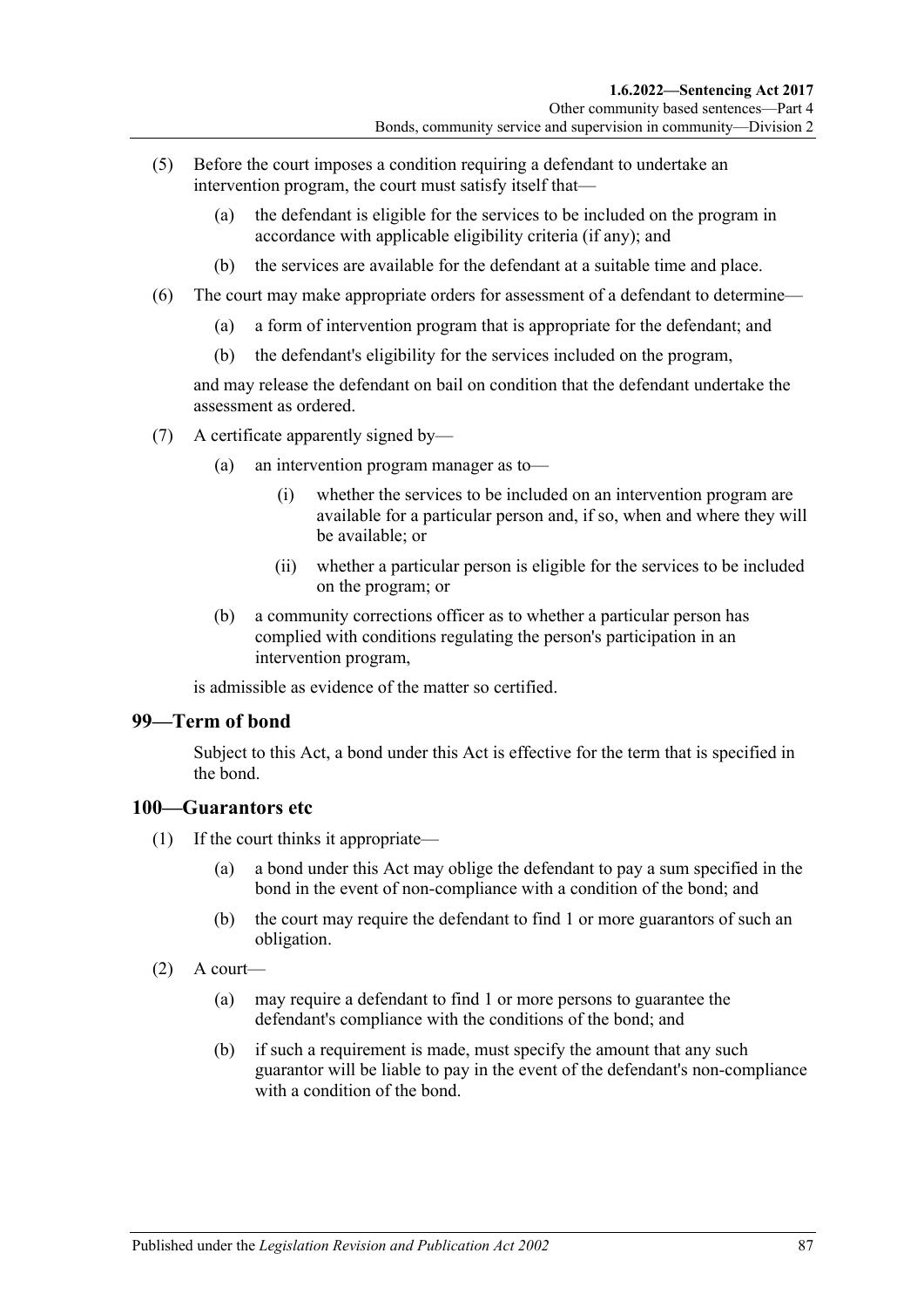(5) Before the court imposes a condition requiring a defendant to undertake an intervention program, the court must satisfy itself that—

(a) the defendant is eligible for the services to be included on the program in accordance with applicable eligibility criteria (if any); and

(b) the services are available for the defendant at a suitable time and place.

(6) The court may make appropriate orders for assessment of a defendant to determine—

(a) a form of intervention program that is appropriate for the defendant; and

(b) the defendant's eligibility for the services included on the program,

and may release the defendant on bail on condition that the defendant undertake the assessment as ordered.

(7) A certificate apparently signed by—

(a) an intervention program manager as to—

(i) whether the services to be included on an intervention program are available for a particular person and, if so, when and where they will be available; or

(ii) whether a particular person is eligible for the services to be included on the program; or

(b) a community corrections officer as to whether a particular person has complied with conditions regulating the person's participation in an intervention program,

is admissible as evidence of the matter so certified.

## 99—Term of bond

Subject to this Act, a bond under this Act is effective for the term that is specified in the bond.

## 100—Guarantors etc

(1) If the court thinks it appropriate—

(a) a bond under this Act may oblige the defendant to pay a sum specified in the bond in the event of non-compliance with a condition of the bond; and

(b) the court may require the defendant to find 1 or more guarantors of such an obligation.

(2) A court—

(a) may require a defendant to find 1 or more persons to guarantee the defendant's compliance with the conditions of the bond; and

(b) if such a requirement is made, must specify the amount that any such guarantor will be liable to pay in the event of the defendant's non-compliance with a condition of the bond.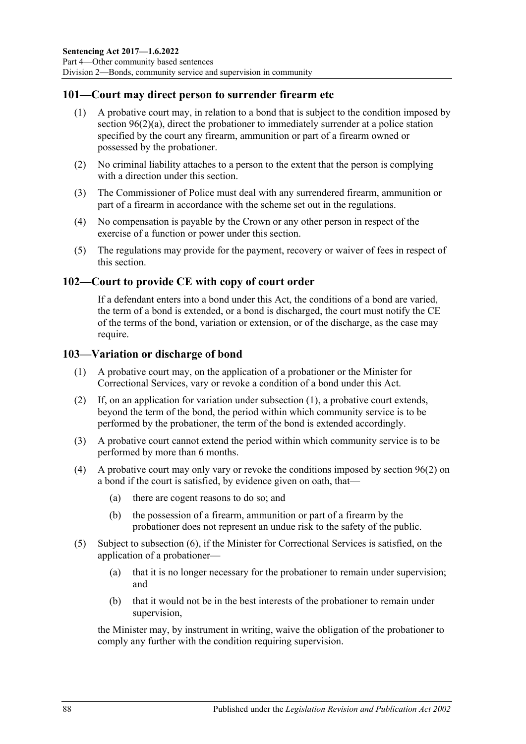## 101—Court may direct person to surrender firearm etc

(1) A probative court may, in relation to a bond that is subject to the condition imposed by section 96(2)(a), direct the probationer to immediately surrender at a police station specified by the court any firearm, ammunition or part of a firearm owned or possessed by the probationer.

(2) No criminal liability attaches to a person to the extent that the person is complying with a direction under this section.

(3) The Commissioner of Police must deal with any surrendered firearm, ammunition or part of a firearm in accordance with the scheme set out in the regulations.

(4) No compensation is payable by the Crown or any other person in respect of the exercise of a function or power under this section.

(5) The regulations may provide for the payment, recovery or waiver of fees in respect of this section.

## 102—Court to provide CE with copy of court order

If a defendant enters into a bond under this Act, the conditions of a bond are varied, the term of a bond is extended, or a bond is discharged, the court must notify the CE of the terms of the bond, variation or extension, or of the discharge, as the case may require.

## 103—Variation or discharge of bond

(1) A probative court may, on the application of a probationer or the Minister for Correctional Services, vary or revoke a condition of a bond under this Act.

(2) If, on an application for variation under subsection (1), a probative court extends, beyond the term of the bond, the period within which community service is to be performed by the probationer, the term of the bond is extended accordingly.

(3) A probative court cannot extend the period within which community service is to be performed by more than 6 months.

(4) A probative court may only vary or revoke the conditions imposed by section 96(2) on a bond if the court is satisfied, by evidence given on oath, that—

(a) there are cogent reasons to do so; and

(b) the possession of a firearm, ammunition or part of a firearm by the probationer does not represent an undue risk to the safety of the public.

(5) Subject to subsection (6), if the Minister for Correctional Services is satisfied, on the application of a probationer—

(a) that it is no longer necessary for the probationer to remain under supervision; and

(b) that it would not be in the best interests of the probationer to remain under supervision,

the Minister may, by instrument in writing, waive the obligation of the probationer to comply any further with the condition requiring supervision.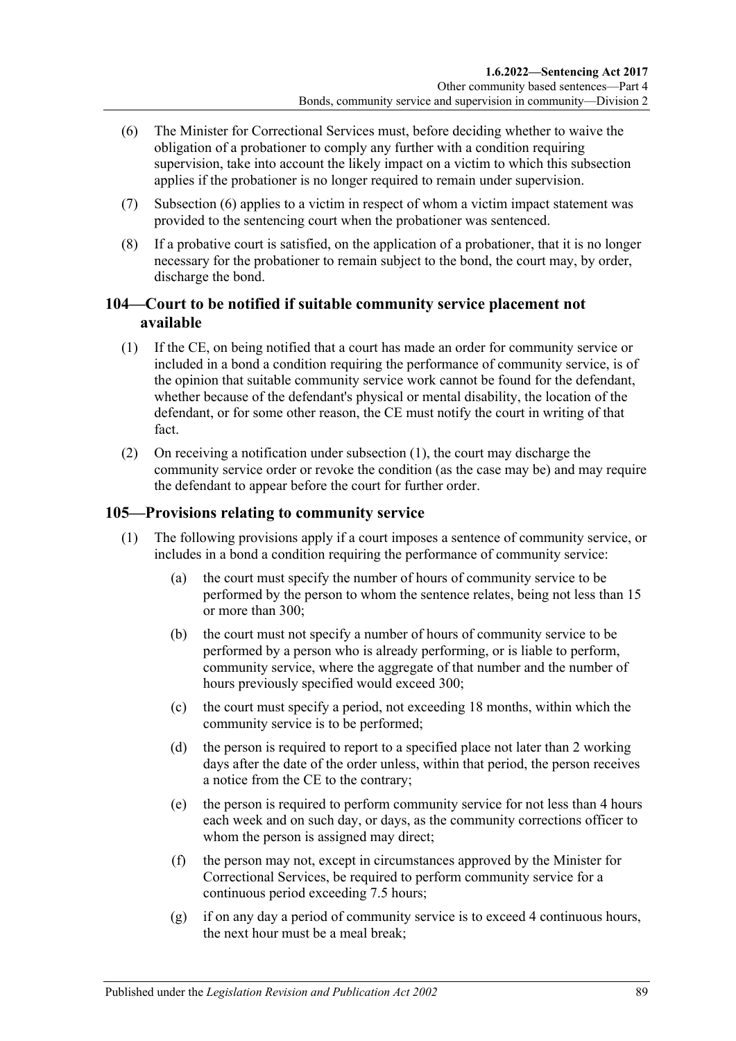(6) The Minister for Correctional Services must, before deciding whether to waive the obligation of a probationer to comply any further with a condition requiring supervision, take into account the likely impact on a victim to which this subsection applies if the probationer is no longer required to remain under supervision.

(7) Subsection (6) applies to a victim in respect of whom a victim impact statement was provided to the sentencing court when the probationer was sentenced.

(8) If a probative court is satisfied, on the application of a probationer, that it is no longer necessary for the probationer to remain subject to the bond, the court may, by order, discharge the bond.

## 104—Court to be notified if suitable community service placement not available

(1) If the CE, on being notified that a court has made an order for community service or included in a bond a condition requiring the performance of community service, is of the opinion that suitable community service work cannot be found for the defendant, whether because of the defendant's physical or mental disability, the location of the defendant, or for some other reason, the CE must notify the court in writing of that fact.

(2) On receiving a notification under subsection (1), the court may discharge the community service order or revoke the condition (as the case may be) and may require the defendant to appear before the court for further order.

## 105—Provisions relating to community service

(1) The following provisions apply if a court imposes a sentence of community service, or includes in a bond a condition requiring the performance of community service:

(a) the court must specify the number of hours of community service to be performed by the person to whom the sentence relates, being not less than 15 or more than 300;

(b) the court must not specify a number of hours of community service to be performed by a person who is already performing, or is liable to perform, community service, where the aggregate of that number and the number of hours previously specified would exceed 300;

(c) the court must specify a period, not exceeding 18 months, within which the community service is to be performed;

(d) the person is required to report to a specified place not later than 2 working days after the date of the order unless, within that period, the person receives a notice from the CE to the contrary;

(e) the person is required to perform community service for not less than 4 hours each week and on such day, or days, as the community corrections officer to whom the person is assigned may direct;

(f) the person may not, except in circumstances approved by the Minister for Correctional Services, be required to perform community service for a continuous period exceeding 7.5 hours;

(g) if on any day a period of community service is to exceed 4 continuous hours, the next hour must be a meal break;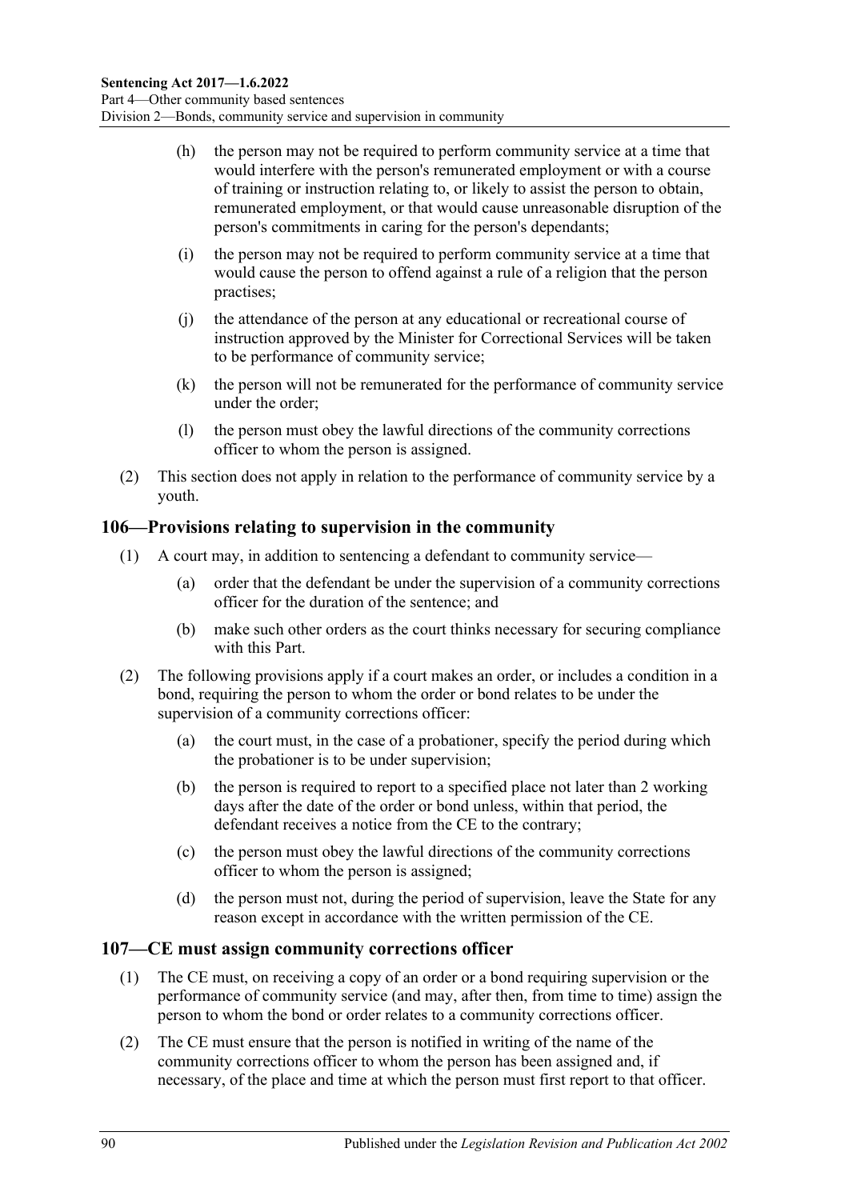(h) the person may not be required to perform community service at a time that would interfere with the person's remunerated employment or with a course of training or instruction relating to, or likely to assist the person to obtain, remunerated employment, or that would cause unreasonable disruption of the person's commitments in caring for the person's dependants;

(i) the person may not be required to perform community service at a time that would cause the person to offend against a rule of a religion that the person practises;

(j) the attendance of the person at any educational or recreational course of instruction approved by the Minister for Correctional Services will be taken to be performance of community service;

(k) the person will not be remunerated for the performance of community service under the order;

(l) the person must obey the lawful directions of the community corrections officer to whom the person is assigned.

(2) This section does not apply in relation to the performance of community service by a youth.

## 106—Provisions relating to supervision in the community

(1) A court may, in addition to sentencing a defendant to community service—

(a) order that the defendant be under the supervision of a community corrections officer for the duration of the sentence; and

(b) make such other orders as the court thinks necessary for securing compliance with this Part.

(2) The following provisions apply if a court makes an order, or includes a condition in a bond, requiring the person to whom the order or bond relates to be under the supervision of a community corrections officer:

(a) the court must, in the case of a probationer, specify the period during which the probationer is to be under supervision;

(b) the person is required to report to a specified place not later than 2 working days after the date of the order or bond unless, within that period, the defendant receives a notice from the CE to the contrary;

(c) the person must obey the lawful directions of the community corrections officer to whom the person is assigned;

(d) the person must not, during the period of supervision, leave the State for any reason except in accordance with the written permission of the CE.

## 107—CE must assign community corrections officer

(1) The CE must, on receiving a copy of an order or a bond requiring supervision or the performance of community service (and may, after then, from time to time) assign the person to whom the bond or order relates to a community corrections officer.

(2) The CE must ensure that the person is notified in writing of the name of the community corrections officer to whom the person has been assigned and, if necessary, of the place and time at which the person must first report to that officer.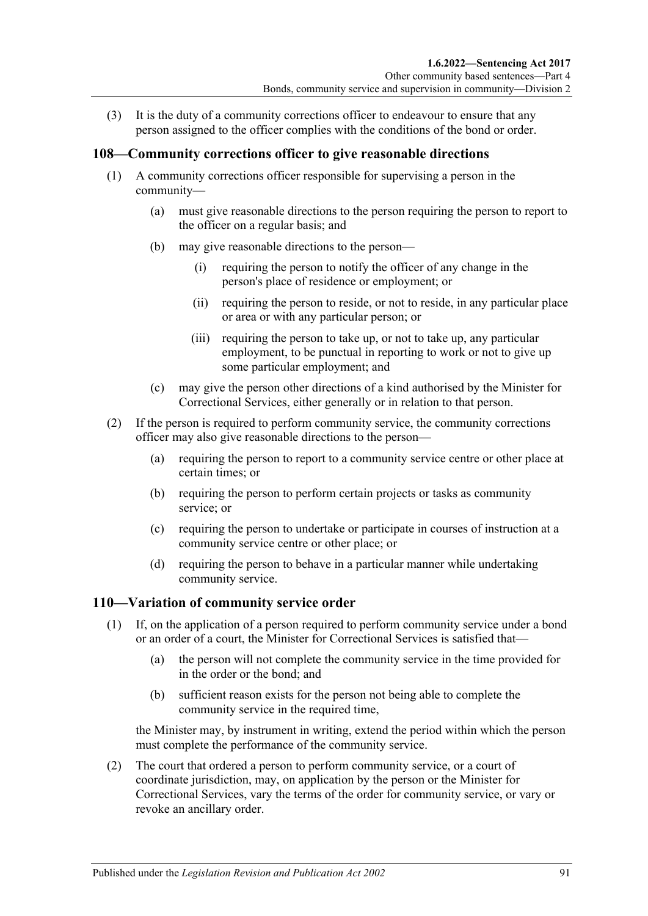(3) It is the duty of a community corrections officer to endeavour to ensure that any person assigned to the officer complies with the conditions of the bond or order.

## 108—Community corrections officer to give reasonable directions

(1) A community corrections officer responsible for supervising a person in the community—

(a) must give reasonable directions to the person requiring the person to report to the officer on a regular basis; and

(b) may give reasonable directions to the person—

(i) requiring the person to notify the officer of any change in the person's place of residence or employment; or

(ii) requiring the person to reside, or not to reside, in any particular place or area or with any particular person; or

(iii) requiring the person to take up, or not to take up, any particular employment, to be punctual in reporting to work or not to give up some particular employment; and

(c) may give the person other directions of a kind authorised by the Minister for Correctional Services, either generally or in relation to that person.

(2) If the person is required to perform community service, the community corrections officer may also give reasonable directions to the person—

(a) requiring the person to report to a community service centre or other place at certain times; or

(b) requiring the person to perform certain projects or tasks as community service; or

(c) requiring the person to undertake or participate in courses of instruction at a community service centre or other place; or

(d) requiring the person to behave in a particular manner while undertaking community service.

## 110—Variation of community service order

(1) If, on the application of a person required to perform community service under a bond or an order of a court, the Minister for Correctional Services is satisfied that—

(a) the person will not complete the community service in the time provided for in the order or the bond; and

(b) sufficient reason exists for the person not being able to complete the community service in the required time,

the Minister may, by instrument in writing, extend the period within which the person must complete the performance of the community service.

(2) The court that ordered a person to perform community service, or a court of coordinate jurisdiction, may, on application by the person or the Minister for Correctional Services, vary the terms of the order for community service, or vary or revoke an ancillary order.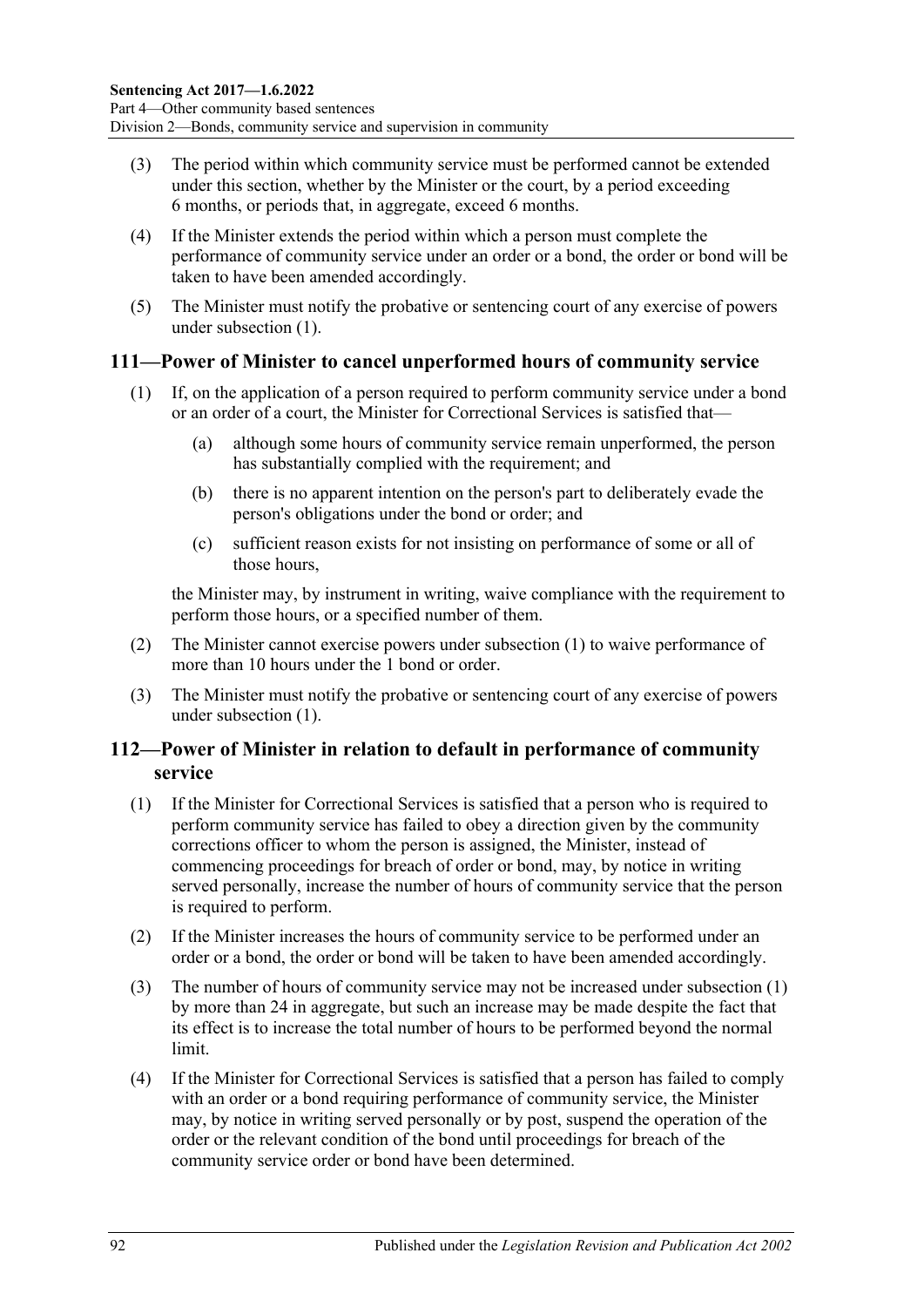(3) The period within which community service must be performed cannot be extended under this section, whether by the Minister or the court, by a period exceeding 6 months, or periods that, in aggregate, exceed 6 months.

(4) If the Minister extends the period within which a person must complete the performance of community service under an order or a bond, the order or bond will be taken to have been amended accordingly.

(5) The Minister must notify the probative or sentencing court of any exercise of powers under subsection (1).

## 111—Power of Minister to cancel unperformed hours of community service

(1) If, on the application of a person required to perform community service under a bond or an order of a court, the Minister for Correctional Services is satisfied that—

(a) although some hours of community service remain unperformed, the person has substantially complied with the requirement; and

(b) there is no apparent intention on the person's part to deliberately evade the person's obligations under the bond or order; and

(c) sufficient reason exists for not insisting on performance of some or all of those hours,

the Minister may, by instrument in writing, waive compliance with the requirement to perform those hours, or a specified number of them.

(2) The Minister cannot exercise powers under subsection (1) to waive performance of more than 10 hours under the 1 bond or order.

(3) The Minister must notify the probative or sentencing court of any exercise of powers under subsection (1).

## 112—Power of Minister in relation to default in performance of community service

(1) If the Minister for Correctional Services is satisfied that a person who is required to perform community service has failed to obey a direction given by the community corrections officer to whom the person is assigned, the Minister, instead of commencing proceedings for breach of order or bond, may, by notice in writing served personally, increase the number of hours of community service that the person is required to perform.

(2) If the Minister increases the hours of community service to be performed under an order or a bond, the order or bond will be taken to have been amended accordingly.

(3) The number of hours of community service may not be increased under subsection (1) by more than 24 in aggregate, but such an increase may be made despite the fact that its effect is to increase the total number of hours to be performed beyond the normal limit.

(4) If the Minister for Correctional Services is satisfied that a person has failed to comply with an order or a bond requiring performance of community service, the Minister may, by notice in writing served personally or by post, suspend the operation of the order or the relevant condition of the bond until proceedings for breach of the community service order or bond have been determined.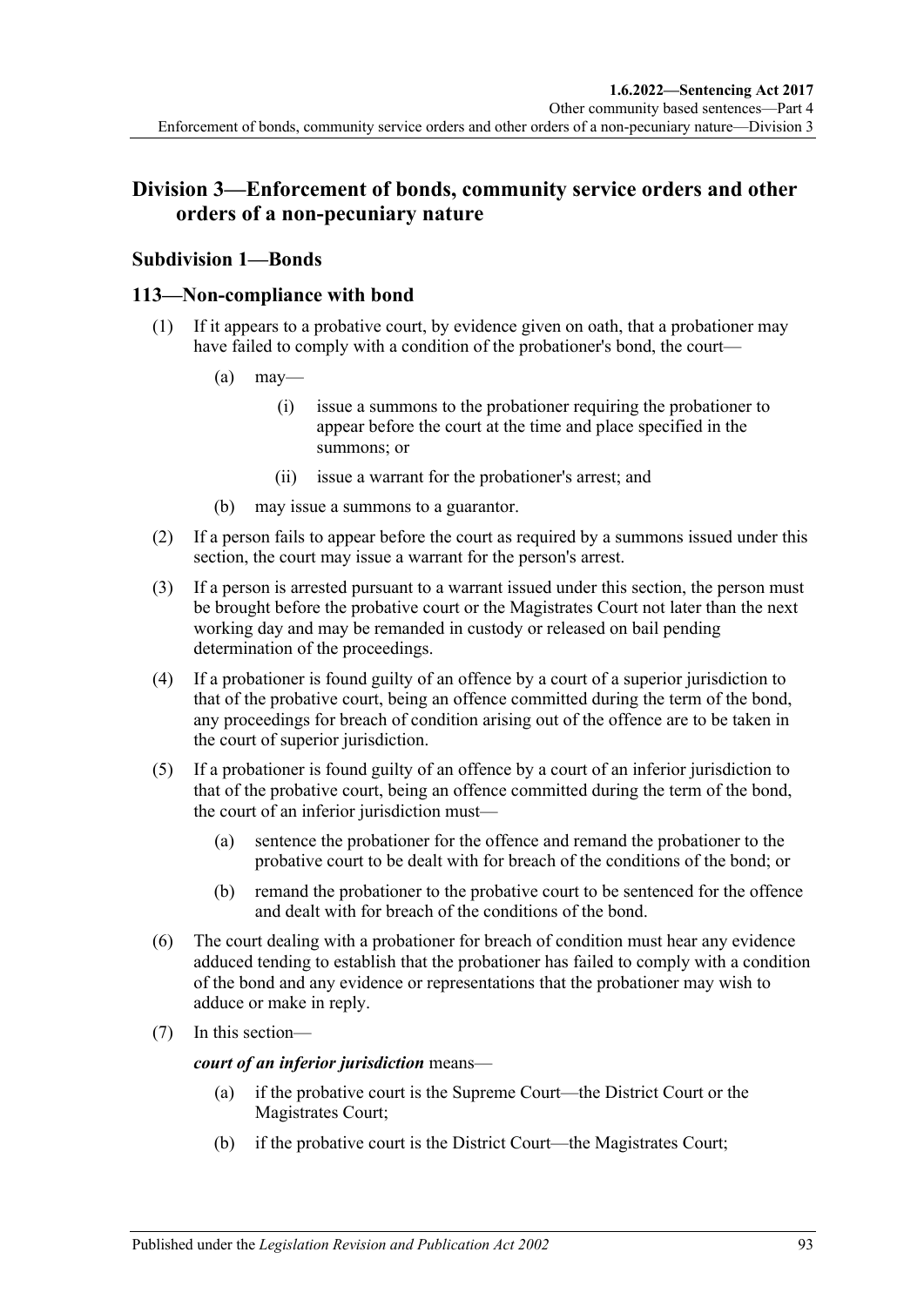## Division 3—Enforcement of bonds, community service orders and other orders of a non-pecuniary nature

### Subdivision 1—Bonds

### 113—Non-compliance with bond

(1) If it appears to a probative court, by evidence given on oath, that a probationer may have failed to comply with a condition of the probationer's bond, the court—

(a) may—

(i) issue a summons to the probationer requiring the probationer to appear before the court at the time and place specified in the summons; or

(ii) issue a warrant for the probationer's arrest; and

(b) may issue a summons to a guarantor.

(2) If a person fails to appear before the court as required by a summons issued under this section, the court may issue a warrant for the person's arrest.

(3) If a person is arrested pursuant to a warrant issued under this section, the person must be brought before the probative court or the Magistrates Court not later than the next working day and may be remanded in custody or released on bail pending determination of the proceedings.

(4) If a probationer is found guilty of an offence by a court of a superior jurisdiction to that of the probative court, being an offence committed during the term of the bond, any proceedings for breach of condition arising out of the offence are to be taken in the court of superior jurisdiction.

(5) If a probationer is found guilty of an offence by a court of an inferior jurisdiction to that of the probative court, being an offence committed during the term of the bond, the court of an inferior jurisdiction must—

(a) sentence the probationer for the offence and remand the probationer to the probative court to be dealt with for breach of the conditions of the bond; or

(b) remand the probationer to the probative court to be sentenced for the offence and dealt with for breach of the conditions of the bond.

(6) The court dealing with a probationer for breach of condition must hear any evidence adduced tending to establish that the probationer has failed to comply with a condition of the bond and any evidence or representations that the probationer may wish to adduce or make in reply.

(7) In this section—

***court of an inferior jurisdiction*** means—

(a) if the probative court is the Supreme Court—the District Court or the Magistrates Court;

(b) if the probative court is the District Court—the Magistrates Court;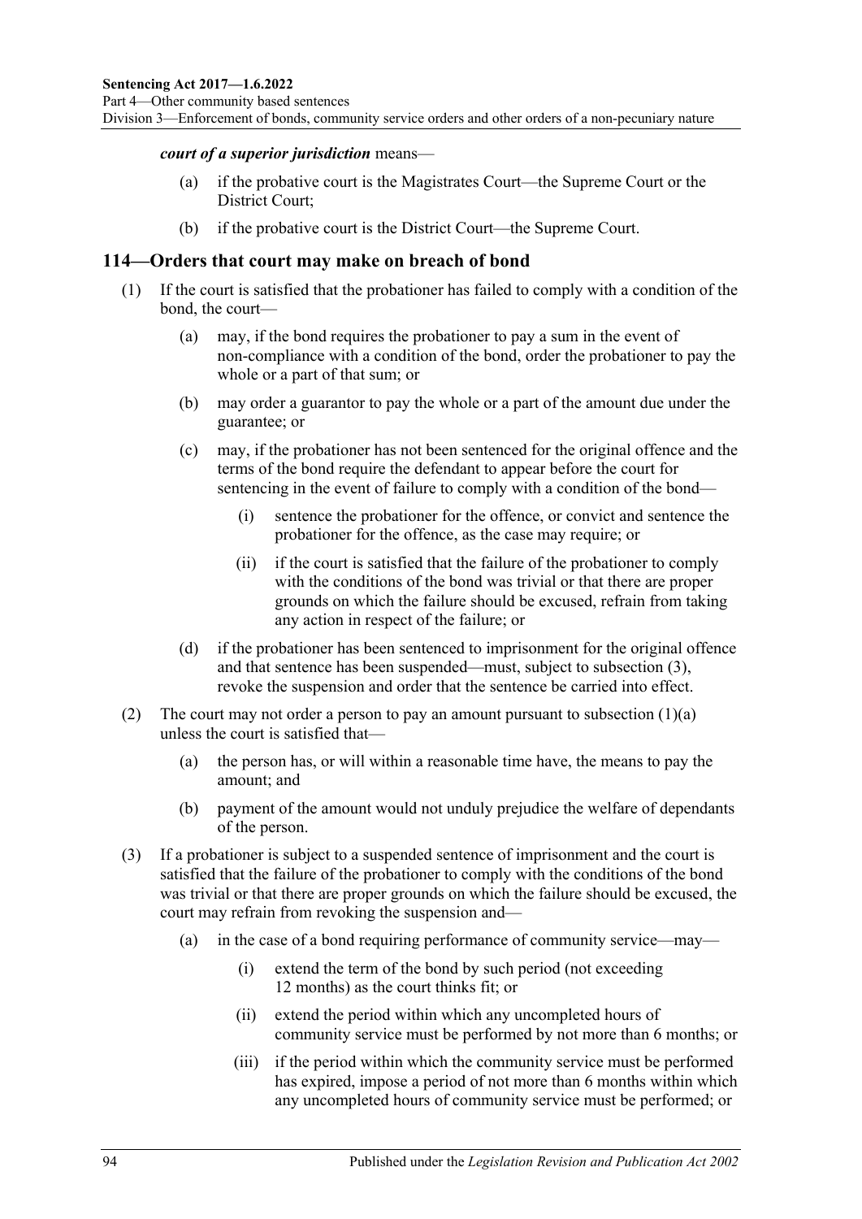***court of a superior jurisdiction*** means—

- (a) if the probative court is the Magistrates Court—the Supreme Court or the District Court;
- (b) if the probative court is the District Court—the Supreme Court.

## 114—Orders that court may make on breach of bond

(1) If the court is satisfied that the probationer has failed to comply with a condition of the bond, the court—

- (a) may, if the bond requires the probationer to pay a sum in the event of non-compliance with a condition of the bond, order the probationer to pay the whole or a part of that sum; or
- (b) may order a guarantor to pay the whole or a part of the amount due under the guarantee; or
- (c) may, if the probationer has not been sentenced for the original offence and the terms of the bond require the defendant to appear before the court for sentencing in the event of failure to comply with a condition of the bond—
    - (i) sentence the probationer for the offence, or convict and sentence the probationer for the offence, as the case may require; or
    - (ii) if the court is satisfied that the failure of the probationer to comply with the conditions of the bond was trivial or that there are proper grounds on which the failure should be excused, refrain from taking any action in respect of the failure; or
- (d) if the probationer has been sentenced to imprisonment for the original offence and that sentence has been suspended—must, subject to subsection (3), revoke the suspension and order that the sentence be carried into effect.

(2) The court may not order a person to pay an amount pursuant to subsection (1)(a) unless the court is satisfied that—

- (a) the person has, or will within a reasonable time have, the means to pay the amount; and
- (b) payment of the amount would not unduly prejudice the welfare of dependants of the person.

(3) If a probationer is subject to a suspended sentence of imprisonment and the court is satisfied that the failure of the probationer to comply with the conditions of the bond was trivial or that there are proper grounds on which the failure should be excused, the court may refrain from revoking the suspension and—

- (a) in the case of a bond requiring performance of community service—may—
    - (i) extend the term of the bond by such period (not exceeding 12 months) as the court thinks fit; or
    - (ii) extend the period within which any uncompleted hours of community service must be performed by not more than 6 months; or
    - (iii) if the period within which the community service must be performed has expired, impose a period of not more than 6 months within which any uncompleted hours of community service must be performed; or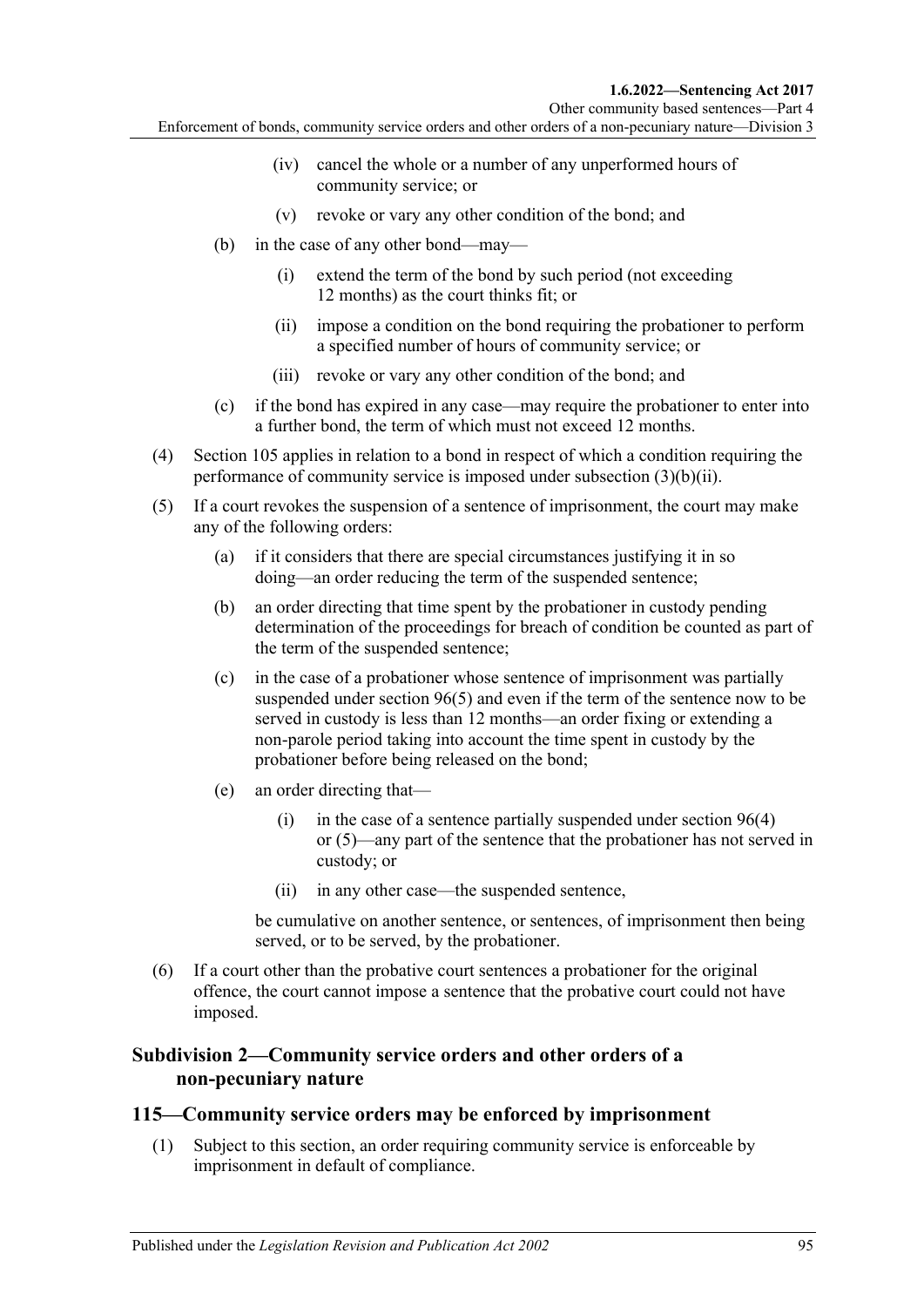(iv) cancel the whole or a number of any unperformed hours of community service; or

(v) revoke or vary any other condition of the bond; and

(b) in the case of any other bond—may—

(i) extend the term of the bond by such period (not exceeding 12 months) as the court thinks fit; or

(ii) impose a condition on the bond requiring the probationer to perform a specified number of hours of community service; or

(iii) revoke or vary any other condition of the bond; and

(c) if the bond has expired in any case—may require the probationer to enter into a further bond, the term of which must not exceed 12 months.

(4) Section 105 applies in relation to a bond in respect of which a condition requiring the performance of community service is imposed under subsection (3)(b)(ii).

(5) If a court revokes the suspension of a sentence of imprisonment, the court may make any of the following orders:

(a) if it considers that there are special circumstances justifying it in so doing—an order reducing the term of the suspended sentence;

(b) an order directing that time spent by the probationer in custody pending determination of the proceedings for breach of condition be counted as part of the term of the suspended sentence;

(c) in the case of a probationer whose sentence of imprisonment was partially suspended under section 96(5) and even if the term of the sentence now to be served in custody is less than 12 months—an order fixing or extending a non-parole period taking into account the time spent in custody by the probationer before being released on the bond;

(e) an order directing that—

(i) in the case of a sentence partially suspended under section 96(4) or (5)—any part of the sentence that the probationer has not served in custody; or

(ii) in any other case—the suspended sentence,

be cumulative on another sentence, or sentences, of imprisonment then being served, or to be served, by the probationer.

(6) If a court other than the probative court sentences a probationer for the original offence, the court cannot impose a sentence that the probative court could not have imposed.

### Subdivision 2—Community service orders and other orders of a non-pecuniary nature

## 115—Community service orders may be enforced by imprisonment

(1) Subject to this section, an order requiring community service is enforceable by imprisonment in default of compliance.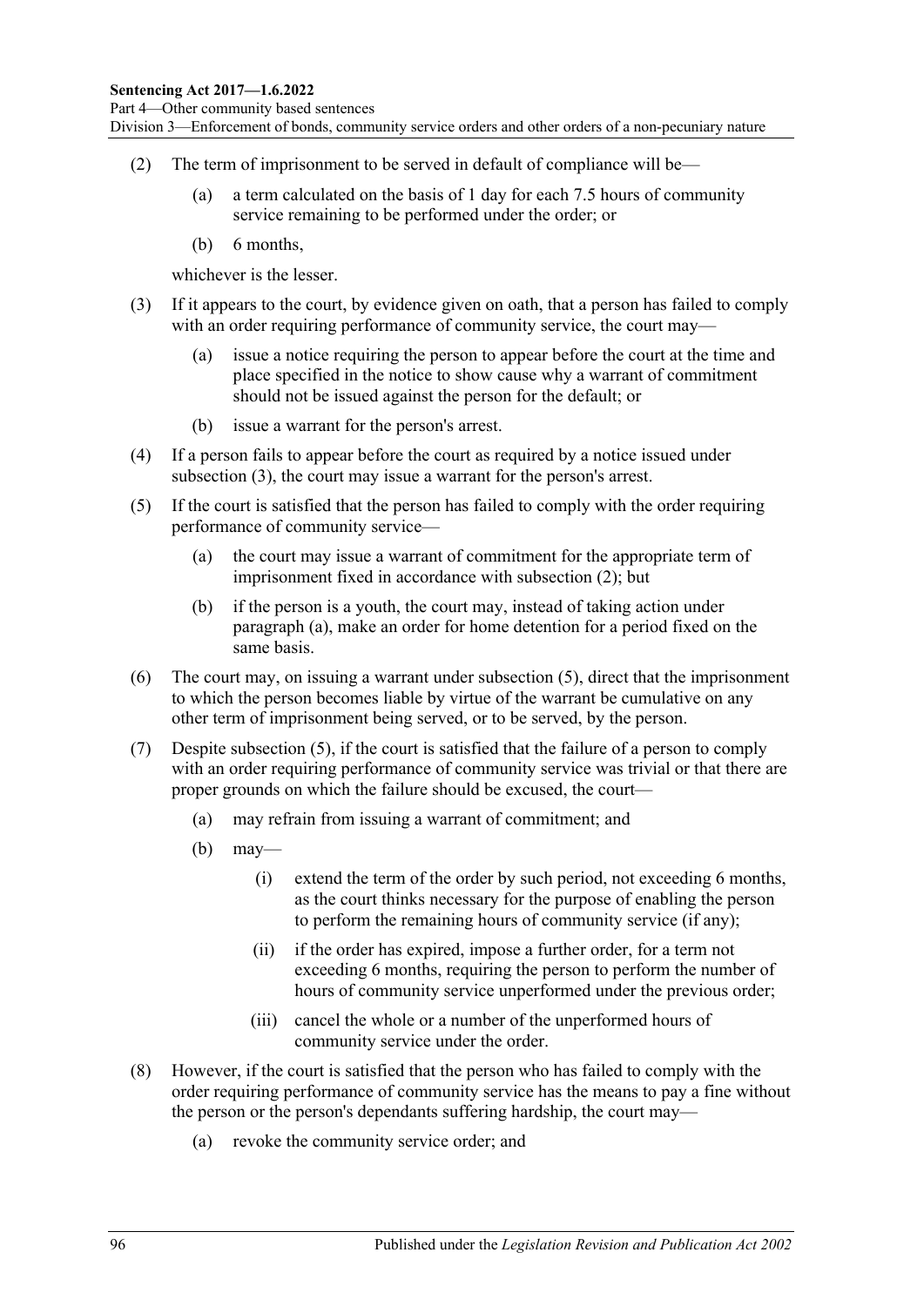(2) The term of imprisonment to be served in default of compliance will be—

(a) a term calculated on the basis of 1 day for each 7.5 hours of community service remaining to be performed under the order; or

(b) 6 months,

whichever is the lesser.

(3) If it appears to the court, by evidence given on oath, that a person has failed to comply with an order requiring performance of community service, the court may—

(a) issue a notice requiring the person to appear before the court at the time and place specified in the notice to show cause why a warrant of commitment should not be issued against the person for the default; or

(b) issue a warrant for the person's arrest.

(4) If a person fails to appear before the court as required by a notice issued under subsection (3), the court may issue a warrant for the person's arrest.

(5) If the court is satisfied that the person has failed to comply with the order requiring performance of community service—

(a) the court may issue a warrant of commitment for the appropriate term of imprisonment fixed in accordance with subsection (2); but

(b) if the person is a youth, the court may, instead of taking action under paragraph (a), make an order for home detention for a period fixed on the same basis.

(6) The court may, on issuing a warrant under subsection (5), direct that the imprisonment to which the person becomes liable by virtue of the warrant be cumulative on any other term of imprisonment being served, or to be served, by the person.

(7) Despite subsection (5), if the court is satisfied that the failure of a person to comply with an order requiring performance of community service was trivial or that there are proper grounds on which the failure should be excused, the court—

(a) may refrain from issuing a warrant of commitment; and

(b) may—

(i) extend the term of the order by such period, not exceeding 6 months, as the court thinks necessary for the purpose of enabling the person to perform the remaining hours of community service (if any);

(ii) if the order has expired, impose a further order, for a term not exceeding 6 months, requiring the person to perform the number of hours of community service unperformed under the previous order;

(iii) cancel the whole or a number of the unperformed hours of community service under the order.

(8) However, if the court is satisfied that the person who has failed to comply with the order requiring performance of community service has the means to pay a fine without the person or the person's dependants suffering hardship, the court may—

(a) revoke the community service order; and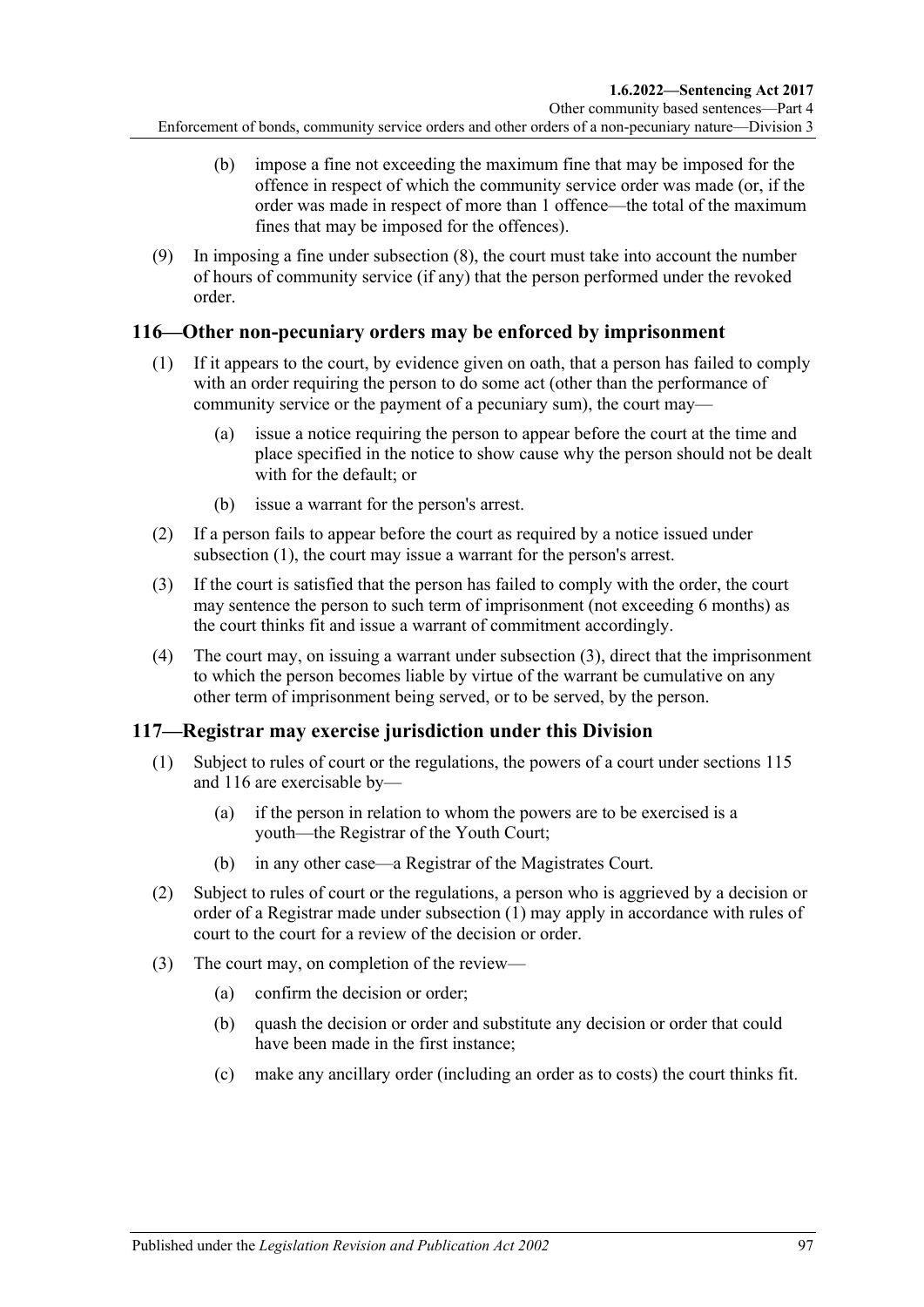(b) impose a fine not exceeding the maximum fine that may be imposed for the offence in respect of which the community service order was made (or, if the order was made in respect of more than 1 offence—the total of the maximum fines that may be imposed for the offences).

(9) In imposing a fine under subsection (8), the court must take into account the number of hours of community service (if any) that the person performed under the revoked order.

## 116—Other non-pecuniary orders may be enforced by imprisonment

(1) If it appears to the court, by evidence given on oath, that a person has failed to comply with an order requiring the person to do some act (other than the performance of community service or the payment of a pecuniary sum), the court may—

(a) issue a notice requiring the person to appear before the court at the time and place specified in the notice to show cause why the person should not be dealt with for the default; or

(b) issue a warrant for the person's arrest.

(2) If a person fails to appear before the court as required by a notice issued under subsection (1), the court may issue a warrant for the person's arrest.

(3) If the court is satisfied that the person has failed to comply with the order, the court may sentence the person to such term of imprisonment (not exceeding 6 months) as the court thinks fit and issue a warrant of commitment accordingly.

(4) The court may, on issuing a warrant under subsection (3), direct that the imprisonment to which the person becomes liable by virtue of the warrant be cumulative on any other term of imprisonment being served, or to be served, by the person.

## 117—Registrar may exercise jurisdiction under this Division

(1) Subject to rules of court or the regulations, the powers of a court under sections 115 and 116 are exercisable by—

(a) if the person in relation to whom the powers are to be exercised is a youth—the Registrar of the Youth Court;

(b) in any other case—a Registrar of the Magistrates Court.

(2) Subject to rules of court or the regulations, a person who is aggrieved by a decision or order of a Registrar made under subsection (1) may apply in accordance with rules of court to the court for a review of the decision or order.

(3) The court may, on completion of the review—

(a) confirm the decision or order;

(b) quash the decision or order and substitute any decision or order that could have been made in the first instance;

(c) make any ancillary order (including an order as to costs) the court thinks fit.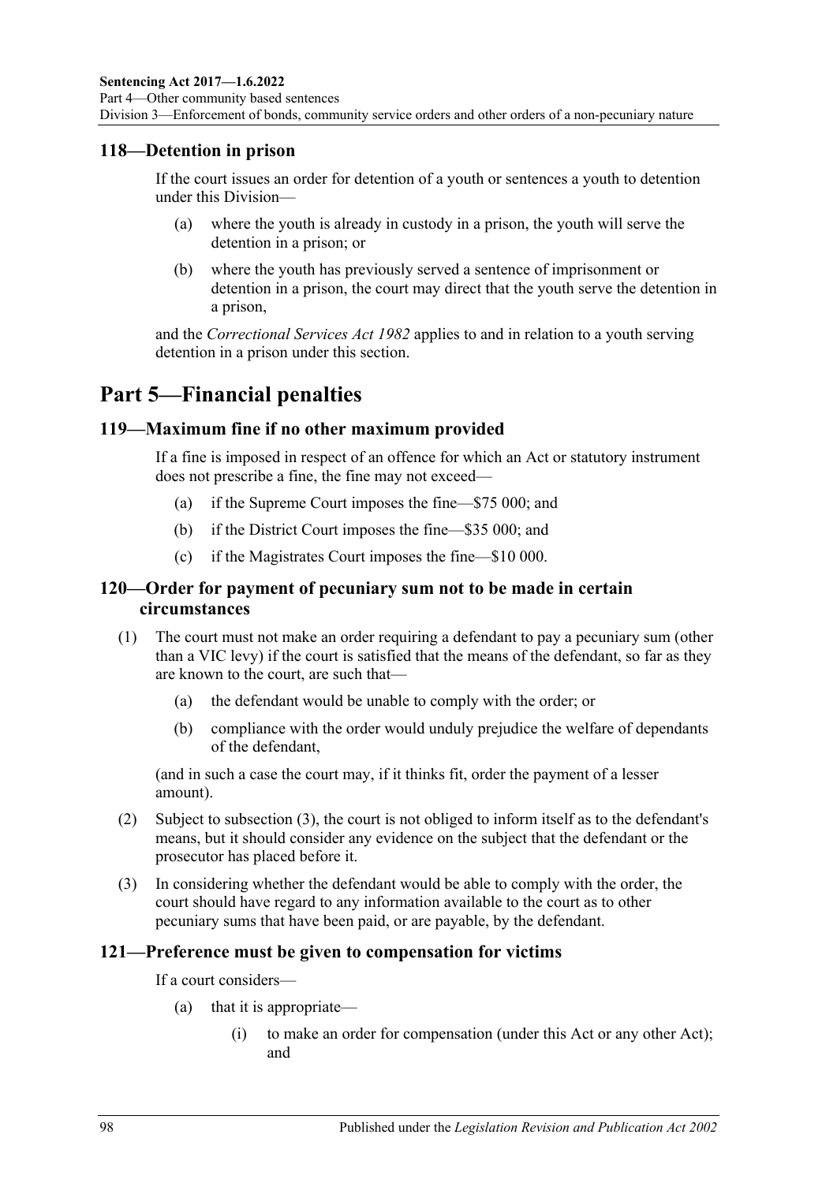## 118—Detention in prison

If the court issues an order for detention of a youth or sentences a youth to detention under this Division—

(a) where the youth is already in custody in a prison, the youth will serve the detention in a prison; or

(b) where the youth has previously served a sentence of imprisonment or detention in a prison, the court may direct that the youth serve the detention in a prison,

and the *Correctional Services Act 1982* applies to and in relation to a youth serving detention in a prison under this section.

# Part 5—Financial penalties

## 119—Maximum fine if no other maximum provided

If a fine is imposed in respect of an offence for which an Act or statutory instrument does not prescribe a fine, the fine may not exceed—

(a) if the Supreme Court imposes the fine—$75 000; and

(b) if the District Court imposes the fine—$35 000; and

(c) if the Magistrates Court imposes the fine—$10 000.

## 120—Order for payment of pecuniary sum not to be made in certain circumstances

(1) The court must not make an order requiring a defendant to pay a pecuniary sum (other than a VIC levy) if the court is satisfied that the means of the defendant, so far as they are known to the court, are such that—

(a) the defendant would be unable to comply with the order; or

(b) compliance with the order would unduly prejudice the welfare of dependants of the defendant,

(and in such a case the court may, if it thinks fit, order the payment of a lesser amount).

(2) Subject to subsection (3), the court is not obliged to inform itself as to the defendant's means, but it should consider any evidence on the subject that the defendant or the prosecutor has placed before it.

(3) In considering whether the defendant would be able to comply with the order, the court should have regard to any information available to the court as to other pecuniary sums that have been paid, or are payable, by the defendant.

## 121—Preference must be given to compensation for victims

If a court considers—

(a) that it is appropriate—

(i) to make an order for compensation (under this Act or any other Act); and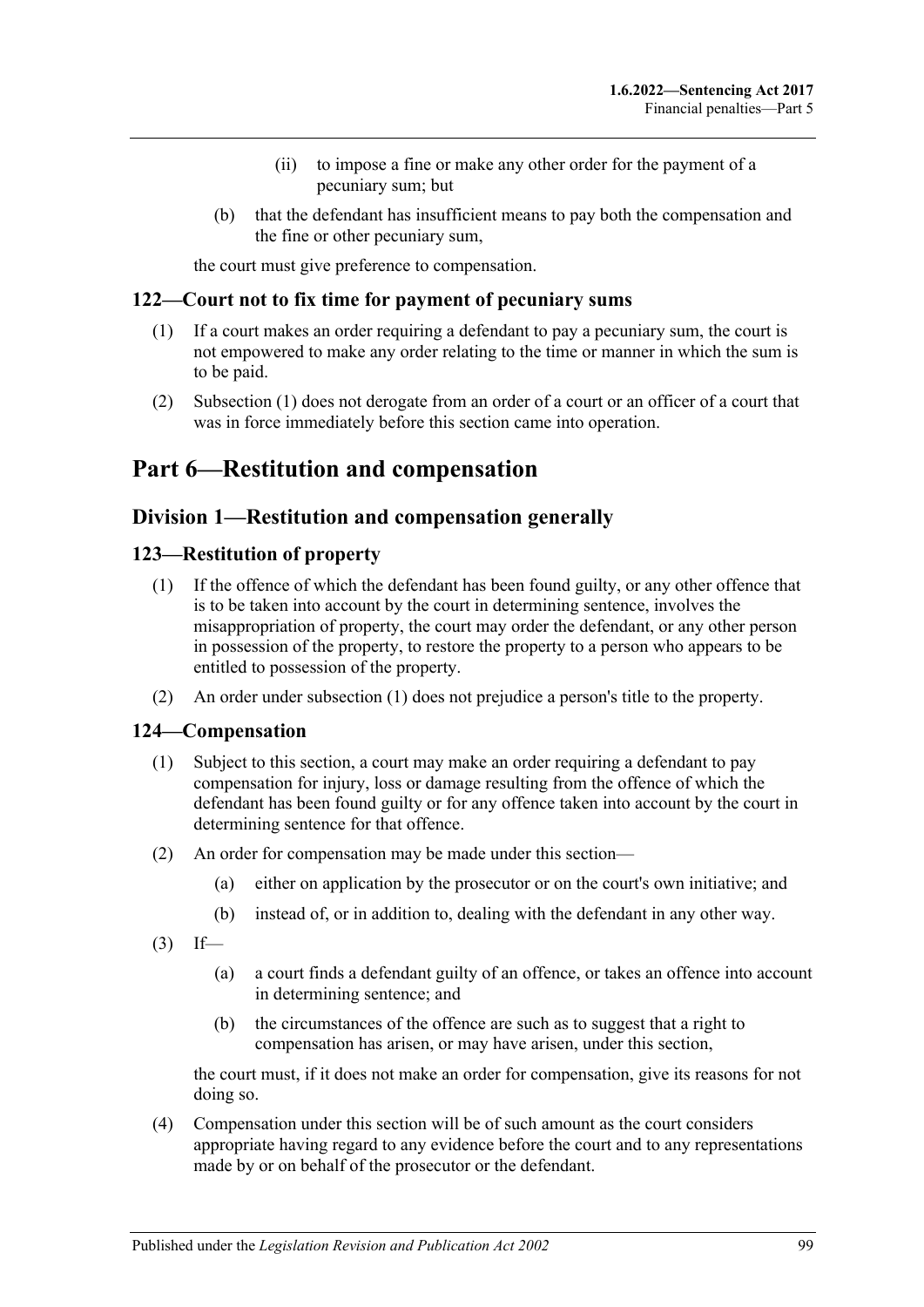(ii) to impose a fine or make any other order for the payment of a pecuniary sum; but

(b) that the defendant has insufficient means to pay both the compensation and the fine or other pecuniary sum,

the court must give preference to compensation.

### 122—Court not to fix time for payment of pecuniary sums

(1) If a court makes an order requiring a defendant to pay a pecuniary sum, the court is not empowered to make any order relating to the time or manner in which the sum is to be paid.

(2) Subsection (1) does not derogate from an order of a court or an officer of a court that was in force immediately before this section came into operation.

# Part 6—Restitution and compensation

## Division 1—Restitution and compensation generally

### 123—Restitution of property

(1) If the offence of which the defendant has been found guilty, or any other offence that is to be taken into account by the court in determining sentence, involves the misappropriation of property, the court may order the defendant, or any other person in possession of the property, to restore the property to a person who appears to be entitled to possession of the property.

(2) An order under subsection (1) does not prejudice a person's title to the property.

### 124—Compensation

(1) Subject to this section, a court may make an order requiring a defendant to pay compensation for injury, loss or damage resulting from the offence of which the defendant has been found guilty or for any offence taken into account by the court in determining sentence for that offence.

(2) An order for compensation may be made under this section—

(a) either on application by the prosecutor or on the court's own initiative; and

(b) instead of, or in addition to, dealing with the defendant in any other way.

(3) If—

(a) a court finds a defendant guilty of an offence, or takes an offence into account in determining sentence; and

(b) the circumstances of the offence are such as to suggest that a right to compensation has arisen, or may have arisen, under this section,

the court must, if it does not make an order for compensation, give its reasons for not doing so.

(4) Compensation under this section will be of such amount as the court considers appropriate having regard to any evidence before the court and to any representations made by or on behalf of the prosecutor or the defendant.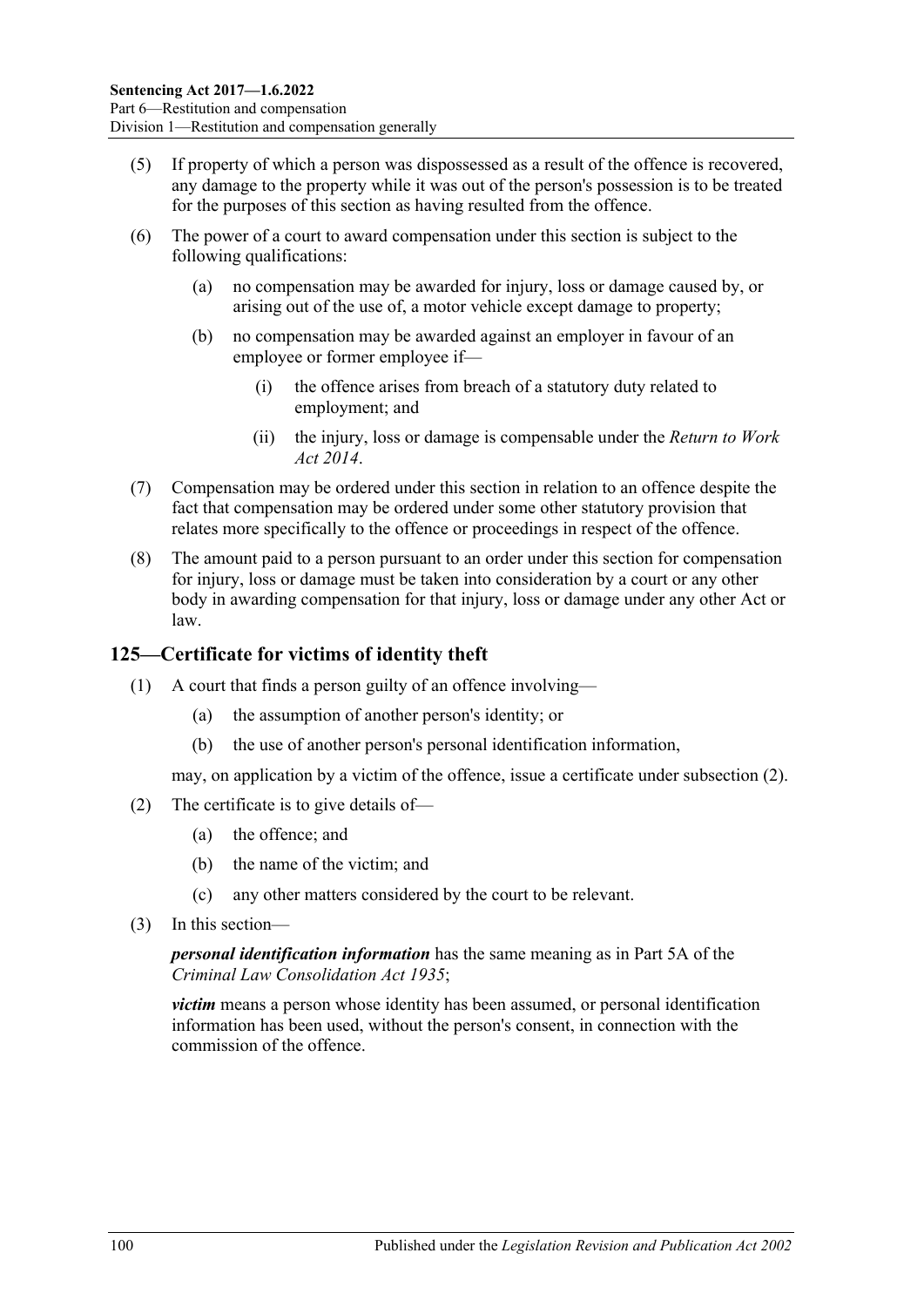(5) If property of which a person was dispossessed as a result of the offence is recovered, any damage to the property while it was out of the person's possession is to be treated for the purposes of this section as having resulted from the offence.

(6) The power of a court to award compensation under this section is subject to the following qualifications:

(a) no compensation may be awarded for injury, loss or damage caused by, or arising out of the use of, a motor vehicle except damage to property;

(b) no compensation may be awarded against an employer in favour of an employee or former employee if—

(i) the offence arises from breach of a statutory duty related to employment; and

(ii) the injury, loss or damage is compensable under the *Return to Work Act 2014*.

(7) Compensation may be ordered under this section in relation to an offence despite the fact that compensation may be ordered under some other statutory provision that relates more specifically to the offence or proceedings in respect of the offence.

(8) The amount paid to a person pursuant to an order under this section for compensation for injury, loss or damage must be taken into consideration by a court or any other body in awarding compensation for that injury, loss or damage under any other Act or law.

## 125—Certificate for victims of identity theft

(1) A court that finds a person guilty of an offence involving—

(a) the assumption of another person's identity; or

(b) the use of another person's personal identification information,

may, on application by a victim of the offence, issue a certificate under subsection (2).

(2) The certificate is to give details of—

(a) the offence; and

(b) the name of the victim; and

(c) any other matters considered by the court to be relevant.

(3) In this section—

***personal identification information*** has the same meaning as in Part 5A of the *Criminal Law Consolidation Act 1935*;

***victim*** means a person whose identity has been assumed, or personal identification information has been used, without the person's consent, in connection with the commission of the offence.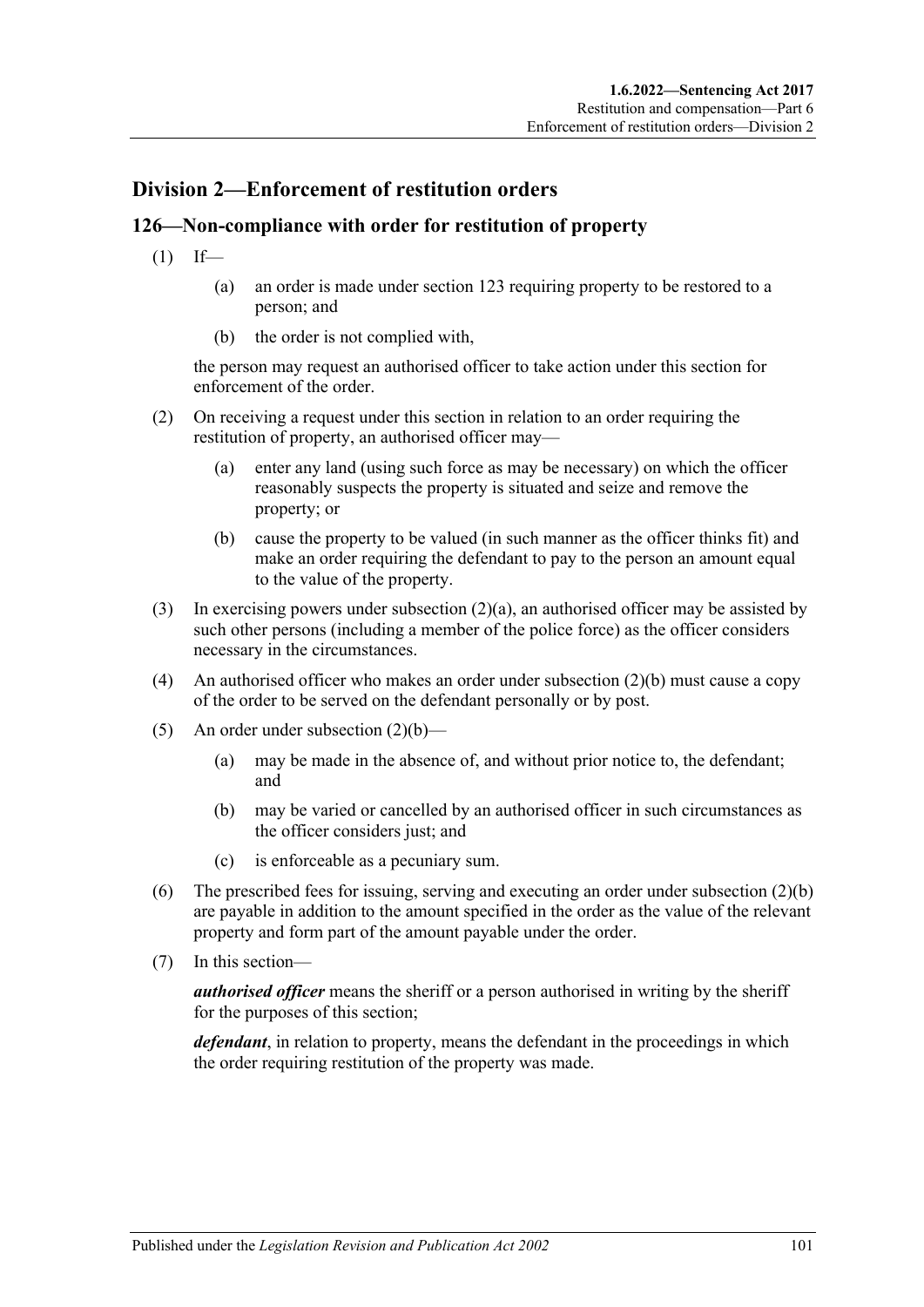## Division 2—Enforcement of restitution orders

### 126—Non-compliance with order for restitution of property

(1) If—

   (a) an order is made under section 123 requiring property to be restored to a person; and

   (b) the order is not complied with,

   the person may request an authorised officer to take action under this section for enforcement of the order.

(2) On receiving a request under this section in relation to an order requiring the restitution of property, an authorised officer may—

   (a) enter any land (using such force as may be necessary) on which the officer reasonably suspects the property is situated and seize and remove the property; or

   (b) cause the property to be valued (in such manner as the officer thinks fit) and make an order requiring the defendant to pay to the person an amount equal to the value of the property.

(3) In exercising powers under subsection (2)(a), an authorised officer may be assisted by such other persons (including a member of the police force) as the officer considers necessary in the circumstances.

(4) An authorised officer who makes an order under subsection (2)(b) must cause a copy of the order to be served on the defendant personally or by post.

(5) An order under subsection (2)(b)—

   (a) may be made in the absence of, and without prior notice to, the defendant; and

   (b) may be varied or cancelled by an authorised officer in such circumstances as the officer considers just; and

   (c) is enforceable as a pecuniary sum.

(6) The prescribed fees for issuing, serving and executing an order under subsection (2)(b) are payable in addition to the amount specified in the order as the value of the relevant property and form part of the amount payable under the order.

(7) In this section—

   ***authorised officer*** means the sheriff or a person authorised in writing by the sheriff for the purposes of this section;

   ***defendant***, in relation to property, means the defendant in the proceedings in which the order requiring restitution of the property was made.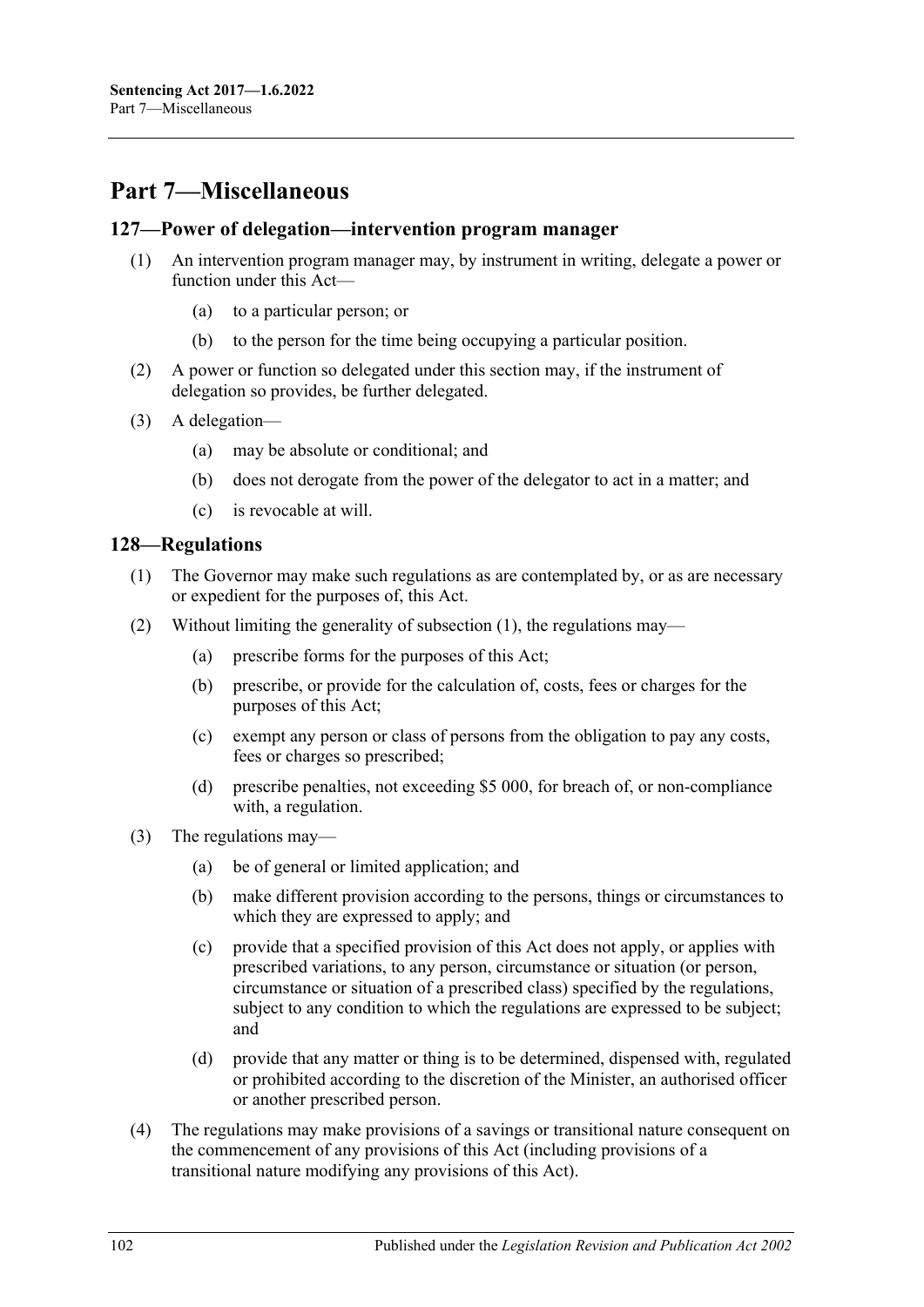# Part 7—Miscellaneous

## 127—Power of delegation—intervention program manager

(1) An intervention program manager may, by instrument in writing, delegate a power or function under this Act—

(a) to a particular person; or

(b) to the person for the time being occupying a particular position.

(2) A power or function so delegated under this section may, if the instrument of delegation so provides, be further delegated.

(3) A delegation—

(a) may be absolute or conditional; and

(b) does not derogate from the power of the delegator to act in a matter; and

(c) is revocable at will.

## 128—Regulations

(1) The Governor may make such regulations as are contemplated by, or as are necessary or expedient for the purposes of, this Act.

(2) Without limiting the generality of subsection (1), the regulations may—

(a) prescribe forms for the purposes of this Act;

(b) prescribe, or provide for the calculation of, costs, fees or charges for the purposes of this Act;

(c) exempt any person or class of persons from the obligation to pay any costs, fees or charges so prescribed;

(d) prescribe penalties, not exceeding $5 000, for breach of, or non-compliance with, a regulation.

(3) The regulations may—

(a) be of general or limited application; and

(b) make different provision according to the persons, things or circumstances to which they are expressed to apply; and

(c) provide that a specified provision of this Act does not apply, or applies with prescribed variations, to any person, circumstance or situation (or person, circumstance or situation of a prescribed class) specified by the regulations, subject to any condition to which the regulations are expressed to be subject; and

(d) provide that any matter or thing is to be determined, dispensed with, regulated or prohibited according to the discretion of the Minister, an authorised officer or another prescribed person.

(4) The regulations may make provisions of a savings or transitional nature consequent on the commencement of any provisions of this Act (including provisions of a transitional nature modifying any provisions of this Act).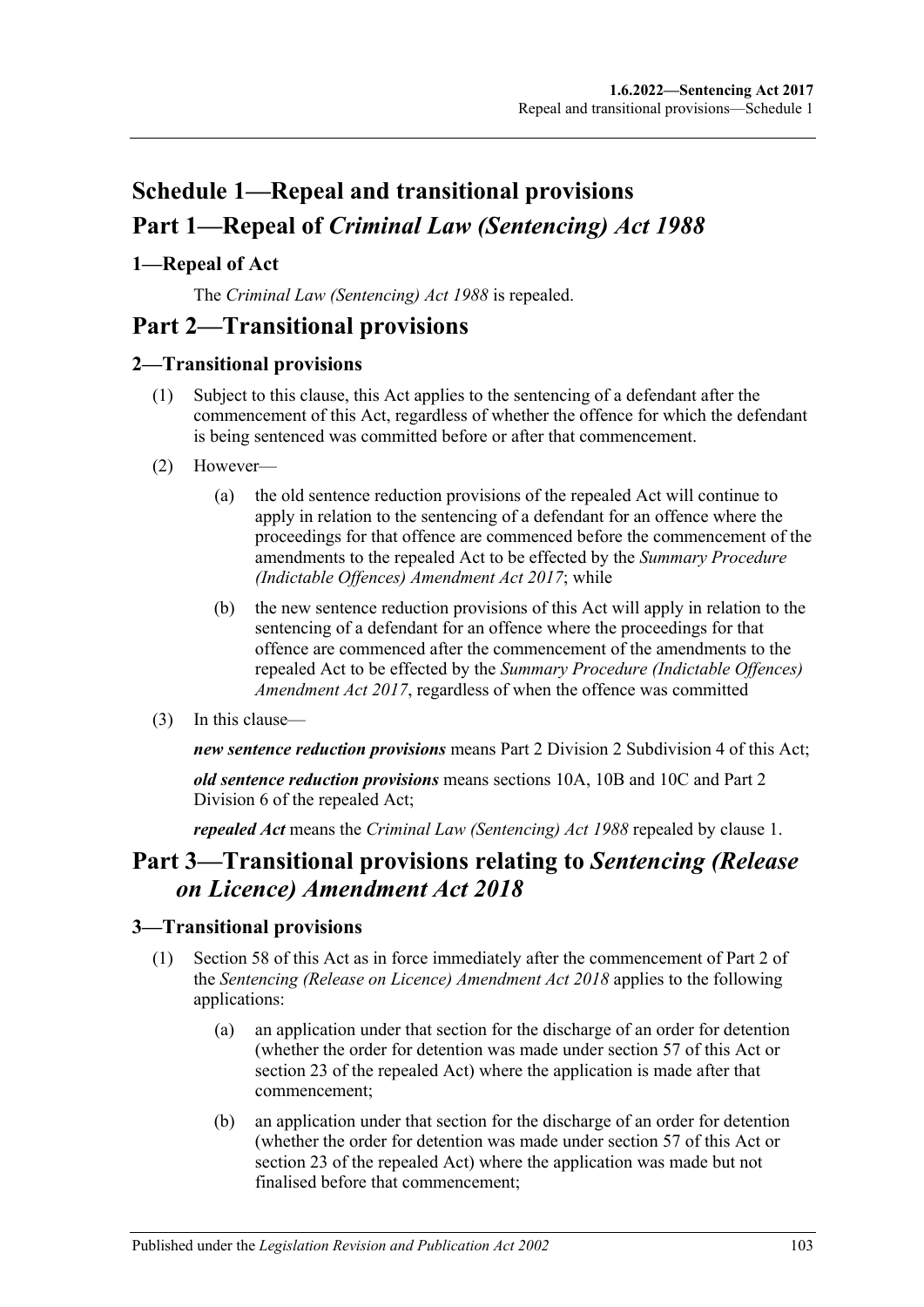# Schedule 1—Repeal and transitional provisions

# Part 1—Repeal of *Criminal Law (Sentencing) Act 1988*

## 1—Repeal of Act

The *Criminal Law (Sentencing) Act 1988* is repealed.

# Part 2—Transitional provisions

## 2—Transitional provisions

(1) Subject to this clause, this Act applies to the sentencing of a defendant after the commencement of this Act, regardless of whether the offence for which the defendant is being sentenced was committed before or after that commencement.

(2) However—

(a) the old sentence reduction provisions of the repealed Act will continue to apply in relation to the sentencing of a defendant for an offence where the proceedings for that offence are commenced before the commencement of the amendments to the repealed Act to be effected by the *Summary Procedure (Indictable Offences) Amendment Act 2017*; while

(b) the new sentence reduction provisions of this Act will apply in relation to the sentencing of a defendant for an offence where the proceedings for that offence are commenced after the commencement of the amendments to the repealed Act to be effected by the *Summary Procedure (Indictable Offences) Amendment Act 2017*, regardless of when the offence was committed

(3) In this clause—

***new sentence reduction provisions*** means Part 2 Division 2 Subdivision 4 of this Act;

***old sentence reduction provisions*** means sections 10A, 10B and 10C and Part 2 Division 6 of the repealed Act;

***repealed Act*** means the *Criminal Law (Sentencing) Act 1988* repealed by clause 1.

# Part 3—Transitional provisions relating to *Sentencing (Release on Licence) Amendment Act 2018*

## 3—Transitional provisions

(1) Section 58 of this Act as in force immediately after the commencement of Part 2 of the *Sentencing (Release on Licence) Amendment Act 2018* applies to the following applications:

(a) an application under that section for the discharge of an order for detention (whether the order for detention was made under section 57 of this Act or section 23 of the repealed Act) where the application is made after that commencement;

(b) an application under that section for the discharge of an order for detention (whether the order for detention was made under section 57 of this Act or section 23 of the repealed Act) where the application was made but not finalised before that commencement;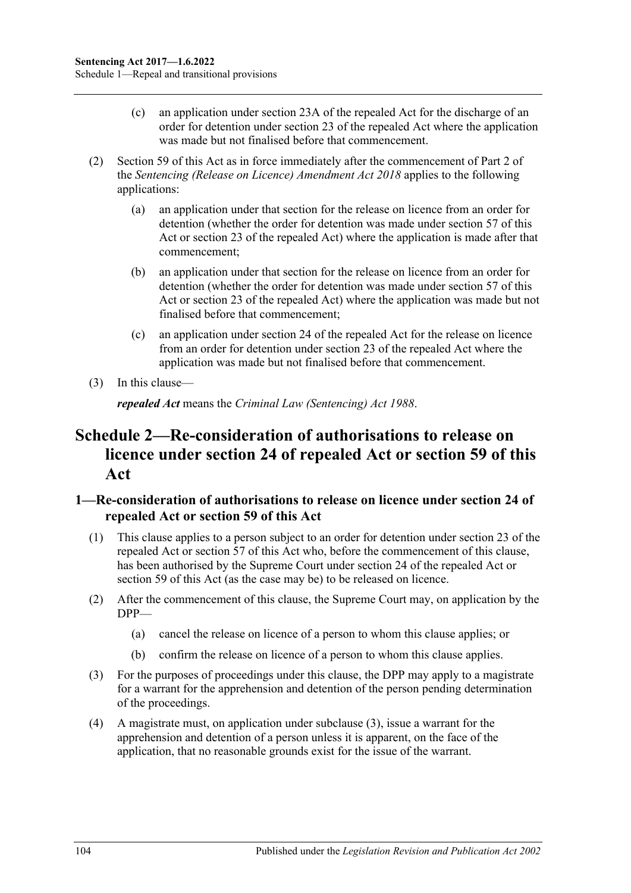(c) an application under section 23A of the repealed Act for the discharge of an order for detention under section 23 of the repealed Act where the application was made but not finalised before that commencement.

(2) Section 59 of this Act as in force immediately after the commencement of Part 2 of the *Sentencing (Release on Licence) Amendment Act 2018* applies to the following applications:

(a) an application under that section for the release on licence from an order for detention (whether the order for detention was made under section 57 of this Act or section 23 of the repealed Act) where the application is made after that commencement;

(b) an application under that section for the release on licence from an order for detention (whether the order for detention was made under section 57 of this Act or section 23 of the repealed Act) where the application was made but not finalised before that commencement;

(c) an application under section 24 of the repealed Act for the release on licence from an order for detention under section 23 of the repealed Act where the application was made but not finalised before that commencement.

(3) In this clause—

***repealed Act*** means the *Criminal Law (Sentencing) Act 1988*.

# Schedule 2—Re-consideration of authorisations to release on licence under section 24 of repealed Act or section 59 of this Act

## 1—Re-consideration of authorisations to release on licence under section 24 of repealed Act or section 59 of this Act

(1) This clause applies to a person subject to an order for detention under section 23 of the repealed Act or section 57 of this Act who, before the commencement of this clause, has been authorised by the Supreme Court under section 24 of the repealed Act or section 59 of this Act (as the case may be) to be released on licence.

(2) After the commencement of this clause, the Supreme Court may, on application by the DPP—

(a) cancel the release on licence of a person to whom this clause applies; or

(b) confirm the release on licence of a person to whom this clause applies.

(3) For the purposes of proceedings under this clause, the DPP may apply to a magistrate for a warrant for the apprehension and detention of the person pending determination of the proceedings.

(4) A magistrate must, on application under subclause (3), issue a warrant for the apprehension and detention of a person unless it is apparent, on the face of the application, that no reasonable grounds exist for the issue of the warrant.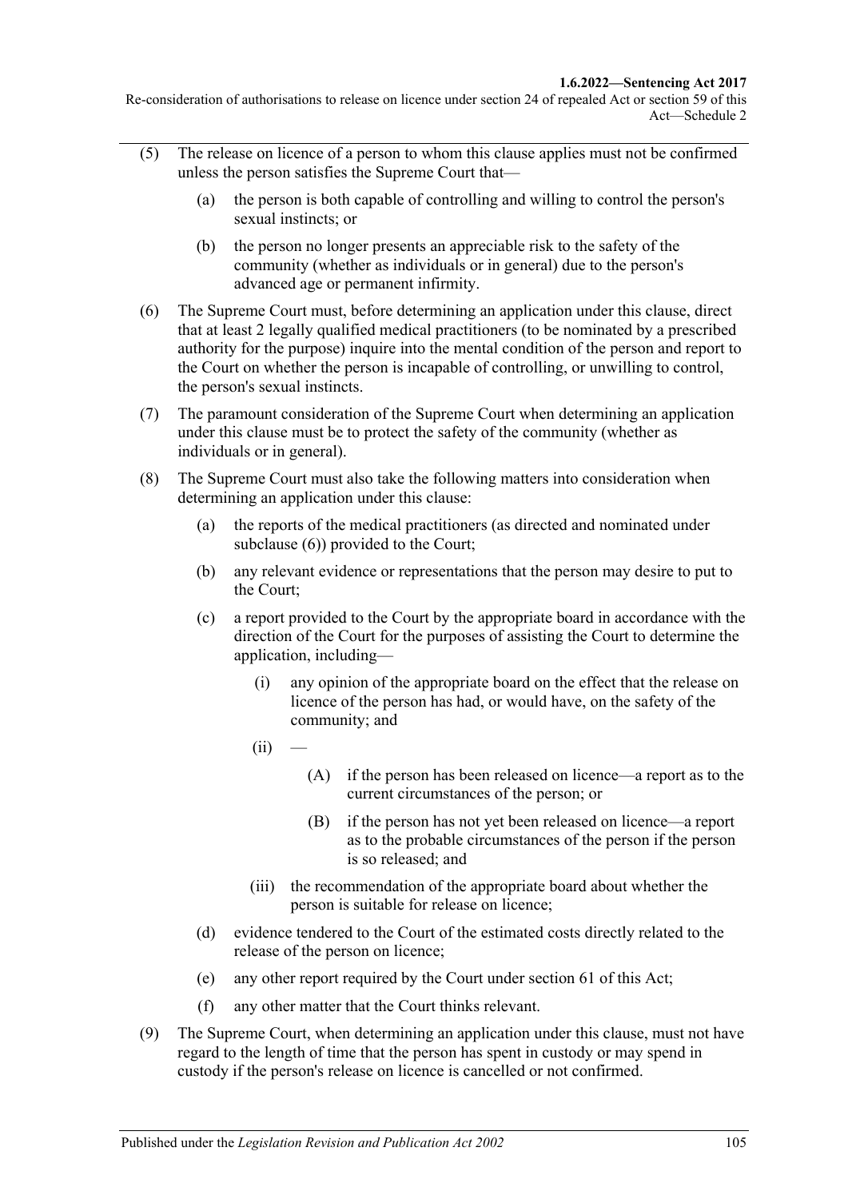(5) The release on licence of a person to whom this clause applies must not be confirmed unless the person satisfies the Supreme Court that—

  (a) the person is both capable of controlling and willing to control the person's sexual instincts; or

  (b) the person no longer presents an appreciable risk to the safety of the community (whether as individuals or in general) due to the person's advanced age or permanent infirmity.

(6) The Supreme Court must, before determining an application under this clause, direct that at least 2 legally qualified medical practitioners (to be nominated by a prescribed authority for the purpose) inquire into the mental condition of the person and report to the Court on whether the person is incapable of controlling, or unwilling to control, the person's sexual instincts.

(7) The paramount consideration of the Supreme Court when determining an application under this clause must be to protect the safety of the community (whether as individuals or in general).

(8) The Supreme Court must also take the following matters into consideration when determining an application under this clause:

  (a) the reports of the medical practitioners (as directed and nominated under subclause (6)) provided to the Court;

  (b) any relevant evidence or representations that the person may desire to put to the Court;

  (c) a report provided to the Court by the appropriate board in accordance with the direction of the Court for the purposes of assisting the Court to determine the application, including—

    (i) any opinion of the appropriate board on the effect that the release on licence of the person has had, or would have, on the safety of the community; and

    (ii) —

      (A) if the person has been released on licence—a report as to the current circumstances of the person; or

      (B) if the person has not yet been released on licence—a report as to the probable circumstances of the person if the person is so released; and

    (iii) the recommendation of the appropriate board about whether the person is suitable for release on licence;

  (d) evidence tendered to the Court of the estimated costs directly related to the release of the person on licence;

  (e) any other report required by the Court under section 61 of this Act;

  (f) any other matter that the Court thinks relevant.

(9) The Supreme Court, when determining an application under this clause, must not have regard to the length of time that the person has spent in custody or may spend in custody if the person's release on licence is cancelled or not confirmed.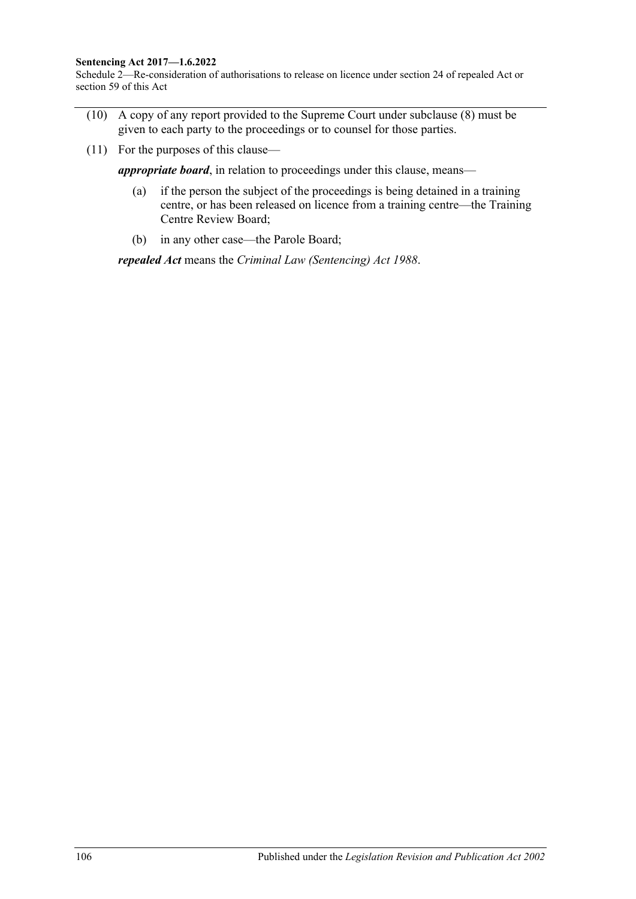(10) A copy of any report provided to the Supreme Court under subclause (8) must be given to each party to the proceedings or to counsel for those parties.

(11) For the purposes of this clause—

***appropriate board***, in relation to proceedings under this clause, means—

(a) if the person the subject of the proceedings is being detained in a training centre, or has been released on licence from a training centre—the Training Centre Review Board;

(b) in any other case—the Parole Board;

***repealed Act*** means the *Criminal Law (Sentencing) Act 1988*.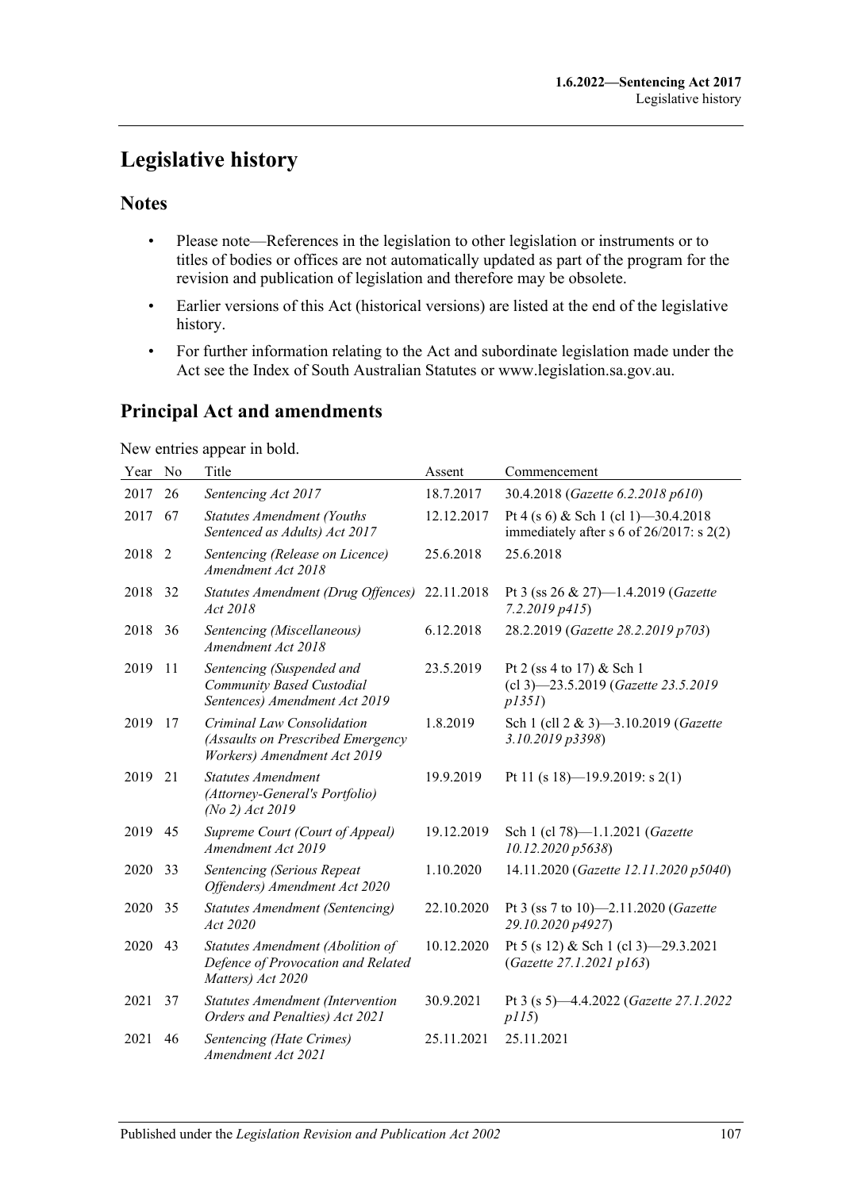# Legislative history

## Notes

- Please note—References in the legislation to other legislation or instruments or to titles of bodies or offices are not automatically updated as part of the program for the revision and publication of legislation and therefore may be obsolete.
- Earlier versions of this Act (historical versions) are listed at the end of the legislative history.
- For further information relating to the Act and subordinate legislation made under the Act see the Index of South Australian Statutes or www.legislation.sa.gov.au.

## Principal Act and amendments

New entries appear in bold.

| Year | No | Title | Assent | Commencement |
|---|---|---|---|---|
| 2017 | 26 | *Sentencing Act 2017* | 18.7.2017 | 30.4.2018 (*Gazette 6.2.2018 p610*) |
| 2017 | 67 | *Statutes Amendment (Youths Sentenced as Adults) Act 2017* | 12.12.2017 | Pt 4 (s 6) & Sch 1 (cl 1)—30.4.2018 immediately after s 6 of 26/2017: s 2(2) |
| 2018 | 2 | *Sentencing (Release on Licence) Amendment Act 2018* | 25.6.2018 | 25.6.2018 |
| 2018 | 32 | *Statutes Amendment (Drug Offences) Act 2018* | 22.11.2018 | Pt 3 (ss 26 & 27)—1.4.2019 (*Gazette 7.2.2019 p415*) |
| 2018 | 36 | *Sentencing (Miscellaneous) Amendment Act 2018* | 6.12.2018 | 28.2.2019 (*Gazette 28.2.2019 p703*) |
| 2019 | 11 | *Sentencing (Suspended and Community Based Custodial Sentences) Amendment Act 2019* | 23.5.2019 | Pt 2 (ss 4 to 17) & Sch 1 (cl 3)—23.5.2019 (*Gazette 23.5.2019 p1351*) |
| 2019 | 17 | *Criminal Law Consolidation (Assaults on Prescribed Emergency Workers) Amendment Act 2019* | 1.8.2019 | Sch 1 (cll 2 & 3)—3.10.2019 (*Gazette 3.10.2019 p3398*) |
| 2019 | 21 | *Statutes Amendment (Attorney-General's Portfolio) (No 2) Act 2019* | 19.9.2019 | Pt 11 (s 18)—19.9.2019: s 2(1) |
| 2019 | 45 | *Supreme Court (Court of Appeal) Amendment Act 2019* | 19.12.2019 | Sch 1 (cl 78)—1.1.2021 (*Gazette 10.12.2020 p5638*) |
| 2020 | 33 | *Sentencing (Serious Repeat Offenders) Amendment Act 2020* | 1.10.2020 | 14.11.2020 (*Gazette 12.11.2020 p5040*) |
| 2020 | 35 | *Statutes Amendment (Sentencing) Act 2020* | 22.10.2020 | Pt 3 (ss 7 to 10)—2.11.2020 (*Gazette 29.10.2020 p4927*) |
| 2020 | 43 | *Statutes Amendment (Abolition of Defence of Provocation and Related Matters) Act 2020* | 10.12.2020 | Pt 5 (s 12) & Sch 1 (cl 3)—29.3.2021 (*Gazette 27.1.2021 p163*) |
| 2021 | 37 | *Statutes Amendment (Intervention Orders and Penalties) Act 2021* | 30.9.2021 | Pt 3 (s 5)—4.4.2022 (*Gazette 27.1.2022 p115*) |
| 2021 | 46 | *Sentencing (Hate Crimes) Amendment Act 2021* | 25.11.2021 | 25.11.2021 |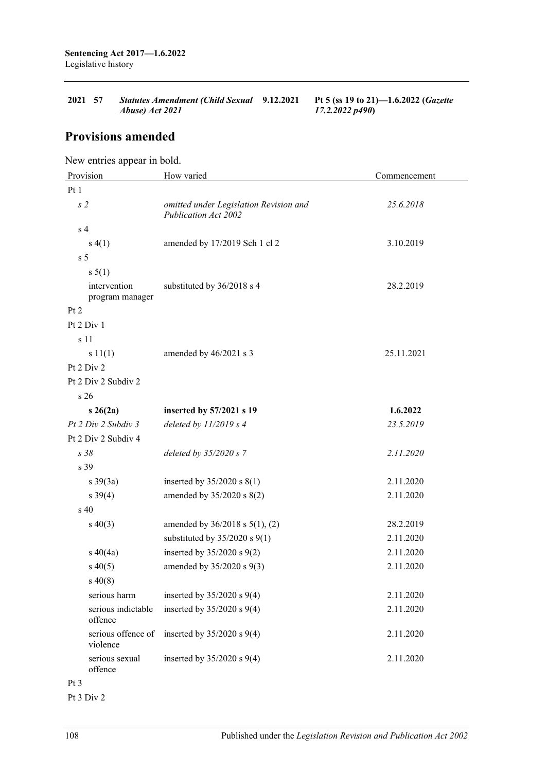| | | | | |
|---|---|---|---|---|
| **2021** | **57** | ***Statutes Amendment (Child Sexual Abuse) Act 2021*** | **9.12.2021** | **Pt 5 (ss 19 to 21)—1.6.2022 (*Gazette 17.2.2022 p490*)** |

## Provisions amended

New entries appear in bold.

| Provision | How varied | Commencement |
|---|---|---|
| Pt 1 | | |
| *s 2* | *omitted under Legislation Revision and Publication Act 2002* | *25.6.2018* |
| s 4 | | |
| s 4(1) | amended by 17/2019 Sch 1 cl 2 | 3.10.2019 |
| s 5 | | |
| s 5(1) | | |
| intervention program manager | substituted by 36/2018 s 4 | 28.2.2019 |
| Pt 2 | | |
| Pt 2 Div 1 | | |
| s 11 | | |
| s 11(1) | amended by 46/2021 s 3 | 25.11.2021 |
| Pt 2 Div 2 | | |
| Pt 2 Div 2 Subdiv 2 | | |
| s 26 | | |
| **s 26(2a)** | **inserted by 57/2021 s 19** | **1.6.2022** |
| *Pt 2 Div 2 Subdiv 3* | *deleted by 11/2019 s 4* | *23.5.2019* |
| Pt 2 Div 2 Subdiv 4 | | |
| *s 38* | *deleted by 35/2020 s 7* | *2.11.2020* |
| s 39 | | |
| s 39(3a) | inserted by 35/2020 s 8(1) | 2.11.2020 |
| s 39(4) | amended by 35/2020 s 8(2) | 2.11.2020 |
| s 40 | | |
| s 40(3) | amended by 36/2018 s 5(1), (2) | 28.2.2019 |
| | substituted by 35/2020 s 9(1) | 2.11.2020 |
| s 40(4a) | inserted by 35/2020 s 9(2) | 2.11.2020 |
| s 40(5) | amended by 35/2020 s 9(3) | 2.11.2020 |
| s 40(8) | | |
| serious harm | inserted by 35/2020 s 9(4) | 2.11.2020 |
| serious indictable offence | inserted by 35/2020 s 9(4) | 2.11.2020 |
| serious offence of violence | inserted by 35/2020 s 9(4) | 2.11.2020 |
| serious sexual offence | inserted by 35/2020 s 9(4) | 2.11.2020 |
| Pt 3 | | |
| Pt 3 Div 2 | | |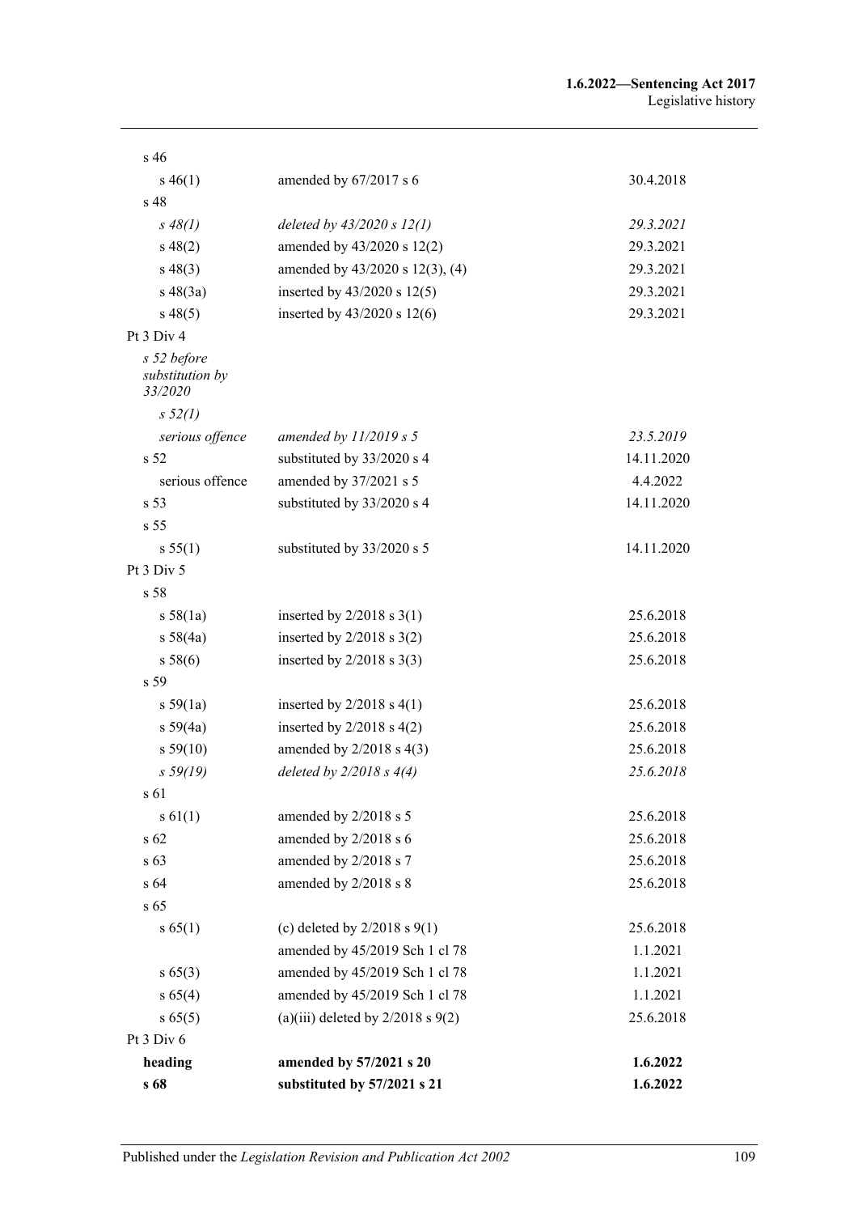| | | |
|---|---|---|
| s 46 | | |
| s 46(1) | amended by 67/2017 s 6 | 30.4.2018 |
| s 48 | | |
| *s 48(1)* | *deleted by 43/2020 s 12(1)* | *29.3.2021* |
| s 48(2) | amended by 43/2020 s 12(2) | 29.3.2021 |
| s 48(3) | amended by 43/2020 s 12(3), (4) | 29.3.2021 |
| s 48(3a) | inserted by 43/2020 s 12(5) | 29.3.2021 |
| s 48(5) | inserted by 43/2020 s 12(6) | 29.3.2021 |
| Pt 3 Div 4 | | |
| *s 52 before substitution by 33/2020* | | |
| *s 52(1)* | | |
| *serious offence* | *amended by 11/2019 s 5* | *23.5.2019* |
| s 52 | substituted by 33/2020 s 4 | 14.11.2020 |
| serious offence | amended by 37/2021 s 5 | 4.4.2022 |
| s 53 | substituted by 33/2020 s 4 | 14.11.2020 |
| s 55 | | |
| s 55(1) | substituted by 33/2020 s 5 | 14.11.2020 |
| Pt 3 Div 5 | | |
| s 58 | | |
| s 58(1a) | inserted by 2/2018 s 3(1) | 25.6.2018 |
| s 58(4a) | inserted by 2/2018 s 3(2) | 25.6.2018 |
| s 58(6) | inserted by 2/2018 s 3(3) | 25.6.2018 |
| s 59 | | |
| s 59(1a) | inserted by 2/2018 s 4(1) | 25.6.2018 |
| s 59(4a) | inserted by 2/2018 s 4(2) | 25.6.2018 |
| s 59(10) | amended by 2/2018 s 4(3) | 25.6.2018 |
| *s 59(19)* | *deleted by 2/2018 s 4(4)* | *25.6.2018* |
| s 61 | | |
| s 61(1) | amended by 2/2018 s 5 | 25.6.2018 |
| s 62 | amended by 2/2018 s 6 | 25.6.2018 |
| s 63 | amended by 2/2018 s 7 | 25.6.2018 |
| s 64 | amended by 2/2018 s 8 | 25.6.2018 |
| s 65 | | |
| s 65(1) | (c) deleted by 2/2018 s 9(1) | 25.6.2018 |
| | amended by 45/2019 Sch 1 cl 78 | 1.1.2021 |
| s 65(3) | amended by 45/2019 Sch 1 cl 78 | 1.1.2021 |
| s 65(4) | amended by 45/2019 Sch 1 cl 78 | 1.1.2021 |
| s 65(5) | (a)(iii) deleted by 2/2018 s 9(2) | 25.6.2018 |
| Pt 3 Div 6 | | |
| **heading** | **amended by 57/2021 s 20** | **1.6.2022** |
| **s 68** | **substituted by 57/2021 s 21** | **1.6.2022** |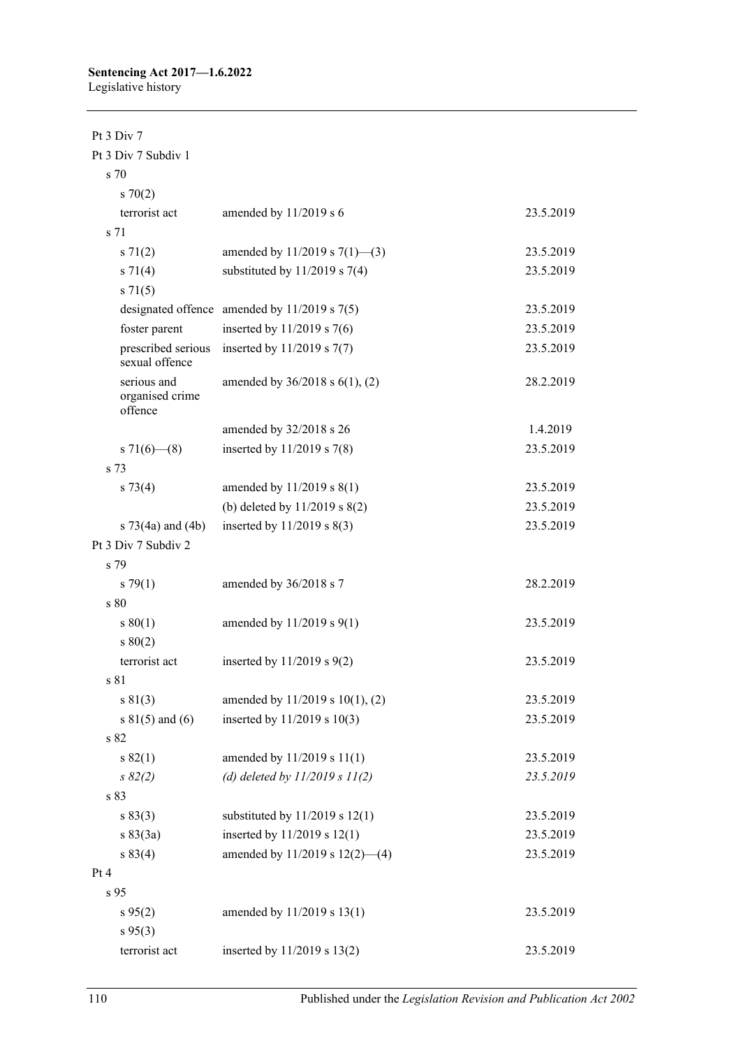| | | |
|---|---|---|
| Pt 3 Div 7 | | |
| Pt 3 Div 7 Subdiv 1 | | |
| s 70 | | |
| s 70(2) | | |
| terrorist act | amended by 11/2019 s 6 | 23.5.2019 |
| s 71 | | |
| s 71(2) | amended by 11/2019 s 7(1)—(3) | 23.5.2019 |
| s 71(4) | substituted by 11/2019 s 7(4) | 23.5.2019 |
| s 71(5) | | |
| designated offence | amended by 11/2019 s 7(5) | 23.5.2019 |
| foster parent | inserted by 11/2019 s 7(6) | 23.5.2019 |
| prescribed serious sexual offence | inserted by 11/2019 s 7(7) | 23.5.2019 |
| serious and organised crime offence | amended by 36/2018 s 6(1), (2) | 28.2.2019 |
| | amended by 32/2018 s 26 | 1.4.2019 |
| s 71(6)—(8) | inserted by 11/2019 s 7(8) | 23.5.2019 |
| s 73 | | |
| s 73(4) | amended by 11/2019 s 8(1) | 23.5.2019 |
| | (b) deleted by 11/2019 s 8(2) | 23.5.2019 |
| s 73(4a) and (4b) | inserted by 11/2019 s 8(3) | 23.5.2019 |
| Pt 3 Div 7 Subdiv 2 | | |
| s 79 | | |
| s 79(1) | amended by 36/2018 s 7 | 28.2.2019 |
| s 80 | | |
| s 80(1) | amended by 11/2019 s 9(1) | 23.5.2019 |
| s 80(2) | | |
| terrorist act | inserted by 11/2019 s 9(2) | 23.5.2019 |
| s 81 | | |
| s 81(3) | amended by 11/2019 s 10(1), (2) | 23.5.2019 |
| s 81(5) and (6) | inserted by 11/2019 s 10(3) | 23.5.2019 |
| s 82 | | |
| s 82(1) | amended by 11/2019 s 11(1) | 23.5.2019 |
| *s 82(2)* | *(d) deleted by 11/2019 s 11(2)* | *23.5.2019* |
| s 83 | | |
| s 83(3) | substituted by 11/2019 s 12(1) | 23.5.2019 |
| s 83(3a) | inserted by 11/2019 s 12(1) | 23.5.2019 |
| s 83(4) | amended by 11/2019 s 12(2)—(4) | 23.5.2019 |
| Pt 4 | | |
| s 95 | | |
| s 95(2) | amended by 11/2019 s 13(1) | 23.5.2019 |
| s 95(3) | | |
| terrorist act | inserted by 11/2019 s 13(2) | 23.5.2019 |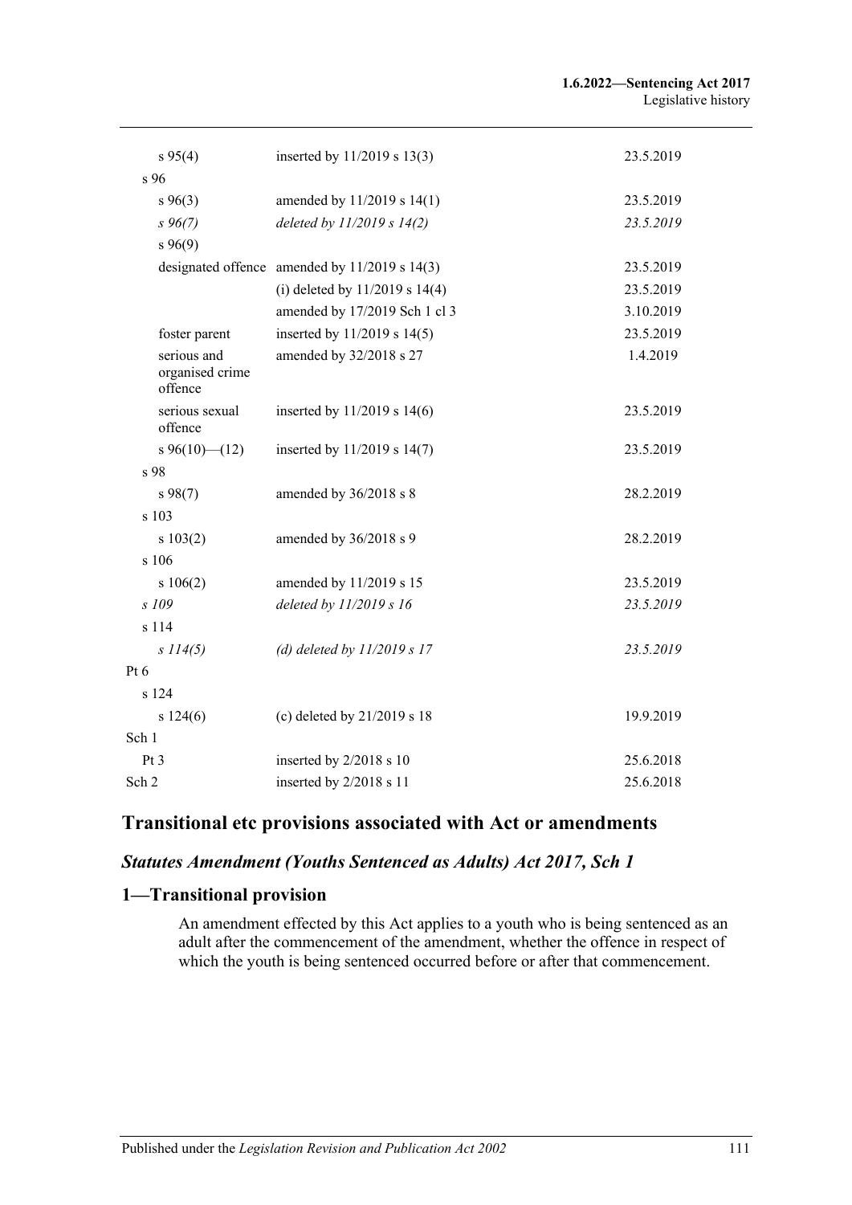| | | |
|---|---|---|
| s 95(4) | inserted by 11/2019 s 13(3) | 23.5.2019 |
| s 96 | | |
| s 96(3) | amended by 11/2019 s 14(1) | 23.5.2019 |
| *s 96(7)* | *deleted by 11/2019 s 14(2)* | *23.5.2019* |
| s 96(9) | | |
| designated offence | amended by 11/2019 s 14(3) | 23.5.2019 |
| | (i) deleted by 11/2019 s 14(4) | 23.5.2019 |
| | amended by 17/2019 Sch 1 cl 3 | 3.10.2019 |
| foster parent | inserted by 11/2019 s 14(5) | 23.5.2019 |
| serious and organised crime offence | amended by 32/2018 s 27 | 1.4.2019 |
| serious sexual offence | inserted by 11/2019 s 14(6) | 23.5.2019 |
| s 96(10)—(12) | inserted by 11/2019 s 14(7) | 23.5.2019 |
| s 98 | | |
| s 98(7) | amended by 36/2018 s 8 | 28.2.2019 |
| s 103 | | |
| s 103(2) | amended by 36/2018 s 9 | 28.2.2019 |
| s 106 | | |
| s 106(2) | amended by 11/2019 s 15 | 23.5.2019 |
| *s 109* | *deleted by 11/2019 s 16* | *23.5.2019* |
| s 114 | | |
| *s 114(5)* | *(d) deleted by 11/2019 s 17* | *23.5.2019* |
| Pt 6 | | |
| s 124 | | |
| s 124(6) | (c) deleted by 21/2019 s 18 | 19.9.2019 |
| Sch 1 | | |
| Pt 3 | inserted by 2/2018 s 10 | 25.6.2018 |
| Sch 2 | inserted by 2/2018 s 11 | 25.6.2018 |

## Transitional etc provisions associated with Act or amendments

### *Statutes Amendment (Youths Sentenced as Adults) Act 2017, Sch 1*

### 1—Transitional provision

An amendment effected by this Act applies to a youth who is being sentenced as an adult after the commencement of the amendment, whether the offence in respect of which the youth is being sentenced occurred before or after that commencement.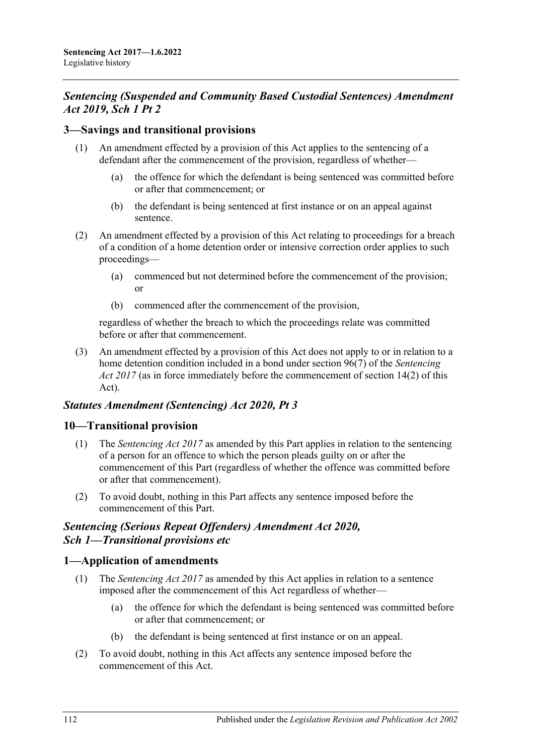## *Sentencing (Suspended and Community Based Custodial Sentences) Amendment Act 2019, Sch 1 Pt 2*

### 3—Savings and transitional provisions

(1) An amendment effected by a provision of this Act applies to the sentencing of a defendant after the commencement of the provision, regardless of whether—

(a) the offence for which the defendant is being sentenced was committed before or after that commencement; or

(b) the defendant is being sentenced at first instance or on an appeal against sentence.

(2) An amendment effected by a provision of this Act relating to proceedings for a breach of a condition of a home detention order or intensive correction order applies to such proceedings—

(a) commenced but not determined before the commencement of the provision; or

(b) commenced after the commencement of the provision,

regardless of whether the breach to which the proceedings relate was committed before or after that commencement.

(3) An amendment effected by a provision of this Act does not apply to or in relation to a home detention condition included in a bond under section 96(7) of the *Sentencing Act 2017* (as in force immediately before the commencement of section 14(2) of this Act).

## *Statutes Amendment (Sentencing) Act 2020, Pt 3*

### 10—Transitional provision

(1) The *Sentencing Act 2017* as amended by this Part applies in relation to the sentencing of a person for an offence to which the person pleads guilty on or after the commencement of this Part (regardless of whether the offence was committed before or after that commencement).

(2) To avoid doubt, nothing in this Part affects any sentence imposed before the commencement of this Part.

## *Sentencing (Serious Repeat Offenders) Amendment Act 2020, Sch 1—Transitional provisions etc*

### 1—Application of amendments

(1) The *Sentencing Act 2017* as amended by this Act applies in relation to a sentence imposed after the commencement of this Act regardless of whether—

(a) the offence for which the defendant is being sentenced was committed before or after that commencement; or

(b) the defendant is being sentenced at first instance or on an appeal.

(2) To avoid doubt, nothing in this Act affects any sentence imposed before the commencement of this Act.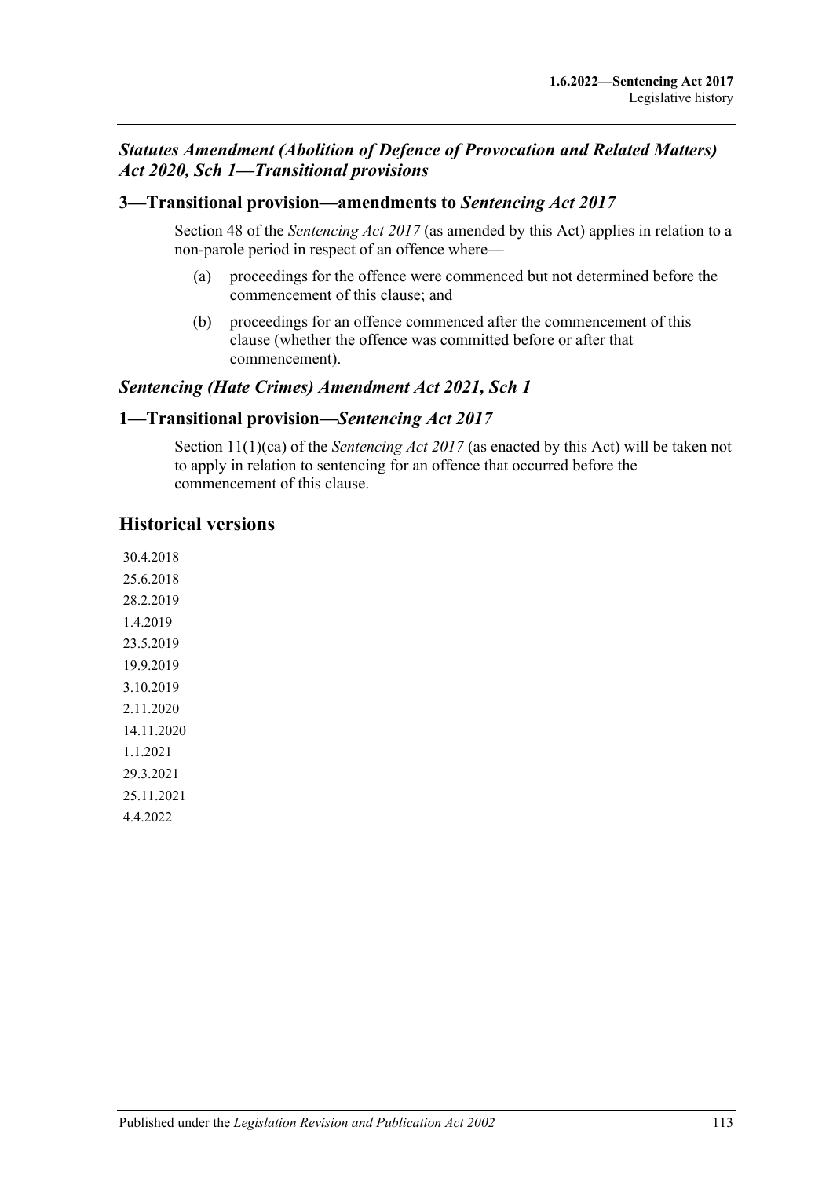### *Statutes Amendment (Abolition of Defence of Provocation and Related Matters) Act 2020, Sch 1—Transitional provisions*

#### 3—Transitional provision—amendments to *Sentencing Act 2017*

Section 48 of the *Sentencing Act 2017* (as amended by this Act) applies in relation to a non-parole period in respect of an offence where—

(a) proceedings for the offence were commenced but not determined before the commencement of this clause; and

(b) proceedings for an offence commenced after the commencement of this clause (whether the offence was committed before or after that commencement).

### *Sentencing (Hate Crimes) Amendment Act 2021, Sch 1*

#### 1—Transitional provision—*Sentencing Act 2017*

Section 11(1)(ca) of the *Sentencing Act 2017* (as enacted by this Act) will be taken not to apply in relation to sentencing for an offence that occurred before the commencement of this clause.

## Historical versions

30.4.2018
25.6.2018
28.2.2019
1.4.2019
23.5.2019
19.9.2019
3.10.2019
2.11.2020
14.11.2020
1.1.2021
29.3.2021
25.11.2021
4.4.2022